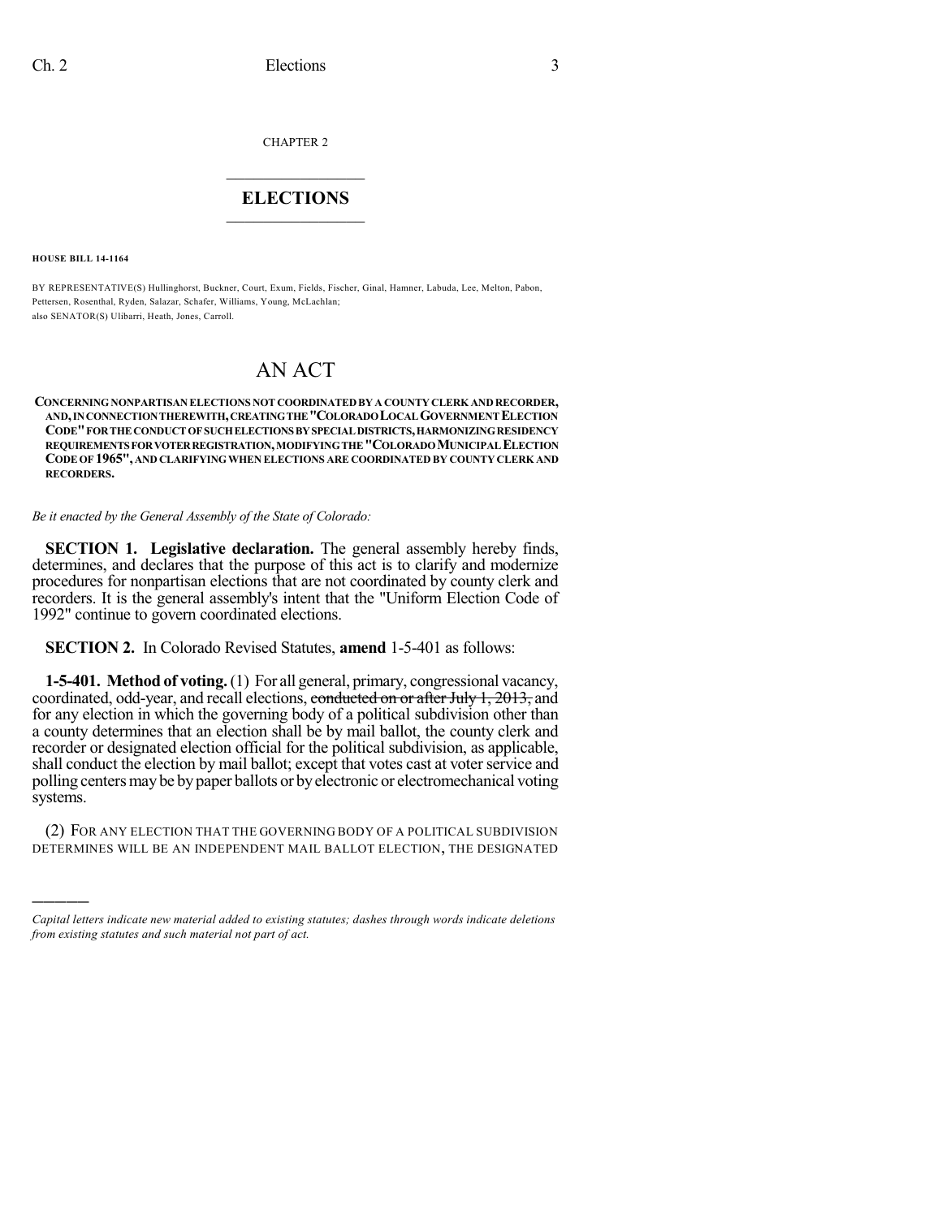CHAPTER 2

# ELECTIONS

**HOUSE BILL 14-1164**

BY REPRESENTATIVE(S) Hullinghorst, Buckner, Court, Exum, Fields, Fischer, Ginal, Hamner, Labuda, Lee, Melton, Pabon, Pettersen, Rosenthal, Ryden, Salazar, Schafer, Williams, Young, McLachlan;
also SENATOR(S) Ulibarri, Heath, Jones, Carroll.

# AN ACT

**CONCERNING NONPARTISAN ELECTIONS NOT COORDINATED BY A COUNTY CLERK AND RECORDER, AND, IN CONNECTION THEREWITH, CREATING THE "COLORADO LOCAL GOVERNMENT ELECTION CODE" FOR THE CONDUCT OF SUCH ELECTIONS BY SPECIAL DISTRICTS, HARMONIZING RESIDENCY REQUIREMENTS FOR VOTER REGISTRATION, MODIFYING THE "COLORADO MUNICIPAL ELECTION CODE OF 1965", AND CLARIFYING WHEN ELECTIONS ARE COORDINATED BY COUNTY CLERK AND RECORDERS.**

*Be it enacted by the General Assembly of the State of Colorado:*

**SECTION 1. Legislative declaration.** The general assembly hereby finds, determines, and declares that the purpose of this act is to clarify and modernize procedures for nonpartisan elections that are not coordinated by county clerk and recorders. It is the general assembly's intent that the "Uniform Election Code of 1992" continue to govern coordinated elections.

**SECTION 2.** In Colorado Revised Statutes, **amend** 1-5-401 as follows:

**1-5-401. Method of voting.** (1) For all general, primary, congressional vacancy, coordinated, odd-year, and recall elections, ~~conducted on or after July 1, 2013,~~ and for any election in which the governing body of a political subdivision other than a county determines that an election shall be by mail ballot, the county clerk and recorder or designated election official for the political subdivision, as applicable, shall conduct the election by mail ballot; except that votes cast at voter service and polling centers may be by paper ballots or by electronic or electromechanical voting systems.

(2) FOR ANY ELECTION THAT THE GOVERNING BODY OF A POLITICAL SUBDIVISION DETERMINES WILL BE AN INDEPENDENT MAIL BALLOT ELECTION, THE DESIGNATED

---

*Capital letters indicate new material added to existing statutes; dashes through words indicate deletions from existing statutes and such material not part of act.*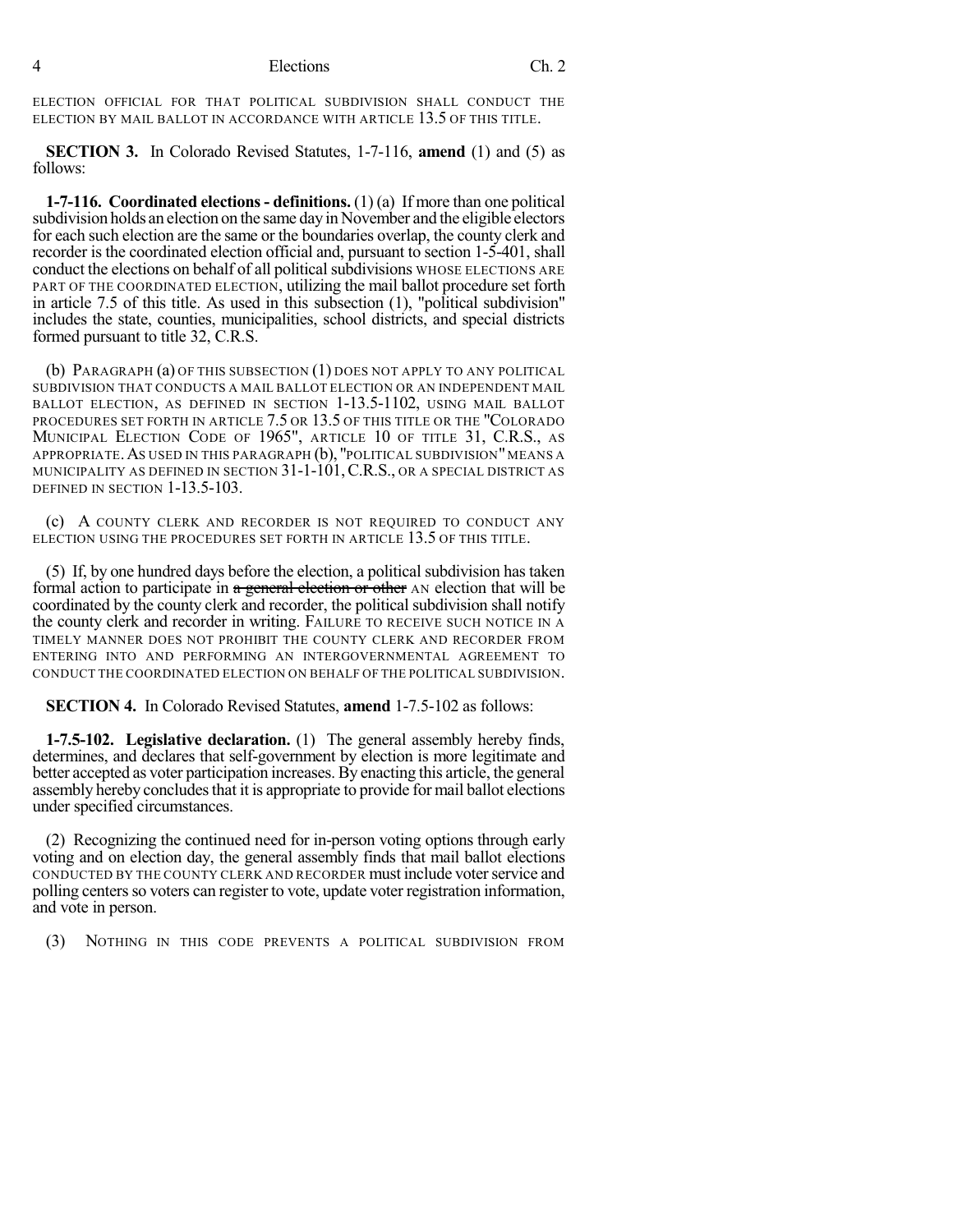ELECTION OFFICIAL FOR THAT POLITICAL SUBDIVISION SHALL CONDUCT THE ELECTION BY MAIL BALLOT IN ACCORDANCE WITH ARTICLE 13.5 OF THIS TITLE.

**SECTION 3.** In Colorado Revised Statutes, 1-7-116, **amend** (1) and (5) as follows:

**1-7-116. Coordinated elections - definitions.** (1) (a) If more than one political subdivision holds an election on the same day in November and the eligible electors for each such election are the same or the boundaries overlap, the county clerk and recorder is the coordinated election official and, pursuant to section 1-5-401, shall conduct the elections on behalf of all political subdivisions WHOSE ELECTIONS ARE PART OF THE COORDINATED ELECTION, utilizing the mail ballot procedure set forth in article 7.5 of this title. As used in this subsection (1), "political subdivision" includes the state, counties, municipalities, school districts, and special districts formed pursuant to title 32, C.R.S.

(b) PARAGRAPH (a) OF THIS SUBSECTION (1) DOES NOT APPLY TO ANY POLITICAL SUBDIVISION THAT CONDUCTS A MAIL BALLOT ELECTION OR AN INDEPENDENT MAIL BALLOT ELECTION, AS DEFINED IN SECTION 1-13.5-1102, USING MAIL BALLOT PROCEDURES SET FORTH IN ARTICLE 7.5 OR 13.5 OF THIS TITLE OR THE "COLORADO MUNICIPAL ELECTION CODE OF 1965", ARTICLE 10 OF TITLE 31, C.R.S., AS APPROPRIATE. AS USED IN THIS PARAGRAPH (b), "POLITICAL SUBDIVISION" MEANS A MUNICIPALITY AS DEFINED IN SECTION 31-1-101, C.R.S., OR A SPECIAL DISTRICT AS DEFINED IN SECTION 1-13.5-103.

(c) A COUNTY CLERK AND RECORDER IS NOT REQUIRED TO CONDUCT ANY ELECTION USING THE PROCEDURES SET FORTH IN ARTICLE 13.5 OF THIS TITLE.

(5) If, by one hundred days before the election, a political subdivision has taken formal action to participate in ~~a general election or other~~ AN election that will be coordinated by the county clerk and recorder, the political subdivision shall notify the county clerk and recorder in writing. FAILURE TO RECEIVE SUCH NOTICE IN A TIMELY MANNER DOES NOT PROHIBIT THE COUNTY CLERK AND RECORDER FROM ENTERING INTO AND PERFORMING AN INTERGOVERNMENTAL AGREEMENT TO CONDUCT THE COORDINATED ELECTION ON BEHALF OF THE POLITICAL SUBDIVISION.

**SECTION 4.** In Colorado Revised Statutes, **amend** 1-7.5-102 as follows:

**1-7.5-102. Legislative declaration.** (1) The general assembly hereby finds, determines, and declares that self-government by election is more legitimate and better accepted as voter participation increases. By enacting this article, the general assembly hereby concludes that it is appropriate to provide for mail ballot elections under specified circumstances.

(2) Recognizing the continued need for in-person voting options through early voting and on election day, the general assembly finds that mail ballot elections CONDUCTED BY THE COUNTY CLERK AND RECORDER must include voter service and polling centers so voters can register to vote, update voter registration information, and vote in person.

(3) NOTHING IN THIS CODE PREVENTS A POLITICAL SUBDIVISION FROM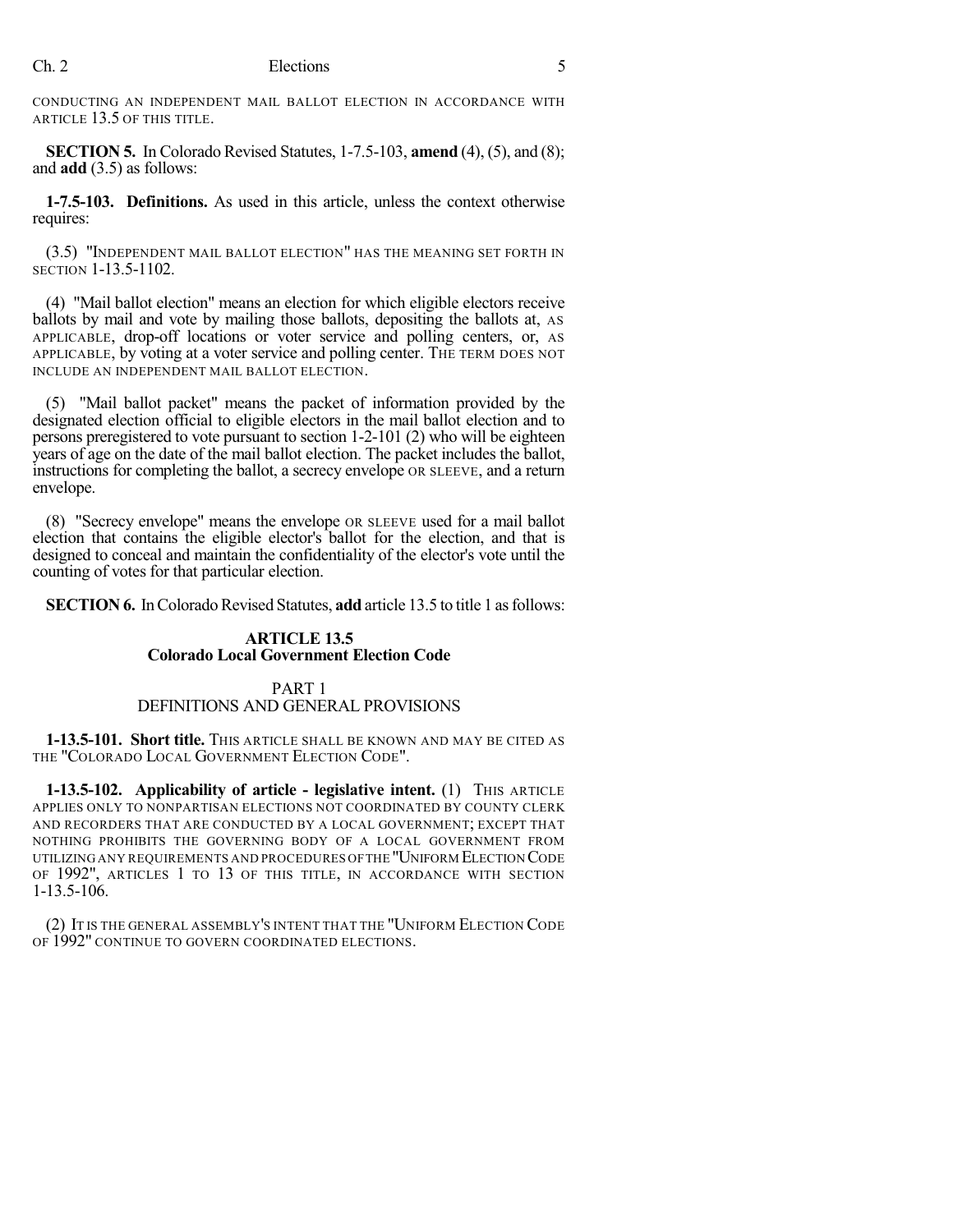CONDUCTING AN INDEPENDENT MAIL BALLOT ELECTION IN ACCORDANCE WITH ARTICLE 13.5 OF THIS TITLE.

**SECTION 5.** In Colorado Revised Statutes, 1-7.5-103, **amend** (4), (5), and (8); and **add** (3.5) as follows:

**1-7.5-103. Definitions.** As used in this article, unless the context otherwise requires:

(3.5) "INDEPENDENT MAIL BALLOT ELECTION" HAS THE MEANING SET FORTH IN SECTION 1-13.5-1102.

(4) "Mail ballot election" means an election for which eligible electors receive ballots by mail and vote by mailing those ballots, depositing the ballots at, AS APPLICABLE, drop-off locations or voter service and polling centers, or, AS APPLICABLE, by voting at a voter service and polling center. THE TERM DOES NOT INCLUDE AN INDEPENDENT MAIL BALLOT ELECTION.

(5) "Mail ballot packet" means the packet of information provided by the designated election official to eligible electors in the mail ballot election and to persons preregistered to vote pursuant to section 1-2-101 (2) who will be eighteen years of age on the date of the mail ballot election. The packet includes the ballot, instructions for completing the ballot, a secrecy envelope OR SLEEVE, and a return envelope.

(8) "Secrecy envelope" means the envelope OR SLEEVE used for a mail ballot election that contains the eligible elector's ballot for the election, and that is designed to conceal and maintain the confidentiality of the elector's vote until the counting of votes for that particular election.

**SECTION 6.** In Colorado Revised Statutes, **add** article 13.5 to title 1 as follows:

## ARTICLE 13.5
## Colorado Local Government Election Code

### PART 1
### DEFINITIONS AND GENERAL PROVISIONS

**1-13.5-101. Short title.** THIS ARTICLE SHALL BE KNOWN AND MAY BE CITED AS THE "COLORADO LOCAL GOVERNMENT ELECTION CODE".

**1-13.5-102. Applicability of article - legislative intent.** (1) THIS ARTICLE APPLIES ONLY TO NONPARTISAN ELECTIONS NOT COORDINATED BY COUNTY CLERK AND RECORDERS THAT ARE CONDUCTED BY A LOCAL GOVERNMENT; EXCEPT THAT NOTHING PROHIBITS THE GOVERNING BODY OF A LOCAL GOVERNMENT FROM UTILIZING ANY REQUIREMENTS AND PROCEDURES OF THE "UNIFORM ELECTION CODE OF 1992", ARTICLES 1 TO 13 OF THIS TITLE, IN ACCORDANCE WITH SECTION 1-13.5-106.

(2) IT IS THE GENERAL ASSEMBLY'S INTENT THAT THE "UNIFORM ELECTION CODE OF 1992" CONTINUE TO GOVERN COORDINATED ELECTIONS.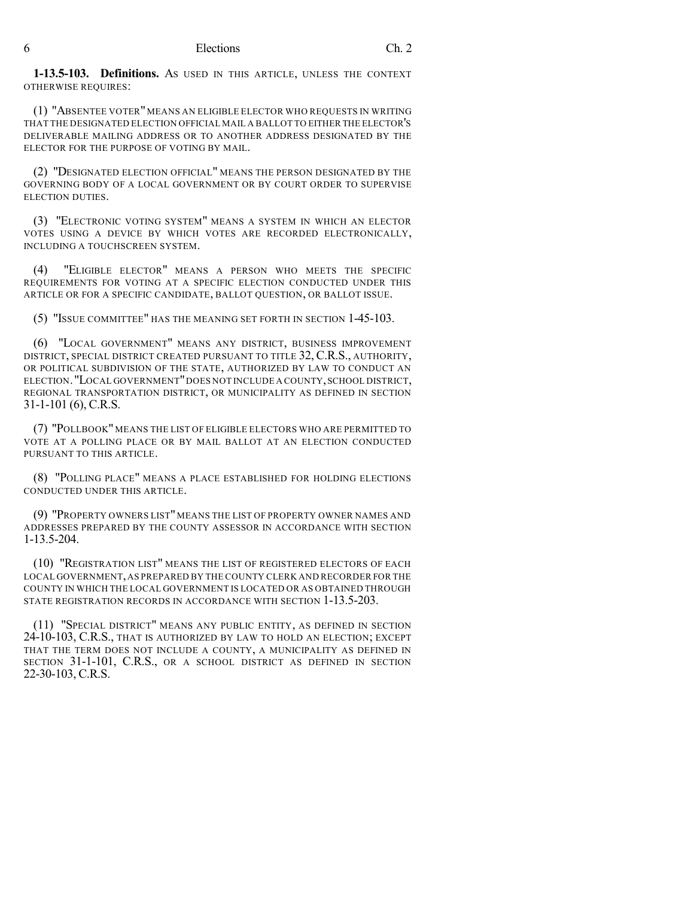**1-13.5-103. Definitions.** AS USED IN THIS ARTICLE, UNLESS THE CONTEXT OTHERWISE REQUIRES:

(1) "ABSENTEE VOTER" MEANS AN ELIGIBLE ELECTOR WHO REQUESTS IN WRITING THAT THE DESIGNATED ELECTION OFFICIAL MAIL A BALLOT TO EITHER THE ELECTOR'S DELIVERABLE MAILING ADDRESS OR TO ANOTHER ADDRESS DESIGNATED BY THE ELECTOR FOR THE PURPOSE OF VOTING BY MAIL.

(2) "DESIGNATED ELECTION OFFICIAL" MEANS THE PERSON DESIGNATED BY THE GOVERNING BODY OF A LOCAL GOVERNMENT OR BY COURT ORDER TO SUPERVISE ELECTION DUTIES.

(3) "ELECTRONIC VOTING SYSTEM" MEANS A SYSTEM IN WHICH AN ELECTOR VOTES USING A DEVICE BY WHICH VOTES ARE RECORDED ELECTRONICALLY, INCLUDING A TOUCHSCREEN SYSTEM.

(4) "ELIGIBLE ELECTOR" MEANS A PERSON WHO MEETS THE SPECIFIC REQUIREMENTS FOR VOTING AT A SPECIFIC ELECTION CONDUCTED UNDER THIS ARTICLE OR FOR A SPECIFIC CANDIDATE, BALLOT QUESTION, OR BALLOT ISSUE.

(5) "ISSUE COMMITTEE" HAS THE MEANING SET FORTH IN SECTION 1-45-103.

(6) "LOCAL GOVERNMENT" MEANS ANY DISTRICT, BUSINESS IMPROVEMENT DISTRICT, SPECIAL DISTRICT CREATED PURSUANT TO TITLE 32, C.R.S., AUTHORITY, OR POLITICAL SUBDIVISION OF THE STATE, AUTHORIZED BY LAW TO CONDUCT AN ELECTION. "LOCAL GOVERNMENT" DOES NOT INCLUDE A COUNTY, SCHOOL DISTRICT, REGIONAL TRANSPORTATION DISTRICT, OR MUNICIPALITY AS DEFINED IN SECTION 31-1-101 (6), C.R.S.

(7) "POLLBOOK" MEANS THE LIST OF ELIGIBLE ELECTORS WHO ARE PERMITTED TO VOTE AT A POLLING PLACE OR BY MAIL BALLOT AT AN ELECTION CONDUCTED PURSUANT TO THIS ARTICLE.

(8) "POLLING PLACE" MEANS A PLACE ESTABLISHED FOR HOLDING ELECTIONS CONDUCTED UNDER THIS ARTICLE.

(9) "PROPERTY OWNERS LIST" MEANS THE LIST OF PROPERTY OWNER NAMES AND ADDRESSES PREPARED BY THE COUNTY ASSESSOR IN ACCORDANCE WITH SECTION 1-13.5-204.

(10) "REGISTRATION LIST" MEANS THE LIST OF REGISTERED ELECTORS OF EACH LOCAL GOVERNMENT, AS PREPARED BY THE COUNTY CLERK AND RECORDER FOR THE COUNTY IN WHICH THE LOCAL GOVERNMENT IS LOCATED OR AS OBTAINED THROUGH STATE REGISTRATION RECORDS IN ACCORDANCE WITH SECTION 1-13.5-203.

(11) "SPECIAL DISTRICT" MEANS ANY PUBLIC ENTITY, AS DEFINED IN SECTION 24-10-103, C.R.S., THAT IS AUTHORIZED BY LAW TO HOLD AN ELECTION; EXCEPT THAT THE TERM DOES NOT INCLUDE A COUNTY, A MUNICIPALITY AS DEFINED IN SECTION 31-1-101, C.R.S., OR A SCHOOL DISTRICT AS DEFINED IN SECTION 22-30-103, C.R.S.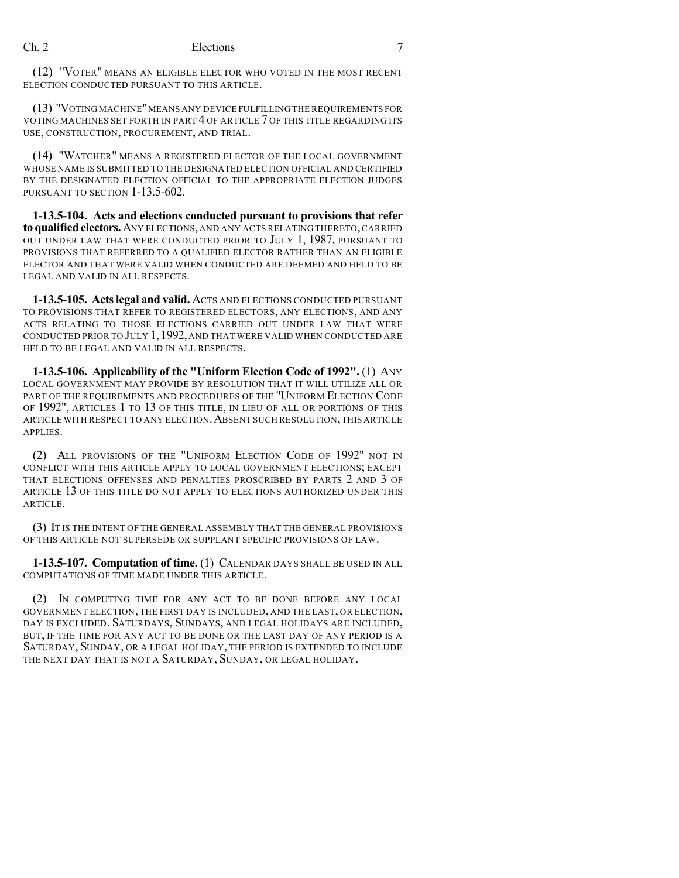(12) "VOTER" MEANS AN ELIGIBLE ELECTOR WHO VOTED IN THE MOST RECENT ELECTION CONDUCTED PURSUANT TO THIS ARTICLE.

(13) "VOTING MACHINE" MEANS ANY DEVICE FULFILLING THE REQUIREMENTS FOR VOTING MACHINES SET FORTH IN PART 4 OF ARTICLE 7 OF THIS TITLE REGARDING ITS USE, CONSTRUCTION, PROCUREMENT, AND TRIAL.

(14) "WATCHER" MEANS A REGISTERED ELECTOR OF THE LOCAL GOVERNMENT WHOSE NAME IS SUBMITTED TO THE DESIGNATED ELECTION OFFICIAL AND CERTIFIED BY THE DESIGNATED ELECTION OFFICIAL TO THE APPROPRIATE ELECTION JUDGES PURSUANT TO SECTION 1-13.5-602.

**1-13.5-104. Acts and elections conducted pursuant to provisions that refer to qualified electors.** ANY ELECTIONS, AND ANY ACTS RELATING THERETO, CARRIED OUT UNDER LAW THAT WERE CONDUCTED PRIOR TO JULY 1, 1987, PURSUANT TO PROVISIONS THAT REFERRED TO A QUALIFIED ELECTOR RATHER THAN AN ELIGIBLE ELECTOR AND THAT WERE VALID WHEN CONDUCTED ARE DEEMED AND HELD TO BE LEGAL AND VALID IN ALL RESPECTS.

**1-13.5-105. Acts legal and valid.** ACTS AND ELECTIONS CONDUCTED PURSUANT TO PROVISIONS THAT REFER TO REGISTERED ELECTORS, ANY ELECTIONS, AND ANY ACTS RELATING TO THOSE ELECTIONS CARRIED OUT UNDER LAW THAT WERE CONDUCTED PRIOR TO JULY 1, 1992, AND THAT WERE VALID WHEN CONDUCTED ARE HELD TO BE LEGAL AND VALID IN ALL RESPECTS.

**1-13.5-106. Applicability of the "Uniform Election Code of 1992".** (1) ANY LOCAL GOVERNMENT MAY PROVIDE BY RESOLUTION THAT IT WILL UTILIZE ALL OR PART OF THE REQUIREMENTS AND PROCEDURES OF THE "UNIFORM ELECTION CODE OF 1992", ARTICLES 1 TO 13 OF THIS TITLE, IN LIEU OF ALL OR PORTIONS OF THIS ARTICLE WITH RESPECT TO ANY ELECTION. ABSENT SUCH RESOLUTION, THIS ARTICLE APPLIES.

(2) ALL PROVISIONS OF THE "UNIFORM ELECTION CODE OF 1992" NOT IN CONFLICT WITH THIS ARTICLE APPLY TO LOCAL GOVERNMENT ELECTIONS; EXCEPT THAT ELECTIONS OFFENSES AND PENALTIES PROSCRIBED BY PARTS 2 AND 3 OF ARTICLE 13 OF THIS TITLE DO NOT APPLY TO ELECTIONS AUTHORIZED UNDER THIS ARTICLE.

(3) IT IS THE INTENT OF THE GENERAL ASSEMBLY THAT THE GENERAL PROVISIONS OF THIS ARTICLE NOT SUPERSEDE OR SUPPLANT SPECIFIC PROVISIONS OF LAW.

**1-13.5-107. Computation of time.** (1) CALENDAR DAYS SHALL BE USED IN ALL COMPUTATIONS OF TIME MADE UNDER THIS ARTICLE.

(2) IN COMPUTING TIME FOR ANY ACT TO BE DONE BEFORE ANY LOCAL GOVERNMENT ELECTION, THE FIRST DAY IS INCLUDED, AND THE LAST, OR ELECTION, DAY IS EXCLUDED. SATURDAYS, SUNDAYS, AND LEGAL HOLIDAYS ARE INCLUDED, BUT, IF THE TIME FOR ANY ACT TO BE DONE OR THE LAST DAY OF ANY PERIOD IS A SATURDAY, SUNDAY, OR A LEGAL HOLIDAY, THE PERIOD IS EXTENDED TO INCLUDE THE NEXT DAY THAT IS NOT A SATURDAY, SUNDAY, OR LEGAL HOLIDAY.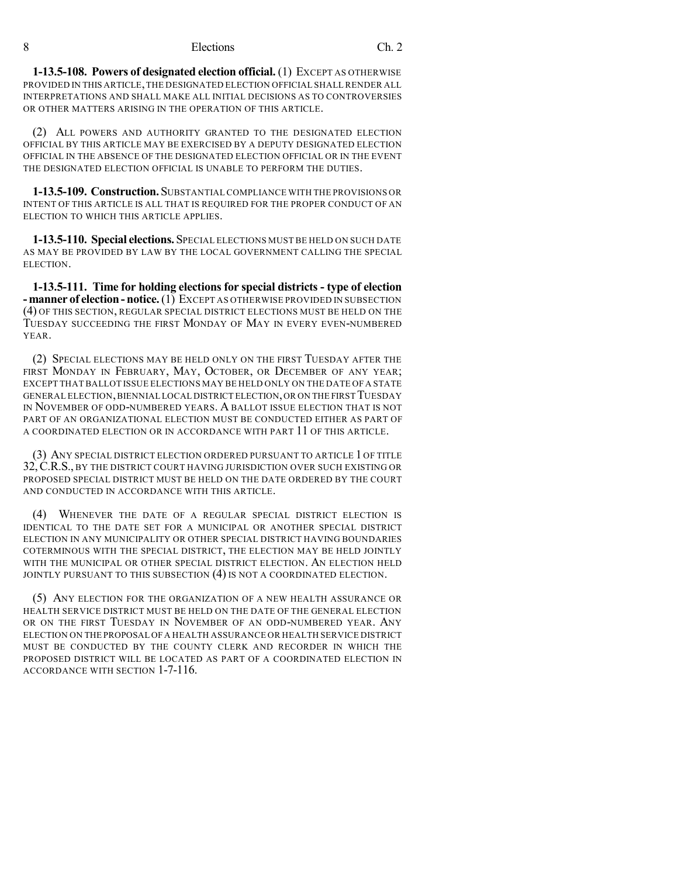**1-13.5-108. Powers of designated election official.** (1) EXCEPT AS OTHERWISE PROVIDED IN THIS ARTICLE, THE DESIGNATED ELECTION OFFICIAL SHALL RENDER ALL INTERPRETATIONS AND SHALL MAKE ALL INITIAL DECISIONS AS TO CONTROVERSIES OR OTHER MATTERS ARISING IN THE OPERATION OF THIS ARTICLE.

(2) ALL POWERS AND AUTHORITY GRANTED TO THE DESIGNATED ELECTION OFFICIAL BY THIS ARTICLE MAY BE EXERCISED BY A DEPUTY DESIGNATED ELECTION OFFICIAL IN THE ABSENCE OF THE DESIGNATED ELECTION OFFICIAL OR IN THE EVENT THE DESIGNATED ELECTION OFFICIAL IS UNABLE TO PERFORM THE DUTIES.

**1-13.5-109. Construction.** SUBSTANTIAL COMPLIANCE WITH THE PROVISIONS OR INTENT OF THIS ARTICLE IS ALL THAT IS REQUIRED FOR THE PROPER CONDUCT OF AN ELECTION TO WHICH THIS ARTICLE APPLIES.

**1-13.5-110. Special elections.** SPECIAL ELECTIONS MUST BE HELD ON SUCH DATE AS MAY BE PROVIDED BY LAW BY THE LOCAL GOVERNMENT CALLING THE SPECIAL ELECTION.

**1-13.5-111. Time for holding elections for special districts - type of election - manner of election - notice.** (1) EXCEPT AS OTHERWISE PROVIDED IN SUBSECTION (4) OF THIS SECTION, REGULAR SPECIAL DISTRICT ELECTIONS MUST BE HELD ON THE TUESDAY SUCCEEDING THE FIRST MONDAY OF MAY IN EVERY EVEN-NUMBERED YEAR.

(2) SPECIAL ELECTIONS MAY BE HELD ONLY ON THE FIRST TUESDAY AFTER THE FIRST MONDAY IN FEBRUARY, MAY, OCTOBER, OR DECEMBER OF ANY YEAR; EXCEPT THAT BALLOT ISSUE ELECTIONS MAY BE HELD ONLY ON THE DATE OF A STATE GENERAL ELECTION, BIENNIAL LOCAL DISTRICT ELECTION, OR ON THE FIRST TUESDAY IN NOVEMBER OF ODD-NUMBERED YEARS. A BALLOT ISSUE ELECTION THAT IS NOT PART OF AN ORGANIZATIONAL ELECTION MUST BE CONDUCTED EITHER AS PART OF A COORDINATED ELECTION OR IN ACCORDANCE WITH PART 11 OF THIS ARTICLE.

(3) ANY SPECIAL DISTRICT ELECTION ORDERED PURSUANT TO ARTICLE 1 OF TITLE 32, C.R.S., BY THE DISTRICT COURT HAVING JURISDICTION OVER SUCH EXISTING OR PROPOSED SPECIAL DISTRICT MUST BE HELD ON THE DATE ORDERED BY THE COURT AND CONDUCTED IN ACCORDANCE WITH THIS ARTICLE.

(4) WHENEVER THE DATE OF A REGULAR SPECIAL DISTRICT ELECTION IS IDENTICAL TO THE DATE SET FOR A MUNICIPAL OR ANOTHER SPECIAL DISTRICT ELECTION IN ANY MUNICIPALITY OR OTHER SPECIAL DISTRICT HAVING BOUNDARIES COTERMINOUS WITH THE SPECIAL DISTRICT, THE ELECTION MAY BE HELD JOINTLY WITH THE MUNICIPAL OR OTHER SPECIAL DISTRICT ELECTION. AN ELECTION HELD JOINTLY PURSUANT TO THIS SUBSECTION (4) IS NOT A COORDINATED ELECTION.

(5) ANY ELECTION FOR THE ORGANIZATION OF A NEW HEALTH ASSURANCE OR HEALTH SERVICE DISTRICT MUST BE HELD ON THE DATE OF THE GENERAL ELECTION OR ON THE FIRST TUESDAY IN NOVEMBER OF AN ODD-NUMBERED YEAR. ANY ELECTION ON THE PROPOSAL OF A HEALTH ASSURANCE OR HEALTH SERVICE DISTRICT MUST BE CONDUCTED BY THE COUNTY CLERK AND RECORDER IN WHICH THE PROPOSED DISTRICT WILL BE LOCATED AS PART OF A COORDINATED ELECTION IN ACCORDANCE WITH SECTION 1-7-116.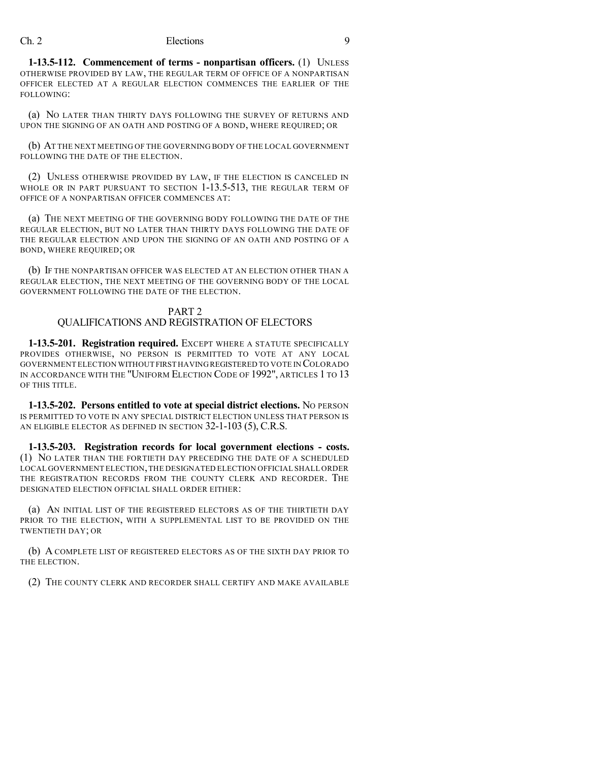**1-13.5-112. Commencement of terms - nonpartisan officers.** (1) UNLESS OTHERWISE PROVIDED BY LAW, THE REGULAR TERM OF OFFICE OF A NONPARTISAN OFFICER ELECTED AT A REGULAR ELECTION COMMENCES THE EARLIER OF THE FOLLOWING:

(a) NO LATER THAN THIRTY DAYS FOLLOWING THE SURVEY OF RETURNS AND UPON THE SIGNING OF AN OATH AND POSTING OF A BOND, WHERE REQUIRED; OR

(b) AT THE NEXT MEETING OF THE GOVERNING BODY OF THE LOCAL GOVERNMENT FOLLOWING THE DATE OF THE ELECTION.

(2) UNLESS OTHERWISE PROVIDED BY LAW, IF THE ELECTION IS CANCELED IN WHOLE OR IN PART PURSUANT TO SECTION 1-13.5-513, THE REGULAR TERM OF OFFICE OF A NONPARTISAN OFFICER COMMENCES AT:

(a) THE NEXT MEETING OF THE GOVERNING BODY FOLLOWING THE DATE OF THE REGULAR ELECTION, BUT NO LATER THAN THIRTY DAYS FOLLOWING THE DATE OF THE REGULAR ELECTION AND UPON THE SIGNING OF AN OATH AND POSTING OF A BOND, WHERE REQUIRED; OR

(b) IF THE NONPARTISAN OFFICER WAS ELECTED AT AN ELECTION OTHER THAN A REGULAR ELECTION, THE NEXT MEETING OF THE GOVERNING BODY OF THE LOCAL GOVERNMENT FOLLOWING THE DATE OF THE ELECTION.

## PART 2
## QUALIFICATIONS AND REGISTRATION OF ELECTORS

**1-13.5-201. Registration required.** EXCEPT WHERE A STATUTE SPECIFICALLY PROVIDES OTHERWISE, NO PERSON IS PERMITTED TO VOTE AT ANY LOCAL GOVERNMENT ELECTION WITHOUT FIRST HAVING REGISTERED TO VOTE IN COLORADO IN ACCORDANCE WITH THE "UNIFORM ELECTION CODE OF 1992", ARTICLES 1 TO 13 OF THIS TITLE.

**1-13.5-202. Persons entitled to vote at special district elections.** NO PERSON IS PERMITTED TO VOTE IN ANY SPECIAL DISTRICT ELECTION UNLESS THAT PERSON IS AN ELIGIBLE ELECTOR AS DEFINED IN SECTION 32-1-103 (5), C.R.S.

**1-13.5-203. Registration records for local government elections - costs.** (1) NO LATER THAN THE FORTIETH DAY PRECEDING THE DATE OF A SCHEDULED LOCAL GOVERNMENT ELECTION, THE DESIGNATED ELECTION OFFICIAL SHALL ORDER THE REGISTRATION RECORDS FROM THE COUNTY CLERK AND RECORDER. THE DESIGNATED ELECTION OFFICIAL SHALL ORDER EITHER:

(a) AN INITIAL LIST OF THE REGISTERED ELECTORS AS OF THE THIRTIETH DAY PRIOR TO THE ELECTION, WITH A SUPPLEMENTAL LIST TO BE PROVIDED ON THE TWENTIETH DAY; OR

(b) A COMPLETE LIST OF REGISTERED ELECTORS AS OF THE SIXTH DAY PRIOR TO THE ELECTION.

(2) THE COUNTY CLERK AND RECORDER SHALL CERTIFY AND MAKE AVAILABLE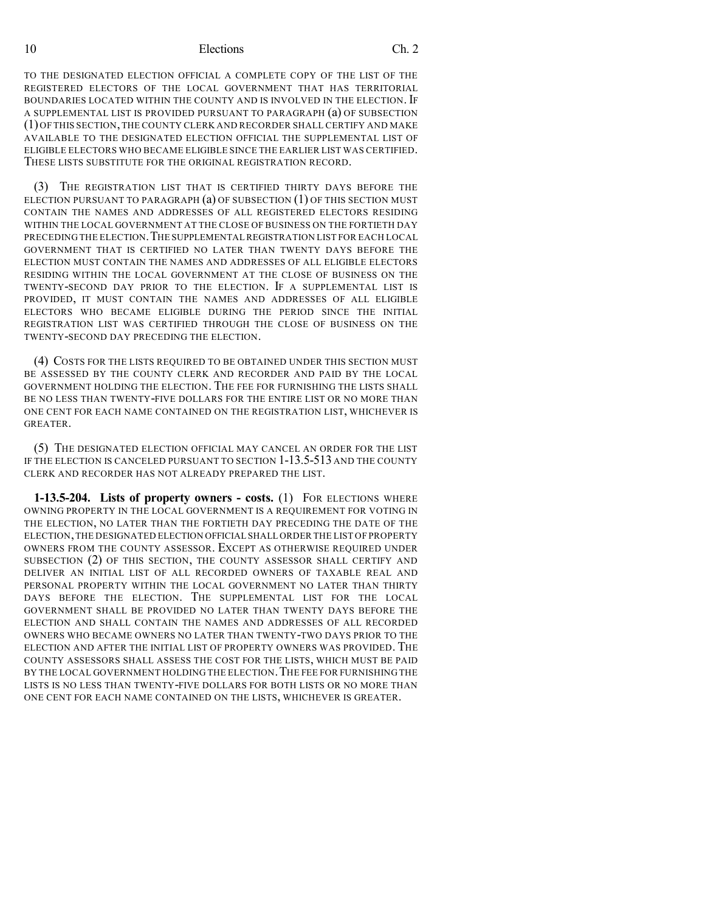TO THE DESIGNATED ELECTION OFFICIAL A COMPLETE COPY OF THE LIST OF THE REGISTERED ELECTORS OF THE LOCAL GOVERNMENT THAT HAS TERRITORIAL BOUNDARIES LOCATED WITHIN THE COUNTY AND IS INVOLVED IN THE ELECTION. IF A SUPPLEMENTAL LIST IS PROVIDED PURSUANT TO PARAGRAPH (a) OF SUBSECTION (1) OF THIS SECTION, THE COUNTY CLERK AND RECORDER SHALL CERTIFY AND MAKE AVAILABLE TO THE DESIGNATED ELECTION OFFICIAL THE SUPPLEMENTAL LIST OF ELIGIBLE ELECTORS WHO BECAME ELIGIBLE SINCE THE EARLIER LIST WAS CERTIFIED. THESE LISTS SUBSTITUTE FOR THE ORIGINAL REGISTRATION RECORD.

(3) THE REGISTRATION LIST THAT IS CERTIFIED THIRTY DAYS BEFORE THE ELECTION PURSUANT TO PARAGRAPH (a) OF SUBSECTION (1) OF THIS SECTION MUST CONTAIN THE NAMES AND ADDRESSES OF ALL REGISTERED ELECTORS RESIDING WITHIN THE LOCAL GOVERNMENT AT THE CLOSE OF BUSINESS ON THE FORTIETH DAY PRECEDING THE ELECTION. THE SUPPLEMENTAL REGISTRATION LIST FOR EACH LOCAL GOVERNMENT THAT IS CERTIFIED NO LATER THAN TWENTY DAYS BEFORE THE ELECTION MUST CONTAIN THE NAMES AND ADDRESSES OF ALL ELIGIBLE ELECTORS RESIDING WITHIN THE LOCAL GOVERNMENT AT THE CLOSE OF BUSINESS ON THE TWENTY-SECOND DAY PRIOR TO THE ELECTION. IF A SUPPLEMENTAL LIST IS PROVIDED, IT MUST CONTAIN THE NAMES AND ADDRESSES OF ALL ELIGIBLE ELECTORS WHO BECAME ELIGIBLE DURING THE PERIOD SINCE THE INITIAL REGISTRATION LIST WAS CERTIFIED THROUGH THE CLOSE OF BUSINESS ON THE TWENTY-SECOND DAY PRECEDING THE ELECTION.

(4) COSTS FOR THE LISTS REQUIRED TO BE OBTAINED UNDER THIS SECTION MUST BE ASSESSED BY THE COUNTY CLERK AND RECORDER AND PAID BY THE LOCAL GOVERNMENT HOLDING THE ELECTION. THE FEE FOR FURNISHING THE LISTS SHALL BE NO LESS THAN TWENTY-FIVE DOLLARS FOR THE ENTIRE LIST OR NO MORE THAN ONE CENT FOR EACH NAME CONTAINED ON THE REGISTRATION LIST, WHICHEVER IS GREATER.

(5) THE DESIGNATED ELECTION OFFICIAL MAY CANCEL AN ORDER FOR THE LIST IF THE ELECTION IS CANCELED PURSUANT TO SECTION 1-13.5-513 AND THE COUNTY CLERK AND RECORDER HAS NOT ALREADY PREPARED THE LIST.

**1-13.5-204. Lists of property owners - costs.** (1) FOR ELECTIONS WHERE OWNING PROPERTY IN THE LOCAL GOVERNMENT IS A REQUIREMENT FOR VOTING IN THE ELECTION, NO LATER THAN THE FORTIETH DAY PRECEDING THE DATE OF THE ELECTION, THE DESIGNATED ELECTION OFFICIAL SHALL ORDER THE LIST OF PROPERTY OWNERS FROM THE COUNTY ASSESSOR. EXCEPT AS OTHERWISE REQUIRED UNDER SUBSECTION (2) OF THIS SECTION, THE COUNTY ASSESSOR SHALL CERTIFY AND DELIVER AN INITIAL LIST OF ALL RECORDED OWNERS OF TAXABLE REAL AND PERSONAL PROPERTY WITHIN THE LOCAL GOVERNMENT NO LATER THAN THIRTY DAYS BEFORE THE ELECTION. THE SUPPLEMENTAL LIST FOR THE LOCAL GOVERNMENT SHALL BE PROVIDED NO LATER THAN TWENTY DAYS BEFORE THE ELECTION AND SHALL CONTAIN THE NAMES AND ADDRESSES OF ALL RECORDED OWNERS WHO BECAME OWNERS NO LATER THAN TWENTY-TWO DAYS PRIOR TO THE ELECTION AND AFTER THE INITIAL LIST OF PROPERTY OWNERS WAS PROVIDED. THE COUNTY ASSESSORS SHALL ASSESS THE COST FOR THE LISTS, WHICH MUST BE PAID BY THE LOCAL GOVERNMENT HOLDING THE ELECTION. THE FEE FOR FURNISHING THE LISTS IS NO LESS THAN TWENTY-FIVE DOLLARS FOR BOTH LISTS OR NO MORE THAN ONE CENT FOR EACH NAME CONTAINED ON THE LISTS, WHICHEVER IS GREATER.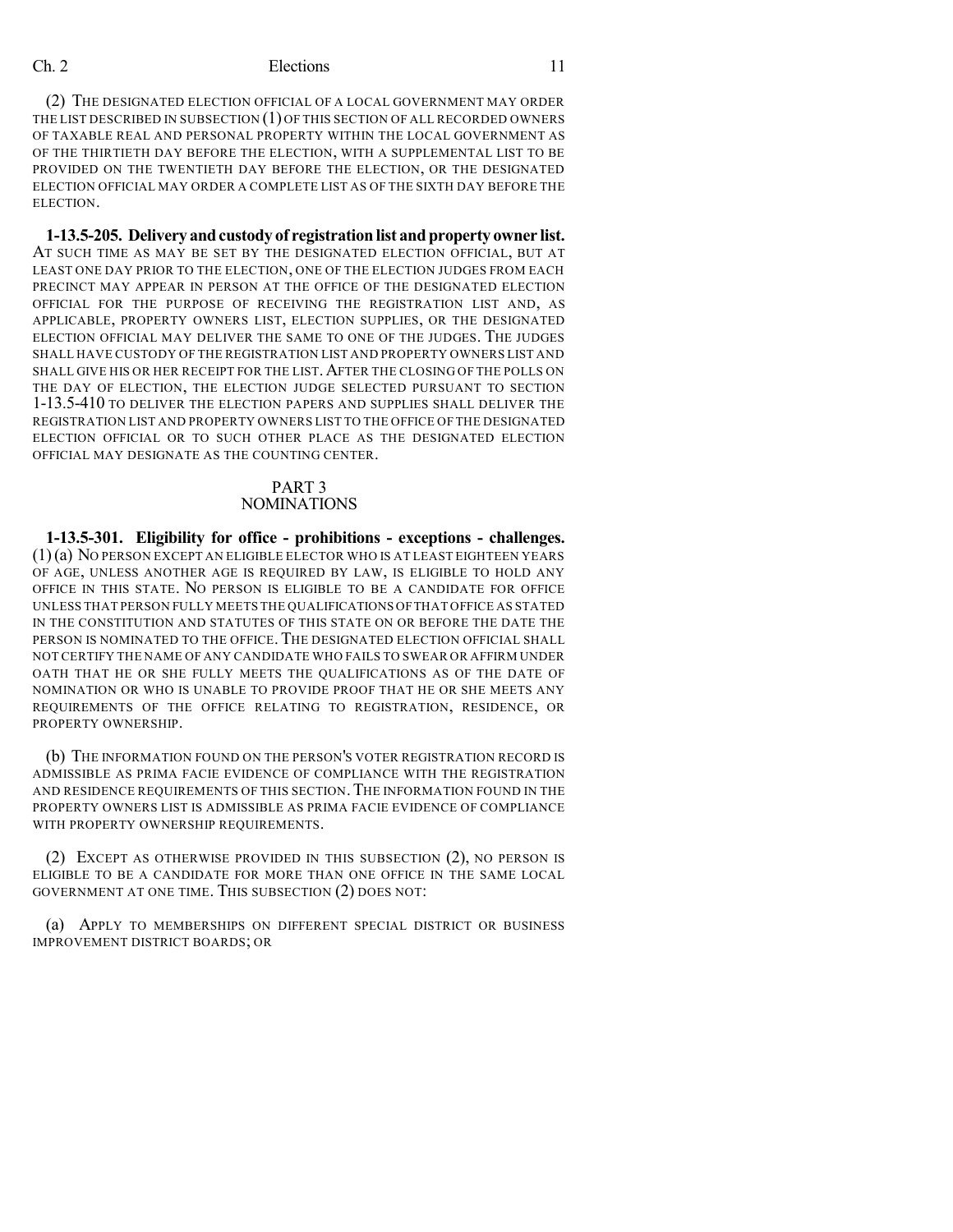(2) THE DESIGNATED ELECTION OFFICIAL OF A LOCAL GOVERNMENT MAY ORDER THE LIST DESCRIBED IN SUBSECTION (1) OF THIS SECTION OF ALL RECORDED OWNERS OF TAXABLE REAL AND PERSONAL PROPERTY WITHIN THE LOCAL GOVERNMENT AS OF THE THIRTIETH DAY BEFORE THE ELECTION, WITH A SUPPLEMENTAL LIST TO BE PROVIDED ON THE TWENTIETH DAY BEFORE THE ELECTION, OR THE DESIGNATED ELECTION OFFICIAL MAY ORDER A COMPLETE LIST AS OF THE SIXTH DAY BEFORE THE ELECTION.

**1-13.5-205. Delivery and custody of registration list and property owner list.** AT SUCH TIME AS MAY BE SET BY THE DESIGNATED ELECTION OFFICIAL, BUT AT LEAST ONE DAY PRIOR TO THE ELECTION, ONE OF THE ELECTION JUDGES FROM EACH PRECINCT MAY APPEAR IN PERSON AT THE OFFICE OF THE DESIGNATED ELECTION OFFICIAL FOR THE PURPOSE OF RECEIVING THE REGISTRATION LIST AND, AS APPLICABLE, PROPERTY OWNERS LIST, ELECTION SUPPLIES, OR THE DESIGNATED ELECTION OFFICIAL MAY DELIVER THE SAME TO ONE OF THE JUDGES. THE JUDGES SHALL HAVE CUSTODY OF THE REGISTRATION LIST AND PROPERTY OWNERS LIST AND SHALL GIVE HIS OR HER RECEIPT FOR THE LIST. AFTER THE CLOSING OF THE POLLS ON THE DAY OF ELECTION, THE ELECTION JUDGE SELECTED PURSUANT TO SECTION 1-13.5-410 TO DELIVER THE ELECTION PAPERS AND SUPPLIES SHALL DELIVER THE REGISTRATION LIST AND PROPERTY OWNERS LIST TO THE OFFICE OF THE DESIGNATED ELECTION OFFICIAL OR TO SUCH OTHER PLACE AS THE DESIGNATED ELECTION OFFICIAL MAY DESIGNATE AS THE COUNTING CENTER.

## PART 3
## NOMINATIONS

**1-13.5-301. Eligibility for office - prohibitions - exceptions - challenges.** (1) (a) NO PERSON EXCEPT AN ELIGIBLE ELECTOR WHO IS AT LEAST EIGHTEEN YEARS OF AGE, UNLESS ANOTHER AGE IS REQUIRED BY LAW, IS ELIGIBLE TO HOLD ANY OFFICE IN THIS STATE. NO PERSON IS ELIGIBLE TO BE A CANDIDATE FOR OFFICE UNLESS THAT PERSON FULLY MEETS THE QUALIFICATIONS OF THAT OFFICE AS STATED IN THE CONSTITUTION AND STATUTES OF THIS STATE ON OR BEFORE THE DATE THE PERSON IS NOMINATED TO THE OFFICE. THE DESIGNATED ELECTION OFFICIAL SHALL NOT CERTIFY THE NAME OF ANY CANDIDATE WHO FAILS TO SWEAR OR AFFIRM UNDER OATH THAT HE OR SHE FULLY MEETS THE QUALIFICATIONS AS OF THE DATE OF NOMINATION OR WHO IS UNABLE TO PROVIDE PROOF THAT HE OR SHE MEETS ANY REQUIREMENTS OF THE OFFICE RELATING TO REGISTRATION, RESIDENCE, OR PROPERTY OWNERSHIP.

(b) THE INFORMATION FOUND ON THE PERSON'S VOTER REGISTRATION RECORD IS ADMISSIBLE AS PRIMA FACIE EVIDENCE OF COMPLIANCE WITH THE REGISTRATION AND RESIDENCE REQUIREMENTS OF THIS SECTION. THE INFORMATION FOUND IN THE PROPERTY OWNERS LIST IS ADMISSIBLE AS PRIMA FACIE EVIDENCE OF COMPLIANCE WITH PROPERTY OWNERSHIP REQUIREMENTS.

(2) EXCEPT AS OTHERWISE PROVIDED IN THIS SUBSECTION (2), NO PERSON IS ELIGIBLE TO BE A CANDIDATE FOR MORE THAN ONE OFFICE IN THE SAME LOCAL GOVERNMENT AT ONE TIME. THIS SUBSECTION (2) DOES NOT:

(a) APPLY TO MEMBERSHIPS ON DIFFERENT SPECIAL DISTRICT OR BUSINESS IMPROVEMENT DISTRICT BOARDS; OR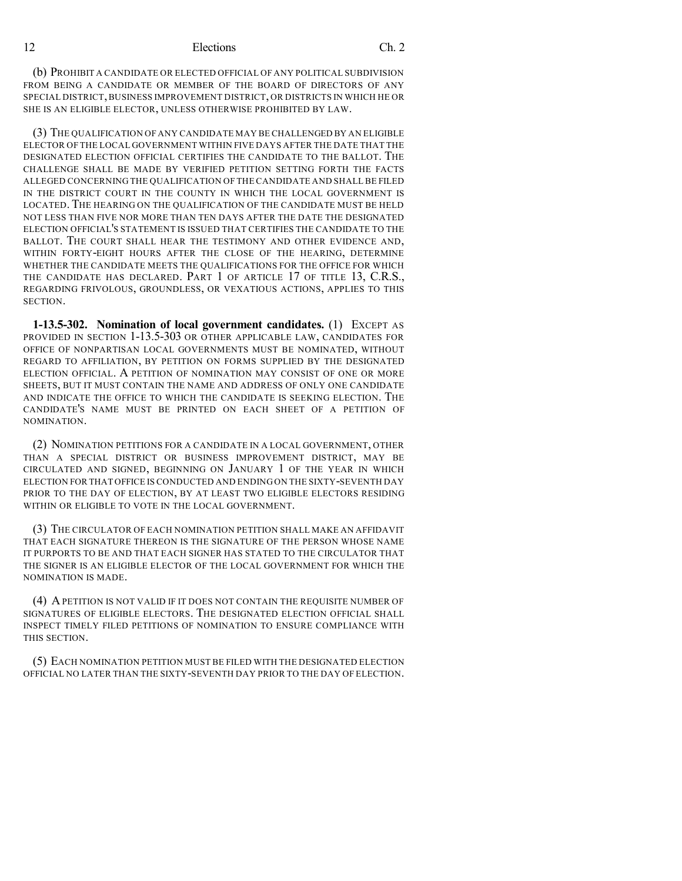(b) PROHIBIT A CANDIDATE OR ELECTED OFFICIAL OF ANY POLITICAL SUBDIVISION FROM BEING A CANDIDATE OR MEMBER OF THE BOARD OF DIRECTORS OF ANY SPECIAL DISTRICT, BUSINESS IMPROVEMENT DISTRICT, OR DISTRICTS IN WHICH HE OR SHE IS AN ELIGIBLE ELECTOR, UNLESS OTHERWISE PROHIBITED BY LAW.

(3) THE QUALIFICATION OF ANY CANDIDATE MAY BE CHALLENGED BY AN ELIGIBLE ELECTOR OF THE LOCAL GOVERNMENT WITHIN FIVE DAYS AFTER THE DATE THAT THE DESIGNATED ELECTION OFFICIAL CERTIFIES THE CANDIDATE TO THE BALLOT. THE CHALLENGE SHALL BE MADE BY VERIFIED PETITION SETTING FORTH THE FACTS ALLEGED CONCERNING THE QUALIFICATION OF THE CANDIDATE AND SHALL BE FILED IN THE DISTRICT COURT IN THE COUNTY IN WHICH THE LOCAL GOVERNMENT IS LOCATED. THE HEARING ON THE QUALIFICATION OF THE CANDIDATE MUST BE HELD NOT LESS THAN FIVE NOR MORE THAN TEN DAYS AFTER THE DATE THE DESIGNATED ELECTION OFFICIAL'S STATEMENT IS ISSUED THAT CERTIFIES THE CANDIDATE TO THE BALLOT. THE COURT SHALL HEAR THE TESTIMONY AND OTHER EVIDENCE AND, WITHIN FORTY-EIGHT HOURS AFTER THE CLOSE OF THE HEARING, DETERMINE WHETHER THE CANDIDATE MEETS THE QUALIFICATIONS FOR THE OFFICE FOR WHICH THE CANDIDATE HAS DECLARED. PART 1 OF ARTICLE 17 OF TITLE 13, C.R.S., REGARDING FRIVOLOUS, GROUNDLESS, OR VEXATIOUS ACTIONS, APPLIES TO THIS SECTION.

**1-13.5-302. Nomination of local government candidates.** (1) EXCEPT AS PROVIDED IN SECTION 1-13.5-303 OR OTHER APPLICABLE LAW, CANDIDATES FOR OFFICE OF NONPARTISAN LOCAL GOVERNMENTS MUST BE NOMINATED, WITHOUT REGARD TO AFFILIATION, BY PETITION ON FORMS SUPPLIED BY THE DESIGNATED ELECTION OFFICIAL. A PETITION OF NOMINATION MAY CONSIST OF ONE OR MORE SHEETS, BUT IT MUST CONTAIN THE NAME AND ADDRESS OF ONLY ONE CANDIDATE AND INDICATE THE OFFICE TO WHICH THE CANDIDATE IS SEEKING ELECTION. THE CANDIDATE'S NAME MUST BE PRINTED ON EACH SHEET OF A PETITION OF NOMINATION.

(2) NOMINATION PETITIONS FOR A CANDIDATE IN A LOCAL GOVERNMENT, OTHER THAN A SPECIAL DISTRICT OR BUSINESS IMPROVEMENT DISTRICT, MAY BE CIRCULATED AND SIGNED, BEGINNING ON JANUARY 1 OF THE YEAR IN WHICH ELECTION FOR THAT OFFICE IS CONDUCTED AND ENDING ON THE SIXTY-SEVENTH DAY PRIOR TO THE DAY OF ELECTION, BY AT LEAST TWO ELIGIBLE ELECTORS RESIDING WITHIN OR ELIGIBLE TO VOTE IN THE LOCAL GOVERNMENT.

(3) THE CIRCULATOR OF EACH NOMINATION PETITION SHALL MAKE AN AFFIDAVIT THAT EACH SIGNATURE THEREON IS THE SIGNATURE OF THE PERSON WHOSE NAME IT PURPORTS TO BE AND THAT EACH SIGNER HAS STATED TO THE CIRCULATOR THAT THE SIGNER IS AN ELIGIBLE ELECTOR OF THE LOCAL GOVERNMENT FOR WHICH THE NOMINATION IS MADE.

(4) A PETITION IS NOT VALID IF IT DOES NOT CONTAIN THE REQUISITE NUMBER OF SIGNATURES OF ELIGIBLE ELECTORS. THE DESIGNATED ELECTION OFFICIAL SHALL INSPECT TIMELY FILED PETITIONS OF NOMINATION TO ENSURE COMPLIANCE WITH THIS SECTION.

(5) EACH NOMINATION PETITION MUST BE FILED WITH THE DESIGNATED ELECTION OFFICIAL NO LATER THAN THE SIXTY-SEVENTH DAY PRIOR TO THE DAY OF ELECTION.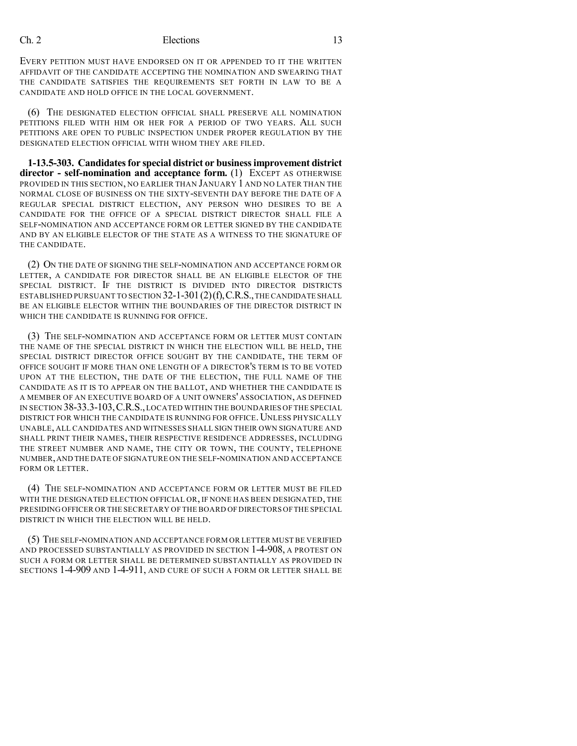EVERY PETITION MUST HAVE ENDORSED ON IT OR APPENDED TO IT THE WRITTEN AFFIDAVIT OF THE CANDIDATE ACCEPTING THE NOMINATION AND SWEARING THAT THE CANDIDATE SATISFIES THE REQUIREMENTS SET FORTH IN LAW TO BE A CANDIDATE AND HOLD OFFICE IN THE LOCAL GOVERNMENT.

(6) THE DESIGNATED ELECTION OFFICIAL SHALL PRESERVE ALL NOMINATION PETITIONS FILED WITH HIM OR HER FOR A PERIOD OF TWO YEARS. ALL SUCH PETITIONS ARE OPEN TO PUBLIC INSPECTION UNDER PROPER REGULATION BY THE DESIGNATED ELECTION OFFICIAL WITH WHOM THEY ARE FILED.

**1-13.5-303. Candidates for special district or business improvement district director - self-nomination and acceptance form.** (1) EXCEPT AS OTHERWISE PROVIDED IN THIS SECTION, NO EARLIER THAN JANUARY 1 AND NO LATER THAN THE NORMAL CLOSE OF BUSINESS ON THE SIXTY-SEVENTH DAY BEFORE THE DATE OF A REGULAR SPECIAL DISTRICT ELECTION, ANY PERSON WHO DESIRES TO BE A CANDIDATE FOR THE OFFICE OF A SPECIAL DISTRICT DIRECTOR SHALL FILE A SELF-NOMINATION AND ACCEPTANCE FORM OR LETTER SIGNED BY THE CANDIDATE AND BY AN ELIGIBLE ELECTOR OF THE STATE AS A WITNESS TO THE SIGNATURE OF THE CANDIDATE.

(2) ON THE DATE OF SIGNING THE SELF-NOMINATION AND ACCEPTANCE FORM OR LETTER, A CANDIDATE FOR DIRECTOR SHALL BE AN ELIGIBLE ELECTOR OF THE SPECIAL DISTRICT. IF THE DISTRICT IS DIVIDED INTO DIRECTOR DISTRICTS ESTABLISHED PURSUANT TO SECTION 32-1-301 (2)(f), C.R.S., THE CANDIDATE SHALL BE AN ELIGIBLE ELECTOR WITHIN THE BOUNDARIES OF THE DIRECTOR DISTRICT IN WHICH THE CANDIDATE IS RUNNING FOR OFFICE.

(3) THE SELF-NOMINATION AND ACCEPTANCE FORM OR LETTER MUST CONTAIN THE NAME OF THE SPECIAL DISTRICT IN WHICH THE ELECTION WILL BE HELD, THE SPECIAL DISTRICT DIRECTOR OFFICE SOUGHT BY THE CANDIDATE, THE TERM OF OFFICE SOUGHT IF MORE THAN ONE LENGTH OF A DIRECTOR'S TERM IS TO BE VOTED UPON AT THE ELECTION, THE DATE OF THE ELECTION, THE FULL NAME OF THE CANDIDATE AS IT IS TO APPEAR ON THE BALLOT, AND WHETHER THE CANDIDATE IS A MEMBER OF AN EXECUTIVE BOARD OF A UNIT OWNERS' ASSOCIATION, AS DEFINED IN SECTION 38-33.3-103, C.R.S., LOCATED WITHIN THE BOUNDARIES OF THE SPECIAL DISTRICT FOR WHICH THE CANDIDATE IS RUNNING FOR OFFICE. UNLESS PHYSICALLY UNABLE, ALL CANDIDATES AND WITNESSES SHALL SIGN THEIR OWN SIGNATURE AND SHALL PRINT THEIR NAMES, THEIR RESPECTIVE RESIDENCE ADDRESSES, INCLUDING THE STREET NUMBER AND NAME, THE CITY OR TOWN, THE COUNTY, TELEPHONE NUMBER, AND THE DATE OF SIGNATURE ON THE SELF-NOMINATION AND ACCEPTANCE FORM OR LETTER.

(4) THE SELF-NOMINATION AND ACCEPTANCE FORM OR LETTER MUST BE FILED WITH THE DESIGNATED ELECTION OFFICIAL OR, IF NONE HAS BEEN DESIGNATED, THE PRESIDING OFFICER OR THE SECRETARY OF THE BOARD OF DIRECTORS OF THE SPECIAL DISTRICT IN WHICH THE ELECTION WILL BE HELD.

(5) THE SELF-NOMINATION AND ACCEPTANCE FORM OR LETTER MUST BE VERIFIED AND PROCESSED SUBSTANTIALLY AS PROVIDED IN SECTION 1-4-908, A PROTEST ON SUCH A FORM OR LETTER SHALL BE DETERMINED SUBSTANTIALLY AS PROVIDED IN SECTIONS 1-4-909 AND 1-4-911, AND CURE OF SUCH A FORM OR LETTER SHALL BE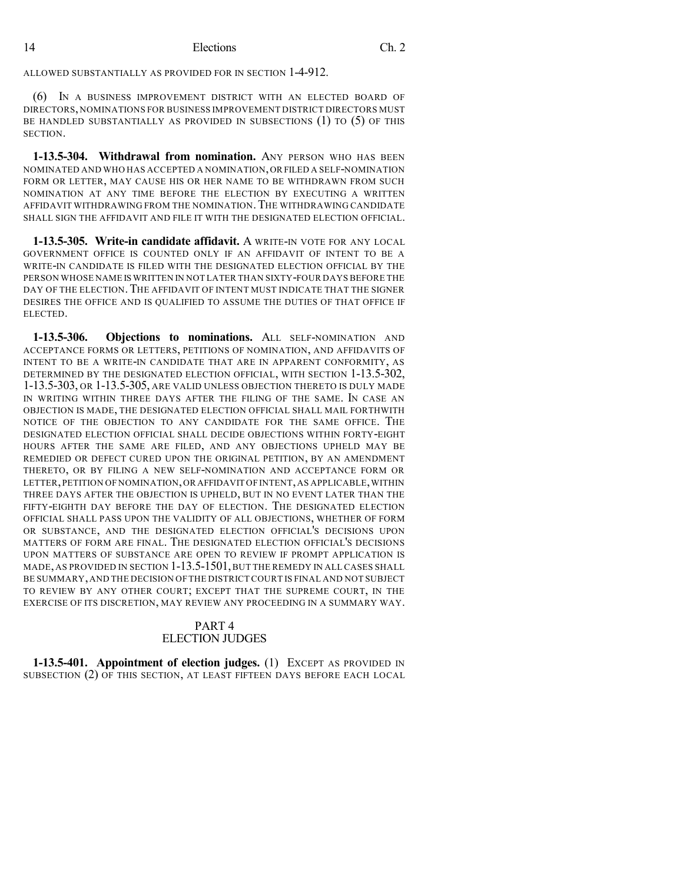ALLOWED SUBSTANTIALLY AS PROVIDED FOR IN SECTION 1-4-912.

(6) IN A BUSINESS IMPROVEMENT DISTRICT WITH AN ELECTED BOARD OF DIRECTORS, NOMINATIONS FOR BUSINESS IMPROVEMENT DISTRICT DIRECTORS MUST BE HANDLED SUBSTANTIALLY AS PROVIDED IN SUBSECTIONS (1) TO (5) OF THIS SECTION.

**1-13.5-304. Withdrawal from nomination.** ANY PERSON WHO HAS BEEN NOMINATED AND WHO HAS ACCEPTED A NOMINATION, OR FILED A SELF-NOMINATION FORM OR LETTER, MAY CAUSE HIS OR HER NAME TO BE WITHDRAWN FROM SUCH NOMINATION AT ANY TIME BEFORE THE ELECTION BY EXECUTING A WRITTEN AFFIDAVIT WITHDRAWING FROM THE NOMINATION. THE WITHDRAWING CANDIDATE SHALL SIGN THE AFFIDAVIT AND FILE IT WITH THE DESIGNATED ELECTION OFFICIAL.

**1-13.5-305. Write-in candidate affidavit.** A WRITE-IN VOTE FOR ANY LOCAL GOVERNMENT OFFICE IS COUNTED ONLY IF AN AFFIDAVIT OF INTENT TO BE A WRITE-IN CANDIDATE IS FILED WITH THE DESIGNATED ELECTION OFFICIAL BY THE PERSON WHOSE NAME IS WRITTEN IN NOT LATER THAN SIXTY-FOUR DAYS BEFORE THE DAY OF THE ELECTION. THE AFFIDAVIT OF INTENT MUST INDICATE THAT THE SIGNER DESIRES THE OFFICE AND IS QUALIFIED TO ASSUME THE DUTIES OF THAT OFFICE IF ELECTED.

**1-13.5-306. Objections to nominations.** ALL SELF-NOMINATION AND ACCEPTANCE FORMS OR LETTERS, PETITIONS OF NOMINATION, AND AFFIDAVITS OF INTENT TO BE A WRITE-IN CANDIDATE THAT ARE IN APPARENT CONFORMITY, AS DETERMINED BY THE DESIGNATED ELECTION OFFICIAL, WITH SECTION 1-13.5-302, 1-13.5-303, OR 1-13.5-305, ARE VALID UNLESS OBJECTION THERETO IS DULY MADE IN WRITING WITHIN THREE DAYS AFTER THE FILING OF THE SAME. IN CASE AN OBJECTION IS MADE, THE DESIGNATED ELECTION OFFICIAL SHALL MAIL FORTHWITH NOTICE OF THE OBJECTION TO ANY CANDIDATE FOR THE SAME OFFICE. THE DESIGNATED ELECTION OFFICIAL SHALL DECIDE OBJECTIONS WITHIN FORTY-EIGHT HOURS AFTER THE SAME ARE FILED, AND ANY OBJECTIONS UPHELD MAY BE REMEDIED OR DEFECT CURED UPON THE ORIGINAL PETITION, BY AN AMENDMENT THERETO, OR BY FILING A NEW SELF-NOMINATION AND ACCEPTANCE FORM OR LETTER, PETITION OF NOMINATION, OR AFFIDAVIT OF INTENT, AS APPLICABLE, WITHIN THREE DAYS AFTER THE OBJECTION IS UPHELD, BUT IN NO EVENT LATER THAN THE FIFTY-EIGHTH DAY BEFORE THE DAY OF ELECTION. THE DESIGNATED ELECTION OFFICIAL SHALL PASS UPON THE VALIDITY OF ALL OBJECTIONS, WHETHER OF FORM OR SUBSTANCE, AND THE DESIGNATED ELECTION OFFICIAL'S DECISIONS UPON MATTERS OF FORM ARE FINAL. THE DESIGNATED ELECTION OFFICIAL'S DECISIONS UPON MATTERS OF SUBSTANCE ARE OPEN TO REVIEW IF PROMPT APPLICATION IS MADE, AS PROVIDED IN SECTION 1-13.5-1501, BUT THE REMEDY IN ALL CASES SHALL BE SUMMARY, AND THE DECISION OF THE DISTRICT COURT IS FINAL AND NOT SUBJECT TO REVIEW BY ANY OTHER COURT; EXCEPT THAT THE SUPREME COURT, IN THE EXERCISE OF ITS DISCRETION, MAY REVIEW ANY PROCEEDING IN A SUMMARY WAY.

## PART 4
## ELECTION JUDGES

**1-13.5-401. Appointment of election judges.** (1) EXCEPT AS PROVIDED IN SUBSECTION (2) OF THIS SECTION, AT LEAST FIFTEEN DAYS BEFORE EACH LOCAL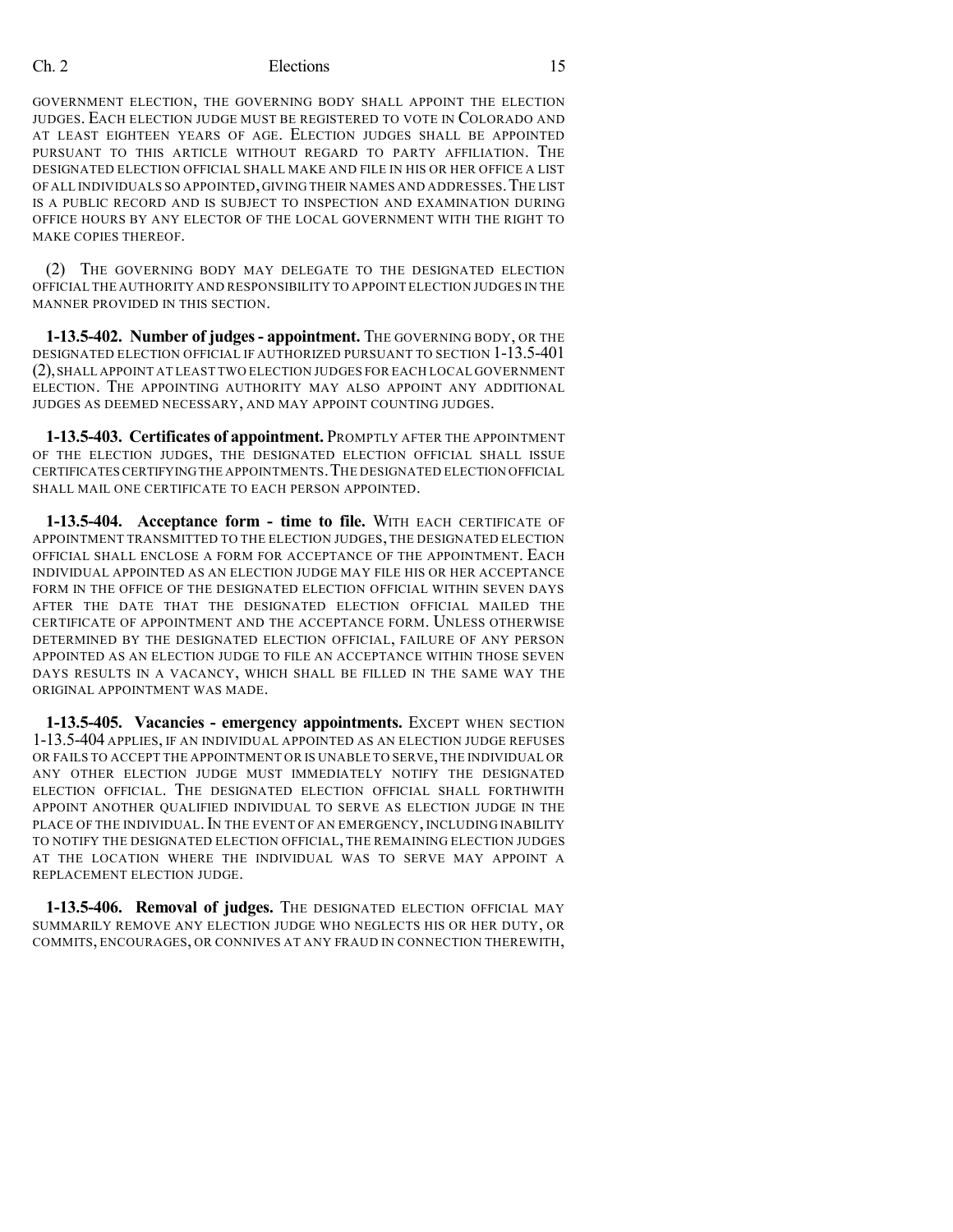GOVERNMENT ELECTION, THE GOVERNING BODY SHALL APPOINT THE ELECTION JUDGES. EACH ELECTION JUDGE MUST BE REGISTERED TO VOTE IN COLORADO AND AT LEAST EIGHTEEN YEARS OF AGE. ELECTION JUDGES SHALL BE APPOINTED PURSUANT TO THIS ARTICLE WITHOUT REGARD TO PARTY AFFILIATION. THE DESIGNATED ELECTION OFFICIAL SHALL MAKE AND FILE IN HIS OR HER OFFICE A LIST OF ALL INDIVIDUALS SO APPOINTED, GIVING THEIR NAMES AND ADDRESSES. THE LIST IS A PUBLIC RECORD AND IS SUBJECT TO INSPECTION AND EXAMINATION DURING OFFICE HOURS BY ANY ELECTOR OF THE LOCAL GOVERNMENT WITH THE RIGHT TO MAKE COPIES THEREOF.

(2) THE GOVERNING BODY MAY DELEGATE TO THE DESIGNATED ELECTION OFFICIAL THE AUTHORITY AND RESPONSIBILITY TO APPOINT ELECTION JUDGES IN THE MANNER PROVIDED IN THIS SECTION.

**1-13.5-402. Number of judges - appointment.** THE GOVERNING BODY, OR THE DESIGNATED ELECTION OFFICIAL IF AUTHORIZED PURSUANT TO SECTION 1-13.5-401 (2), SHALL APPOINT AT LEAST TWO ELECTION JUDGES FOR EACH LOCAL GOVERNMENT ELECTION. THE APPOINTING AUTHORITY MAY ALSO APPOINT ANY ADDITIONAL JUDGES AS DEEMED NECESSARY, AND MAY APPOINT COUNTING JUDGES.

**1-13.5-403. Certificates of appointment.** PROMPTLY AFTER THE APPOINTMENT OF THE ELECTION JUDGES, THE DESIGNATED ELECTION OFFICIAL SHALL ISSUE CERTIFICATES CERTIFYING THE APPOINTMENTS. THE DESIGNATED ELECTION OFFICIAL SHALL MAIL ONE CERTIFICATE TO EACH PERSON APPOINTED.

**1-13.5-404. Acceptance form - time to file.** WITH EACH CERTIFICATE OF APPOINTMENT TRANSMITTED TO THE ELECTION JUDGES, THE DESIGNATED ELECTION OFFICIAL SHALL ENCLOSE A FORM FOR ACCEPTANCE OF THE APPOINTMENT. EACH INDIVIDUAL APPOINTED AS AN ELECTION JUDGE MAY FILE HIS OR HER ACCEPTANCE FORM IN THE OFFICE OF THE DESIGNATED ELECTION OFFICIAL WITHIN SEVEN DAYS AFTER THE DATE THAT THE DESIGNATED ELECTION OFFICIAL MAILED THE CERTIFICATE OF APPOINTMENT AND THE ACCEPTANCE FORM. UNLESS OTHERWISE DETERMINED BY THE DESIGNATED ELECTION OFFICIAL, FAILURE OF ANY PERSON APPOINTED AS AN ELECTION JUDGE TO FILE AN ACCEPTANCE WITHIN THOSE SEVEN DAYS RESULTS IN A VACANCY, WHICH SHALL BE FILLED IN THE SAME WAY THE ORIGINAL APPOINTMENT WAS MADE.

**1-13.5-405. Vacancies - emergency appointments.** EXCEPT WHEN SECTION 1-13.5-404 APPLIES, IF AN INDIVIDUAL APPOINTED AS AN ELECTION JUDGE REFUSES OR FAILS TO ACCEPT THE APPOINTMENT OR IS UNABLE TO SERVE, THE INDIVIDUAL OR ANY OTHER ELECTION JUDGE MUST IMMEDIATELY NOTIFY THE DESIGNATED ELECTION OFFICIAL. THE DESIGNATED ELECTION OFFICIAL SHALL FORTHWITH APPOINT ANOTHER QUALIFIED INDIVIDUAL TO SERVE AS ELECTION JUDGE IN THE PLACE OF THE INDIVIDUAL. IN THE EVENT OF AN EMERGENCY, INCLUDING INABILITY TO NOTIFY THE DESIGNATED ELECTION OFFICIAL, THE REMAINING ELECTION JUDGES AT THE LOCATION WHERE THE INDIVIDUAL WAS TO SERVE MAY APPOINT A REPLACEMENT ELECTION JUDGE.

**1-13.5-406. Removal of judges.** THE DESIGNATED ELECTION OFFICIAL MAY SUMMARILY REMOVE ANY ELECTION JUDGE WHO NEGLECTS HIS OR HER DUTY, OR COMMITS, ENCOURAGES, OR CONNIVES AT ANY FRAUD IN CONNECTION THEREWITH,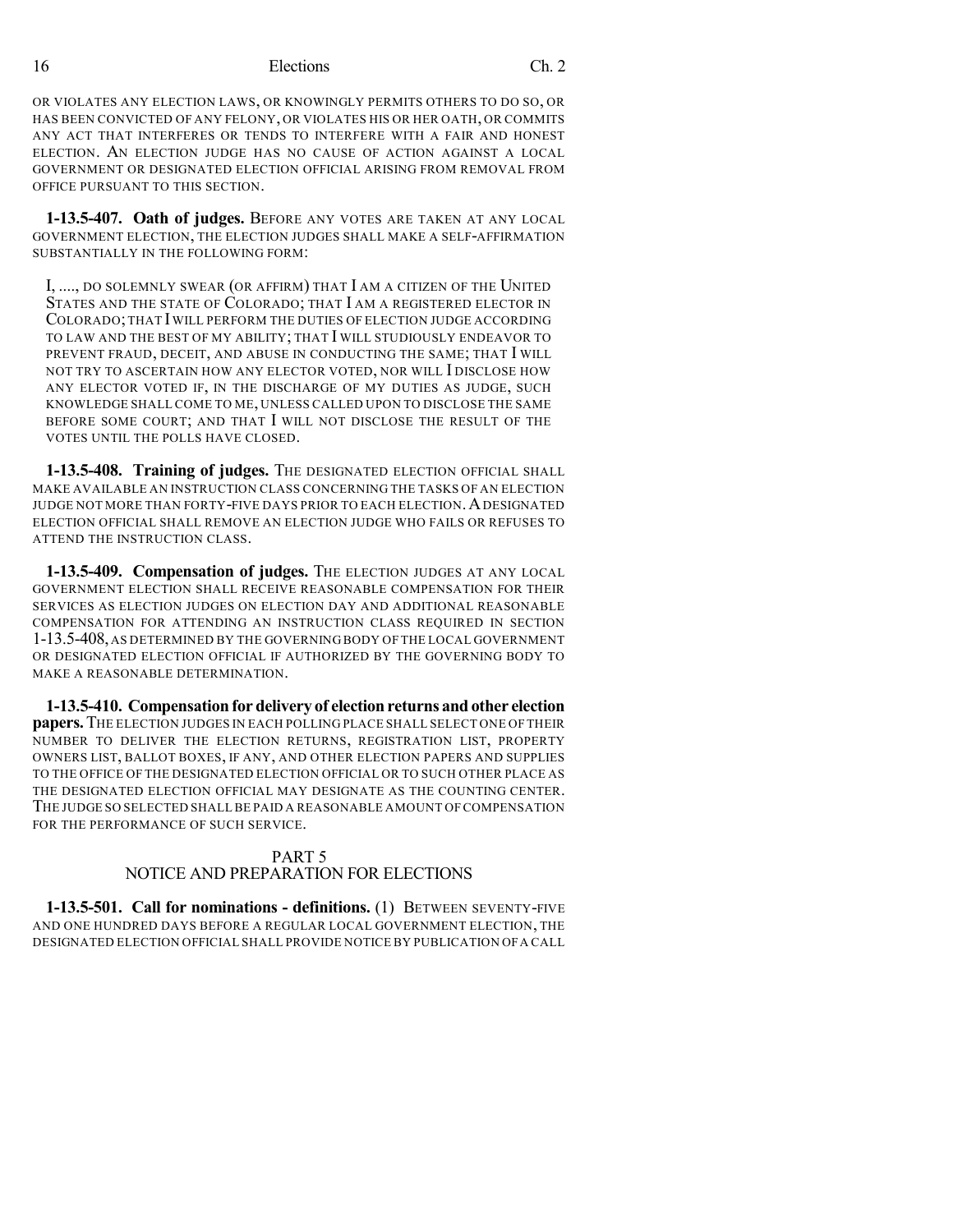OR VIOLATES ANY ELECTION LAWS, OR KNOWINGLY PERMITS OTHERS TO DO SO, OR HAS BEEN CONVICTED OF ANY FELONY, OR VIOLATES HIS OR HER OATH, OR COMMITS ANY ACT THAT INTERFERES OR TENDS TO INTERFERE WITH A FAIR AND HONEST ELECTION. AN ELECTION JUDGE HAS NO CAUSE OF ACTION AGAINST A LOCAL GOVERNMENT OR DESIGNATED ELECTION OFFICIAL ARISING FROM REMOVAL FROM OFFICE PURSUANT TO THIS SECTION.

**1-13.5-407. Oath of judges.** BEFORE ANY VOTES ARE TAKEN AT ANY LOCAL GOVERNMENT ELECTION, THE ELECTION JUDGES SHALL MAKE A SELF-AFFIRMATION SUBSTANTIALLY IN THE FOLLOWING FORM:

I, ...., DO SOLEMNLY SWEAR (OR AFFIRM) THAT I AM A CITIZEN OF THE UNITED STATES AND THE STATE OF COLORADO; THAT I AM A REGISTERED ELECTOR IN COLORADO; THAT I WILL PERFORM THE DUTIES OF ELECTION JUDGE ACCORDING TO LAW AND THE BEST OF MY ABILITY; THAT I WILL STUDIOUSLY ENDEAVOR TO PREVENT FRAUD, DECEIT, AND ABUSE IN CONDUCTING THE SAME; THAT I WILL NOT TRY TO ASCERTAIN HOW ANY ELECTOR VOTED, NOR WILL I DISCLOSE HOW ANY ELECTOR VOTED IF, IN THE DISCHARGE OF MY DUTIES AS JUDGE, SUCH KNOWLEDGE SHALL COME TO ME, UNLESS CALLED UPON TO DISCLOSE THE SAME BEFORE SOME COURT; AND THAT I WILL NOT DISCLOSE THE RESULT OF THE VOTES UNTIL THE POLLS HAVE CLOSED.

**1-13.5-408. Training of judges.** THE DESIGNATED ELECTION OFFICIAL SHALL MAKE AVAILABLE AN INSTRUCTION CLASS CONCERNING THE TASKS OF AN ELECTION JUDGE NOT MORE THAN FORTY-FIVE DAYS PRIOR TO EACH ELECTION. A DESIGNATED ELECTION OFFICIAL SHALL REMOVE AN ELECTION JUDGE WHO FAILS OR REFUSES TO ATTEND THE INSTRUCTION CLASS.

**1-13.5-409. Compensation of judges.** THE ELECTION JUDGES AT ANY LOCAL GOVERNMENT ELECTION SHALL RECEIVE REASONABLE COMPENSATION FOR THEIR SERVICES AS ELECTION JUDGES ON ELECTION DAY AND ADDITIONAL REASONABLE COMPENSATION FOR ATTENDING AN INSTRUCTION CLASS REQUIRED IN SECTION 1-13.5-408, AS DETERMINED BY THE GOVERNING BODY OF THE LOCAL GOVERNMENT OR DESIGNATED ELECTION OFFICIAL IF AUTHORIZED BY THE GOVERNING BODY TO MAKE A REASONABLE DETERMINATION.

**1-13.5-410. Compensation for delivery of election returns and other election papers.** THE ELECTION JUDGES IN EACH POLLING PLACE SHALL SELECT ONE OF THEIR NUMBER TO DELIVER THE ELECTION RETURNS, REGISTRATION LIST, PROPERTY OWNERS LIST, BALLOT BOXES, IF ANY, AND OTHER ELECTION PAPERS AND SUPPLIES TO THE OFFICE OF THE DESIGNATED ELECTION OFFICIAL OR TO SUCH OTHER PLACE AS THE DESIGNATED ELECTION OFFICIAL MAY DESIGNATE AS THE COUNTING CENTER. THE JUDGE SO SELECTED SHALL BE PAID A REASONABLE AMOUNT OF COMPENSATION FOR THE PERFORMANCE OF SUCH SERVICE.

## PART 5
## NOTICE AND PREPARATION FOR ELECTIONS

**1-13.5-501. Call for nominations - definitions.** (1) BETWEEN SEVENTY-FIVE AND ONE HUNDRED DAYS BEFORE A REGULAR LOCAL GOVERNMENT ELECTION, THE DESIGNATED ELECTION OFFICIAL SHALL PROVIDE NOTICE BY PUBLICATION OF A CALL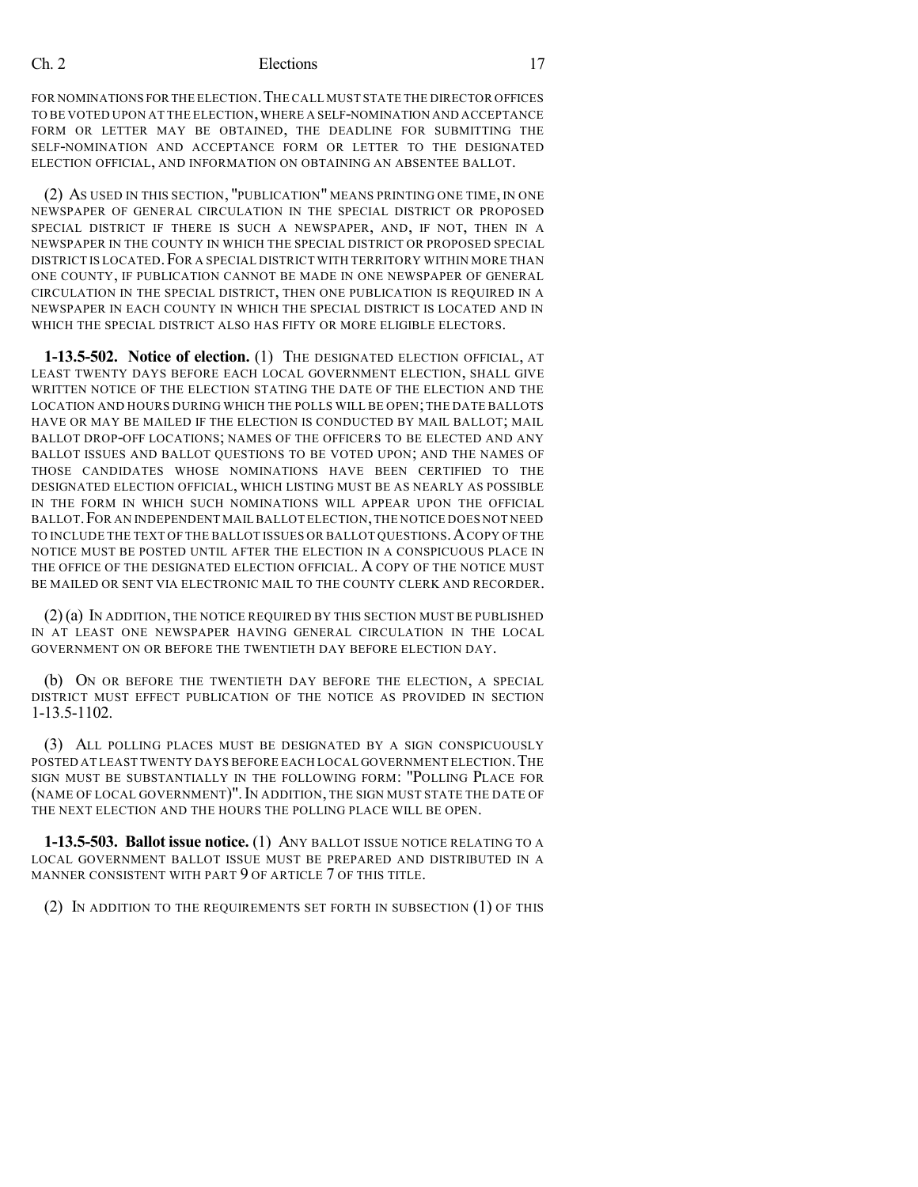FOR NOMINATIONS FOR THE ELECTION. THE CALL MUST STATE THE DIRECTOR OFFICES TO BE VOTED UPON AT THE ELECTION, WHERE A SELF-NOMINATION AND ACCEPTANCE FORM OR LETTER MAY BE OBTAINED, THE DEADLINE FOR SUBMITTING THE SELF-NOMINATION AND ACCEPTANCE FORM OR LETTER TO THE DESIGNATED ELECTION OFFICIAL, AND INFORMATION ON OBTAINING AN ABSENTEE BALLOT.

(2) AS USED IN THIS SECTION, "PUBLICATION" MEANS PRINTING ONE TIME, IN ONE NEWSPAPER OF GENERAL CIRCULATION IN THE SPECIAL DISTRICT OR PROPOSED SPECIAL DISTRICT IF THERE IS SUCH A NEWSPAPER, AND, IF NOT, THEN IN A NEWSPAPER IN THE COUNTY IN WHICH THE SPECIAL DISTRICT OR PROPOSED SPECIAL DISTRICT IS LOCATED. FOR A SPECIAL DISTRICT WITH TERRITORY WITHIN MORE THAN ONE COUNTY, IF PUBLICATION CANNOT BE MADE IN ONE NEWSPAPER OF GENERAL CIRCULATION IN THE SPECIAL DISTRICT, THEN ONE PUBLICATION IS REQUIRED IN A NEWSPAPER IN EACH COUNTY IN WHICH THE SPECIAL DISTRICT IS LOCATED AND IN WHICH THE SPECIAL DISTRICT ALSO HAS FIFTY OR MORE ELIGIBLE ELECTORS.

**1-13.5-502. Notice of election.** (1) THE DESIGNATED ELECTION OFFICIAL, AT LEAST TWENTY DAYS BEFORE EACH LOCAL GOVERNMENT ELECTION, SHALL GIVE WRITTEN NOTICE OF THE ELECTION STATING THE DATE OF THE ELECTION AND THE LOCATION AND HOURS DURING WHICH THE POLLS WILL BE OPEN; THE DATE BALLOTS HAVE OR MAY BE MAILED IF THE ELECTION IS CONDUCTED BY MAIL BALLOT; MAIL BALLOT DROP-OFF LOCATIONS; NAMES OF THE OFFICERS TO BE ELECTED AND ANY BALLOT ISSUES AND BALLOT QUESTIONS TO BE VOTED UPON; AND THE NAMES OF THOSE CANDIDATES WHOSE NOMINATIONS HAVE BEEN CERTIFIED TO THE DESIGNATED ELECTION OFFICIAL, WHICH LISTING MUST BE AS NEARLY AS POSSIBLE IN THE FORM IN WHICH SUCH NOMINATIONS WILL APPEAR UPON THE OFFICIAL BALLOT. FOR AN INDEPENDENT MAIL BALLOT ELECTION, THE NOTICE DOES NOT NEED TO INCLUDE THE TEXT OF THE BALLOT ISSUES OR BALLOT QUESTIONS. A COPY OF THE NOTICE MUST BE POSTED UNTIL AFTER THE ELECTION IN A CONSPICUOUS PLACE IN THE OFFICE OF THE DESIGNATED ELECTION OFFICIAL. A COPY OF THE NOTICE MUST BE MAILED OR SENT VIA ELECTRONIC MAIL TO THE COUNTY CLERK AND RECORDER.

(2) (a) IN ADDITION, THE NOTICE REQUIRED BY THIS SECTION MUST BE PUBLISHED IN AT LEAST ONE NEWSPAPER HAVING GENERAL CIRCULATION IN THE LOCAL GOVERNMENT ON OR BEFORE THE TWENTIETH DAY BEFORE ELECTION DAY.

(b) ON OR BEFORE THE TWENTIETH DAY BEFORE THE ELECTION, A SPECIAL DISTRICT MUST EFFECT PUBLICATION OF THE NOTICE AS PROVIDED IN SECTION 1-13.5-1102.

(3) ALL POLLING PLACES MUST BE DESIGNATED BY A SIGN CONSPICUOUSLY POSTED AT LEAST TWENTY DAYS BEFORE EACH LOCAL GOVERNMENT ELECTION. THE SIGN MUST BE SUBSTANTIALLY IN THE FOLLOWING FORM: "POLLING PLACE FOR (NAME OF LOCAL GOVERNMENT)". IN ADDITION, THE SIGN MUST STATE THE DATE OF THE NEXT ELECTION AND THE HOURS THE POLLING PLACE WILL BE OPEN.

**1-13.5-503. Ballot issue notice.** (1) ANY BALLOT ISSUE NOTICE RELATING TO A LOCAL GOVERNMENT BALLOT ISSUE MUST BE PREPARED AND DISTRIBUTED IN A MANNER CONSISTENT WITH PART 9 OF ARTICLE 7 OF THIS TITLE.

(2) IN ADDITION TO THE REQUIREMENTS SET FORTH IN SUBSECTION (1) OF THIS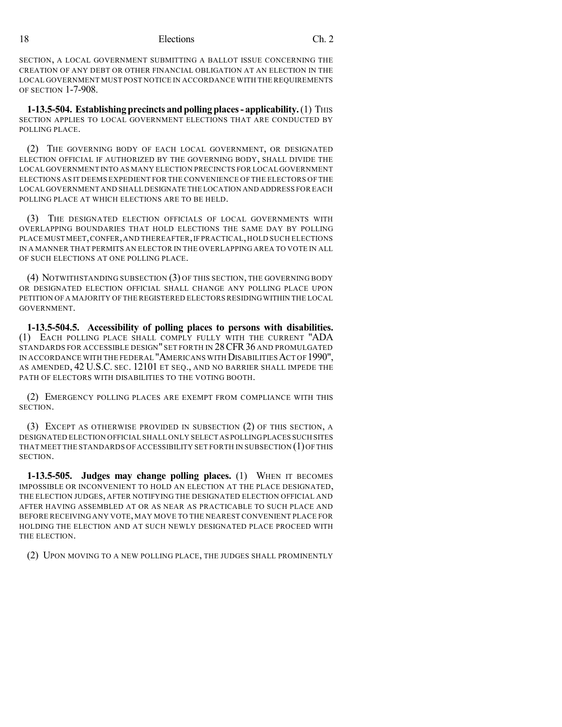SECTION, A LOCAL GOVERNMENT SUBMITTING A BALLOT ISSUE CONCERNING THE CREATION OF ANY DEBT OR OTHER FINANCIAL OBLIGATION AT AN ELECTION IN THE LOCAL GOVERNMENT MUST POST NOTICE IN ACCORDANCE WITH THE REQUIREMENTS OF SECTION 1-7-908.

**1-13.5-504. Establishing precincts and polling places - applicability.** (1) THIS SECTION APPLIES TO LOCAL GOVERNMENT ELECTIONS THAT ARE CONDUCTED BY POLLING PLACE.

(2) THE GOVERNING BODY OF EACH LOCAL GOVERNMENT, OR DESIGNATED ELECTION OFFICIAL IF AUTHORIZED BY THE GOVERNING BODY, SHALL DIVIDE THE LOCAL GOVERNMENT INTO AS MANY ELECTION PRECINCTS FOR LOCAL GOVERNMENT ELECTIONS AS IT DEEMS EXPEDIENT FOR THE CONVENIENCE OF THE ELECTORS OF THE LOCAL GOVERNMENT AND SHALL DESIGNATE THE LOCATION AND ADDRESS FOR EACH POLLING PLACE AT WHICH ELECTIONS ARE TO BE HELD.

(3) THE DESIGNATED ELECTION OFFICIALS OF LOCAL GOVERNMENTS WITH OVERLAPPING BOUNDARIES THAT HOLD ELECTIONS THE SAME DAY BY POLLING PLACE MUST MEET, CONFER, AND THEREAFTER, IF PRACTICAL, HOLD SUCH ELECTIONS IN A MANNER THAT PERMITS AN ELECTOR IN THE OVERLAPPING AREA TO VOTE IN ALL OF SUCH ELECTIONS AT ONE POLLING PLACE.

(4) NOTWITHSTANDING SUBSECTION (3) OF THIS SECTION, THE GOVERNING BODY OR DESIGNATED ELECTION OFFICIAL SHALL CHANGE ANY POLLING PLACE UPON PETITION OF A MAJORITY OF THE REGISTERED ELECTORS RESIDING WITHIN THE LOCAL GOVERNMENT.

**1-13.5-504.5. Accessibility of polling places to persons with disabilities.** (1) EACH POLLING PLACE SHALL COMPLY FULLY WITH THE CURRENT "ADA STANDARDS FOR ACCESSIBLE DESIGN" SET FORTH IN 28 CFR 36 AND PROMULGATED IN ACCORDANCE WITH THE FEDERAL "AMERICANS WITH DISABILITIES ACT OF 1990", AS AMENDED, 42 U.S.C. SEC. 12101 ET SEQ., AND NO BARRIER SHALL IMPEDE THE PATH OF ELECTORS WITH DISABILITIES TO THE VOTING BOOTH.

(2) EMERGENCY POLLING PLACES ARE EXEMPT FROM COMPLIANCE WITH THIS SECTION.

(3) EXCEPT AS OTHERWISE PROVIDED IN SUBSECTION (2) OF THIS SECTION, A DESIGNATED ELECTION OFFICIAL SHALL ONLY SELECT AS POLLING PLACES SUCH SITES THAT MEET THE STANDARDS OF ACCESSIBILITY SET FORTH IN SUBSECTION (1) OF THIS SECTION.

**1-13.5-505. Judges may change polling places.** (1) WHEN IT BECOMES IMPOSSIBLE OR INCONVENIENT TO HOLD AN ELECTION AT THE PLACE DESIGNATED, THE ELECTION JUDGES, AFTER NOTIFYING THE DESIGNATED ELECTION OFFICIAL AND AFTER HAVING ASSEMBLED AT OR AS NEAR AS PRACTICABLE TO SUCH PLACE AND BEFORE RECEIVING ANY VOTE, MAY MOVE TO THE NEAREST CONVENIENT PLACE FOR HOLDING THE ELECTION AND AT SUCH NEWLY DESIGNATED PLACE PROCEED WITH THE ELECTION.

(2) UPON MOVING TO A NEW POLLING PLACE, THE JUDGES SHALL PROMINENTLY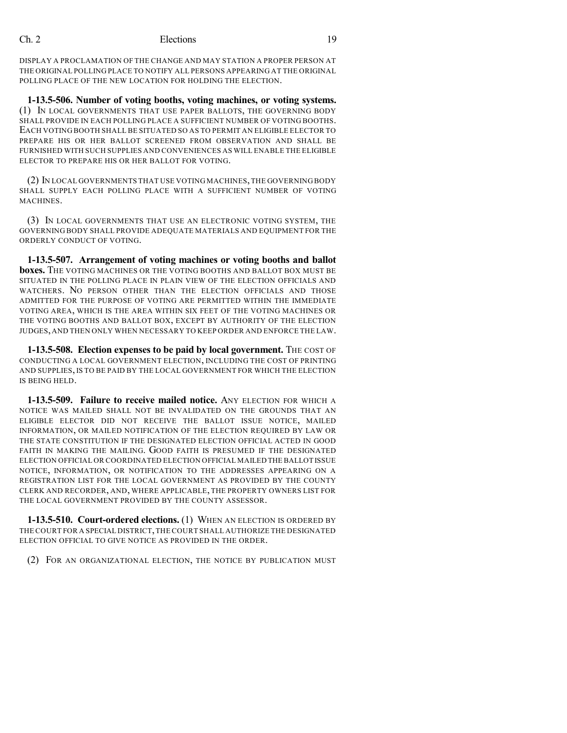DISPLAY A PROCLAMATION OF THE CHANGE AND MAY STATION A PROPER PERSON AT THE ORIGINAL POLLING PLACE TO NOTIFY ALL PERSONS APPEARING AT THE ORIGINAL POLLING PLACE OF THE NEW LOCATION FOR HOLDING THE ELECTION.

**1-13.5-506. Number of voting booths, voting machines, or voting systems.** (1) IN LOCAL GOVERNMENTS THAT USE PAPER BALLOTS, THE GOVERNING BODY SHALL PROVIDE IN EACH POLLING PLACE A SUFFICIENT NUMBER OF VOTING BOOTHS. EACH VOTING BOOTH SHALL BE SITUATED SO AS TO PERMIT AN ELIGIBLE ELECTOR TO PREPARE HIS OR HER BALLOT SCREENED FROM OBSERVATION AND SHALL BE FURNISHED WITH SUCH SUPPLIES AND CONVENIENCES AS WILL ENABLE THE ELIGIBLE ELECTOR TO PREPARE HIS OR HER BALLOT FOR VOTING.

(2) IN LOCAL GOVERNMENTS THAT USE VOTING MACHINES, THE GOVERNING BODY SHALL SUPPLY EACH POLLING PLACE WITH A SUFFICIENT NUMBER OF VOTING MACHINES.

(3) IN LOCAL GOVERNMENTS THAT USE AN ELECTRONIC VOTING SYSTEM, THE GOVERNING BODY SHALL PROVIDE ADEQUATE MATERIALS AND EQUIPMENT FOR THE ORDERLY CONDUCT OF VOTING.

**1-13.5-507. Arrangement of voting machines or voting booths and ballot boxes.** THE VOTING MACHINES OR THE VOTING BOOTHS AND BALLOT BOX MUST BE SITUATED IN THE POLLING PLACE IN PLAIN VIEW OF THE ELECTION OFFICIALS AND WATCHERS. NO PERSON OTHER THAN THE ELECTION OFFICIALS AND THOSE ADMITTED FOR THE PURPOSE OF VOTING ARE PERMITTED WITHIN THE IMMEDIATE VOTING AREA, WHICH IS THE AREA WITHIN SIX FEET OF THE VOTING MACHINES OR THE VOTING BOOTHS AND BALLOT BOX, EXCEPT BY AUTHORITY OF THE ELECTION JUDGES, AND THEN ONLY WHEN NECESSARY TO KEEP ORDER AND ENFORCE THE LAW.

**1-13.5-508. Election expenses to be paid by local government.** THE COST OF CONDUCTING A LOCAL GOVERNMENT ELECTION, INCLUDING THE COST OF PRINTING AND SUPPLIES, IS TO BE PAID BY THE LOCAL GOVERNMENT FOR WHICH THE ELECTION IS BEING HELD.

**1-13.5-509. Failure to receive mailed notice.** ANY ELECTION FOR WHICH A NOTICE WAS MAILED SHALL NOT BE INVALIDATED ON THE GROUNDS THAT AN ELIGIBLE ELECTOR DID NOT RECEIVE THE BALLOT ISSUE NOTICE, MAILED INFORMATION, OR MAILED NOTIFICATION OF THE ELECTION REQUIRED BY LAW OR THE STATE CONSTITUTION IF THE DESIGNATED ELECTION OFFICIAL ACTED IN GOOD FAITH IN MAKING THE MAILING. GOOD FAITH IS PRESUMED IF THE DESIGNATED ELECTION OFFICIAL OR COORDINATED ELECTION OFFICIAL MAILED THE BALLOT ISSUE NOTICE, INFORMATION, OR NOTIFICATION TO THE ADDRESSES APPEARING ON A REGISTRATION LIST FOR THE LOCAL GOVERNMENT AS PROVIDED BY THE COUNTY CLERK AND RECORDER, AND, WHERE APPLICABLE, THE PROPERTY OWNERS LIST FOR THE LOCAL GOVERNMENT PROVIDED BY THE COUNTY ASSESSOR.

**1-13.5-510. Court-ordered elections.** (1) WHEN AN ELECTION IS ORDERED BY THE COURT FOR A SPECIAL DISTRICT, THE COURT SHALL AUTHORIZE THE DESIGNATED ELECTION OFFICIAL TO GIVE NOTICE AS PROVIDED IN THE ORDER.

(2) FOR AN ORGANIZATIONAL ELECTION, THE NOTICE BY PUBLICATION MUST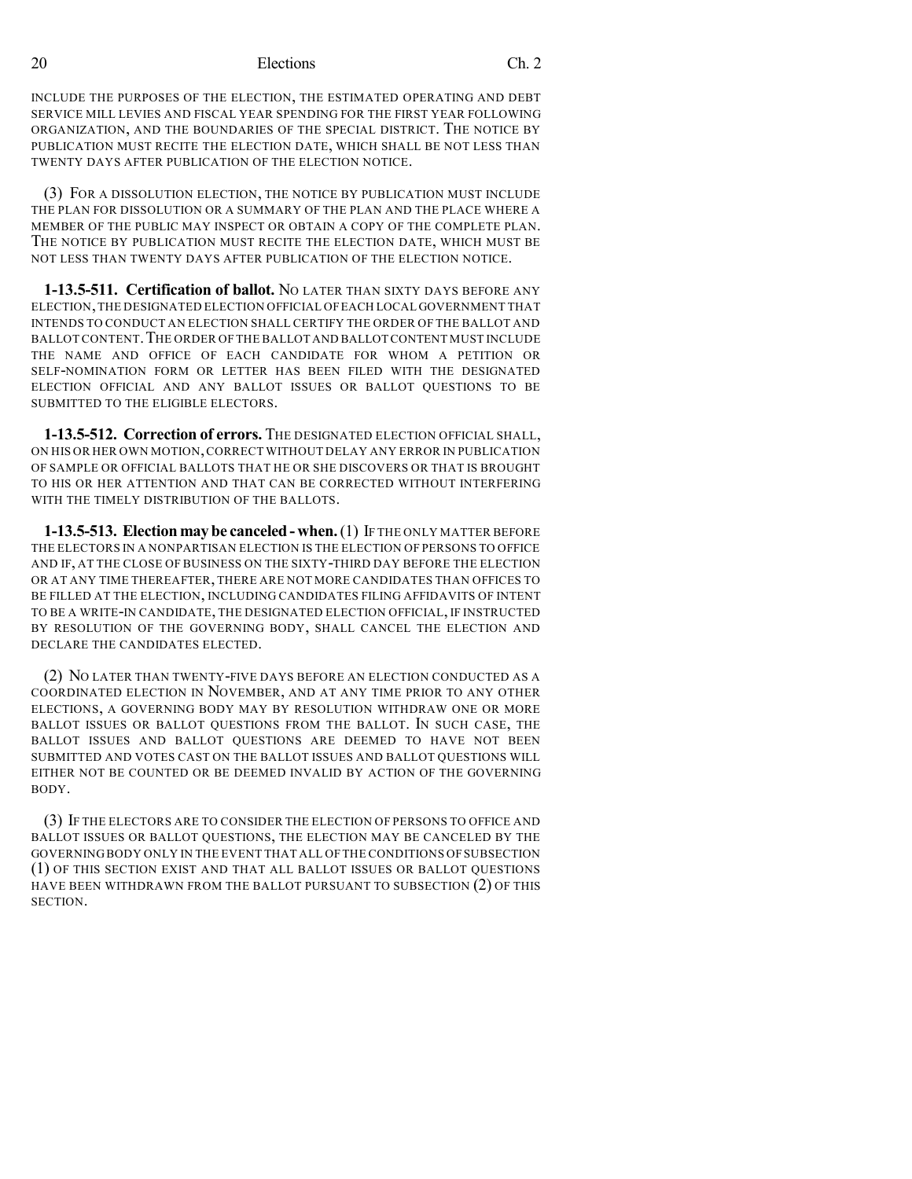INCLUDE THE PURPOSES OF THE ELECTION, THE ESTIMATED OPERATING AND DEBT SERVICE MILL LEVIES AND FISCAL YEAR SPENDING FOR THE FIRST YEAR FOLLOWING ORGANIZATION, AND THE BOUNDARIES OF THE SPECIAL DISTRICT. THE NOTICE BY PUBLICATION MUST RECITE THE ELECTION DATE, WHICH SHALL BE NOT LESS THAN TWENTY DAYS AFTER PUBLICATION OF THE ELECTION NOTICE.

(3) FOR A DISSOLUTION ELECTION, THE NOTICE BY PUBLICATION MUST INCLUDE THE PLAN FOR DISSOLUTION OR A SUMMARY OF THE PLAN AND THE PLACE WHERE A MEMBER OF THE PUBLIC MAY INSPECT OR OBTAIN A COPY OF THE COMPLETE PLAN. THE NOTICE BY PUBLICATION MUST RECITE THE ELECTION DATE, WHICH MUST BE NOT LESS THAN TWENTY DAYS AFTER PUBLICATION OF THE ELECTION NOTICE.

**1-13.5-511. Certification of ballot.** NO LATER THAN SIXTY DAYS BEFORE ANY ELECTION, THE DESIGNATED ELECTION OFFICIAL OF EACH LOCAL GOVERNMENT THAT INTENDS TO CONDUCT AN ELECTION SHALL CERTIFY THE ORDER OF THE BALLOT AND BALLOT CONTENT. THE ORDER OF THE BALLOT AND BALLOT CONTENT MUST INCLUDE THE NAME AND OFFICE OF EACH CANDIDATE FOR WHOM A PETITION OR SELF-NOMINATION FORM OR LETTER HAS BEEN FILED WITH THE DESIGNATED ELECTION OFFICIAL AND ANY BALLOT ISSUES OR BALLOT QUESTIONS TO BE SUBMITTED TO THE ELIGIBLE ELECTORS.

**1-13.5-512. Correction of errors.** THE DESIGNATED ELECTION OFFICIAL SHALL, ON HIS OR HER OWN MOTION, CORRECT WITHOUT DELAY ANY ERROR IN PUBLICATION OF SAMPLE OR OFFICIAL BALLOTS THAT HE OR SHE DISCOVERS OR THAT IS BROUGHT TO HIS OR HER ATTENTION AND THAT CAN BE CORRECTED WITHOUT INTERFERING WITH THE TIMELY DISTRIBUTION OF THE BALLOTS.

**1-13.5-513. Election may be canceled - when.** (1) IF THE ONLY MATTER BEFORE THE ELECTORS IN A NONPARTISAN ELECTION IS THE ELECTION OF PERSONS TO OFFICE AND IF, AT THE CLOSE OF BUSINESS ON THE SIXTY-THIRD DAY BEFORE THE ELECTION OR AT ANY TIME THEREAFTER, THERE ARE NOT MORE CANDIDATES THAN OFFICES TO BE FILLED AT THE ELECTION, INCLUDING CANDIDATES FILING AFFIDAVITS OF INTENT TO BE A WRITE-IN CANDIDATE, THE DESIGNATED ELECTION OFFICIAL, IF INSTRUCTED BY RESOLUTION OF THE GOVERNING BODY, SHALL CANCEL THE ELECTION AND DECLARE THE CANDIDATES ELECTED.

(2) NO LATER THAN TWENTY-FIVE DAYS BEFORE AN ELECTION CONDUCTED AS A COORDINATED ELECTION IN NOVEMBER, AND AT ANY TIME PRIOR TO ANY OTHER ELECTIONS, A GOVERNING BODY MAY BY RESOLUTION WITHDRAW ONE OR MORE BALLOT ISSUES OR BALLOT QUESTIONS FROM THE BALLOT. IN SUCH CASE, THE BALLOT ISSUES AND BALLOT QUESTIONS ARE DEEMED TO HAVE NOT BEEN SUBMITTED AND VOTES CAST ON THE BALLOT ISSUES AND BALLOT QUESTIONS WILL EITHER NOT BE COUNTED OR BE DEEMED INVALID BY ACTION OF THE GOVERNING BODY.

(3) IF THE ELECTORS ARE TO CONSIDER THE ELECTION OF PERSONS TO OFFICE AND BALLOT ISSUES OR BALLOT QUESTIONS, THE ELECTION MAY BE CANCELED BY THE GOVERNING BODY ONLY IN THE EVENT THAT ALL OF THE CONDITIONS OF SUBSECTION (1) OF THIS SECTION EXIST AND THAT ALL BALLOT ISSUES OR BALLOT QUESTIONS HAVE BEEN WITHDRAWN FROM THE BALLOT PURSUANT TO SUBSECTION (2) OF THIS SECTION.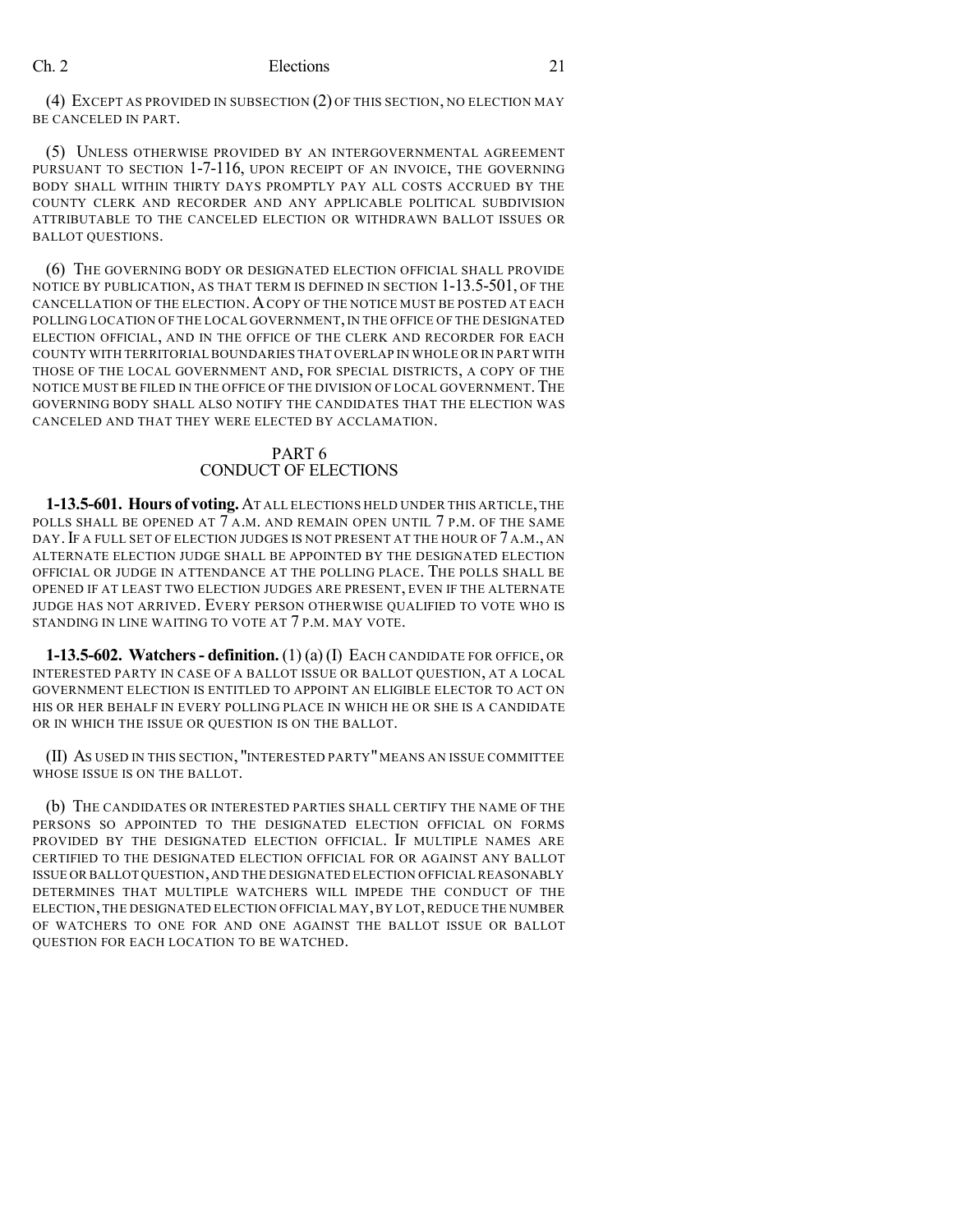(4) EXCEPT AS PROVIDED IN SUBSECTION (2) OF THIS SECTION, NO ELECTION MAY BE CANCELED IN PART.

(5) UNLESS OTHERWISE PROVIDED BY AN INTERGOVERNMENTAL AGREEMENT PURSUANT TO SECTION 1-7-116, UPON RECEIPT OF AN INVOICE, THE GOVERNING BODY SHALL WITHIN THIRTY DAYS PROMPTLY PAY ALL COSTS ACCRUED BY THE COUNTY CLERK AND RECORDER AND ANY APPLICABLE POLITICAL SUBDIVISION ATTRIBUTABLE TO THE CANCELED ELECTION OR WITHDRAWN BALLOT ISSUES OR BALLOT QUESTIONS.

(6) THE GOVERNING BODY OR DESIGNATED ELECTION OFFICIAL SHALL PROVIDE NOTICE BY PUBLICATION, AS THAT TERM IS DEFINED IN SECTION 1-13.5-501, OF THE CANCELLATION OF THE ELECTION. A COPY OF THE NOTICE MUST BE POSTED AT EACH POLLING LOCATION OF THE LOCAL GOVERNMENT, IN THE OFFICE OF THE DESIGNATED ELECTION OFFICIAL, AND IN THE OFFICE OF THE CLERK AND RECORDER FOR EACH COUNTY WITH TERRITORIAL BOUNDARIES THAT OVERLAP IN WHOLE OR IN PART WITH THOSE OF THE LOCAL GOVERNMENT AND, FOR SPECIAL DISTRICTS, A COPY OF THE NOTICE MUST BE FILED IN THE OFFICE OF THE DIVISION OF LOCAL GOVERNMENT. THE GOVERNING BODY SHALL ALSO NOTIFY THE CANDIDATES THAT THE ELECTION WAS CANCELED AND THAT THEY WERE ELECTED BY ACCLAMATION.

## PART 6
## CONDUCT OF ELECTIONS

**1-13.5-601. Hours of voting.** AT ALL ELECTIONS HELD UNDER THIS ARTICLE, THE POLLS SHALL BE OPENED AT 7 A.M. AND REMAIN OPEN UNTIL 7 P.M. OF THE SAME DAY. IF A FULL SET OF ELECTION JUDGES IS NOT PRESENT AT THE HOUR OF 7 A.M., AN ALTERNATE ELECTION JUDGE SHALL BE APPOINTED BY THE DESIGNATED ELECTION OFFICIAL OR JUDGE IN ATTENDANCE AT THE POLLING PLACE. THE POLLS SHALL BE OPENED IF AT LEAST TWO ELECTION JUDGES ARE PRESENT, EVEN IF THE ALTERNATE JUDGE HAS NOT ARRIVED. EVERY PERSON OTHERWISE QUALIFIED TO VOTE WHO IS STANDING IN LINE WAITING TO VOTE AT 7 P.M. MAY VOTE.

**1-13.5-602. Watchers - definition.** (1) (a) (I) EACH CANDIDATE FOR OFFICE, OR INTERESTED PARTY IN CASE OF A BALLOT ISSUE OR BALLOT QUESTION, AT A LOCAL GOVERNMENT ELECTION IS ENTITLED TO APPOINT AN ELIGIBLE ELECTOR TO ACT ON HIS OR HER BEHALF IN EVERY POLLING PLACE IN WHICH HE OR SHE IS A CANDIDATE OR IN WHICH THE ISSUE OR QUESTION IS ON THE BALLOT.

(II) AS USED IN THIS SECTION, "INTERESTED PARTY" MEANS AN ISSUE COMMITTEE WHOSE ISSUE IS ON THE BALLOT.

(b) THE CANDIDATES OR INTERESTED PARTIES SHALL CERTIFY THE NAME OF THE PERSONS SO APPOINTED TO THE DESIGNATED ELECTION OFFICIAL ON FORMS PROVIDED BY THE DESIGNATED ELECTION OFFICIAL. IF MULTIPLE NAMES ARE CERTIFIED TO THE DESIGNATED ELECTION OFFICIAL FOR OR AGAINST ANY BALLOT ISSUE OR BALLOT QUESTION, AND THE DESIGNATED ELECTION OFFICIAL REASONABLY DETERMINES THAT MULTIPLE WATCHERS WILL IMPEDE THE CONDUCT OF THE ELECTION, THE DESIGNATED ELECTION OFFICIAL MAY, BY LOT, REDUCE THE NUMBER OF WATCHERS TO ONE FOR AND ONE AGAINST THE BALLOT ISSUE OR BALLOT QUESTION FOR EACH LOCATION TO BE WATCHED.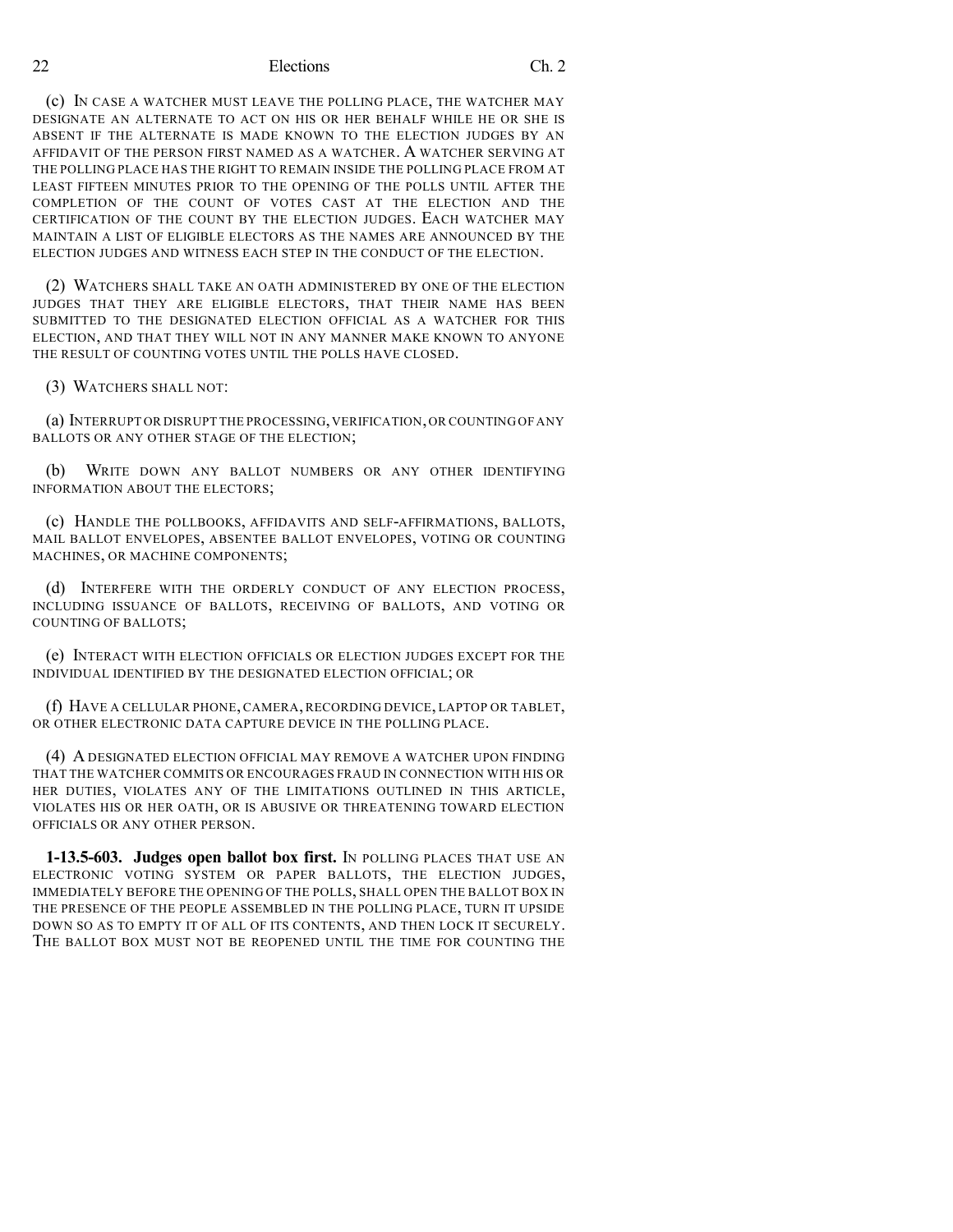(c) In case a watcher must leave the polling place, the watcher may designate an alternate to act on his or her behalf while he or she is absent if the alternate is made known to the election judges by an affidavit of the person first named as a watcher. A watcher serving at the polling place has the right to remain inside the polling place from at least fifteen minutes prior to the opening of the polls until after the completion of the count of votes cast at the election and the certification of the count by the election judges. Each watcher may maintain a list of eligible electors as the names are announced by the election judges and witness each step in the conduct of the election.

(2) Watchers shall take an oath administered by one of the election judges that they are eligible electors, that their name has been submitted to the designated election official as a watcher for this election, and that they will not in any manner make known to anyone the result of counting votes until the polls have closed.

(3) Watchers shall not:

(a) Interrupt or disrupt the processing, verification, or counting of any ballots or any other stage of the election;

(b) Write down any ballot numbers or any other identifying information about the electors;

(c) Handle the pollbooks, affidavits and self-affirmations, ballots, mail ballot envelopes, absentee ballot envelopes, voting or counting machines, or machine components;

(d) Interfere with the orderly conduct of any election process, including issuance of ballots, receiving of ballots, and voting or counting of ballots;

(e) Interact with election officials or election judges except for the individual identified by the designated election official; or

(f) Have a cellular phone, camera, recording device, laptop or tablet, or other electronic data capture device in the polling place.

(4) A designated election official may remove a watcher upon finding that the watcher commits or encourages fraud in connection with his or her duties, violates any of the limitations outlined in this article, violates his or her oath, or is abusive or threatening toward election officials or any other person.

**1-13.5-603. Judges open ballot box first.** In polling places that use an electronic voting system or paper ballots, the election judges, immediately before the opening of the polls, shall open the ballot box in the presence of the people assembled in the polling place, turn it upside down so as to empty it of all of its contents, and then lock it securely. The ballot box must not be reopened until the time for counting the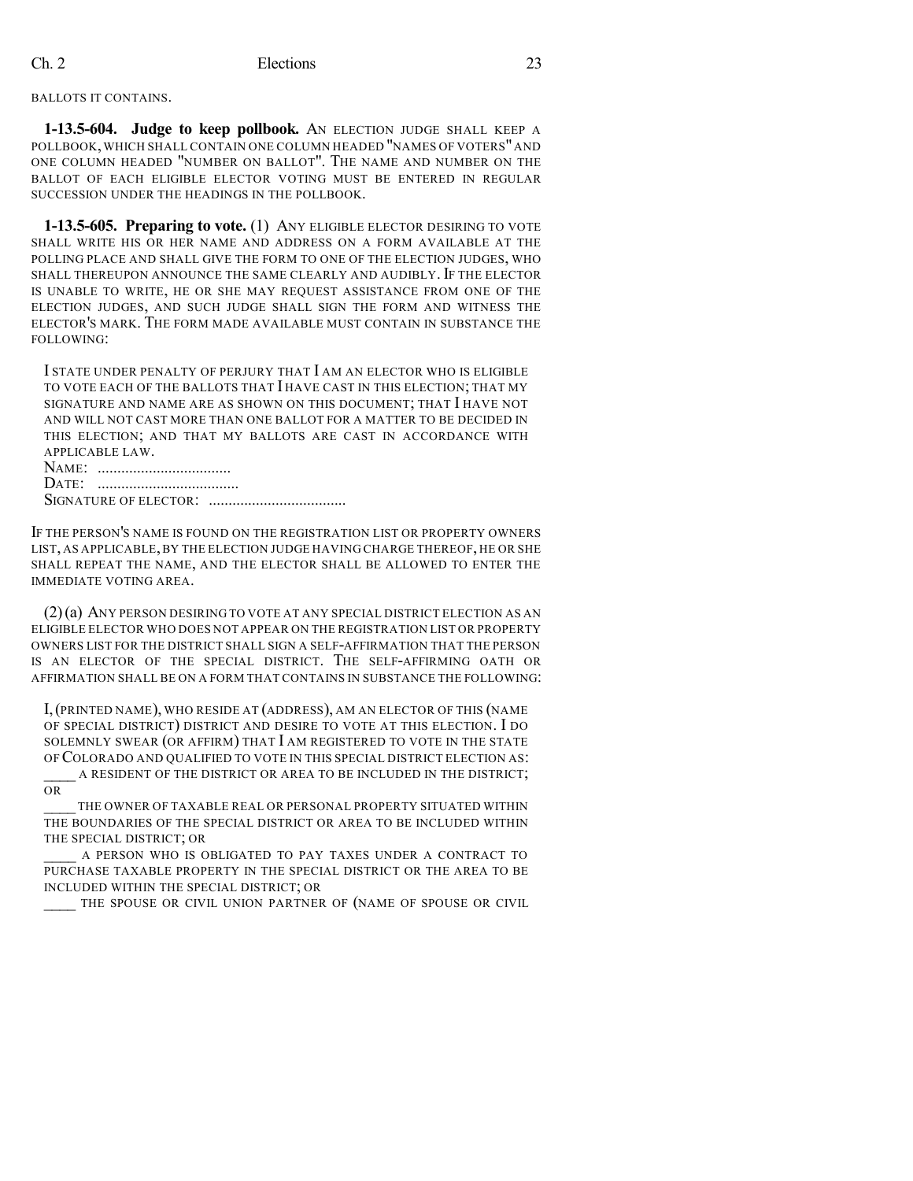BALLOTS IT CONTAINS.

**1-13.5-604. Judge to keep pollbook.** AN ELECTION JUDGE SHALL KEEP A POLLBOOK, WHICH SHALL CONTAIN ONE COLUMN HEADED "NAMES OF VOTERS" AND ONE COLUMN HEADED "NUMBER ON BALLOT". THE NAME AND NUMBER ON THE BALLOT OF EACH ELIGIBLE ELECTOR VOTING MUST BE ENTERED IN REGULAR SUCCESSION UNDER THE HEADINGS IN THE POLLBOOK.

**1-13.5-605. Preparing to vote.** (1) ANY ELIGIBLE ELECTOR DESIRING TO VOTE SHALL WRITE HIS OR HER NAME AND ADDRESS ON A FORM AVAILABLE AT THE POLLING PLACE AND SHALL GIVE THE FORM TO ONE OF THE ELECTION JUDGES, WHO SHALL THEREUPON ANNOUNCE THE SAME CLEARLY AND AUDIBLY. IF THE ELECTOR IS UNABLE TO WRITE, HE OR SHE MAY REQUEST ASSISTANCE FROM ONE OF THE ELECTION JUDGES, AND SUCH JUDGE SHALL SIGN THE FORM AND WITNESS THE ELECTOR'S MARK. THE FORM MADE AVAILABLE MUST CONTAIN IN SUBSTANCE THE FOLLOWING:

I STATE UNDER PENALTY OF PERJURY THAT I AM AN ELECTOR WHO IS ELIGIBLE TO VOTE EACH OF THE BALLOTS THAT I HAVE CAST IN THIS ELECTION; THAT MY SIGNATURE AND NAME ARE AS SHOWN ON THIS DOCUMENT; THAT I HAVE NOT AND WILL NOT CAST MORE THAN ONE BALLOT FOR A MATTER TO BE DECIDED IN THIS ELECTION; AND THAT MY BALLOTS ARE CAST IN ACCORDANCE WITH APPLICABLE LAW.
NAME: ..................................
DATE: ..................................
SIGNATURE OF ELECTOR: ..................................

IF THE PERSON'S NAME IS FOUND ON THE REGISTRATION LIST OR PROPERTY OWNERS LIST, AS APPLICABLE, BY THE ELECTION JUDGE HAVING CHARGE THEREOF, HE OR SHE SHALL REPEAT THE NAME, AND THE ELECTOR SHALL BE ALLOWED TO ENTER THE IMMEDIATE VOTING AREA.

(2)(a) ANY PERSON DESIRING TO VOTE AT ANY SPECIAL DISTRICT ELECTION AS AN ELIGIBLE ELECTOR WHO DOES NOT APPEAR ON THE REGISTRATION LIST OR PROPERTY OWNERS LIST FOR THE DISTRICT SHALL SIGN A SELF-AFFIRMATION THAT THE PERSON IS AN ELECTOR OF THE SPECIAL DISTRICT. THE SELF-AFFIRMING OATH OR AFFIRMATION SHALL BE ON A FORM THAT CONTAINS IN SUBSTANCE THE FOLLOWING:

I, (PRINTED NAME), WHO RESIDE AT (ADDRESS), AM AN ELECTOR OF THIS (NAME OF SPECIAL DISTRICT) DISTRICT AND DESIRE TO VOTE AT THIS ELECTION. I DO SOLEMNLY SWEAR (OR AFFIRM) THAT I AM REGISTERED TO VOTE IN THE STATE OF COLORADO AND QUALIFIED TO VOTE IN THIS SPECIAL DISTRICT ELECTION AS:

____ A RESIDENT OF THE DISTRICT OR AREA TO BE INCLUDED IN THE DISTRICT; OR

____ THE OWNER OF TAXABLE REAL OR PERSONAL PROPERTY SITUATED WITHIN THE BOUNDARIES OF THE SPECIAL DISTRICT OR AREA TO BE INCLUDED WITHIN THE SPECIAL DISTRICT; OR

____ A PERSON WHO IS OBLIGATED TO PAY TAXES UNDER A CONTRACT TO PURCHASE TAXABLE PROPERTY IN THE SPECIAL DISTRICT OR THE AREA TO BE INCLUDED WITHIN THE SPECIAL DISTRICT; OR

____ THE SPOUSE OR CIVIL UNION PARTNER OF (NAME OF SPOUSE OR CIVIL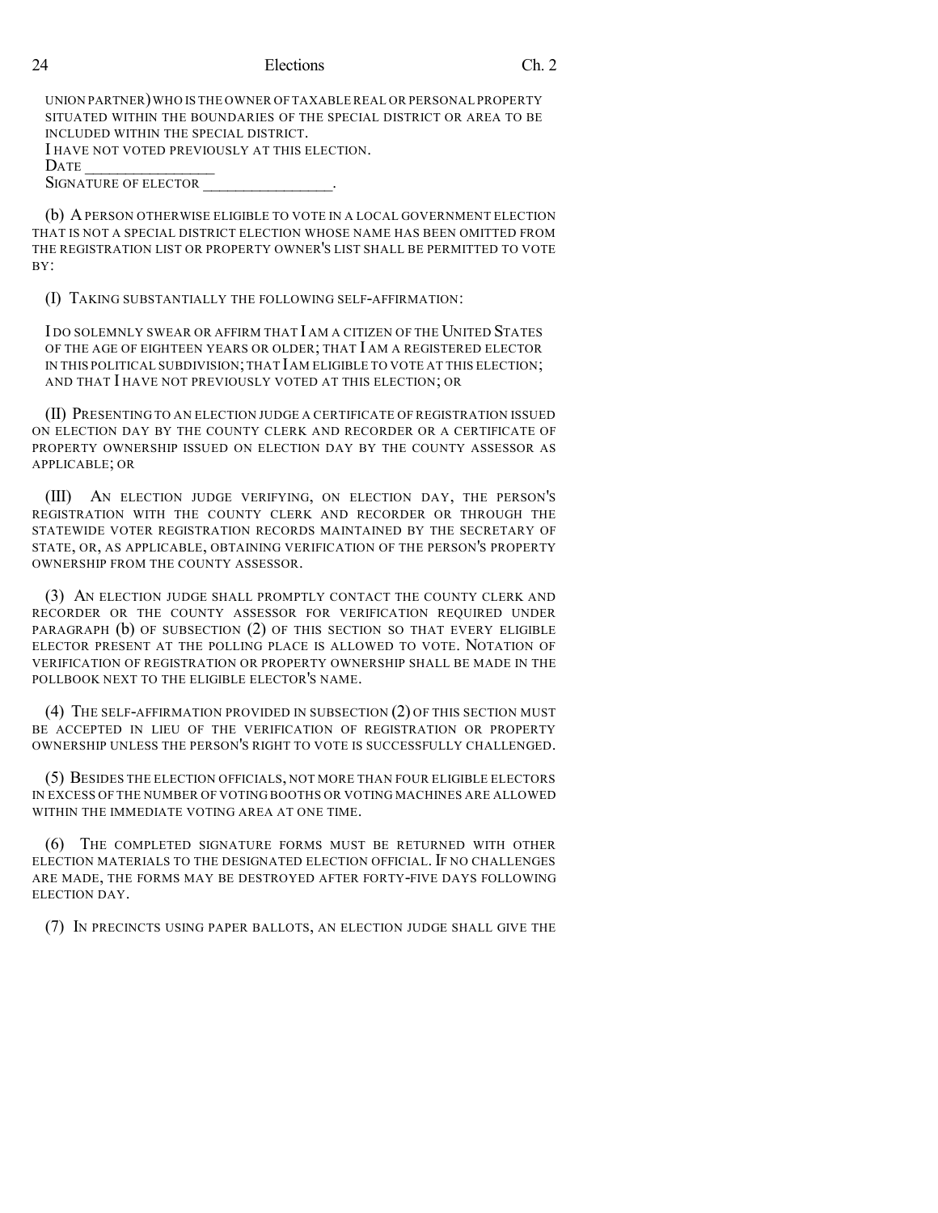UNION PARTNER) WHO IS THE OWNER OF TAXABLE REAL OR PERSONAL PROPERTY SITUATED WITHIN THE BOUNDARIES OF THE SPECIAL DISTRICT OR AREA TO BE INCLUDED WITHIN THE SPECIAL DISTRICT.

I HAVE NOT VOTED PREVIOUSLY AT THIS ELECTION.

DATE ________________

SIGNATURE OF ELECTOR ________________.

(b) A PERSON OTHERWISE ELIGIBLE TO VOTE IN A LOCAL GOVERNMENT ELECTION THAT IS NOT A SPECIAL DISTRICT ELECTION WHOSE NAME HAS BEEN OMITTED FROM THE REGISTRATION LIST OR PROPERTY OWNER'S LIST SHALL BE PERMITTED TO VOTE BY:

(I) TAKING SUBSTANTIALLY THE FOLLOWING SELF-AFFIRMATION:

I DO SOLEMNLY SWEAR OR AFFIRM THAT I AM A CITIZEN OF THE UNITED STATES OF THE AGE OF EIGHTEEN YEARS OR OLDER; THAT I AM A REGISTERED ELECTOR IN THIS POLITICAL SUBDIVISION; THAT I AM ELIGIBLE TO VOTE AT THIS ELECTION; AND THAT I HAVE NOT PREVIOUSLY VOTED AT THIS ELECTION; OR

(II) PRESENTING TO AN ELECTION JUDGE A CERTIFICATE OF REGISTRATION ISSUED ON ELECTION DAY BY THE COUNTY CLERK AND RECORDER OR A CERTIFICATE OF PROPERTY OWNERSHIP ISSUED ON ELECTION DAY BY THE COUNTY ASSESSOR AS APPLICABLE; OR

(III) AN ELECTION JUDGE VERIFYING, ON ELECTION DAY, THE PERSON'S REGISTRATION WITH THE COUNTY CLERK AND RECORDER OR THROUGH THE STATEWIDE VOTER REGISTRATION RECORDS MAINTAINED BY THE SECRETARY OF STATE, OR, AS APPLICABLE, OBTAINING VERIFICATION OF THE PERSON'S PROPERTY OWNERSHIP FROM THE COUNTY ASSESSOR.

(3) AN ELECTION JUDGE SHALL PROMPTLY CONTACT THE COUNTY CLERK AND RECORDER OR THE COUNTY ASSESSOR FOR VERIFICATION REQUIRED UNDER PARAGRAPH (b) OF SUBSECTION (2) OF THIS SECTION SO THAT EVERY ELIGIBLE ELECTOR PRESENT AT THE POLLING PLACE IS ALLOWED TO VOTE. NOTATION OF VERIFICATION OF REGISTRATION OR PROPERTY OWNERSHIP SHALL BE MADE IN THE POLLBOOK NEXT TO THE ELIGIBLE ELECTOR'S NAME.

(4) THE SELF-AFFIRMATION PROVIDED IN SUBSECTION (2) OF THIS SECTION MUST BE ACCEPTED IN LIEU OF THE VERIFICATION OF REGISTRATION OR PROPERTY OWNERSHIP UNLESS THE PERSON'S RIGHT TO VOTE IS SUCCESSFULLY CHALLENGED.

(5) BESIDES THE ELECTION OFFICIALS, NOT MORE THAN FOUR ELIGIBLE ELECTORS IN EXCESS OF THE NUMBER OF VOTING BOOTHS OR VOTING MACHINES ARE ALLOWED WITHIN THE IMMEDIATE VOTING AREA AT ONE TIME.

(6) THE COMPLETED SIGNATURE FORMS MUST BE RETURNED WITH OTHER ELECTION MATERIALS TO THE DESIGNATED ELECTION OFFICIAL. IF NO CHALLENGES ARE MADE, THE FORMS MAY BE DESTROYED AFTER FORTY-FIVE DAYS FOLLOWING ELECTION DAY.

(7) IN PRECINCTS USING PAPER BALLOTS, AN ELECTION JUDGE SHALL GIVE THE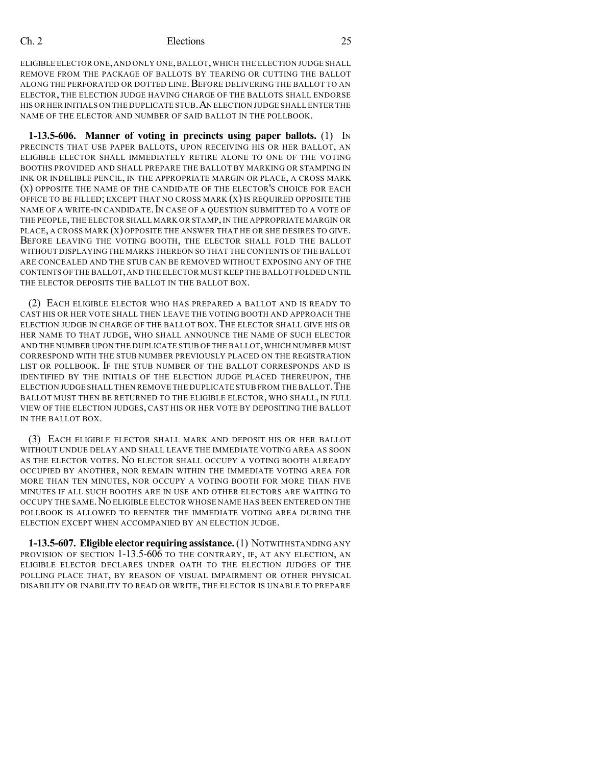ELIGIBLE ELECTOR ONE, AND ONLY ONE, BALLOT, WHICH THE ELECTION JUDGE SHALL REMOVE FROM THE PACKAGE OF BALLOTS BY TEARING OR CUTTING THE BALLOT ALONG THE PERFORATED OR DOTTED LINE. BEFORE DELIVERING THE BALLOT TO AN ELECTOR, THE ELECTION JUDGE HAVING CHARGE OF THE BALLOTS SHALL ENDORSE HIS OR HER INITIALS ON THE DUPLICATE STUB. AN ELECTION JUDGE SHALL ENTER THE NAME OF THE ELECTOR AND NUMBER OF SAID BALLOT IN THE POLLBOOK.

**1-13.5-606. Manner of voting in precincts using paper ballots.** (1) IN PRECINCTS THAT USE PAPER BALLOTS, UPON RECEIVING HIS OR HER BALLOT, AN ELIGIBLE ELECTOR SHALL IMMEDIATELY RETIRE ALONE TO ONE OF THE VOTING BOOTHS PROVIDED AND SHALL PREPARE THE BALLOT BY MARKING OR STAMPING IN INK OR INDELIBLE PENCIL, IN THE APPROPRIATE MARGIN OR PLACE, A CROSS MARK (X) OPPOSITE THE NAME OF THE CANDIDATE OF THE ELECTOR'S CHOICE FOR EACH OFFICE TO BE FILLED; EXCEPT THAT NO CROSS MARK (X) IS REQUIRED OPPOSITE THE NAME OF A WRITE-IN CANDIDATE. IN CASE OF A QUESTION SUBMITTED TO A VOTE OF THE PEOPLE, THE ELECTOR SHALL MARK OR STAMP, IN THE APPROPRIATE MARGIN OR PLACE, A CROSS MARK (X) OPPOSITE THE ANSWER THAT HE OR SHE DESIRES TO GIVE. BEFORE LEAVING THE VOTING BOOTH, THE ELECTOR SHALL FOLD THE BALLOT WITHOUT DISPLAYING THE MARKS THEREON SO THAT THE CONTENTS OF THE BALLOT ARE CONCEALED AND THE STUB CAN BE REMOVED WITHOUT EXPOSING ANY OF THE CONTENTS OF THE BALLOT, AND THE ELECTOR MUST KEEP THE BALLOT FOLDED UNTIL THE ELECTOR DEPOSITS THE BALLOT IN THE BALLOT BOX.

(2) EACH ELIGIBLE ELECTOR WHO HAS PREPARED A BALLOT AND IS READY TO CAST HIS OR HER VOTE SHALL THEN LEAVE THE VOTING BOOTH AND APPROACH THE ELECTION JUDGE IN CHARGE OF THE BALLOT BOX. THE ELECTOR SHALL GIVE HIS OR HER NAME TO THAT JUDGE, WHO SHALL ANNOUNCE THE NAME OF SUCH ELECTOR AND THE NUMBER UPON THE DUPLICATE STUB OF THE BALLOT, WHICH NUMBER MUST CORRESPOND WITH THE STUB NUMBER PREVIOUSLY PLACED ON THE REGISTRATION LIST OR POLLBOOK. IF THE STUB NUMBER OF THE BALLOT CORRESPONDS AND IS IDENTIFIED BY THE INITIALS OF THE ELECTION JUDGE PLACED THEREUPON, THE ELECTION JUDGE SHALL THEN REMOVE THE DUPLICATE STUB FROM THE BALLOT. THE BALLOT MUST THEN BE RETURNED TO THE ELIGIBLE ELECTOR, WHO SHALL, IN FULL VIEW OF THE ELECTION JUDGES, CAST HIS OR HER VOTE BY DEPOSITING THE BALLOT IN THE BALLOT BOX.

(3) EACH ELIGIBLE ELECTOR SHALL MARK AND DEPOSIT HIS OR HER BALLOT WITHOUT UNDUE DELAY AND SHALL LEAVE THE IMMEDIATE VOTING AREA AS SOON AS THE ELECTOR VOTES. NO ELECTOR SHALL OCCUPY A VOTING BOOTH ALREADY OCCUPIED BY ANOTHER, NOR REMAIN WITHIN THE IMMEDIATE VOTING AREA FOR MORE THAN TEN MINUTES, NOR OCCUPY A VOTING BOOTH FOR MORE THAN FIVE MINUTES IF ALL SUCH BOOTHS ARE IN USE AND OTHER ELECTORS ARE WAITING TO OCCUPY THE SAME. NO ELIGIBLE ELECTOR WHOSE NAME HAS BEEN ENTERED ON THE POLLBOOK IS ALLOWED TO REENTER THE IMMEDIATE VOTING AREA DURING THE ELECTION EXCEPT WHEN ACCOMPANIED BY AN ELECTION JUDGE.

**1-13.5-607. Eligible elector requiring assistance.** (1) NOTWITHSTANDING ANY PROVISION OF SECTION 1-13.5-606 TO THE CONTRARY, IF, AT ANY ELECTION, AN ELIGIBLE ELECTOR DECLARES UNDER OATH TO THE ELECTION JUDGES OF THE POLLING PLACE THAT, BY REASON OF VISUAL IMPAIRMENT OR OTHER PHYSICAL DISABILITY OR INABILITY TO READ OR WRITE, THE ELECTOR IS UNABLE TO PREPARE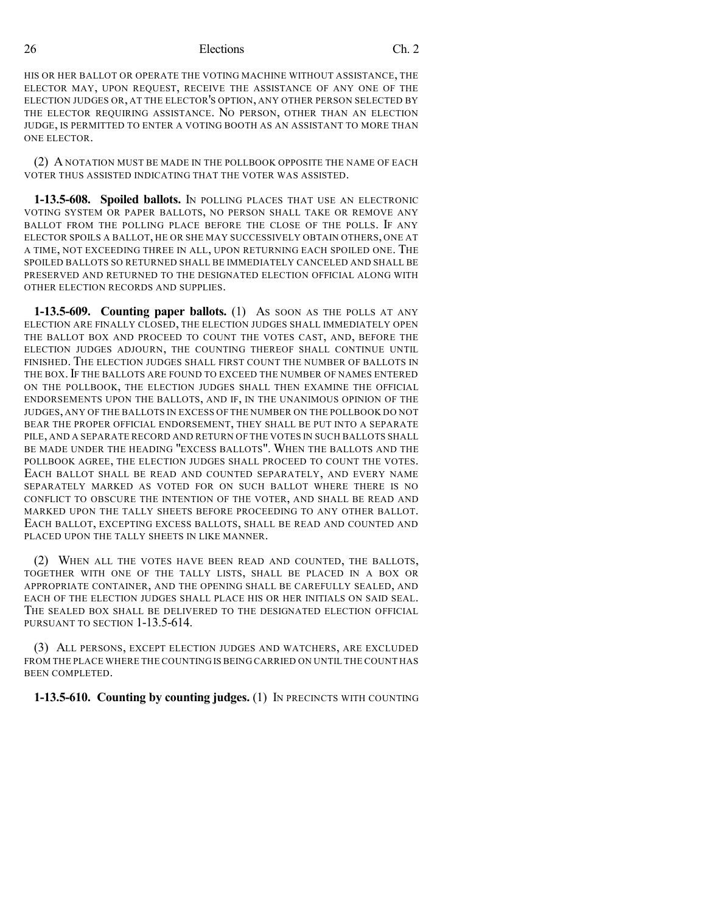HIS OR HER BALLOT OR OPERATE THE VOTING MACHINE WITHOUT ASSISTANCE, THE ELECTOR MAY, UPON REQUEST, RECEIVE THE ASSISTANCE OF ANY ONE OF THE ELECTION JUDGES OR, AT THE ELECTOR'S OPTION, ANY OTHER PERSON SELECTED BY THE ELECTOR REQUIRING ASSISTANCE. NO PERSON, OTHER THAN AN ELECTION JUDGE, IS PERMITTED TO ENTER A VOTING BOOTH AS AN ASSISTANT TO MORE THAN ONE ELECTOR.

(2) A NOTATION MUST BE MADE IN THE POLLBOOK OPPOSITE THE NAME OF EACH VOTER THUS ASSISTED INDICATING THAT THE VOTER WAS ASSISTED.

**1-13.5-608. Spoiled ballots.** IN POLLING PLACES THAT USE AN ELECTRONIC VOTING SYSTEM OR PAPER BALLOTS, NO PERSON SHALL TAKE OR REMOVE ANY BALLOT FROM THE POLLING PLACE BEFORE THE CLOSE OF THE POLLS. IF ANY ELECTOR SPOILS A BALLOT, HE OR SHE MAY SUCCESSIVELY OBTAIN OTHERS, ONE AT A TIME, NOT EXCEEDING THREE IN ALL, UPON RETURNING EACH SPOILED ONE. THE SPOILED BALLOTS SO RETURNED SHALL BE IMMEDIATELY CANCELED AND SHALL BE PRESERVED AND RETURNED TO THE DESIGNATED ELECTION OFFICIAL ALONG WITH OTHER ELECTION RECORDS AND SUPPLIES.

**1-13.5-609. Counting paper ballots.** (1) AS SOON AS THE POLLS AT ANY ELECTION ARE FINALLY CLOSED, THE ELECTION JUDGES SHALL IMMEDIATELY OPEN THE BALLOT BOX AND PROCEED TO COUNT THE VOTES CAST, AND, BEFORE THE ELECTION JUDGES ADJOURN, THE COUNTING THEREOF SHALL CONTINUE UNTIL FINISHED. THE ELECTION JUDGES SHALL FIRST COUNT THE NUMBER OF BALLOTS IN THE BOX. IF THE BALLOTS ARE FOUND TO EXCEED THE NUMBER OF NAMES ENTERED ON THE POLLBOOK, THE ELECTION JUDGES SHALL THEN EXAMINE THE OFFICIAL ENDORSEMENTS UPON THE BALLOTS, AND IF, IN THE UNANIMOUS OPINION OF THE JUDGES, ANY OF THE BALLOTS IN EXCESS OF THE NUMBER ON THE POLLBOOK DO NOT BEAR THE PROPER OFFICIAL ENDORSEMENT, THEY SHALL BE PUT INTO A SEPARATE PILE, AND A SEPARATE RECORD AND RETURN OF THE VOTES IN SUCH BALLOTS SHALL BE MADE UNDER THE HEADING "EXCESS BALLOTS". WHEN THE BALLOTS AND THE POLLBOOK AGREE, THE ELECTION JUDGES SHALL PROCEED TO COUNT THE VOTES. EACH BALLOT SHALL BE READ AND COUNTED SEPARATELY, AND EVERY NAME SEPARATELY MARKED AS VOTED FOR ON SUCH BALLOT WHERE THERE IS NO CONFLICT TO OBSCURE THE INTENTION OF THE VOTER, AND SHALL BE READ AND MARKED UPON THE TALLY SHEETS BEFORE PROCEEDING TO ANY OTHER BALLOT. EACH BALLOT, EXCEPTING EXCESS BALLOTS, SHALL BE READ AND COUNTED AND PLACED UPON THE TALLY SHEETS IN LIKE MANNER.

(2) WHEN ALL THE VOTES HAVE BEEN READ AND COUNTED, THE BALLOTS, TOGETHER WITH ONE OF THE TALLY LISTS, SHALL BE PLACED IN A BOX OR APPROPRIATE CONTAINER, AND THE OPENING SHALL BE CAREFULLY SEALED, AND EACH OF THE ELECTION JUDGES SHALL PLACE HIS OR HER INITIALS ON SAID SEAL. THE SEALED BOX SHALL BE DELIVERED TO THE DESIGNATED ELECTION OFFICIAL PURSUANT TO SECTION 1-13.5-614.

(3) ALL PERSONS, EXCEPT ELECTION JUDGES AND WATCHERS, ARE EXCLUDED FROM THE PLACE WHERE THE COUNTING IS BEING CARRIED ON UNTIL THE COUNT HAS BEEN COMPLETED.

**1-13.5-610. Counting by counting judges.** (1) IN PRECINCTS WITH COUNTING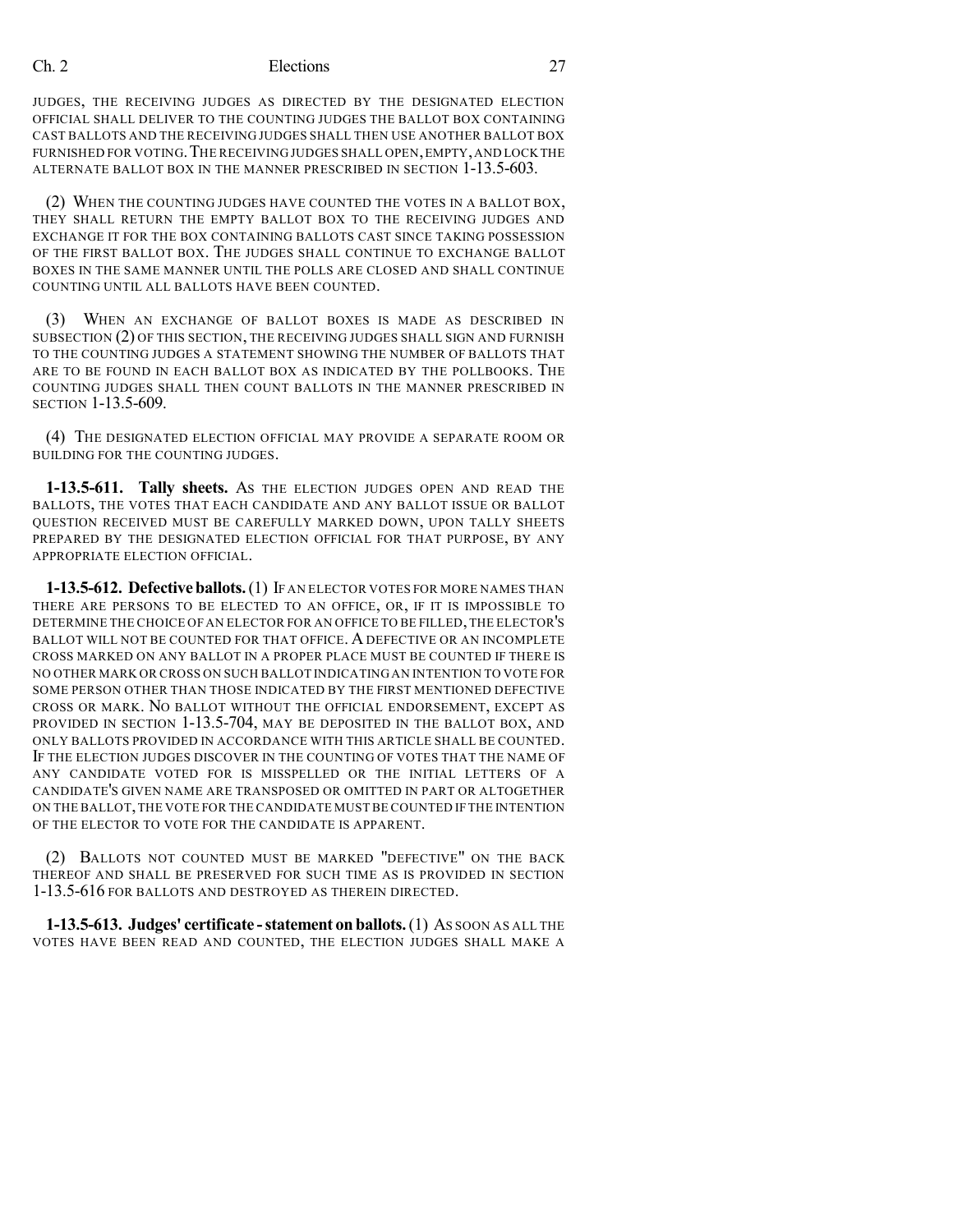JUDGES, THE RECEIVING JUDGES AS DIRECTED BY THE DESIGNATED ELECTION OFFICIAL SHALL DELIVER TO THE COUNTING JUDGES THE BALLOT BOX CONTAINING CAST BALLOTS AND THE RECEIVING JUDGES SHALL THEN USE ANOTHER BALLOT BOX FURNISHED FOR VOTING. THE RECEIVING JUDGES SHALL OPEN, EMPTY, AND LOCK THE ALTERNATE BALLOT BOX IN THE MANNER PRESCRIBED IN SECTION 1-13.5-603.

(2) WHEN THE COUNTING JUDGES HAVE COUNTED THE VOTES IN A BALLOT BOX, THEY SHALL RETURN THE EMPTY BALLOT BOX TO THE RECEIVING JUDGES AND EXCHANGE IT FOR THE BOX CONTAINING BALLOTS CAST SINCE TAKING POSSESSION OF THE FIRST BALLOT BOX. THE JUDGES SHALL CONTINUE TO EXCHANGE BALLOT BOXES IN THE SAME MANNER UNTIL THE POLLS ARE CLOSED AND SHALL CONTINUE COUNTING UNTIL ALL BALLOTS HAVE BEEN COUNTED.

(3) WHEN AN EXCHANGE OF BALLOT BOXES IS MADE AS DESCRIBED IN SUBSECTION (2) OF THIS SECTION, THE RECEIVING JUDGES SHALL SIGN AND FURNISH TO THE COUNTING JUDGES A STATEMENT SHOWING THE NUMBER OF BALLOTS THAT ARE TO BE FOUND IN EACH BALLOT BOX AS INDICATED BY THE POLLBOOKS. THE COUNTING JUDGES SHALL THEN COUNT BALLOTS IN THE MANNER PRESCRIBED IN SECTION 1-13.5-609.

(4) THE DESIGNATED ELECTION OFFICIAL MAY PROVIDE A SEPARATE ROOM OR BUILDING FOR THE COUNTING JUDGES.

**1-13.5-611. Tally sheets.** AS THE ELECTION JUDGES OPEN AND READ THE BALLOTS, THE VOTES THAT EACH CANDIDATE AND ANY BALLOT ISSUE OR BALLOT QUESTION RECEIVED MUST BE CAREFULLY MARKED DOWN, UPON TALLY SHEETS PREPARED BY THE DESIGNATED ELECTION OFFICIAL FOR THAT PURPOSE, BY ANY APPROPRIATE ELECTION OFFICIAL.

**1-13.5-612. Defective ballots.** (1) IF AN ELECTOR VOTES FOR MORE NAMES THAN THERE ARE PERSONS TO BE ELECTED TO AN OFFICE, OR, IF IT IS IMPOSSIBLE TO DETERMINE THE CHOICE OF AN ELECTOR FOR AN OFFICE TO BE FILLED, THE ELECTOR'S BALLOT WILL NOT BE COUNTED FOR THAT OFFICE. A DEFECTIVE OR AN INCOMPLETE CROSS MARKED ON ANY BALLOT IN A PROPER PLACE MUST BE COUNTED IF THERE IS NO OTHER MARK OR CROSS ON SUCH BALLOT INDICATING AN INTENTION TO VOTE FOR SOME PERSON OTHER THAN THOSE INDICATED BY THE FIRST MENTIONED DEFECTIVE CROSS OR MARK. NO BALLOT WITHOUT THE OFFICIAL ENDORSEMENT, EXCEPT AS PROVIDED IN SECTION 1-13.5-704, MAY BE DEPOSITED IN THE BALLOT BOX, AND ONLY BALLOTS PROVIDED IN ACCORDANCE WITH THIS ARTICLE SHALL BE COUNTED. IF THE ELECTION JUDGES DISCOVER IN THE COUNTING OF VOTES THAT THE NAME OF ANY CANDIDATE VOTED FOR IS MISSPELLED OR THE INITIAL LETTERS OF A CANDIDATE'S GIVEN NAME ARE TRANSPOSED OR OMITTED IN PART OR ALTOGETHER ON THE BALLOT, THE VOTE FOR THE CANDIDATE MUST BE COUNTED IF THE INTENTION OF THE ELECTOR TO VOTE FOR THE CANDIDATE IS APPARENT.

(2) BALLOTS NOT COUNTED MUST BE MARKED "DEFECTIVE" ON THE BACK THEREOF AND SHALL BE PRESERVED FOR SUCH TIME AS IS PROVIDED IN SECTION 1-13.5-616 FOR BALLOTS AND DESTROYED AS THEREIN DIRECTED.

**1-13.5-613. Judges' certificate - statement on ballots.** (1) AS SOON AS ALL THE VOTES HAVE BEEN READ AND COUNTED, THE ELECTION JUDGES SHALL MAKE A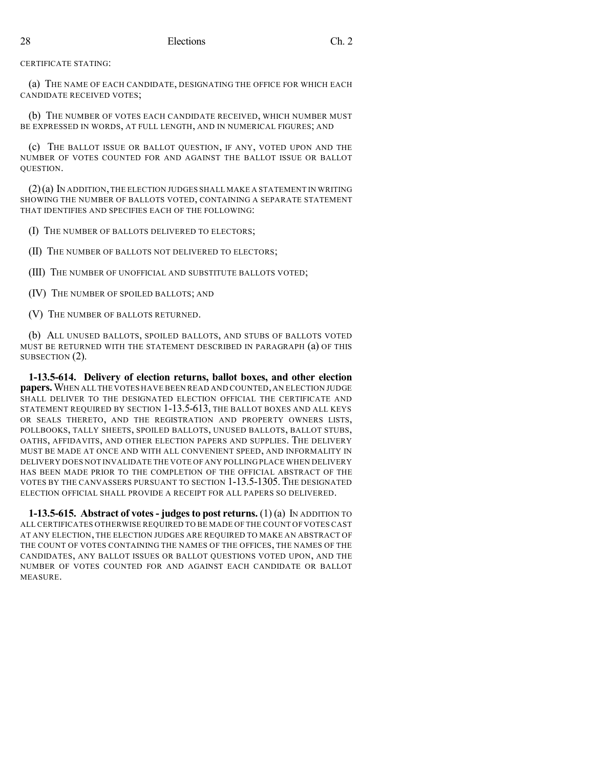CERTIFICATE STATING:

(a) THE NAME OF EACH CANDIDATE, DESIGNATING THE OFFICE FOR WHICH EACH CANDIDATE RECEIVED VOTES;

(b) THE NUMBER OF VOTES EACH CANDIDATE RECEIVED, WHICH NUMBER MUST BE EXPRESSED IN WORDS, AT FULL LENGTH, AND IN NUMERICAL FIGURES; AND

(c) THE BALLOT ISSUE OR BALLOT QUESTION, IF ANY, VOTED UPON AND THE NUMBER OF VOTES COUNTED FOR AND AGAINST THE BALLOT ISSUE OR BALLOT QUESTION.

(2) (a) IN ADDITION, THE ELECTION JUDGES SHALL MAKE A STATEMENT IN WRITING SHOWING THE NUMBER OF BALLOTS VOTED, CONTAINING A SEPARATE STATEMENT THAT IDENTIFIES AND SPECIFIES EACH OF THE FOLLOWING:

(I) THE NUMBER OF BALLOTS DELIVERED TO ELECTORS;

(II) THE NUMBER OF BALLOTS NOT DELIVERED TO ELECTORS;

(III) THE NUMBER OF UNOFFICIAL AND SUBSTITUTE BALLOTS VOTED;

(IV) THE NUMBER OF SPOILED BALLOTS; AND

(V) THE NUMBER OF BALLOTS RETURNED.

(b) ALL UNUSED BALLOTS, SPOILED BALLOTS, AND STUBS OF BALLOTS VOTED MUST BE RETURNED WITH THE STATEMENT DESCRIBED IN PARAGRAPH (a) OF THIS SUBSECTION (2).

**1-13.5-614. Delivery of election returns, ballot boxes, and other election papers.** WHEN ALL THE VOTES HAVE BEEN READ AND COUNTED, AN ELECTION JUDGE SHALL DELIVER TO THE DESIGNATED ELECTION OFFICIAL THE CERTIFICATE AND STATEMENT REQUIRED BY SECTION 1-13.5-613, THE BALLOT BOXES AND ALL KEYS OR SEALS THERETO, AND THE REGISTRATION AND PROPERTY OWNERS LISTS, POLLBOOKS, TALLY SHEETS, SPOILED BALLOTS, UNUSED BALLOTS, BALLOT STUBS, OATHS, AFFIDAVITS, AND OTHER ELECTION PAPERS AND SUPPLIES. THE DELIVERY MUST BE MADE AT ONCE AND WITH ALL CONVENIENT SPEED, AND INFORMALITY IN DELIVERY DOES NOT INVALIDATE THE VOTE OF ANY POLLING PLACE WHEN DELIVERY HAS BEEN MADE PRIOR TO THE COMPLETION OF THE OFFICIAL ABSTRACT OF THE VOTES BY THE CANVASSERS PURSUANT TO SECTION 1-13.5-1305. THE DESIGNATED ELECTION OFFICIAL SHALL PROVIDE A RECEIPT FOR ALL PAPERS SO DELIVERED.

**1-13.5-615. Abstract of votes - judges to post returns.** (1) (a) IN ADDITION TO ALL CERTIFICATES OTHERWISE REQUIRED TO BE MADE OF THE COUNT OF VOTES CAST AT ANY ELECTION, THE ELECTION JUDGES ARE REQUIRED TO MAKE AN ABSTRACT OF THE COUNT OF VOTES CONTAINING THE NAMES OF THE OFFICES, THE NAMES OF THE CANDIDATES, ANY BALLOT ISSUES OR BALLOT QUESTIONS VOTED UPON, AND THE NUMBER OF VOTES COUNTED FOR AND AGAINST EACH CANDIDATE OR BALLOT MEASURE.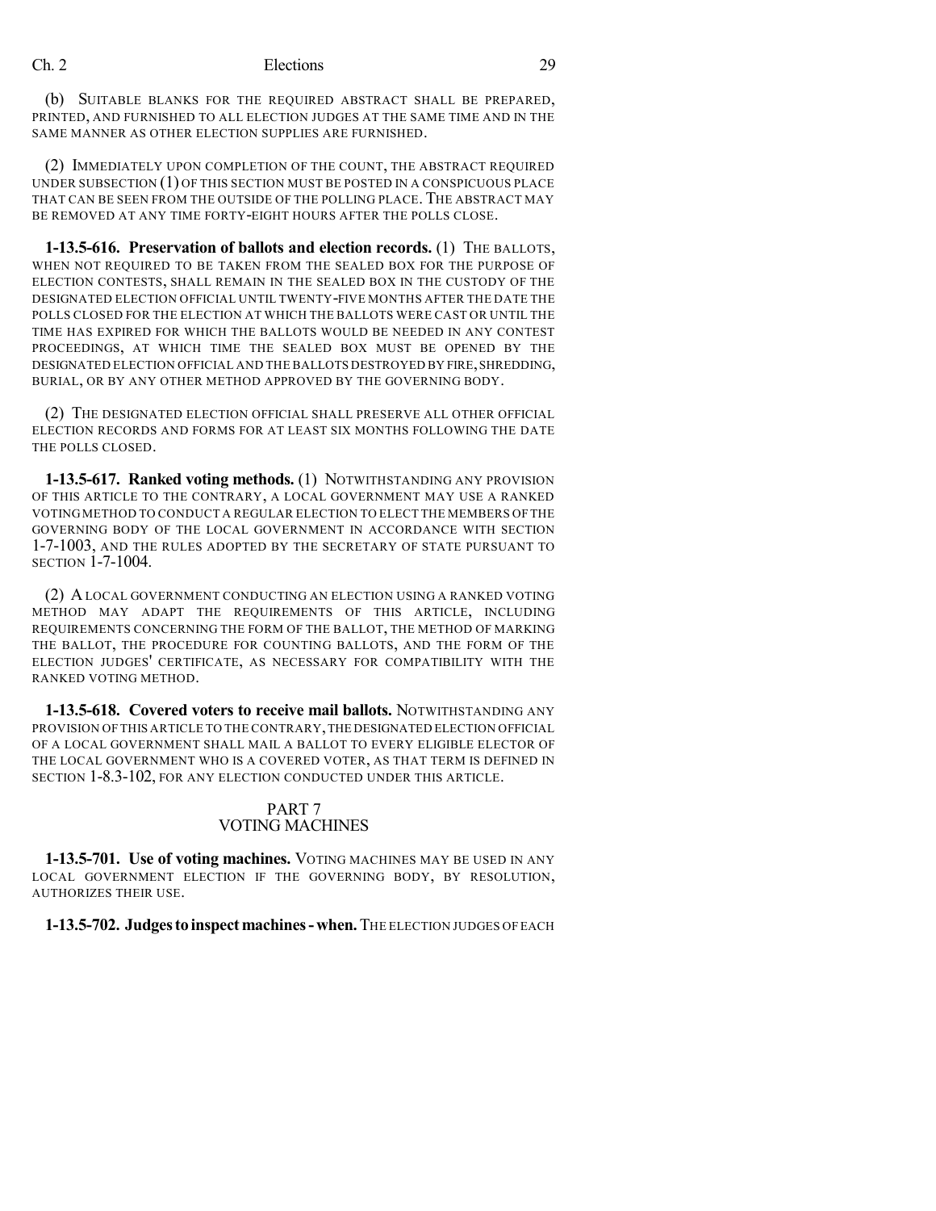(b) SUITABLE BLANKS FOR THE REQUIRED ABSTRACT SHALL BE PREPARED, PRINTED, AND FURNISHED TO ALL ELECTION JUDGES AT THE SAME TIME AND IN THE SAME MANNER AS OTHER ELECTION SUPPLIES ARE FURNISHED.

(2) IMMEDIATELY UPON COMPLETION OF THE COUNT, THE ABSTRACT REQUIRED UNDER SUBSECTION (1) OF THIS SECTION MUST BE POSTED IN A CONSPICUOUS PLACE THAT CAN BE SEEN FROM THE OUTSIDE OF THE POLLING PLACE. THE ABSTRACT MAY BE REMOVED AT ANY TIME FORTY-EIGHT HOURS AFTER THE POLLS CLOSE.

**1-13.5-616. Preservation of ballots and election records.** (1) THE BALLOTS, WHEN NOT REQUIRED TO BE TAKEN FROM THE SEALED BOX FOR THE PURPOSE OF ELECTION CONTESTS, SHALL REMAIN IN THE SEALED BOX IN THE CUSTODY OF THE DESIGNATED ELECTION OFFICIAL UNTIL TWENTY-FIVE MONTHS AFTER THE DATE THE POLLS CLOSED FOR THE ELECTION AT WHICH THE BALLOTS WERE CAST OR UNTIL THE TIME HAS EXPIRED FOR WHICH THE BALLOTS WOULD BE NEEDED IN ANY CONTEST PROCEEDINGS, AT WHICH TIME THE SEALED BOX MUST BE OPENED BY THE DESIGNATED ELECTION OFFICIAL AND THE BALLOTS DESTROYED BY FIRE, SHREDDING, BURIAL, OR BY ANY OTHER METHOD APPROVED BY THE GOVERNING BODY.

(2) THE DESIGNATED ELECTION OFFICIAL SHALL PRESERVE ALL OTHER OFFICIAL ELECTION RECORDS AND FORMS FOR AT LEAST SIX MONTHS FOLLOWING THE DATE THE POLLS CLOSED.

**1-13.5-617. Ranked voting methods.** (1) NOTWITHSTANDING ANY PROVISION OF THIS ARTICLE TO THE CONTRARY, A LOCAL GOVERNMENT MAY USE A RANKED VOTING METHOD TO CONDUCT A REGULAR ELECTION TO ELECT THE MEMBERS OF THE GOVERNING BODY OF THE LOCAL GOVERNMENT IN ACCORDANCE WITH SECTION 1-7-1003, AND THE RULES ADOPTED BY THE SECRETARY OF STATE PURSUANT TO SECTION 1-7-1004.

(2) A LOCAL GOVERNMENT CONDUCTING AN ELECTION USING A RANKED VOTING METHOD MAY ADAPT THE REQUIREMENTS OF THIS ARTICLE, INCLUDING REQUIREMENTS CONCERNING THE FORM OF THE BALLOT, THE METHOD OF MARKING THE BALLOT, THE PROCEDURE FOR COUNTING BALLOTS, AND THE FORM OF THE ELECTION JUDGES' CERTIFICATE, AS NECESSARY FOR COMPATIBILITY WITH THE RANKED VOTING METHOD.

**1-13.5-618. Covered voters to receive mail ballots.** NOTWITHSTANDING ANY PROVISION OF THIS ARTICLE TO THE CONTRARY, THE DESIGNATED ELECTION OFFICIAL OF A LOCAL GOVERNMENT SHALL MAIL A BALLOT TO EVERY ELIGIBLE ELECTOR OF THE LOCAL GOVERNMENT WHO IS A COVERED VOTER, AS THAT TERM IS DEFINED IN SECTION 1-8.3-102, FOR ANY ELECTION CONDUCTED UNDER THIS ARTICLE.

## PART 7
## VOTING MACHINES

**1-13.5-701. Use of voting machines.** VOTING MACHINES MAY BE USED IN ANY LOCAL GOVERNMENT ELECTION IF THE GOVERNING BODY, BY RESOLUTION, AUTHORIZES THEIR USE.

**1-13.5-702. Judges to inspect machines - when.** THE ELECTION JUDGES OF EACH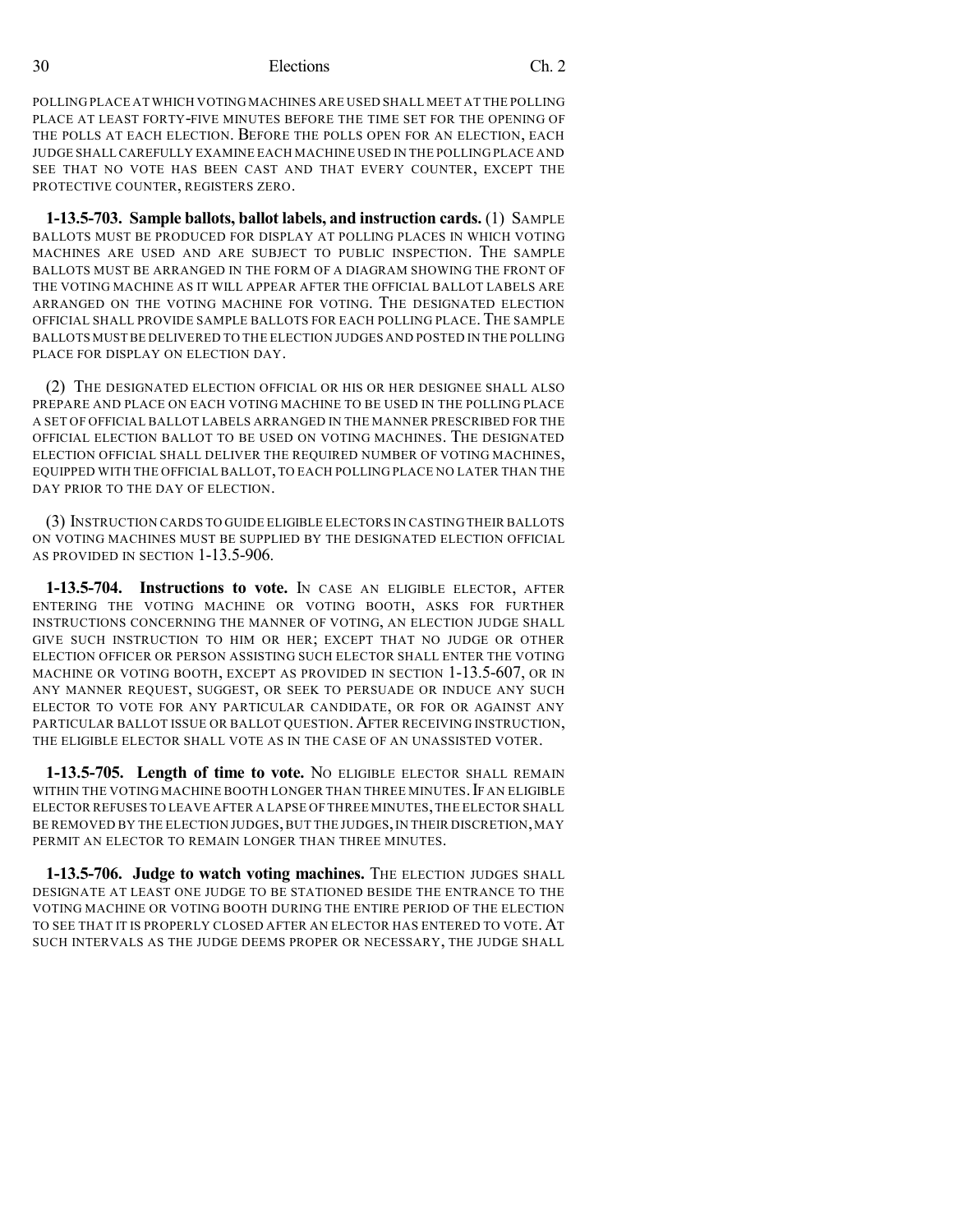POLLING PLACE AT WHICH VOTING MACHINES ARE USED SHALL MEET AT THE POLLING PLACE AT LEAST FORTY-FIVE MINUTES BEFORE THE TIME SET FOR THE OPENING OF THE POLLS AT EACH ELECTION. BEFORE THE POLLS OPEN FOR AN ELECTION, EACH JUDGE SHALL CAREFULLY EXAMINE EACH MACHINE USED IN THE POLLING PLACE AND SEE THAT NO VOTE HAS BEEN CAST AND THAT EVERY COUNTER, EXCEPT THE PROTECTIVE COUNTER, REGISTERS ZERO.

**1-13.5-703. Sample ballots, ballot labels, and instruction cards.** (1) SAMPLE BALLOTS MUST BE PRODUCED FOR DISPLAY AT POLLING PLACES IN WHICH VOTING MACHINES ARE USED AND ARE SUBJECT TO PUBLIC INSPECTION. THE SAMPLE BALLOTS MUST BE ARRANGED IN THE FORM OF A DIAGRAM SHOWING THE FRONT OF THE VOTING MACHINE AS IT WILL APPEAR AFTER THE OFFICIAL BALLOT LABELS ARE ARRANGED ON THE VOTING MACHINE FOR VOTING. THE DESIGNATED ELECTION OFFICIAL SHALL PROVIDE SAMPLE BALLOTS FOR EACH POLLING PLACE. THE SAMPLE BALLOTS MUST BE DELIVERED TO THE ELECTION JUDGES AND POSTED IN THE POLLING PLACE FOR DISPLAY ON ELECTION DAY.

(2) THE DESIGNATED ELECTION OFFICIAL OR HIS OR HER DESIGNEE SHALL ALSO PREPARE AND PLACE ON EACH VOTING MACHINE TO BE USED IN THE POLLING PLACE A SET OF OFFICIAL BALLOT LABELS ARRANGED IN THE MANNER PRESCRIBED FOR THE OFFICIAL ELECTION BALLOT TO BE USED ON VOTING MACHINES. THE DESIGNATED ELECTION OFFICIAL SHALL DELIVER THE REQUIRED NUMBER OF VOTING MACHINES, EQUIPPED WITH THE OFFICIAL BALLOT, TO EACH POLLING PLACE NO LATER THAN THE DAY PRIOR TO THE DAY OF ELECTION.

(3) INSTRUCTION CARDS TO GUIDE ELIGIBLE ELECTORS IN CASTING THEIR BALLOTS ON VOTING MACHINES MUST BE SUPPLIED BY THE DESIGNATED ELECTION OFFICIAL AS PROVIDED IN SECTION 1-13.5-906.

**1-13.5-704. Instructions to vote.** IN CASE AN ELIGIBLE ELECTOR, AFTER ENTERING THE VOTING MACHINE OR VOTING BOOTH, ASKS FOR FURTHER INSTRUCTIONS CONCERNING THE MANNER OF VOTING, AN ELECTION JUDGE SHALL GIVE SUCH INSTRUCTION TO HIM OR HER; EXCEPT THAT NO JUDGE OR OTHER ELECTION OFFICER OR PERSON ASSISTING SUCH ELECTOR SHALL ENTER THE VOTING MACHINE OR VOTING BOOTH, EXCEPT AS PROVIDED IN SECTION 1-13.5-607, OR IN ANY MANNER REQUEST, SUGGEST, OR SEEK TO PERSUADE OR INDUCE ANY SUCH ELECTOR TO VOTE FOR ANY PARTICULAR CANDIDATE, OR FOR OR AGAINST ANY PARTICULAR BALLOT ISSUE OR BALLOT QUESTION. AFTER RECEIVING INSTRUCTION, THE ELIGIBLE ELECTOR SHALL VOTE AS IN THE CASE OF AN UNASSISTED VOTER.

**1-13.5-705. Length of time to vote.** NO ELIGIBLE ELECTOR SHALL REMAIN WITHIN THE VOTING MACHINE BOOTH LONGER THAN THREE MINUTES. IF AN ELIGIBLE ELECTOR REFUSES TO LEAVE AFTER A LAPSE OF THREE MINUTES, THE ELECTOR SHALL BE REMOVED BY THE ELECTION JUDGES, BUT THE JUDGES, IN THEIR DISCRETION, MAY PERMIT AN ELECTOR TO REMAIN LONGER THAN THREE MINUTES.

**1-13.5-706. Judge to watch voting machines.** THE ELECTION JUDGES SHALL DESIGNATE AT LEAST ONE JUDGE TO BE STATIONED BESIDE THE ENTRANCE TO THE VOTING MACHINE OR VOTING BOOTH DURING THE ENTIRE PERIOD OF THE ELECTION TO SEE THAT IT IS PROPERLY CLOSED AFTER AN ELECTOR HAS ENTERED TO VOTE. AT SUCH INTERVALS AS THE JUDGE DEEMS PROPER OR NECESSARY, THE JUDGE SHALL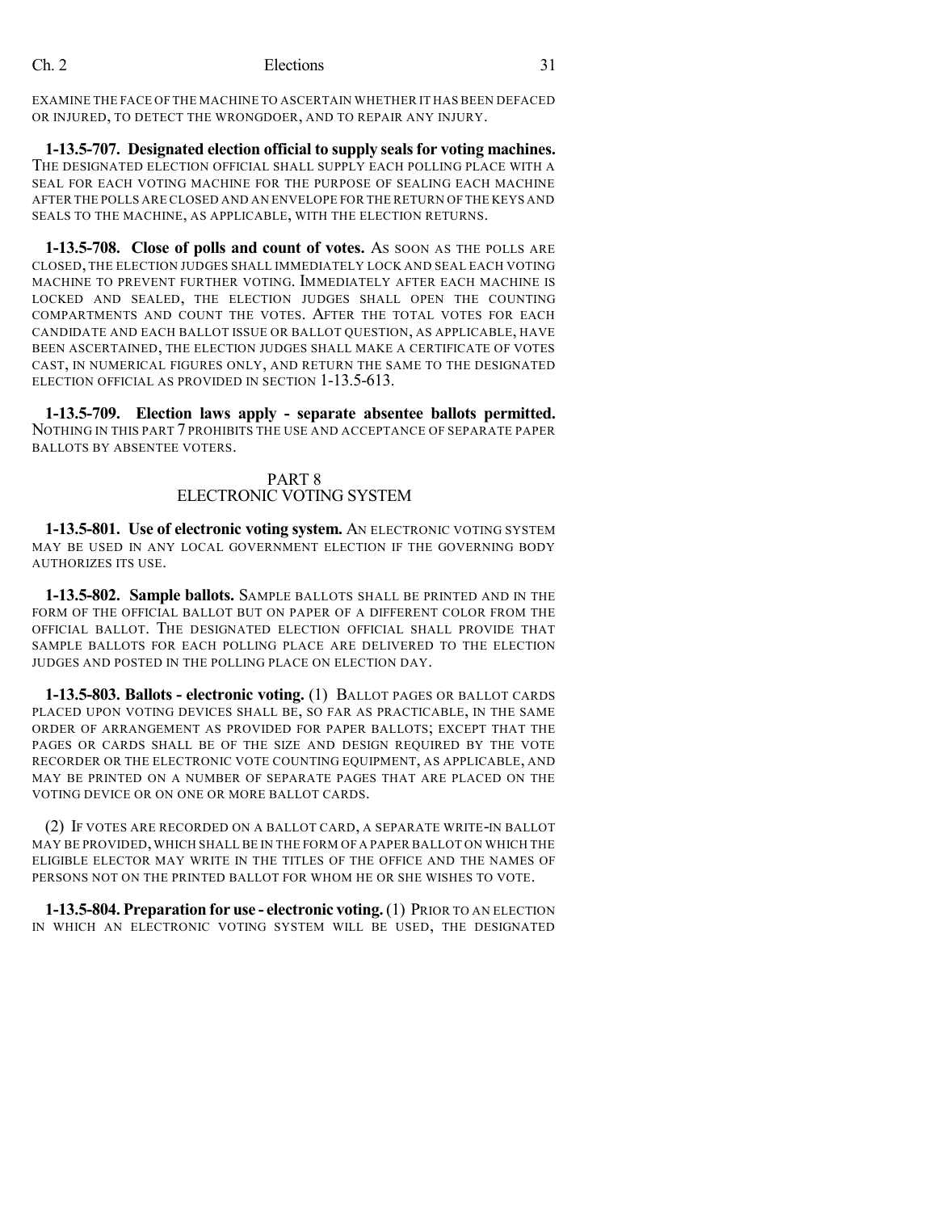EXAMINE THE FACE OF THE MACHINE TO ASCERTAIN WHETHER IT HAS BEEN DEFACED OR INJURED, TO DETECT THE WRONGDOER, AND TO REPAIR ANY INJURY.

**1-13.5-707. Designated election official to supply seals for voting machines.** THE DESIGNATED ELECTION OFFICIAL SHALL SUPPLY EACH POLLING PLACE WITH A SEAL FOR EACH VOTING MACHINE FOR THE PURPOSE OF SEALING EACH MACHINE AFTER THE POLLS ARE CLOSED AND AN ENVELOPE FOR THE RETURN OF THE KEYS AND SEALS TO THE MACHINE, AS APPLICABLE, WITH THE ELECTION RETURNS.

**1-13.5-708. Close of polls and count of votes.** AS SOON AS THE POLLS ARE CLOSED, THE ELECTION JUDGES SHALL IMMEDIATELY LOCK AND SEAL EACH VOTING MACHINE TO PREVENT FURTHER VOTING. IMMEDIATELY AFTER EACH MACHINE IS LOCKED AND SEALED, THE ELECTION JUDGES SHALL OPEN THE COUNTING COMPARTMENTS AND COUNT THE VOTES. AFTER THE TOTAL VOTES FOR EACH CANDIDATE AND EACH BALLOT ISSUE OR BALLOT QUESTION, AS APPLICABLE, HAVE BEEN ASCERTAINED, THE ELECTION JUDGES SHALL MAKE A CERTIFICATE OF VOTES CAST, IN NUMERICAL FIGURES ONLY, AND RETURN THE SAME TO THE DESIGNATED ELECTION OFFICIAL AS PROVIDED IN SECTION 1-13.5-613.

**1-13.5-709. Election laws apply - separate absentee ballots permitted.** NOTHING IN THIS PART 7 PROHIBITS THE USE AND ACCEPTANCE OF SEPARATE PAPER BALLOTS BY ABSENTEE VOTERS.

## PART 8
## ELECTRONIC VOTING SYSTEM

**1-13.5-801. Use of electronic voting system.** AN ELECTRONIC VOTING SYSTEM MAY BE USED IN ANY LOCAL GOVERNMENT ELECTION IF THE GOVERNING BODY AUTHORIZES ITS USE.

**1-13.5-802. Sample ballots.** SAMPLE BALLOTS SHALL BE PRINTED AND IN THE FORM OF THE OFFICIAL BALLOT BUT ON PAPER OF A DIFFERENT COLOR FROM THE OFFICIAL BALLOT. THE DESIGNATED ELECTION OFFICIAL SHALL PROVIDE THAT SAMPLE BALLOTS FOR EACH POLLING PLACE ARE DELIVERED TO THE ELECTION JUDGES AND POSTED IN THE POLLING PLACE ON ELECTION DAY.

**1-13.5-803. Ballots - electronic voting.** (1) BALLOT PAGES OR BALLOT CARDS PLACED UPON VOTING DEVICES SHALL BE, SO FAR AS PRACTICABLE, IN THE SAME ORDER OF ARRANGEMENT AS PROVIDED FOR PAPER BALLOTS; EXCEPT THAT THE PAGES OR CARDS SHALL BE OF THE SIZE AND DESIGN REQUIRED BY THE VOTE RECORDER OR THE ELECTRONIC VOTE COUNTING EQUIPMENT, AS APPLICABLE, AND MAY BE PRINTED ON A NUMBER OF SEPARATE PAGES THAT ARE PLACED ON THE VOTING DEVICE OR ON ONE OR MORE BALLOT CARDS.

(2) IF VOTES ARE RECORDED ON A BALLOT CARD, A SEPARATE WRITE-IN BALLOT MAY BE PROVIDED, WHICH SHALL BE IN THE FORM OF A PAPER BALLOT ON WHICH THE ELIGIBLE ELECTOR MAY WRITE IN THE TITLES OF THE OFFICE AND THE NAMES OF PERSONS NOT ON THE PRINTED BALLOT FOR WHOM HE OR SHE WISHES TO VOTE.

**1-13.5-804. Preparation for use - electronic voting.** (1) PRIOR TO AN ELECTION IN WHICH AN ELECTRONIC VOTING SYSTEM WILL BE USED, THE DESIGNATED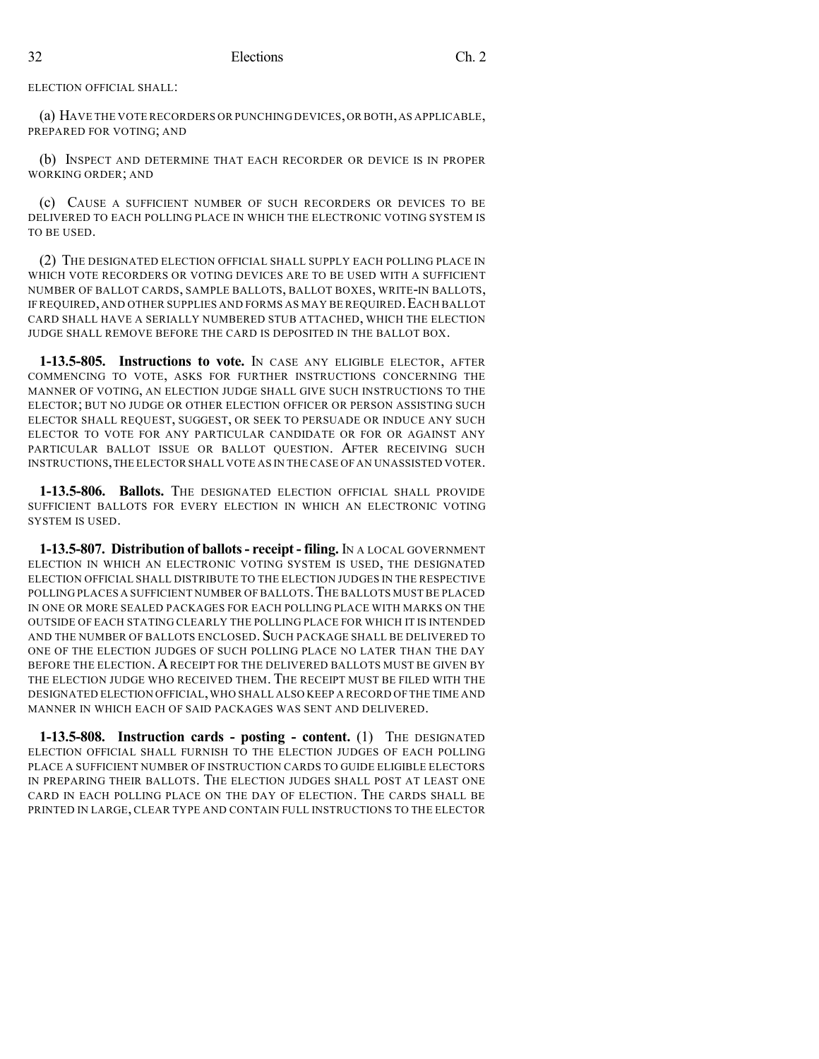ELECTION OFFICIAL SHALL:

(a) HAVE THE VOTE RECORDERS OR PUNCHING DEVICES, OR BOTH, AS APPLICABLE, PREPARED FOR VOTING; AND

(b) INSPECT AND DETERMINE THAT EACH RECORDER OR DEVICE IS IN PROPER WORKING ORDER; AND

(c) CAUSE A SUFFICIENT NUMBER OF SUCH RECORDERS OR DEVICES TO BE DELIVERED TO EACH POLLING PLACE IN WHICH THE ELECTRONIC VOTING SYSTEM IS TO BE USED.

(2) THE DESIGNATED ELECTION OFFICIAL SHALL SUPPLY EACH POLLING PLACE IN WHICH VOTE RECORDERS OR VOTING DEVICES ARE TO BE USED WITH A SUFFICIENT NUMBER OF BALLOT CARDS, SAMPLE BALLOTS, BALLOT BOXES, WRITE-IN BALLOTS, IF REQUIRED, AND OTHER SUPPLIES AND FORMS AS MAY BE REQUIRED. EACH BALLOT CARD SHALL HAVE A SERIALLY NUMBERED STUB ATTACHED, WHICH THE ELECTION JUDGE SHALL REMOVE BEFORE THE CARD IS DEPOSITED IN THE BALLOT BOX.

**1-13.5-805. Instructions to vote.** IN CASE ANY ELIGIBLE ELECTOR, AFTER COMMENCING TO VOTE, ASKS FOR FURTHER INSTRUCTIONS CONCERNING THE MANNER OF VOTING, AN ELECTION JUDGE SHALL GIVE SUCH INSTRUCTIONS TO THE ELECTOR; BUT NO JUDGE OR OTHER ELECTION OFFICER OR PERSON ASSISTING SUCH ELECTOR SHALL REQUEST, SUGGEST, OR SEEK TO PERSUADE OR INDUCE ANY SUCH ELECTOR TO VOTE FOR ANY PARTICULAR CANDIDATE OR FOR OR AGAINST ANY PARTICULAR BALLOT ISSUE OR BALLOT QUESTION. AFTER RECEIVING SUCH INSTRUCTIONS, THE ELECTOR SHALL VOTE AS IN THE CASE OF AN UNASSISTED VOTER.

**1-13.5-806. Ballots.** THE DESIGNATED ELECTION OFFICIAL SHALL PROVIDE SUFFICIENT BALLOTS FOR EVERY ELECTION IN WHICH AN ELECTRONIC VOTING SYSTEM IS USED.

**1-13.5-807. Distribution of ballots - receipt - filing.** IN A LOCAL GOVERNMENT ELECTION IN WHICH AN ELECTRONIC VOTING SYSTEM IS USED, THE DESIGNATED ELECTION OFFICIAL SHALL DISTRIBUTE TO THE ELECTION JUDGES IN THE RESPECTIVE POLLING PLACES A SUFFICIENT NUMBER OF BALLOTS. THE BALLOTS MUST BE PLACED IN ONE OR MORE SEALED PACKAGES FOR EACH POLLING PLACE WITH MARKS ON THE OUTSIDE OF EACH STATING CLEARLY THE POLLING PLACE FOR WHICH IT IS INTENDED AND THE NUMBER OF BALLOTS ENCLOSED. SUCH PACKAGE SHALL BE DELIVERED TO ONE OF THE ELECTION JUDGES OF SUCH POLLING PLACE NO LATER THAN THE DAY BEFORE THE ELECTION. A RECEIPT FOR THE DELIVERED BALLOTS MUST BE GIVEN BY THE ELECTION JUDGE WHO RECEIVED THEM. THE RECEIPT MUST BE FILED WITH THE DESIGNATED ELECTION OFFICIAL, WHO SHALL ALSO KEEP A RECORD OF THE TIME AND MANNER IN WHICH EACH OF SAID PACKAGES WAS SENT AND DELIVERED.

**1-13.5-808. Instruction cards - posting - content.** (1) THE DESIGNATED ELECTION OFFICIAL SHALL FURNISH TO THE ELECTION JUDGES OF EACH POLLING PLACE A SUFFICIENT NUMBER OF INSTRUCTION CARDS TO GUIDE ELIGIBLE ELECTORS IN PREPARING THEIR BALLOTS. THE ELECTION JUDGES SHALL POST AT LEAST ONE CARD IN EACH POLLING PLACE ON THE DAY OF ELECTION. THE CARDS SHALL BE PRINTED IN LARGE, CLEAR TYPE AND CONTAIN FULL INSTRUCTIONS TO THE ELECTOR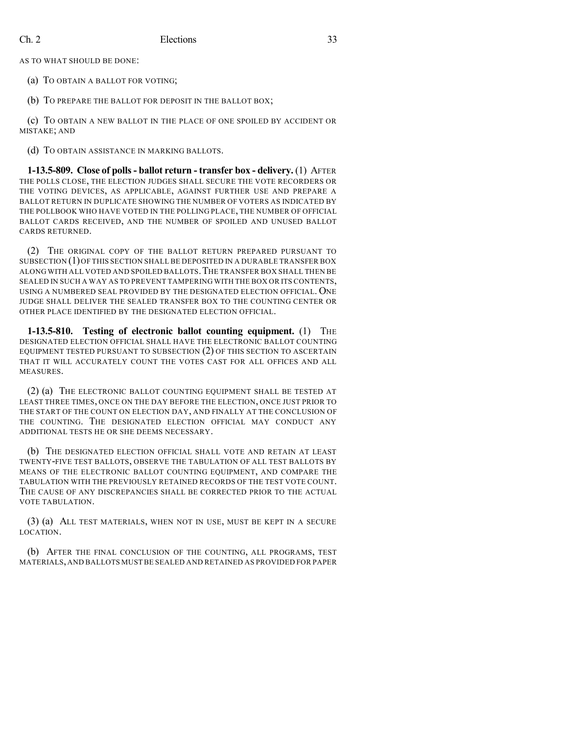AS TO WHAT SHOULD BE DONE:

(a) TO OBTAIN A BALLOT FOR VOTING;

(b) TO PREPARE THE BALLOT FOR DEPOSIT IN THE BALLOT BOX;

(c) TO OBTAIN A NEW BALLOT IN THE PLACE OF ONE SPOILED BY ACCIDENT OR MISTAKE; AND

(d) TO OBTAIN ASSISTANCE IN MARKING BALLOTS.

**1-13.5-809. Close of polls - ballot return - transfer box - delivery.** (1) AFTER THE POLLS CLOSE, THE ELECTION JUDGES SHALL SECURE THE VOTE RECORDERS OR THE VOTING DEVICES, AS APPLICABLE, AGAINST FURTHER USE AND PREPARE A BALLOT RETURN IN DUPLICATE SHOWING THE NUMBER OF VOTERS AS INDICATED BY THE POLLBOOK WHO HAVE VOTED IN THE POLLING PLACE, THE NUMBER OF OFFICIAL BALLOT CARDS RECEIVED, AND THE NUMBER OF SPOILED AND UNUSED BALLOT CARDS RETURNED.

(2) THE ORIGINAL COPY OF THE BALLOT RETURN PREPARED PURSUANT TO SUBSECTION (1) OF THIS SECTION SHALL BE DEPOSITED IN A DURABLE TRANSFER BOX ALONG WITH ALL VOTED AND SPOILED BALLOTS. THE TRANSFER BOX SHALL THEN BE SEALED IN SUCH A WAY AS TO PREVENT TAMPERING WITH THE BOX OR ITS CONTENTS, USING A NUMBERED SEAL PROVIDED BY THE DESIGNATED ELECTION OFFICIAL. ONE JUDGE SHALL DELIVER THE SEALED TRANSFER BOX TO THE COUNTING CENTER OR OTHER PLACE IDENTIFIED BY THE DESIGNATED ELECTION OFFICIAL.

**1-13.5-810. Testing of electronic ballot counting equipment.** (1) THE DESIGNATED ELECTION OFFICIAL SHALL HAVE THE ELECTRONIC BALLOT COUNTING EQUIPMENT TESTED PURSUANT TO SUBSECTION (2) OF THIS SECTION TO ASCERTAIN THAT IT WILL ACCURATELY COUNT THE VOTES CAST FOR ALL OFFICES AND ALL MEASURES.

(2) (a) THE ELECTRONIC BALLOT COUNTING EQUIPMENT SHALL BE TESTED AT LEAST THREE TIMES, ONCE ON THE DAY BEFORE THE ELECTION, ONCE JUST PRIOR TO THE START OF THE COUNT ON ELECTION DAY, AND FINALLY AT THE CONCLUSION OF THE COUNTING. THE DESIGNATED ELECTION OFFICIAL MAY CONDUCT ANY ADDITIONAL TESTS HE OR SHE DEEMS NECESSARY.

(b) THE DESIGNATED ELECTION OFFICIAL SHALL VOTE AND RETAIN AT LEAST TWENTY-FIVE TEST BALLOTS, OBSERVE THE TABULATION OF ALL TEST BALLOTS BY MEANS OF THE ELECTRONIC BALLOT COUNTING EQUIPMENT, AND COMPARE THE TABULATION WITH THE PREVIOUSLY RETAINED RECORDS OF THE TEST VOTE COUNT. THE CAUSE OF ANY DISCREPANCIES SHALL BE CORRECTED PRIOR TO THE ACTUAL VOTE TABULATION.

(3) (a) ALL TEST MATERIALS, WHEN NOT IN USE, MUST BE KEPT IN A SECURE LOCATION.

(b) AFTER THE FINAL CONCLUSION OF THE COUNTING, ALL PROGRAMS, TEST MATERIALS, AND BALLOTS MUST BE SEALED AND RETAINED AS PROVIDED FOR PAPER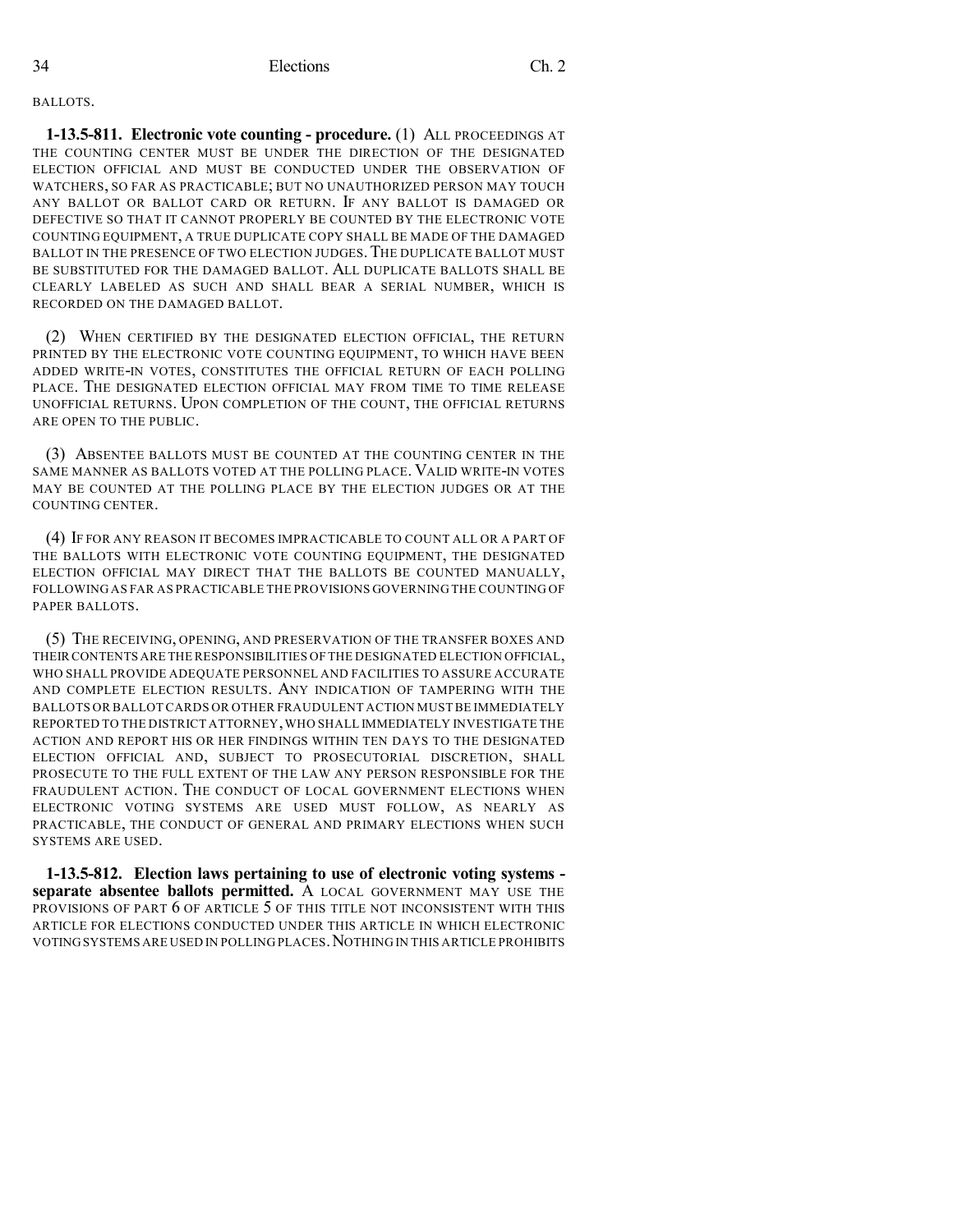BALLOTS.

**1-13.5-811. Electronic vote counting - procedure.** (1) ALL PROCEEDINGS AT THE COUNTING CENTER MUST BE UNDER THE DIRECTION OF THE DESIGNATED ELECTION OFFICIAL AND MUST BE CONDUCTED UNDER THE OBSERVATION OF WATCHERS, SO FAR AS PRACTICABLE; BUT NO UNAUTHORIZED PERSON MAY TOUCH ANY BALLOT OR BALLOT CARD OR RETURN. IF ANY BALLOT IS DAMAGED OR DEFECTIVE SO THAT IT CANNOT PROPERLY BE COUNTED BY THE ELECTRONIC VOTE COUNTING EQUIPMENT, A TRUE DUPLICATE COPY SHALL BE MADE OF THE DAMAGED BALLOT IN THE PRESENCE OF TWO ELECTION JUDGES. THE DUPLICATE BALLOT MUST BE SUBSTITUTED FOR THE DAMAGED BALLOT. ALL DUPLICATE BALLOTS SHALL BE CLEARLY LABELED AS SUCH AND SHALL BEAR A SERIAL NUMBER, WHICH IS RECORDED ON THE DAMAGED BALLOT.

(2) WHEN CERTIFIED BY THE DESIGNATED ELECTION OFFICIAL, THE RETURN PRINTED BY THE ELECTRONIC VOTE COUNTING EQUIPMENT, TO WHICH HAVE BEEN ADDED WRITE-IN VOTES, CONSTITUTES THE OFFICIAL RETURN OF EACH POLLING PLACE. THE DESIGNATED ELECTION OFFICIAL MAY FROM TIME TO TIME RELEASE UNOFFICIAL RETURNS. UPON COMPLETION OF THE COUNT, THE OFFICIAL RETURNS ARE OPEN TO THE PUBLIC.

(3) ABSENTEE BALLOTS MUST BE COUNTED AT THE COUNTING CENTER IN THE SAME MANNER AS BALLOTS VOTED AT THE POLLING PLACE. VALID WRITE-IN VOTES MAY BE COUNTED AT THE POLLING PLACE BY THE ELECTION JUDGES OR AT THE COUNTING CENTER.

(4) IF FOR ANY REASON IT BECOMES IMPRACTICABLE TO COUNT ALL OR A PART OF THE BALLOTS WITH ELECTRONIC VOTE COUNTING EQUIPMENT, THE DESIGNATED ELECTION OFFICIAL MAY DIRECT THAT THE BALLOTS BE COUNTED MANUALLY, FOLLOWING AS FAR AS PRACTICABLE THE PROVISIONS GOVERNING THE COUNTING OF PAPER BALLOTS.

(5) THE RECEIVING, OPENING, AND PRESERVATION OF THE TRANSFER BOXES AND THEIR CONTENTS ARE THE RESPONSIBILITIES OF THE DESIGNATED ELECTION OFFICIAL, WHO SHALL PROVIDE ADEQUATE PERSONNEL AND FACILITIES TO ASSURE ACCURATE AND COMPLETE ELECTION RESULTS. ANY INDICATION OF TAMPERING WITH THE BALLOTS OR BALLOT CARDS OR OTHER FRAUDULENT ACTION MUST BE IMMEDIATELY REPORTED TO THE DISTRICT ATTORNEY, WHO SHALL IMMEDIATELY INVESTIGATE THE ACTION AND REPORT HIS OR HER FINDINGS WITHIN TEN DAYS TO THE DESIGNATED ELECTION OFFICIAL AND, SUBJECT TO PROSECUTORIAL DISCRETION, SHALL PROSECUTE TO THE FULL EXTENT OF THE LAW ANY PERSON RESPONSIBLE FOR THE FRAUDULENT ACTION. THE CONDUCT OF LOCAL GOVERNMENT ELECTIONS WHEN ELECTRONIC VOTING SYSTEMS ARE USED MUST FOLLOW, AS NEARLY AS PRACTICABLE, THE CONDUCT OF GENERAL AND PRIMARY ELECTIONS WHEN SUCH SYSTEMS ARE USED.

**1-13.5-812. Election laws pertaining to use of electronic voting systems - separate absentee ballots permitted.** A LOCAL GOVERNMENT MAY USE THE PROVISIONS OF PART 6 OF ARTICLE 5 OF THIS TITLE NOT INCONSISTENT WITH THIS ARTICLE FOR ELECTIONS CONDUCTED UNDER THIS ARTICLE IN WHICH ELECTRONIC VOTING SYSTEMS ARE USED IN POLLING PLACES. NOTHING IN THIS ARTICLE PROHIBITS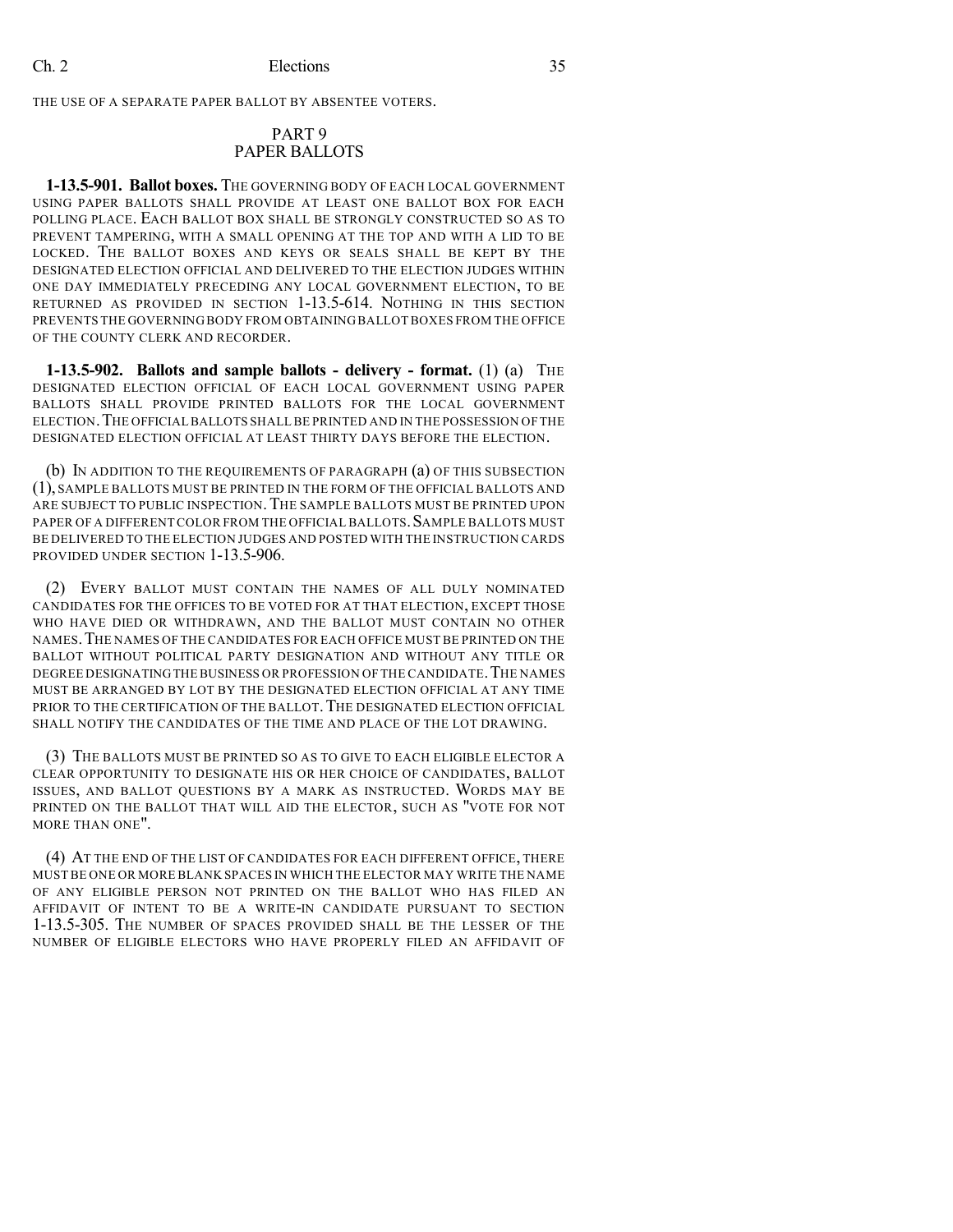THE USE OF A SEPARATE PAPER BALLOT BY ABSENTEE VOTERS.

## PART 9
## PAPER BALLOTS

**1-13.5-901. Ballot boxes.** THE GOVERNING BODY OF EACH LOCAL GOVERNMENT USING PAPER BALLOTS SHALL PROVIDE AT LEAST ONE BALLOT BOX FOR EACH POLLING PLACE. EACH BALLOT BOX SHALL BE STRONGLY CONSTRUCTED SO AS TO PREVENT TAMPERING, WITH A SMALL OPENING AT THE TOP AND WITH A LID TO BE LOCKED. THE BALLOT BOXES AND KEYS OR SEALS SHALL BE KEPT BY THE DESIGNATED ELECTION OFFICIAL AND DELIVERED TO THE ELECTION JUDGES WITHIN ONE DAY IMMEDIATELY PRECEDING ANY LOCAL GOVERNMENT ELECTION, TO BE RETURNED AS PROVIDED IN SECTION 1-13.5-614. NOTHING IN THIS SECTION PREVENTS THE GOVERNING BODY FROM OBTAINING BALLOT BOXES FROM THE OFFICE OF THE COUNTY CLERK AND RECORDER.

**1-13.5-902. Ballots and sample ballots - delivery - format.** (1) (a) THE DESIGNATED ELECTION OFFICIAL OF EACH LOCAL GOVERNMENT USING PAPER BALLOTS SHALL PROVIDE PRINTED BALLOTS FOR THE LOCAL GOVERNMENT ELECTION. THE OFFICIAL BALLOTS SHALL BE PRINTED AND IN THE POSSESSION OF THE DESIGNATED ELECTION OFFICIAL AT LEAST THIRTY DAYS BEFORE THE ELECTION.

(b) IN ADDITION TO THE REQUIREMENTS OF PARAGRAPH (a) OF THIS SUBSECTION (1), SAMPLE BALLOTS MUST BE PRINTED IN THE FORM OF THE OFFICIAL BALLOTS AND ARE SUBJECT TO PUBLIC INSPECTION. THE SAMPLE BALLOTS MUST BE PRINTED UPON PAPER OF A DIFFERENT COLOR FROM THE OFFICIAL BALLOTS. SAMPLE BALLOTS MUST BE DELIVERED TO THE ELECTION JUDGES AND POSTED WITH THE INSTRUCTION CARDS PROVIDED UNDER SECTION 1-13.5-906.

(2) EVERY BALLOT MUST CONTAIN THE NAMES OF ALL DULY NOMINATED CANDIDATES FOR THE OFFICES TO BE VOTED FOR AT THAT ELECTION, EXCEPT THOSE WHO HAVE DIED OR WITHDRAWN, AND THE BALLOT MUST CONTAIN NO OTHER NAMES. THE NAMES OF THE CANDIDATES FOR EACH OFFICE MUST BE PRINTED ON THE BALLOT WITHOUT POLITICAL PARTY DESIGNATION AND WITHOUT ANY TITLE OR DEGREE DESIGNATING THE BUSINESS OR PROFESSION OF THE CANDIDATE. THE NAMES MUST BE ARRANGED BY LOT BY THE DESIGNATED ELECTION OFFICIAL AT ANY TIME PRIOR TO THE CERTIFICATION OF THE BALLOT. THE DESIGNATED ELECTION OFFICIAL SHALL NOTIFY THE CANDIDATES OF THE TIME AND PLACE OF THE LOT DRAWING.

(3) THE BALLOTS MUST BE PRINTED SO AS TO GIVE TO EACH ELIGIBLE ELECTOR A CLEAR OPPORTUNITY TO DESIGNATE HIS OR HER CHOICE OF CANDIDATES, BALLOT ISSUES, AND BALLOT QUESTIONS BY A MARK AS INSTRUCTED. WORDS MAY BE PRINTED ON THE BALLOT THAT WILL AID THE ELECTOR, SUCH AS "VOTE FOR NOT MORE THAN ONE".

(4) AT THE END OF THE LIST OF CANDIDATES FOR EACH DIFFERENT OFFICE, THERE MUST BE ONE OR MORE BLANK SPACES IN WHICH THE ELECTOR MAY WRITE THE NAME OF ANY ELIGIBLE PERSON NOT PRINTED ON THE BALLOT WHO HAS FILED AN AFFIDAVIT OF INTENT TO BE A WRITE-IN CANDIDATE PURSUANT TO SECTION 1-13.5-305. THE NUMBER OF SPACES PROVIDED SHALL BE THE LESSER OF THE NUMBER OF ELIGIBLE ELECTORS WHO HAVE PROPERLY FILED AN AFFIDAVIT OF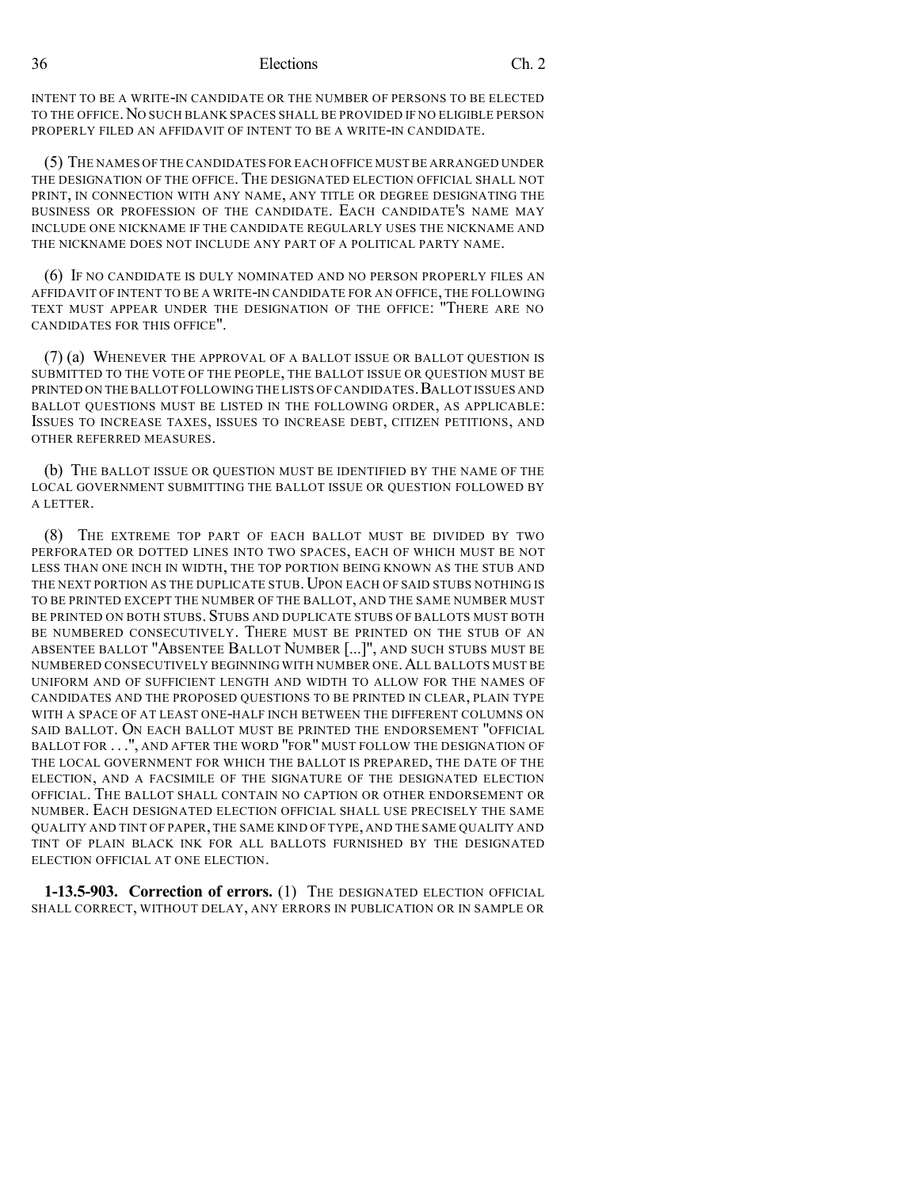INTENT TO BE A WRITE-IN CANDIDATE OR THE NUMBER OF PERSONS TO BE ELECTED TO THE OFFICE. NO SUCH BLANK SPACES SHALL BE PROVIDED IF NO ELIGIBLE PERSON PROPERLY FILED AN AFFIDAVIT OF INTENT TO BE A WRITE-IN CANDIDATE.

(5) THE NAMES OF THE CANDIDATES FOR EACH OFFICE MUST BE ARRANGED UNDER THE DESIGNATION OF THE OFFICE. THE DESIGNATED ELECTION OFFICIAL SHALL NOT PRINT, IN CONNECTION WITH ANY NAME, ANY TITLE OR DEGREE DESIGNATING THE BUSINESS OR PROFESSION OF THE CANDIDATE. EACH CANDIDATE'S NAME MAY INCLUDE ONE NICKNAME IF THE CANDIDATE REGULARLY USES THE NICKNAME AND THE NICKNAME DOES NOT INCLUDE ANY PART OF A POLITICAL PARTY NAME.

(6) IF NO CANDIDATE IS DULY NOMINATED AND NO PERSON PROPERLY FILES AN AFFIDAVIT OF INTENT TO BE A WRITE-IN CANDIDATE FOR AN OFFICE, THE FOLLOWING TEXT MUST APPEAR UNDER THE DESIGNATION OF THE OFFICE: "THERE ARE NO CANDIDATES FOR THIS OFFICE".

(7) (a) WHENEVER THE APPROVAL OF A BALLOT ISSUE OR BALLOT QUESTION IS SUBMITTED TO THE VOTE OF THE PEOPLE, THE BALLOT ISSUE OR QUESTION MUST BE PRINTED ON THE BALLOT FOLLOWING THE LISTS OF CANDIDATES. BALLOT ISSUES AND BALLOT QUESTIONS MUST BE LISTED IN THE FOLLOWING ORDER, AS APPLICABLE: ISSUES TO INCREASE TAXES, ISSUES TO INCREASE DEBT, CITIZEN PETITIONS, AND OTHER REFERRED MEASURES.

(b) THE BALLOT ISSUE OR QUESTION MUST BE IDENTIFIED BY THE NAME OF THE LOCAL GOVERNMENT SUBMITTING THE BALLOT ISSUE OR QUESTION FOLLOWED BY A LETTER.

(8) THE EXTREME TOP PART OF EACH BALLOT MUST BE DIVIDED BY TWO PERFORATED OR DOTTED LINES INTO TWO SPACES, EACH OF WHICH MUST BE NOT LESS THAN ONE INCH IN WIDTH, THE TOP PORTION BEING KNOWN AS THE STUB AND THE NEXT PORTION AS THE DUPLICATE STUB. UPON EACH OF SAID STUBS NOTHING IS TO BE PRINTED EXCEPT THE NUMBER OF THE BALLOT, AND THE SAME NUMBER MUST BE PRINTED ON BOTH STUBS. STUBS AND DUPLICATE STUBS OF BALLOTS MUST BOTH BE NUMBERED CONSECUTIVELY. THERE MUST BE PRINTED ON THE STUB OF AN ABSENTEE BALLOT "ABSENTEE BALLOT NUMBER [...]", AND SUCH STUBS MUST BE NUMBERED CONSECUTIVELY BEGINNING WITH NUMBER ONE. ALL BALLOTS MUST BE UNIFORM AND OF SUFFICIENT LENGTH AND WIDTH TO ALLOW FOR THE NAMES OF CANDIDATES AND THE PROPOSED QUESTIONS TO BE PRINTED IN CLEAR, PLAIN TYPE WITH A SPACE OF AT LEAST ONE-HALF INCH BETWEEN THE DIFFERENT COLUMNS ON SAID BALLOT. ON EACH BALLOT MUST BE PRINTED THE ENDORSEMENT "OFFICIAL BALLOT FOR . . .", AND AFTER THE WORD "FOR" MUST FOLLOW THE DESIGNATION OF THE LOCAL GOVERNMENT FOR WHICH THE BALLOT IS PREPARED, THE DATE OF THE ELECTION, AND A FACSIMILE OF THE SIGNATURE OF THE DESIGNATED ELECTION OFFICIAL. THE BALLOT SHALL CONTAIN NO CAPTION OR OTHER ENDORSEMENT OR NUMBER. EACH DESIGNATED ELECTION OFFICIAL SHALL USE PRECISELY THE SAME QUALITY AND TINT OF PAPER, THE SAME KIND OF TYPE, AND THE SAME QUALITY AND TINT OF PLAIN BLACK INK FOR ALL BALLOTS FURNISHED BY THE DESIGNATED ELECTION OFFICIAL AT ONE ELECTION.

**1-13.5-903. Correction of errors.** (1) THE DESIGNATED ELECTION OFFICIAL SHALL CORRECT, WITHOUT DELAY, ANY ERRORS IN PUBLICATION OR IN SAMPLE OR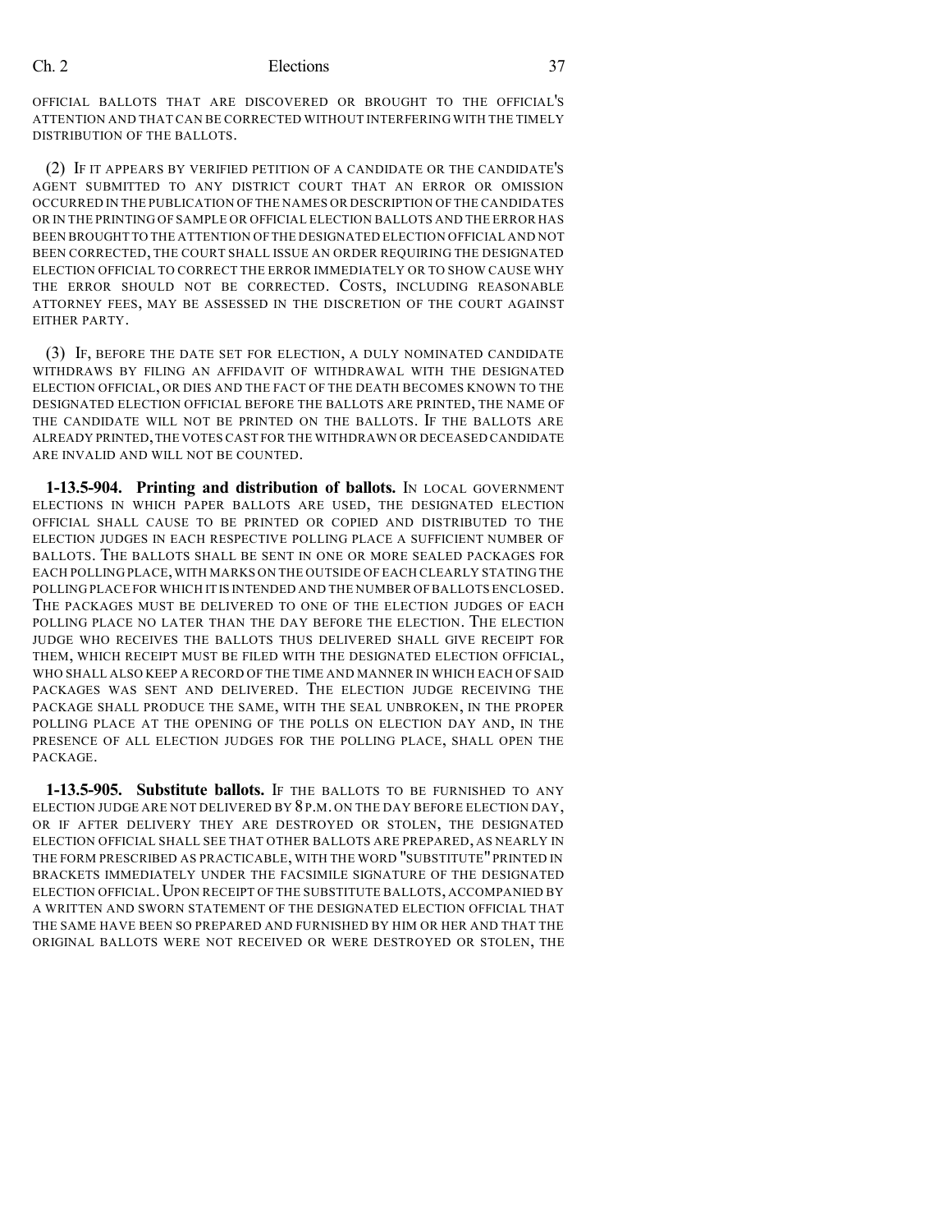OFFICIAL BALLOTS THAT ARE DISCOVERED OR BROUGHT TO THE OFFICIAL'S ATTENTION AND THAT CAN BE CORRECTED WITHOUT INTERFERING WITH THE TIMELY DISTRIBUTION OF THE BALLOTS.

(2) IF IT APPEARS BY VERIFIED PETITION OF A CANDIDATE OR THE CANDIDATE'S AGENT SUBMITTED TO ANY DISTRICT COURT THAT AN ERROR OR OMISSION OCCURRED IN THE PUBLICATION OF THE NAMES OR DESCRIPTION OF THE CANDIDATES OR IN THE PRINTING OF SAMPLE OR OFFICIAL ELECTION BALLOTS AND THE ERROR HAS BEEN BROUGHT TO THE ATTENTION OF THE DESIGNATED ELECTION OFFICIAL AND NOT BEEN CORRECTED, THE COURT SHALL ISSUE AN ORDER REQUIRING THE DESIGNATED ELECTION OFFICIAL TO CORRECT THE ERROR IMMEDIATELY OR TO SHOW CAUSE WHY THE ERROR SHOULD NOT BE CORRECTED. COSTS, INCLUDING REASONABLE ATTORNEY FEES, MAY BE ASSESSED IN THE DISCRETION OF THE COURT AGAINST EITHER PARTY.

(3) IF, BEFORE THE DATE SET FOR ELECTION, A DULY NOMINATED CANDIDATE WITHDRAWS BY FILING AN AFFIDAVIT OF WITHDRAWAL WITH THE DESIGNATED ELECTION OFFICIAL, OR DIES AND THE FACT OF THE DEATH BECOMES KNOWN TO THE DESIGNATED ELECTION OFFICIAL BEFORE THE BALLOTS ARE PRINTED, THE NAME OF THE CANDIDATE WILL NOT BE PRINTED ON THE BALLOTS. IF THE BALLOTS ARE ALREADY PRINTED, THE VOTES CAST FOR THE WITHDRAWN OR DECEASED CANDIDATE ARE INVALID AND WILL NOT BE COUNTED.

**1-13.5-904. Printing and distribution of ballots.** IN LOCAL GOVERNMENT ELECTIONS IN WHICH PAPER BALLOTS ARE USED, THE DESIGNATED ELECTION OFFICIAL SHALL CAUSE TO BE PRINTED OR COPIED AND DISTRIBUTED TO THE ELECTION JUDGES IN EACH RESPECTIVE POLLING PLACE A SUFFICIENT NUMBER OF BALLOTS. THE BALLOTS SHALL BE SENT IN ONE OR MORE SEALED PACKAGES FOR EACH POLLING PLACE, WITH MARKS ON THE OUTSIDE OF EACH CLEARLY STATING THE POLLING PLACE FOR WHICH IT IS INTENDED AND THE NUMBER OF BALLOTS ENCLOSED. THE PACKAGES MUST BE DELIVERED TO ONE OF THE ELECTION JUDGES OF EACH POLLING PLACE NO LATER THAN THE DAY BEFORE THE ELECTION. THE ELECTION JUDGE WHO RECEIVES THE BALLOTS THUS DELIVERED SHALL GIVE RECEIPT FOR THEM, WHICH RECEIPT MUST BE FILED WITH THE DESIGNATED ELECTION OFFICIAL, WHO SHALL ALSO KEEP A RECORD OF THE TIME AND MANNER IN WHICH EACH OF SAID PACKAGES WAS SENT AND DELIVERED. THE ELECTION JUDGE RECEIVING THE PACKAGE SHALL PRODUCE THE SAME, WITH THE SEAL UNBROKEN, IN THE PROPER POLLING PLACE AT THE OPENING OF THE POLLS ON ELECTION DAY AND, IN THE PRESENCE OF ALL ELECTION JUDGES FOR THE POLLING PLACE, SHALL OPEN THE PACKAGE.

**1-13.5-905. Substitute ballots.** IF THE BALLOTS TO BE FURNISHED TO ANY ELECTION JUDGE ARE NOT DELIVERED BY 8 P.M. ON THE DAY BEFORE ELECTION DAY, OR IF AFTER DELIVERY THEY ARE DESTROYED OR STOLEN, THE DESIGNATED ELECTION OFFICIAL SHALL SEE THAT OTHER BALLOTS ARE PREPARED, AS NEARLY IN THE FORM PRESCRIBED AS PRACTICABLE, WITH THE WORD "SUBSTITUTE" PRINTED IN BRACKETS IMMEDIATELY UNDER THE FACSIMILE SIGNATURE OF THE DESIGNATED ELECTION OFFICIAL. UPON RECEIPT OF THE SUBSTITUTE BALLOTS, ACCOMPANIED BY A WRITTEN AND SWORN STATEMENT OF THE DESIGNATED ELECTION OFFICIAL THAT THE SAME HAVE BEEN SO PREPARED AND FURNISHED BY HIM OR HER AND THAT THE ORIGINAL BALLOTS WERE NOT RECEIVED OR WERE DESTROYED OR STOLEN, THE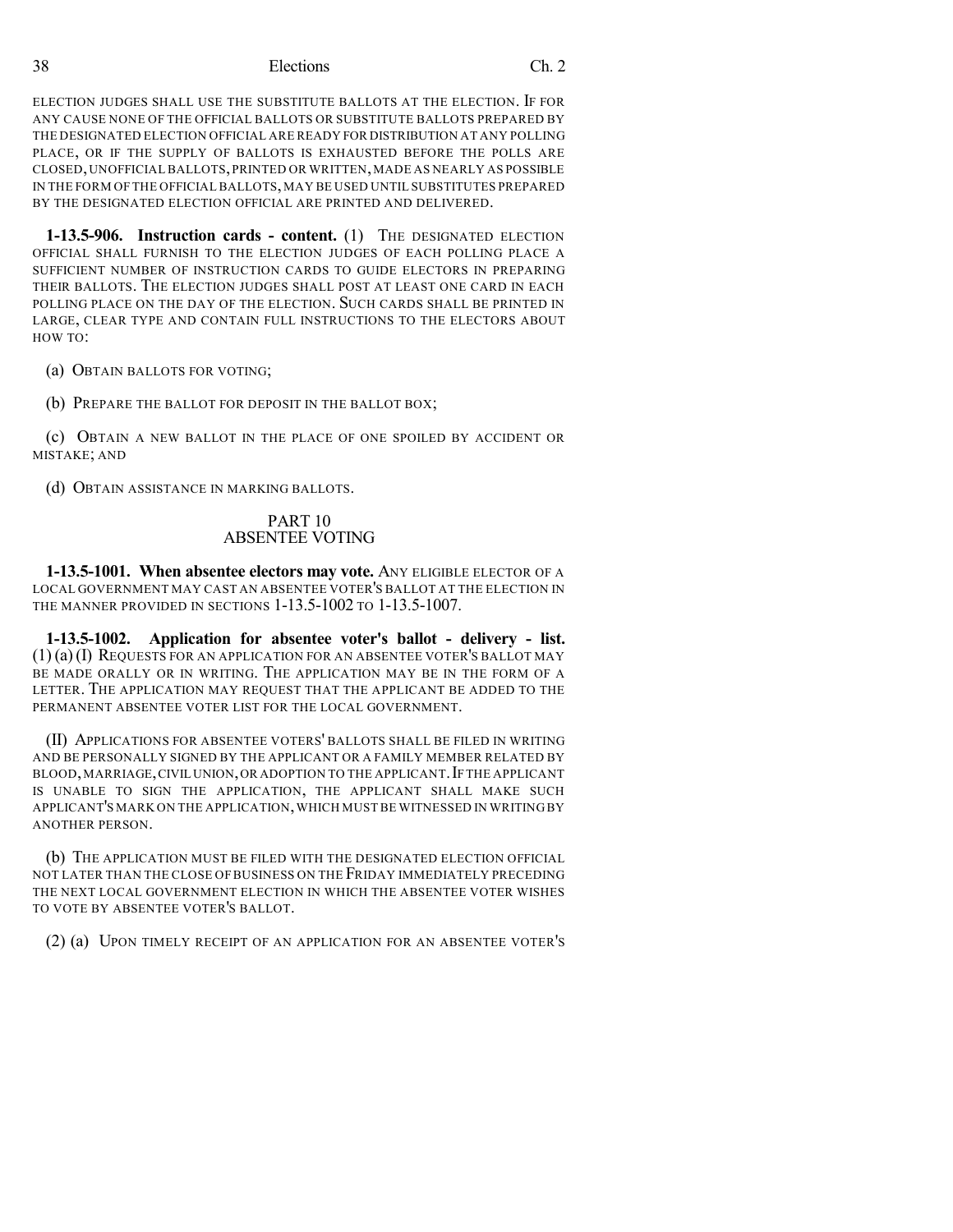ELECTION JUDGES SHALL USE THE SUBSTITUTE BALLOTS AT THE ELECTION. IF FOR ANY CAUSE NONE OF THE OFFICIAL BALLOTS OR SUBSTITUTE BALLOTS PREPARED BY THE DESIGNATED ELECTION OFFICIAL ARE READY FOR DISTRIBUTION AT ANY POLLING PLACE, OR IF THE SUPPLY OF BALLOTS IS EXHAUSTED BEFORE THE POLLS ARE CLOSED, UNOFFICIAL BALLOTS, PRINTED OR WRITTEN, MADE AS NEARLY AS POSSIBLE IN THE FORM OF THE OFFICIAL BALLOTS, MAY BE USED UNTIL SUBSTITUTES PREPARED BY THE DESIGNATED ELECTION OFFICIAL ARE PRINTED AND DELIVERED.

**1-13.5-906. Instruction cards - content.** (1) THE DESIGNATED ELECTION OFFICIAL SHALL FURNISH TO THE ELECTION JUDGES OF EACH POLLING PLACE A SUFFICIENT NUMBER OF INSTRUCTION CARDS TO GUIDE ELECTORS IN PREPARING THEIR BALLOTS. THE ELECTION JUDGES SHALL POST AT LEAST ONE CARD IN EACH POLLING PLACE ON THE DAY OF THE ELECTION. SUCH CARDS SHALL BE PRINTED IN LARGE, CLEAR TYPE AND CONTAIN FULL INSTRUCTIONS TO THE ELECTORS ABOUT HOW TO:

(a) OBTAIN BALLOTS FOR VOTING;

(b) PREPARE THE BALLOT FOR DEPOSIT IN THE BALLOT BOX;

(c) OBTAIN A NEW BALLOT IN THE PLACE OF ONE SPOILED BY ACCIDENT OR MISTAKE; AND

(d) OBTAIN ASSISTANCE IN MARKING BALLOTS.

## PART 10
## ABSENTEE VOTING

**1-13.5-1001. When absentee electors may vote.** ANY ELIGIBLE ELECTOR OF A LOCAL GOVERNMENT MAY CAST AN ABSENTEE VOTER'S BALLOT AT THE ELECTION IN THE MANNER PROVIDED IN SECTIONS 1-13.5-1002 TO 1-13.5-1007.

**1-13.5-1002. Application for absentee voter's ballot - delivery - list.** (1) (a) (I) REQUESTS FOR AN APPLICATION FOR AN ABSENTEE VOTER'S BALLOT MAY BE MADE ORALLY OR IN WRITING. THE APPLICATION MAY BE IN THE FORM OF A LETTER. THE APPLICATION MAY REQUEST THAT THE APPLICANT BE ADDED TO THE PERMANENT ABSENTEE VOTER LIST FOR THE LOCAL GOVERNMENT.

(II) APPLICATIONS FOR ABSENTEE VOTERS' BALLOTS SHALL BE FILED IN WRITING AND BE PERSONALLY SIGNED BY THE APPLICANT OR A FAMILY MEMBER RELATED BY BLOOD, MARRIAGE, CIVIL UNION, OR ADOPTION TO THE APPLICANT. IF THE APPLICANT IS UNABLE TO SIGN THE APPLICATION, THE APPLICANT SHALL MAKE SUCH APPLICANT'S MARK ON THE APPLICATION, WHICH MUST BE WITNESSED IN WRITING BY ANOTHER PERSON.

(b) THE APPLICATION MUST BE FILED WITH THE DESIGNATED ELECTION OFFICIAL NOT LATER THAN THE CLOSE OF BUSINESS ON THE FRIDAY IMMEDIATELY PRECEDING THE NEXT LOCAL GOVERNMENT ELECTION IN WHICH THE ABSENTEE VOTER WISHES TO VOTE BY ABSENTEE VOTER'S BALLOT.

(2) (a) UPON TIMELY RECEIPT OF AN APPLICATION FOR AN ABSENTEE VOTER'S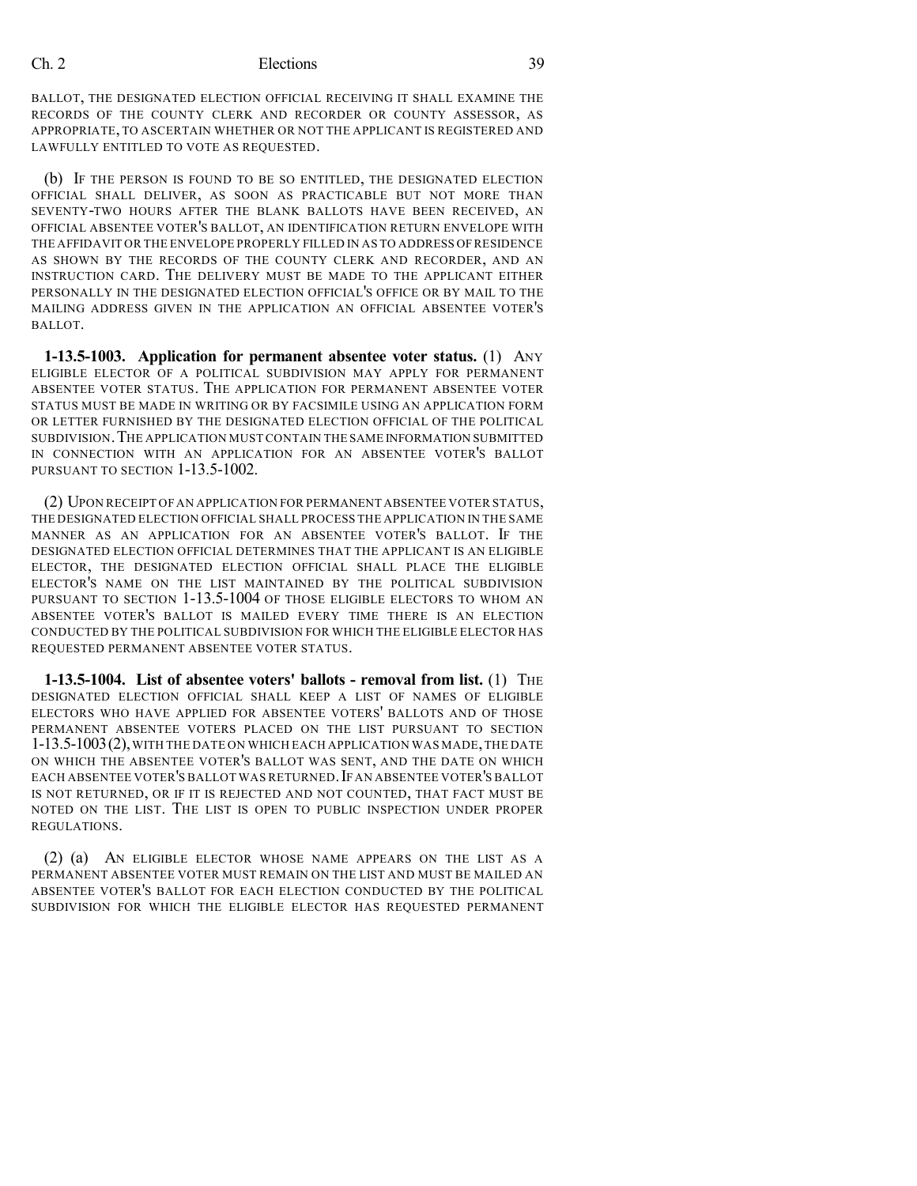BALLOT, THE DESIGNATED ELECTION OFFICIAL RECEIVING IT SHALL EXAMINE THE RECORDS OF THE COUNTY CLERK AND RECORDER OR COUNTY ASSESSOR, AS APPROPRIATE, TO ASCERTAIN WHETHER OR NOT THE APPLICANT IS REGISTERED AND LAWFULLY ENTITLED TO VOTE AS REQUESTED.

(b) IF THE PERSON IS FOUND TO BE SO ENTITLED, THE DESIGNATED ELECTION OFFICIAL SHALL DELIVER, AS SOON AS PRACTICABLE BUT NOT MORE THAN SEVENTY-TWO HOURS AFTER THE BLANK BALLOTS HAVE BEEN RECEIVED, AN OFFICIAL ABSENTEE VOTER'S BALLOT, AN IDENTIFICATION RETURN ENVELOPE WITH THE AFFIDAVIT OR THE ENVELOPE PROPERLY FILLED IN AS TO ADDRESS OF RESIDENCE AS SHOWN BY THE RECORDS OF THE COUNTY CLERK AND RECORDER, AND AN INSTRUCTION CARD. THE DELIVERY MUST BE MADE TO THE APPLICANT EITHER PERSONALLY IN THE DESIGNATED ELECTION OFFICIAL'S OFFICE OR BY MAIL TO THE MAILING ADDRESS GIVEN IN THE APPLICATION AN OFFICIAL ABSENTEE VOTER'S BALLOT.

**1-13.5-1003. Application for permanent absentee voter status.** (1) ANY ELIGIBLE ELECTOR OF A POLITICAL SUBDIVISION MAY APPLY FOR PERMANENT ABSENTEE VOTER STATUS. THE APPLICATION FOR PERMANENT ABSENTEE VOTER STATUS MUST BE MADE IN WRITING OR BY FACSIMILE USING AN APPLICATION FORM OR LETTER FURNISHED BY THE DESIGNATED ELECTION OFFICIAL OF THE POLITICAL SUBDIVISION. THE APPLICATION MUST CONTAIN THE SAME INFORMATION SUBMITTED IN CONNECTION WITH AN APPLICATION FOR AN ABSENTEE VOTER'S BALLOT PURSUANT TO SECTION 1-13.5-1002.

(2) UPON RECEIPT OF AN APPLICATION FOR PERMANENT ABSENTEE VOTER STATUS, THE DESIGNATED ELECTION OFFICIAL SHALL PROCESS THE APPLICATION IN THE SAME MANNER AS AN APPLICATION FOR AN ABSENTEE VOTER'S BALLOT. IF THE DESIGNATED ELECTION OFFICIAL DETERMINES THAT THE APPLICANT IS AN ELIGIBLE ELECTOR, THE DESIGNATED ELECTION OFFICIAL SHALL PLACE THE ELIGIBLE ELECTOR'S NAME ON THE LIST MAINTAINED BY THE POLITICAL SUBDIVISION PURSUANT TO SECTION 1-13.5-1004 OF THOSE ELIGIBLE ELECTORS TO WHOM AN ABSENTEE VOTER'S BALLOT IS MAILED EVERY TIME THERE IS AN ELECTION CONDUCTED BY THE POLITICAL SUBDIVISION FOR WHICH THE ELIGIBLE ELECTOR HAS REQUESTED PERMANENT ABSENTEE VOTER STATUS.

**1-13.5-1004. List of absentee voters' ballots - removal from list.** (1) THE DESIGNATED ELECTION OFFICIAL SHALL KEEP A LIST OF NAMES OF ELIGIBLE ELECTORS WHO HAVE APPLIED FOR ABSENTEE VOTERS' BALLOTS AND OF THOSE PERMANENT ABSENTEE VOTERS PLACED ON THE LIST PURSUANT TO SECTION 1-13.5-1003 (2), WITH THE DATE ON WHICH EACH APPLICATION WAS MADE, THE DATE ON WHICH THE ABSENTEE VOTER'S BALLOT WAS SENT, AND THE DATE ON WHICH EACH ABSENTEE VOTER'S BALLOT WAS RETURNED. IF AN ABSENTEE VOTER'S BALLOT IS NOT RETURNED, OR IF IT IS REJECTED AND NOT COUNTED, THAT FACT MUST BE NOTED ON THE LIST. THE LIST IS OPEN TO PUBLIC INSPECTION UNDER PROPER REGULATIONS.

(2) (a) AN ELIGIBLE ELECTOR WHOSE NAME APPEARS ON THE LIST AS A PERMANENT ABSENTEE VOTER MUST REMAIN ON THE LIST AND MUST BE MAILED AN ABSENTEE VOTER'S BALLOT FOR EACH ELECTION CONDUCTED BY THE POLITICAL SUBDIVISION FOR WHICH THE ELIGIBLE ELECTOR HAS REQUESTED PERMANENT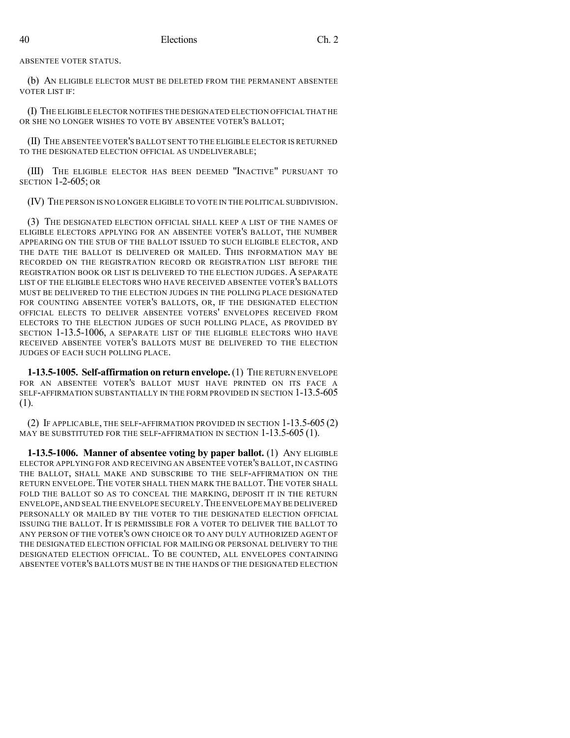ABSENTEE VOTER STATUS.

(b) AN ELIGIBLE ELECTOR MUST BE DELETED FROM THE PERMANENT ABSENTEE VOTER LIST IF:

(I) THE ELIGIBLE ELECTOR NOTIFIES THE DESIGNATED ELECTION OFFICIAL THAT HE OR SHE NO LONGER WISHES TO VOTE BY ABSENTEE VOTER'S BALLOT;

(II) THE ABSENTEE VOTER'S BALLOT SENT TO THE ELIGIBLE ELECTOR IS RETURNED TO THE DESIGNATED ELECTION OFFICIAL AS UNDELIVERABLE;

(III) THE ELIGIBLE ELECTOR HAS BEEN DEEMED "INACTIVE" PURSUANT TO SECTION 1-2-605; OR

(IV) THE PERSON IS NO LONGER ELIGIBLE TO VOTE IN THE POLITICAL SUBDIVISION.

(3) THE DESIGNATED ELECTION OFFICIAL SHALL KEEP A LIST OF THE NAMES OF ELIGIBLE ELECTORS APPLYING FOR AN ABSENTEE VOTER'S BALLOT, THE NUMBER APPEARING ON THE STUB OF THE BALLOT ISSUED TO SUCH ELIGIBLE ELECTOR, AND THE DATE THE BALLOT IS DELIVERED OR MAILED. THIS INFORMATION MAY BE RECORDED ON THE REGISTRATION RECORD OR REGISTRATION LIST BEFORE THE REGISTRATION BOOK OR LIST IS DELIVERED TO THE ELECTION JUDGES. A SEPARATE LIST OF THE ELIGIBLE ELECTORS WHO HAVE RECEIVED ABSENTEE VOTER'S BALLOTS MUST BE DELIVERED TO THE ELECTION JUDGES IN THE POLLING PLACE DESIGNATED FOR COUNTING ABSENTEE VOTER'S BALLOTS, OR, IF THE DESIGNATED ELECTION OFFICIAL ELECTS TO DELIVER ABSENTEE VOTERS' ENVELOPES RECEIVED FROM ELECTORS TO THE ELECTION JUDGES OF SUCH POLLING PLACE, AS PROVIDED BY SECTION 1-13.5-1006, A SEPARATE LIST OF THE ELIGIBLE ELECTORS WHO HAVE RECEIVED ABSENTEE VOTER'S BALLOTS MUST BE DELIVERED TO THE ELECTION JUDGES OF EACH SUCH POLLING PLACE.

**1-13.5-1005. Self-affirmation on return envelope.** (1) THE RETURN ENVELOPE FOR AN ABSENTEE VOTER'S BALLOT MUST HAVE PRINTED ON ITS FACE A SELF-AFFIRMATION SUBSTANTIALLY IN THE FORM PROVIDED IN SECTION 1-13.5-605 (1).

(2) IF APPLICABLE, THE SELF-AFFIRMATION PROVIDED IN SECTION 1-13.5-605 (2) MAY BE SUBSTITUTED FOR THE SELF-AFFIRMATION IN SECTION 1-13.5-605 (1).

**1-13.5-1006. Manner of absentee voting by paper ballot.** (1) ANY ELIGIBLE ELECTOR APPLYING FOR AND RECEIVING AN ABSENTEE VOTER'S BALLOT, IN CASTING THE BALLOT, SHALL MAKE AND SUBSCRIBE TO THE SELF-AFFIRMATION ON THE RETURN ENVELOPE. THE VOTER SHALL THEN MARK THE BALLOT. THE VOTER SHALL FOLD THE BALLOT SO AS TO CONCEAL THE MARKING, DEPOSIT IT IN THE RETURN ENVELOPE, AND SEAL THE ENVELOPE SECURELY. THE ENVELOPE MAY BE DELIVERED PERSONALLY OR MAILED BY THE VOTER TO THE DESIGNATED ELECTION OFFICIAL ISSUING THE BALLOT. IT IS PERMISSIBLE FOR A VOTER TO DELIVER THE BALLOT TO ANY PERSON OF THE VOTER'S OWN CHOICE OR TO ANY DULY AUTHORIZED AGENT OF THE DESIGNATED ELECTION OFFICIAL FOR MAILING OR PERSONAL DELIVERY TO THE DESIGNATED ELECTION OFFICIAL. TO BE COUNTED, ALL ENVELOPES CONTAINING ABSENTEE VOTER'S BALLOTS MUST BE IN THE HANDS OF THE DESIGNATED ELECTION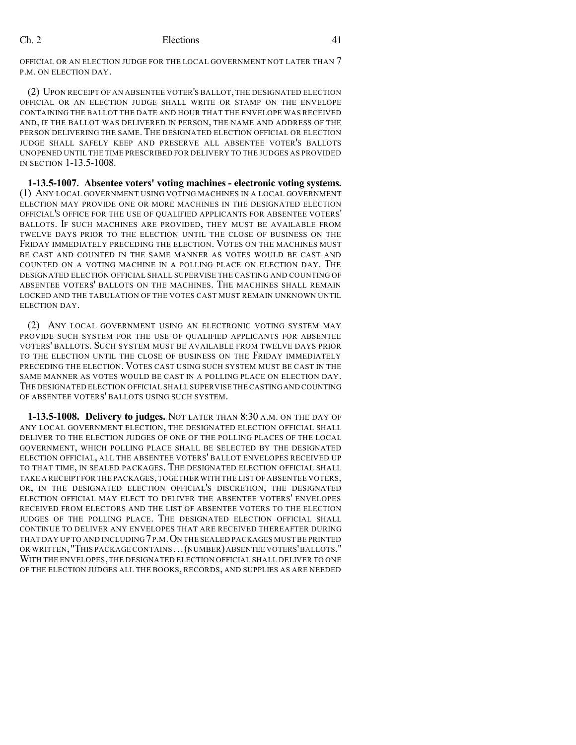OFFICIAL OR AN ELECTION JUDGE FOR THE LOCAL GOVERNMENT NOT LATER THAN 7 P.M. ON ELECTION DAY.

(2) UPON RECEIPT OF AN ABSENTEE VOTER'S BALLOT, THE DESIGNATED ELECTION OFFICIAL OR AN ELECTION JUDGE SHALL WRITE OR STAMP ON THE ENVELOPE CONTAINING THE BALLOT THE DATE AND HOUR THAT THE ENVELOPE WAS RECEIVED AND, IF THE BALLOT WAS DELIVERED IN PERSON, THE NAME AND ADDRESS OF THE PERSON DELIVERING THE SAME. THE DESIGNATED ELECTION OFFICIAL OR ELECTION JUDGE SHALL SAFELY KEEP AND PRESERVE ALL ABSENTEE VOTER'S BALLOTS UNOPENED UNTIL THE TIME PRESCRIBED FOR DELIVERY TO THE JUDGES AS PROVIDED IN SECTION 1-13.5-1008.

**1-13.5-1007. Absentee voters' voting machines - electronic voting systems.** (1) ANY LOCAL GOVERNMENT USING VOTING MACHINES IN A LOCAL GOVERNMENT ELECTION MAY PROVIDE ONE OR MORE MACHINES IN THE DESIGNATED ELECTION OFFICIAL'S OFFICE FOR THE USE OF QUALIFIED APPLICANTS FOR ABSENTEE VOTERS' BALLOTS. IF SUCH MACHINES ARE PROVIDED, THEY MUST BE AVAILABLE FROM TWELVE DAYS PRIOR TO THE ELECTION UNTIL THE CLOSE OF BUSINESS ON THE FRIDAY IMMEDIATELY PRECEDING THE ELECTION. VOTES ON THE MACHINES MUST BE CAST AND COUNTED IN THE SAME MANNER AS VOTES WOULD BE CAST AND COUNTED ON A VOTING MACHINE IN A POLLING PLACE ON ELECTION DAY. THE DESIGNATED ELECTION OFFICIAL SHALL SUPERVISE THE CASTING AND COUNTING OF ABSENTEE VOTERS' BALLOTS ON THE MACHINES. THE MACHINES SHALL REMAIN LOCKED AND THE TABULATION OF THE VOTES CAST MUST REMAIN UNKNOWN UNTIL ELECTION DAY.

(2) ANY LOCAL GOVERNMENT USING AN ELECTRONIC VOTING SYSTEM MAY PROVIDE SUCH SYSTEM FOR THE USE OF QUALIFIED APPLICANTS FOR ABSENTEE VOTERS' BALLOTS. SUCH SYSTEM MUST BE AVAILABLE FROM TWELVE DAYS PRIOR TO THE ELECTION UNTIL THE CLOSE OF BUSINESS ON THE FRIDAY IMMEDIATELY PRECEDING THE ELECTION. VOTES CAST USING SUCH SYSTEM MUST BE CAST IN THE SAME MANNER AS VOTES WOULD BE CAST IN A POLLING PLACE ON ELECTION DAY. THE DESIGNATED ELECTION OFFICIAL SHALL SUPERVISE THE CASTING AND COUNTING OF ABSENTEE VOTERS' BALLOTS USING SUCH SYSTEM.

**1-13.5-1008. Delivery to judges.** NOT LATER THAN 8:30 A.M. ON THE DAY OF ANY LOCAL GOVERNMENT ELECTION, THE DESIGNATED ELECTION OFFICIAL SHALL DELIVER TO THE ELECTION JUDGES OF ONE OF THE POLLING PLACES OF THE LOCAL GOVERNMENT, WHICH POLLING PLACE SHALL BE SELECTED BY THE DESIGNATED ELECTION OFFICIAL, ALL THE ABSENTEE VOTERS' BALLOT ENVELOPES RECEIVED UP TO THAT TIME, IN SEALED PACKAGES. THE DESIGNATED ELECTION OFFICIAL SHALL TAKE A RECEIPT FOR THE PACKAGES, TOGETHER WITH THE LIST OF ABSENTEE VOTERS, OR, IN THE DESIGNATED ELECTION OFFICIAL'S DISCRETION, THE DESIGNATED ELECTION OFFICIAL MAY ELECT TO DELIVER THE ABSENTEE VOTERS' ENVELOPES RECEIVED FROM ELECTORS AND THE LIST OF ABSENTEE VOTERS TO THE ELECTION JUDGES OF THE POLLING PLACE. THE DESIGNATED ELECTION OFFICIAL SHALL CONTINUE TO DELIVER ANY ENVELOPES THAT ARE RECEIVED THEREAFTER DURING THAT DAY UP TO AND INCLUDING 7 P.M. ON THE SEALED PACKAGES MUST BE PRINTED OR WRITTEN, "THIS PACKAGE CONTAINS ... (NUMBER) ABSENTEE VOTERS' BALLOTS." WITH THE ENVELOPES, THE DESIGNATED ELECTION OFFICIAL SHALL DELIVER TO ONE OF THE ELECTION JUDGES ALL THE BOOKS, RECORDS, AND SUPPLIES AS ARE NEEDED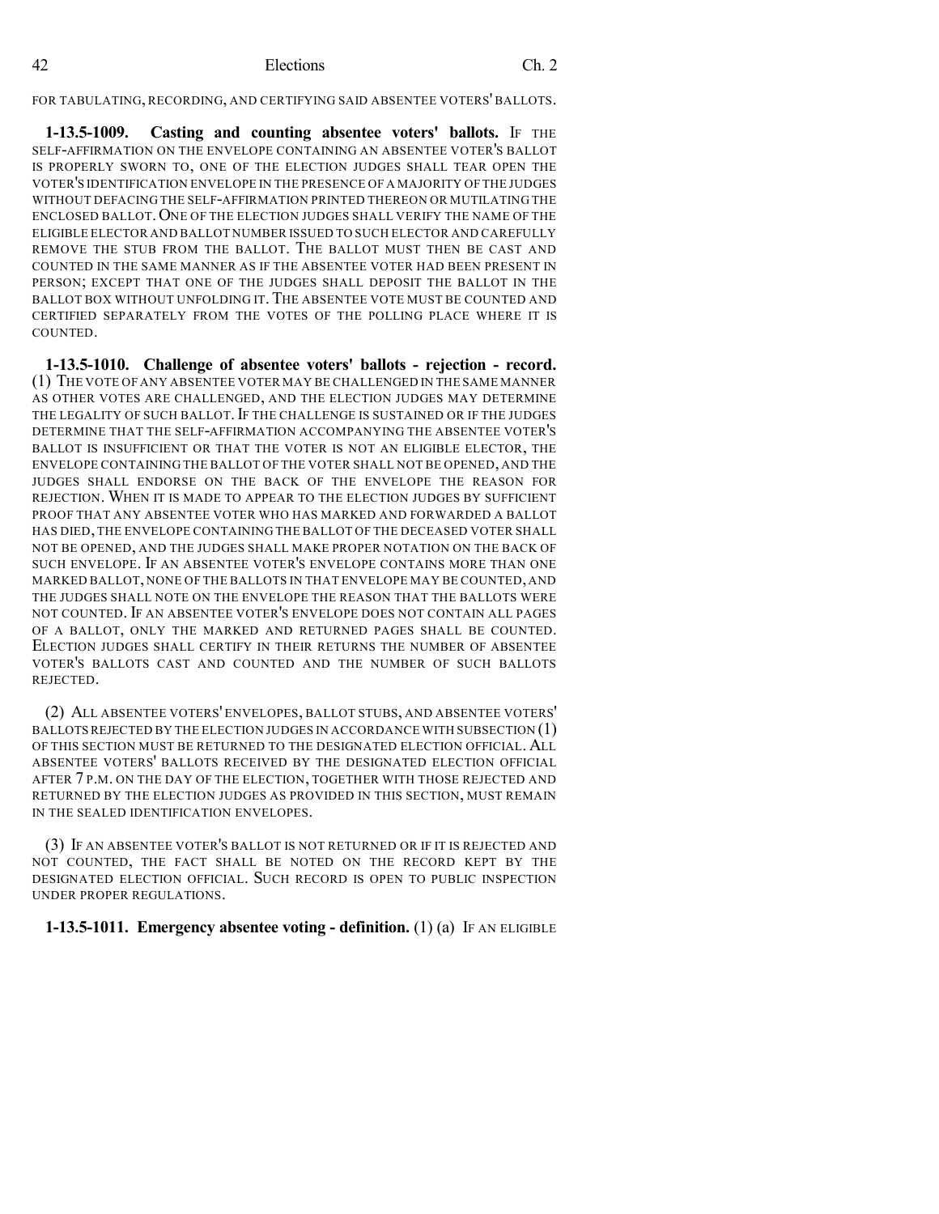FOR TABULATING, RECORDING, AND CERTIFYING SAID ABSENTEE VOTERS' BALLOTS.

**1-13.5-1009. Casting and counting absentee voters' ballots.** IF THE SELF-AFFIRMATION ON THE ENVELOPE CONTAINING AN ABSENTEE VOTER'S BALLOT IS PROPERLY SWORN TO, ONE OF THE ELECTION JUDGES SHALL TEAR OPEN THE VOTER'S IDENTIFICATION ENVELOPE IN THE PRESENCE OF A MAJORITY OF THE JUDGES WITHOUT DEFACING THE SELF-AFFIRMATION PRINTED THEREON OR MUTILATING THE ENCLOSED BALLOT. ONE OF THE ELECTION JUDGES SHALL VERIFY THE NAME OF THE ELIGIBLE ELECTOR AND BALLOT NUMBER ISSUED TO SUCH ELECTOR AND CAREFULLY REMOVE THE STUB FROM THE BALLOT. THE BALLOT MUST THEN BE CAST AND COUNTED IN THE SAME MANNER AS IF THE ABSENTEE VOTER HAD BEEN PRESENT IN PERSON; EXCEPT THAT ONE OF THE JUDGES SHALL DEPOSIT THE BALLOT IN THE BALLOT BOX WITHOUT UNFOLDING IT. THE ABSENTEE VOTE MUST BE COUNTED AND CERTIFIED SEPARATELY FROM THE VOTES OF THE POLLING PLACE WHERE IT IS COUNTED.

**1-13.5-1010. Challenge of absentee voters' ballots - rejection - record.** (1) THE VOTE OF ANY ABSENTEE VOTER MAY BE CHALLENGED IN THE SAME MANNER AS OTHER VOTES ARE CHALLENGED, AND THE ELECTION JUDGES MAY DETERMINE THE LEGALITY OF SUCH BALLOT. IF THE CHALLENGE IS SUSTAINED OR IF THE JUDGES DETERMINE THAT THE SELF-AFFIRMATION ACCOMPANYING THE ABSENTEE VOTER'S BALLOT IS INSUFFICIENT OR THAT THE VOTER IS NOT AN ELIGIBLE ELECTOR, THE ENVELOPE CONTAINING THE BALLOT OF THE VOTER SHALL NOT BE OPENED, AND THE JUDGES SHALL ENDORSE ON THE BACK OF THE ENVELOPE THE REASON FOR REJECTION. WHEN IT IS MADE TO APPEAR TO THE ELECTION JUDGES BY SUFFICIENT PROOF THAT ANY ABSENTEE VOTER WHO HAS MARKED AND FORWARDED A BALLOT HAS DIED, THE ENVELOPE CONTAINING THE BALLOT OF THE DECEASED VOTER SHALL NOT BE OPENED, AND THE JUDGES SHALL MAKE PROPER NOTATION ON THE BACK OF SUCH ENVELOPE. IF AN ABSENTEE VOTER'S ENVELOPE CONTAINS MORE THAN ONE MARKED BALLOT, NONE OF THE BALLOTS IN THAT ENVELOPE MAY BE COUNTED, AND THE JUDGES SHALL NOTE ON THE ENVELOPE THE REASON THAT THE BALLOTS WERE NOT COUNTED. IF AN ABSENTEE VOTER'S ENVELOPE DOES NOT CONTAIN ALL PAGES OF A BALLOT, ONLY THE MARKED AND RETURNED PAGES SHALL BE COUNTED. ELECTION JUDGES SHALL CERTIFY IN THEIR RETURNS THE NUMBER OF ABSENTEE VOTER'S BALLOTS CAST AND COUNTED AND THE NUMBER OF SUCH BALLOTS REJECTED.

(2) ALL ABSENTEE VOTERS' ENVELOPES, BALLOT STUBS, AND ABSENTEE VOTERS' BALLOTS REJECTED BY THE ELECTION JUDGES IN ACCORDANCE WITH SUBSECTION (1) OF THIS SECTION MUST BE RETURNED TO THE DESIGNATED ELECTION OFFICIAL. ALL ABSENTEE VOTERS' BALLOTS RECEIVED BY THE DESIGNATED ELECTION OFFICIAL AFTER 7 P.M. ON THE DAY OF THE ELECTION, TOGETHER WITH THOSE REJECTED AND RETURNED BY THE ELECTION JUDGES AS PROVIDED IN THIS SECTION, MUST REMAIN IN THE SEALED IDENTIFICATION ENVELOPES.

(3) IF AN ABSENTEE VOTER'S BALLOT IS NOT RETURNED OR IF IT IS REJECTED AND NOT COUNTED, THE FACT SHALL BE NOTED ON THE RECORD KEPT BY THE DESIGNATED ELECTION OFFICIAL. SUCH RECORD IS OPEN TO PUBLIC INSPECTION UNDER PROPER REGULATIONS.

**1-13.5-1011. Emergency absentee voting - definition.** (1) (a) IF AN ELIGIBLE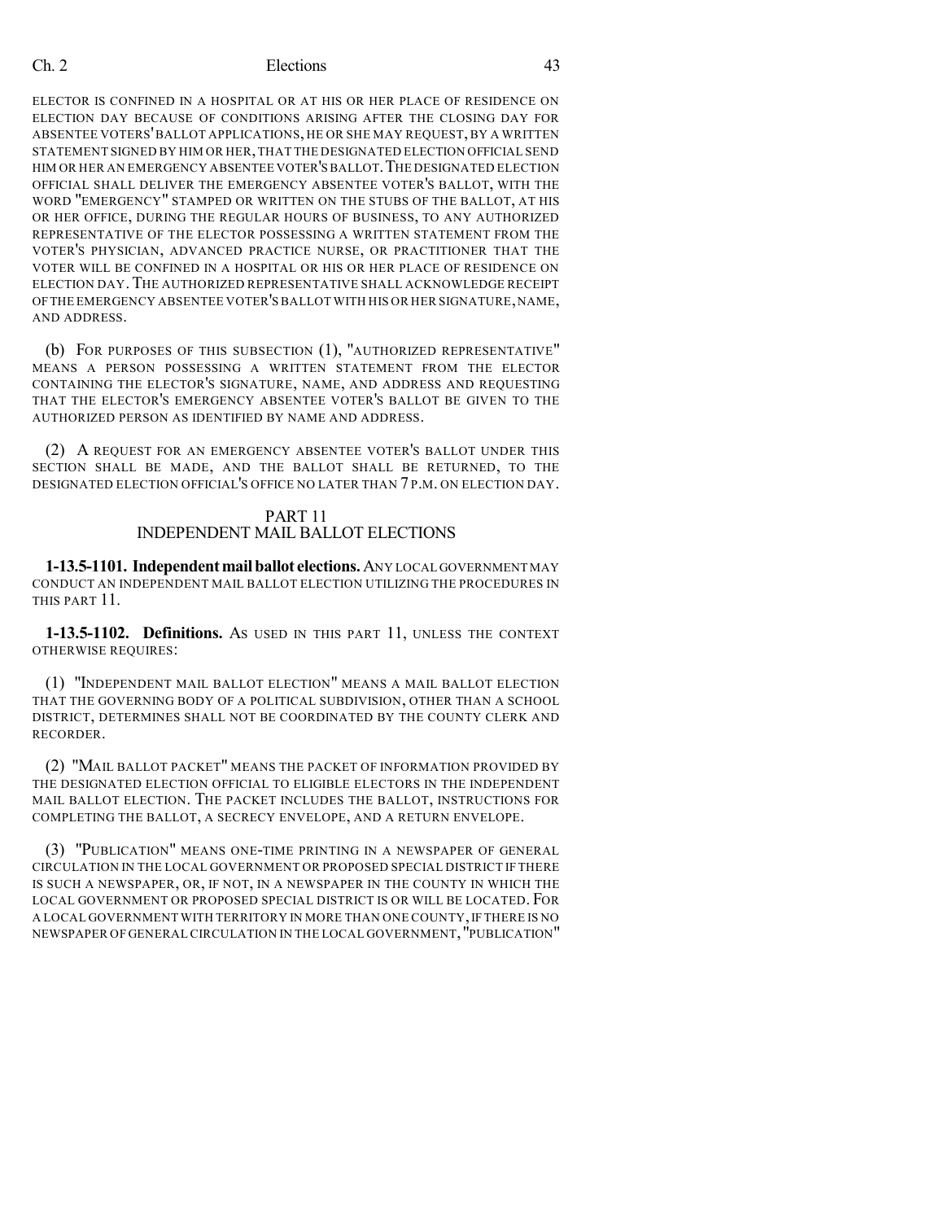ELECTOR IS CONFINED IN A HOSPITAL OR AT HIS OR HER PLACE OF RESIDENCE ON ELECTION DAY BECAUSE OF CONDITIONS ARISING AFTER THE CLOSING DAY FOR ABSENTEE VOTERS' BALLOT APPLICATIONS, HE OR SHE MAY REQUEST, BY A WRITTEN STATEMENT SIGNED BY HIM OR HER, THAT THE DESIGNATED ELECTION OFFICIAL SEND HIM OR HER AN EMERGENCY ABSENTEE VOTER'S BALLOT. THE DESIGNATED ELECTION OFFICIAL SHALL DELIVER THE EMERGENCY ABSENTEE VOTER'S BALLOT, WITH THE WORD "EMERGENCY" STAMPED OR WRITTEN ON THE STUBS OF THE BALLOT, AT HIS OR HER OFFICE, DURING THE REGULAR HOURS OF BUSINESS, TO ANY AUTHORIZED REPRESENTATIVE OF THE ELECTOR POSSESSING A WRITTEN STATEMENT FROM THE VOTER'S PHYSICIAN, ADVANCED PRACTICE NURSE, OR PRACTITIONER THAT THE VOTER WILL BE CONFINED IN A HOSPITAL OR HIS OR HER PLACE OF RESIDENCE ON ELECTION DAY. THE AUTHORIZED REPRESENTATIVE SHALL ACKNOWLEDGE RECEIPT OF THE EMERGENCY ABSENTEE VOTER'S BALLOT WITH HIS OR HER SIGNATURE, NAME, AND ADDRESS.

(b) FOR PURPOSES OF THIS SUBSECTION (1), "AUTHORIZED REPRESENTATIVE" MEANS A PERSON POSSESSING A WRITTEN STATEMENT FROM THE ELECTOR CONTAINING THE ELECTOR'S SIGNATURE, NAME, AND ADDRESS AND REQUESTING THAT THE ELECTOR'S EMERGENCY ABSENTEE VOTER'S BALLOT BE GIVEN TO THE AUTHORIZED PERSON AS IDENTIFIED BY NAME AND ADDRESS.

(2) A REQUEST FOR AN EMERGENCY ABSENTEE VOTER'S BALLOT UNDER THIS SECTION SHALL BE MADE, AND THE BALLOT SHALL BE RETURNED, TO THE DESIGNATED ELECTION OFFICIAL'S OFFICE NO LATER THAN 7 P.M. ON ELECTION DAY.

## PART 11
## INDEPENDENT MAIL BALLOT ELECTIONS

**1-13.5-1101. Independent mail ballot elections.** ANY LOCAL GOVERNMENT MAY CONDUCT AN INDEPENDENT MAIL BALLOT ELECTION UTILIZING THE PROCEDURES IN THIS PART 11.

**1-13.5-1102. Definitions.** AS USED IN THIS PART 11, UNLESS THE CONTEXT OTHERWISE REQUIRES:

(1) "INDEPENDENT MAIL BALLOT ELECTION" MEANS A MAIL BALLOT ELECTION THAT THE GOVERNING BODY OF A POLITICAL SUBDIVISION, OTHER THAN A SCHOOL DISTRICT, DETERMINES SHALL NOT BE COORDINATED BY THE COUNTY CLERK AND RECORDER.

(2) "MAIL BALLOT PACKET" MEANS THE PACKET OF INFORMATION PROVIDED BY THE DESIGNATED ELECTION OFFICIAL TO ELIGIBLE ELECTORS IN THE INDEPENDENT MAIL BALLOT ELECTION. THE PACKET INCLUDES THE BALLOT, INSTRUCTIONS FOR COMPLETING THE BALLOT, A SECRECY ENVELOPE, AND A RETURN ENVELOPE.

(3) "PUBLICATION" MEANS ONE-TIME PRINTING IN A NEWSPAPER OF GENERAL CIRCULATION IN THE LOCAL GOVERNMENT OR PROPOSED SPECIAL DISTRICT IF THERE IS SUCH A NEWSPAPER, OR, IF NOT, IN A NEWSPAPER IN THE COUNTY IN WHICH THE LOCAL GOVERNMENT OR PROPOSED SPECIAL DISTRICT IS OR WILL BE LOCATED. FOR A LOCAL GOVERNMENT WITH TERRITORY IN MORE THAN ONE COUNTY, IF THERE IS NO NEWSPAPER OF GENERAL CIRCULATION IN THE LOCAL GOVERNMENT, "PUBLICATION"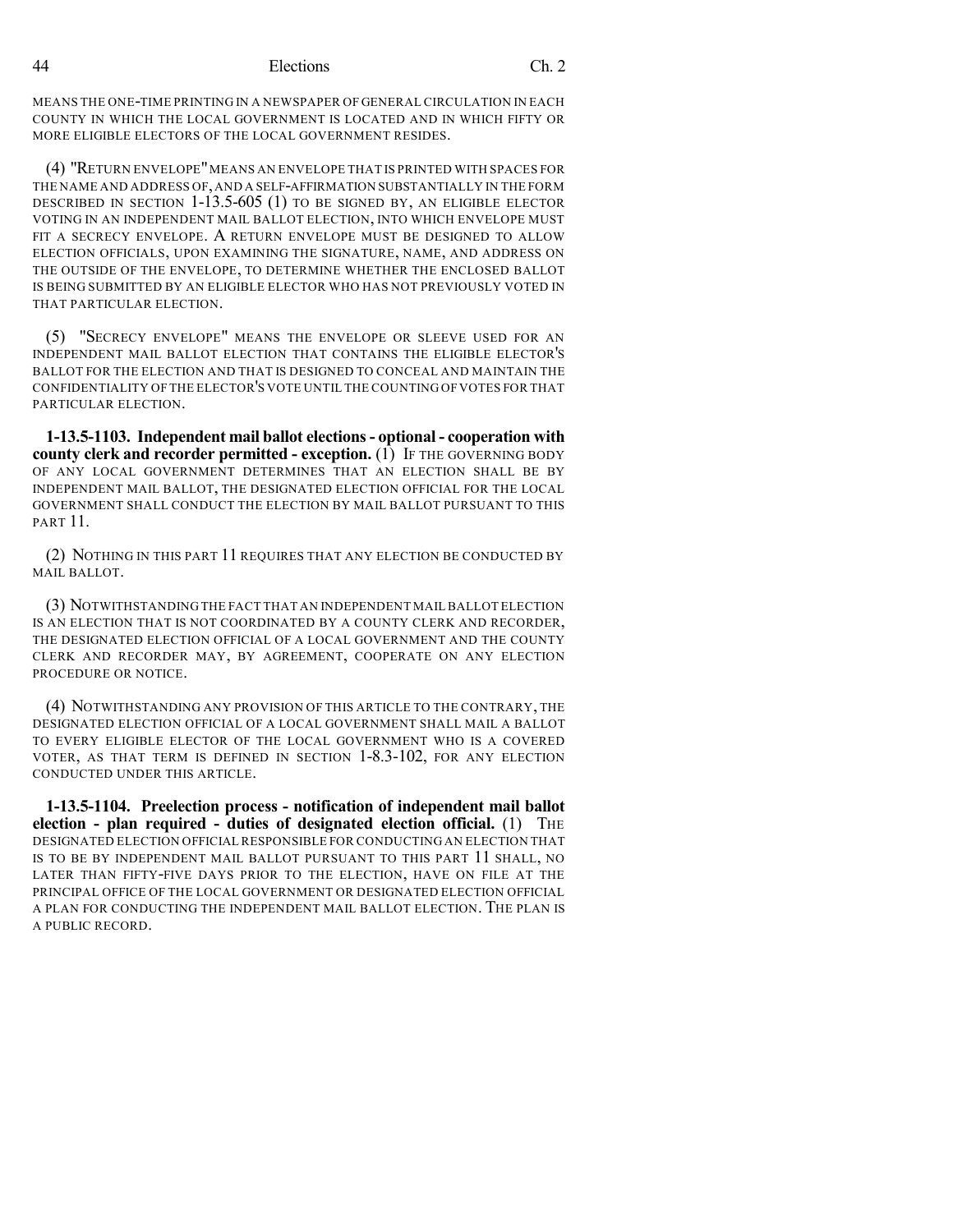MEANS THE ONE-TIME PRINTING IN A NEWSPAPER OF GENERAL CIRCULATION IN EACH COUNTY IN WHICH THE LOCAL GOVERNMENT IS LOCATED AND IN WHICH FIFTY OR MORE ELIGIBLE ELECTORS OF THE LOCAL GOVERNMENT RESIDES.

(4) "RETURN ENVELOPE" MEANS AN ENVELOPE THAT IS PRINTED WITH SPACES FOR THE NAME AND ADDRESS OF, AND A SELF-AFFIRMATION SUBSTANTIALLY IN THE FORM DESCRIBED IN SECTION 1-13.5-605 (1) TO BE SIGNED BY, AN ELIGIBLE ELECTOR VOTING IN AN INDEPENDENT MAIL BALLOT ELECTION, INTO WHICH ENVELOPE MUST FIT A SECRECY ENVELOPE. A RETURN ENVELOPE MUST BE DESIGNED TO ALLOW ELECTION OFFICIALS, UPON EXAMINING THE SIGNATURE, NAME, AND ADDRESS ON THE OUTSIDE OF THE ENVELOPE, TO DETERMINE WHETHER THE ENCLOSED BALLOT IS BEING SUBMITTED BY AN ELIGIBLE ELECTOR WHO HAS NOT PREVIOUSLY VOTED IN THAT PARTICULAR ELECTION.

(5) "SECRECY ENVELOPE" MEANS THE ENVELOPE OR SLEEVE USED FOR AN INDEPENDENT MAIL BALLOT ELECTION THAT CONTAINS THE ELIGIBLE ELECTOR'S BALLOT FOR THE ELECTION AND THAT IS DESIGNED TO CONCEAL AND MAINTAIN THE CONFIDENTIALITY OF THE ELECTOR'S VOTE UNTIL THE COUNTING OF VOTES FOR THAT PARTICULAR ELECTION.

**1-13.5-1103. Independent mail ballot elections - optional - cooperation with county clerk and recorder permitted - exception.** (1) IF THE GOVERNING BODY OF ANY LOCAL GOVERNMENT DETERMINES THAT AN ELECTION SHALL BE BY INDEPENDENT MAIL BALLOT, THE DESIGNATED ELECTION OFFICIAL FOR THE LOCAL GOVERNMENT SHALL CONDUCT THE ELECTION BY MAIL BALLOT PURSUANT TO THIS PART 11.

(2) NOTHING IN THIS PART 11 REQUIRES THAT ANY ELECTION BE CONDUCTED BY MAIL BALLOT.

(3) NOTWITHSTANDING THE FACT THAT AN INDEPENDENT MAIL BALLOT ELECTION IS AN ELECTION THAT IS NOT COORDINATED BY A COUNTY CLERK AND RECORDER, THE DESIGNATED ELECTION OFFICIAL OF A LOCAL GOVERNMENT AND THE COUNTY CLERK AND RECORDER MAY, BY AGREEMENT, COOPERATE ON ANY ELECTION PROCEDURE OR NOTICE.

(4) NOTWITHSTANDING ANY PROVISION OF THIS ARTICLE TO THE CONTRARY, THE DESIGNATED ELECTION OFFICIAL OF A LOCAL GOVERNMENT SHALL MAIL A BALLOT TO EVERY ELIGIBLE ELECTOR OF THE LOCAL GOVERNMENT WHO IS A COVERED VOTER, AS THAT TERM IS DEFINED IN SECTION 1-8.3-102, FOR ANY ELECTION CONDUCTED UNDER THIS ARTICLE.

**1-13.5-1104. Preelection process - notification of independent mail ballot election - plan required - duties of designated election official.** (1) THE DESIGNATED ELECTION OFFICIAL RESPONSIBLE FOR CONDUCTING AN ELECTION THAT IS TO BE BY INDEPENDENT MAIL BALLOT PURSUANT TO THIS PART 11 SHALL, NO LATER THAN FIFTY-FIVE DAYS PRIOR TO THE ELECTION, HAVE ON FILE AT THE PRINCIPAL OFFICE OF THE LOCAL GOVERNMENT OR DESIGNATED ELECTION OFFICIAL A PLAN FOR CONDUCTING THE INDEPENDENT MAIL BALLOT ELECTION. THE PLAN IS A PUBLIC RECORD.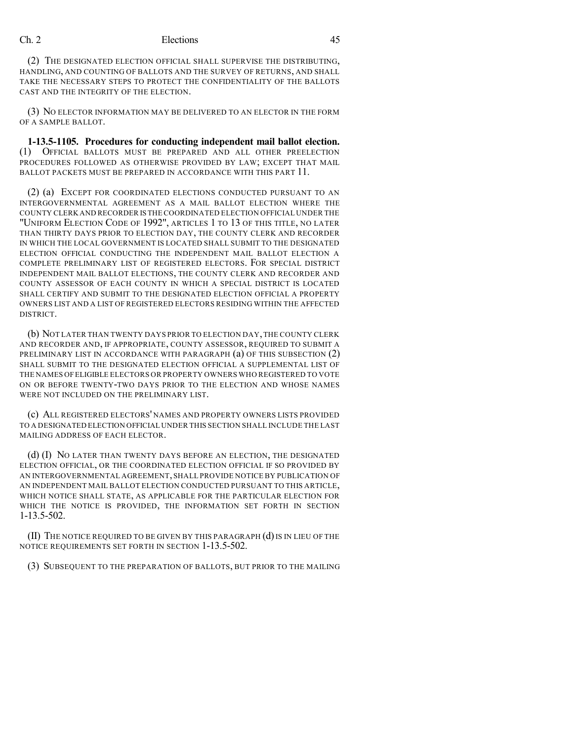(2) THE DESIGNATED ELECTION OFFICIAL SHALL SUPERVISE THE DISTRIBUTING, HANDLING, AND COUNTING OF BALLOTS AND THE SURVEY OF RETURNS, AND SHALL TAKE THE NECESSARY STEPS TO PROTECT THE CONFIDENTIALITY OF THE BALLOTS CAST AND THE INTEGRITY OF THE ELECTION.

(3) NO ELECTOR INFORMATION MAY BE DELIVERED TO AN ELECTOR IN THE FORM OF A SAMPLE BALLOT.

**1-13.5-1105. Procedures for conducting independent mail ballot election.** (1) OFFICIAL BALLOTS MUST BE PREPARED AND ALL OTHER PREELECTION PROCEDURES FOLLOWED AS OTHERWISE PROVIDED BY LAW; EXCEPT THAT MAIL BALLOT PACKETS MUST BE PREPARED IN ACCORDANCE WITH THIS PART 11.

(2) (a) EXCEPT FOR COORDINATED ELECTIONS CONDUCTED PURSUANT TO AN INTERGOVERNMENTAL AGREEMENT AS A MAIL BALLOT ELECTION WHERE THE COUNTY CLERK AND RECORDER IS THE COORDINATED ELECTION OFFICIAL UNDER THE "UNIFORM ELECTION CODE OF 1992", ARTICLES 1 TO 13 OF THIS TITLE, NO LATER THAN THIRTY DAYS PRIOR TO ELECTION DAY, THE COUNTY CLERK AND RECORDER IN WHICH THE LOCAL GOVERNMENT IS LOCATED SHALL SUBMIT TO THE DESIGNATED ELECTION OFFICIAL CONDUCTING THE INDEPENDENT MAIL BALLOT ELECTION A COMPLETE PRELIMINARY LIST OF REGISTERED ELECTORS. FOR SPECIAL DISTRICT INDEPENDENT MAIL BALLOT ELECTIONS, THE COUNTY CLERK AND RECORDER AND COUNTY ASSESSOR OF EACH COUNTY IN WHICH A SPECIAL DISTRICT IS LOCATED SHALL CERTIFY AND SUBMIT TO THE DESIGNATED ELECTION OFFICIAL A PROPERTY OWNERS LIST AND A LIST OF REGISTERED ELECTORS RESIDING WITHIN THE AFFECTED DISTRICT.

(b) NOT LATER THAN TWENTY DAYS PRIOR TO ELECTION DAY, THE COUNTY CLERK AND RECORDER AND, IF APPROPRIATE, COUNTY ASSESSOR, REQUIRED TO SUBMIT A PRELIMINARY LIST IN ACCORDANCE WITH PARAGRAPH (a) OF THIS SUBSECTION (2) SHALL SUBMIT TO THE DESIGNATED ELECTION OFFICIAL A SUPPLEMENTAL LIST OF THE NAMES OF ELIGIBLE ELECTORS OR PROPERTY OWNERS WHO REGISTERED TO VOTE ON OR BEFORE TWENTY-TWO DAYS PRIOR TO THE ELECTION AND WHOSE NAMES WERE NOT INCLUDED ON THE PRELIMINARY LIST.

(c) ALL REGISTERED ELECTORS' NAMES AND PROPERTY OWNERS LISTS PROVIDED TO A DESIGNATED ELECTION OFFICIAL UNDER THIS SECTION SHALL INCLUDE THE LAST MAILING ADDRESS OF EACH ELECTOR.

(d) (I) NO LATER THAN TWENTY DAYS BEFORE AN ELECTION, THE DESIGNATED ELECTION OFFICIAL, OR THE COORDINATED ELECTION OFFICIAL IF SO PROVIDED BY AN INTERGOVERNMENTAL AGREEMENT, SHALL PROVIDE NOTICE BY PUBLICATION OF AN INDEPENDENT MAIL BALLOT ELECTION CONDUCTED PURSUANT TO THIS ARTICLE, WHICH NOTICE SHALL STATE, AS APPLICABLE FOR THE PARTICULAR ELECTION FOR WHICH THE NOTICE IS PROVIDED, THE INFORMATION SET FORTH IN SECTION 1-13.5-502.

(II) THE NOTICE REQUIRED TO BE GIVEN BY THIS PARAGRAPH (d) IS IN LIEU OF THE NOTICE REQUIREMENTS SET FORTH IN SECTION 1-13.5-502.

(3) SUBSEQUENT TO THE PREPARATION OF BALLOTS, BUT PRIOR TO THE MAILING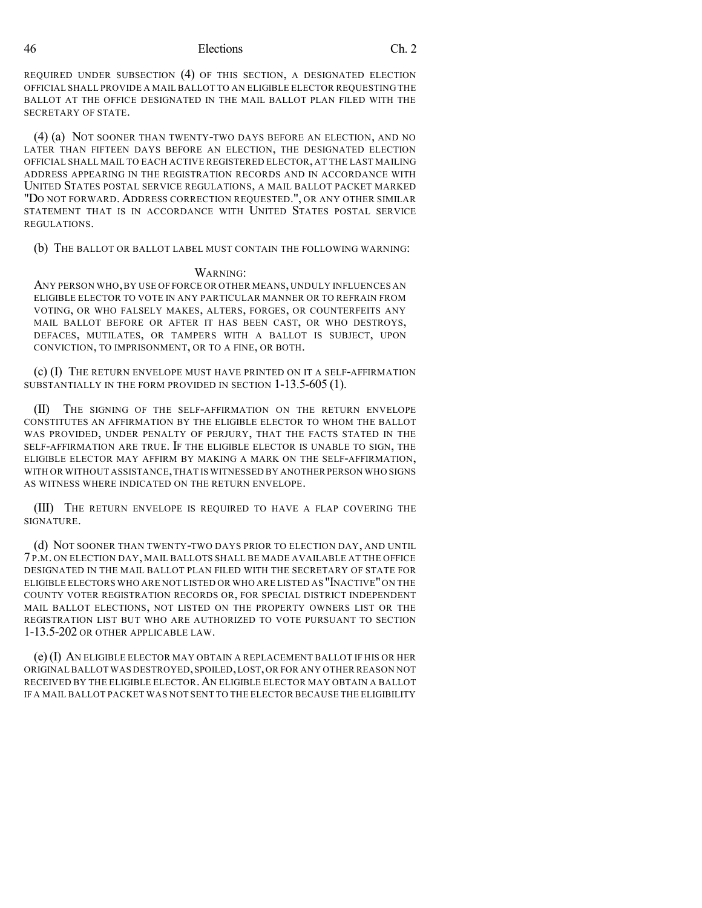REQUIRED UNDER SUBSECTION (4) OF THIS SECTION, A DESIGNATED ELECTION OFFICIAL SHALL PROVIDE A MAIL BALLOT TO AN ELIGIBLE ELECTOR REQUESTING THE BALLOT AT THE OFFICE DESIGNATED IN THE MAIL BALLOT PLAN FILED WITH THE SECRETARY OF STATE.

(4) (a) NOT SOONER THAN TWENTY-TWO DAYS BEFORE AN ELECTION, AND NO LATER THAN FIFTEEN DAYS BEFORE AN ELECTION, THE DESIGNATED ELECTION OFFICIAL SHALL MAIL TO EACH ACTIVE REGISTERED ELECTOR, AT THE LAST MAILING ADDRESS APPEARING IN THE REGISTRATION RECORDS AND IN ACCORDANCE WITH UNITED STATES POSTAL SERVICE REGULATIONS, A MAIL BALLOT PACKET MARKED "DO NOT FORWARD. ADDRESS CORRECTION REQUESTED.", OR ANY OTHER SIMILAR STATEMENT THAT IS IN ACCORDANCE WITH UNITED STATES POSTAL SERVICE REGULATIONS.

(b) THE BALLOT OR BALLOT LABEL MUST CONTAIN THE FOLLOWING WARNING:

WARNING:

ANY PERSON WHO, BY USE OF FORCE OR OTHER MEANS, UNDULY INFLUENCES AN ELIGIBLE ELECTOR TO VOTE IN ANY PARTICULAR MANNER OR TO REFRAIN FROM VOTING, OR WHO FALSELY MAKES, ALTERS, FORGES, OR COUNTERFEITS ANY MAIL BALLOT BEFORE OR AFTER IT HAS BEEN CAST, OR WHO DESTROYS, DEFACES, MUTILATES, OR TAMPERS WITH A BALLOT IS SUBJECT, UPON CONVICTION, TO IMPRISONMENT, OR TO A FINE, OR BOTH.

(c) (I) THE RETURN ENVELOPE MUST HAVE PRINTED ON IT A SELF-AFFIRMATION SUBSTANTIALLY IN THE FORM PROVIDED IN SECTION 1-13.5-605 (1).

(II) THE SIGNING OF THE SELF-AFFIRMATION ON THE RETURN ENVELOPE CONSTITUTES AN AFFIRMATION BY THE ELIGIBLE ELECTOR TO WHOM THE BALLOT WAS PROVIDED, UNDER PENALTY OF PERJURY, THAT THE FACTS STATED IN THE SELF-AFFIRMATION ARE TRUE. IF THE ELIGIBLE ELECTOR IS UNABLE TO SIGN, THE ELIGIBLE ELECTOR MAY AFFIRM BY MAKING A MARK ON THE SELF-AFFIRMATION, WITH OR WITHOUT ASSISTANCE, THAT IS WITNESSED BY ANOTHER PERSON WHO SIGNS AS WITNESS WHERE INDICATED ON THE RETURN ENVELOPE.

(III) THE RETURN ENVELOPE IS REQUIRED TO HAVE A FLAP COVERING THE SIGNATURE.

(d) NOT SOONER THAN TWENTY-TWO DAYS PRIOR TO ELECTION DAY, AND UNTIL 7 P.M. ON ELECTION DAY, MAIL BALLOTS SHALL BE MADE AVAILABLE AT THE OFFICE DESIGNATED IN THE MAIL BALLOT PLAN FILED WITH THE SECRETARY OF STATE FOR ELIGIBLE ELECTORS WHO ARE NOT LISTED OR WHO ARE LISTED AS "INACTIVE" ON THE COUNTY VOTER REGISTRATION RECORDS OR, FOR SPECIAL DISTRICT INDEPENDENT MAIL BALLOT ELECTIONS, NOT LISTED ON THE PROPERTY OWNERS LIST OR THE REGISTRATION LIST BUT WHO ARE AUTHORIZED TO VOTE PURSUANT TO SECTION 1-13.5-202 OR OTHER APPLICABLE LAW.

(e) (I) AN ELIGIBLE ELECTOR MAY OBTAIN A REPLACEMENT BALLOT IF HIS OR HER ORIGINAL BALLOT WAS DESTROYED, SPOILED, LOST, OR FOR ANY OTHER REASON NOT RECEIVED BY THE ELIGIBLE ELECTOR. AN ELIGIBLE ELECTOR MAY OBTAIN A BALLOT IF A MAIL BALLOT PACKET WAS NOT SENT TO THE ELECTOR BECAUSE THE ELIGIBILITY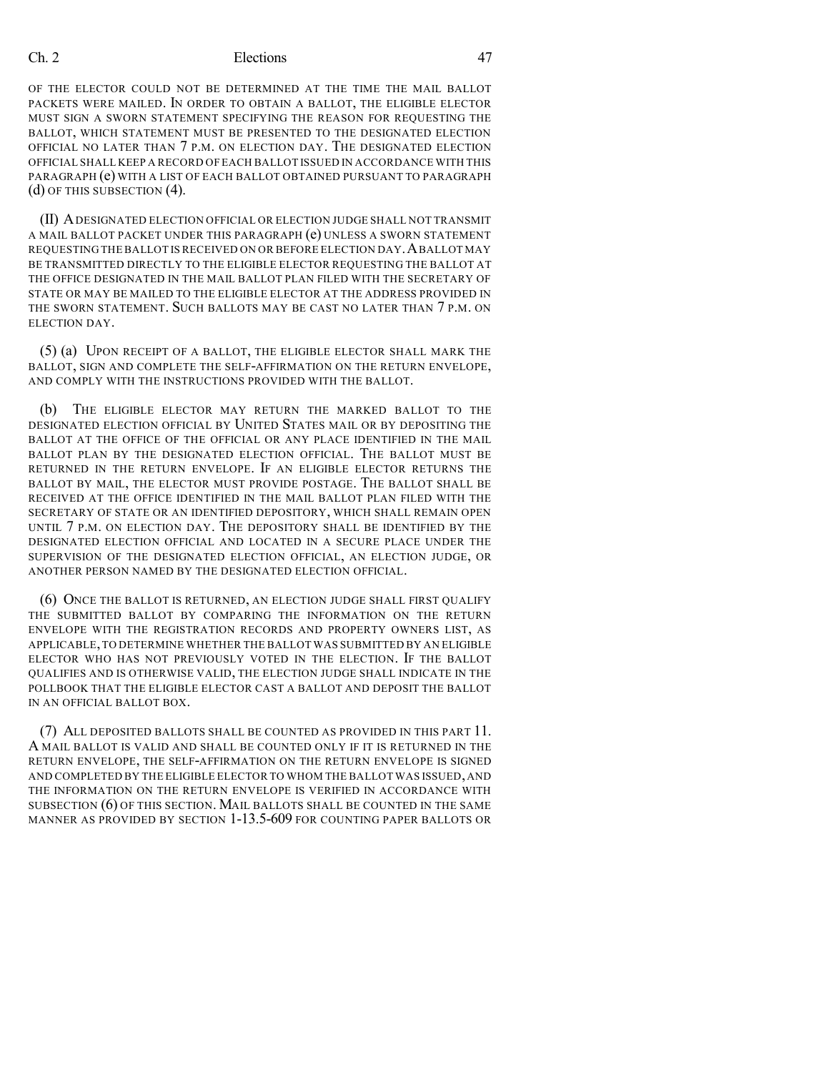OF THE ELECTOR COULD NOT BE DETERMINED AT THE TIME THE MAIL BALLOT PACKETS WERE MAILED. IN ORDER TO OBTAIN A BALLOT, THE ELIGIBLE ELECTOR MUST SIGN A SWORN STATEMENT SPECIFYING THE REASON FOR REQUESTING THE BALLOT, WHICH STATEMENT MUST BE PRESENTED TO THE DESIGNATED ELECTION OFFICIAL NO LATER THAN 7 P.M. ON ELECTION DAY. THE DESIGNATED ELECTION OFFICIAL SHALL KEEP A RECORD OF EACH BALLOT ISSUED IN ACCORDANCE WITH THIS PARAGRAPH (e) WITH A LIST OF EACH BALLOT OBTAINED PURSUANT TO PARAGRAPH (d) OF THIS SUBSECTION (4).

(II) A DESIGNATED ELECTION OFFICIAL OR ELECTION JUDGE SHALL NOT TRANSMIT A MAIL BALLOT PACKET UNDER THIS PARAGRAPH (e) UNLESS A SWORN STATEMENT REQUESTING THE BALLOT IS RECEIVED ON OR BEFORE ELECTION DAY. A BALLOT MAY BE TRANSMITTED DIRECTLY TO THE ELIGIBLE ELECTOR REQUESTING THE BALLOT AT THE OFFICE DESIGNATED IN THE MAIL BALLOT PLAN FILED WITH THE SECRETARY OF STATE OR MAY BE MAILED TO THE ELIGIBLE ELECTOR AT THE ADDRESS PROVIDED IN THE SWORN STATEMENT. SUCH BALLOTS MAY BE CAST NO LATER THAN 7 P.M. ON ELECTION DAY.

(5) (a) UPON RECEIPT OF A BALLOT, THE ELIGIBLE ELECTOR SHALL MARK THE BALLOT, SIGN AND COMPLETE THE SELF-AFFIRMATION ON THE RETURN ENVELOPE, AND COMPLY WITH THE INSTRUCTIONS PROVIDED WITH THE BALLOT.

(b) THE ELIGIBLE ELECTOR MAY RETURN THE MARKED BALLOT TO THE DESIGNATED ELECTION OFFICIAL BY UNITED STATES MAIL OR BY DEPOSITING THE BALLOT AT THE OFFICE OF THE OFFICIAL OR ANY PLACE IDENTIFIED IN THE MAIL BALLOT PLAN BY THE DESIGNATED ELECTION OFFICIAL. THE BALLOT MUST BE RETURNED IN THE RETURN ENVELOPE. IF AN ELIGIBLE ELECTOR RETURNS THE BALLOT BY MAIL, THE ELECTOR MUST PROVIDE POSTAGE. THE BALLOT SHALL BE RECEIVED AT THE OFFICE IDENTIFIED IN THE MAIL BALLOT PLAN FILED WITH THE SECRETARY OF STATE OR AN IDENTIFIED DEPOSITORY, WHICH SHALL REMAIN OPEN UNTIL 7 P.M. ON ELECTION DAY. THE DEPOSITORY SHALL BE IDENTIFIED BY THE DESIGNATED ELECTION OFFICIAL AND LOCATED IN A SECURE PLACE UNDER THE SUPERVISION OF THE DESIGNATED ELECTION OFFICIAL, AN ELECTION JUDGE, OR ANOTHER PERSON NAMED BY THE DESIGNATED ELECTION OFFICIAL.

(6) ONCE THE BALLOT IS RETURNED, AN ELECTION JUDGE SHALL FIRST QUALIFY THE SUBMITTED BALLOT BY COMPARING THE INFORMATION ON THE RETURN ENVELOPE WITH THE REGISTRATION RECORDS AND PROPERTY OWNERS LIST, AS APPLICABLE, TO DETERMINE WHETHER THE BALLOT WAS SUBMITTED BY AN ELIGIBLE ELECTOR WHO HAS NOT PREVIOUSLY VOTED IN THE ELECTION. IF THE BALLOT QUALIFIES AND IS OTHERWISE VALID, THE ELECTION JUDGE SHALL INDICATE IN THE POLLBOOK THAT THE ELIGIBLE ELECTOR CAST A BALLOT AND DEPOSIT THE BALLOT IN AN OFFICIAL BALLOT BOX.

(7) ALL DEPOSITED BALLOTS SHALL BE COUNTED AS PROVIDED IN THIS PART 11. A MAIL BALLOT IS VALID AND SHALL BE COUNTED ONLY IF IT IS RETURNED IN THE RETURN ENVELOPE, THE SELF-AFFIRMATION ON THE RETURN ENVELOPE IS SIGNED AND COMPLETED BY THE ELIGIBLE ELECTOR TO WHOM THE BALLOT WAS ISSUED, AND THE INFORMATION ON THE RETURN ENVELOPE IS VERIFIED IN ACCORDANCE WITH SUBSECTION (6) OF THIS SECTION. MAIL BALLOTS SHALL BE COUNTED IN THE SAME MANNER AS PROVIDED BY SECTION 1-13.5-609 FOR COUNTING PAPER BALLOTS OR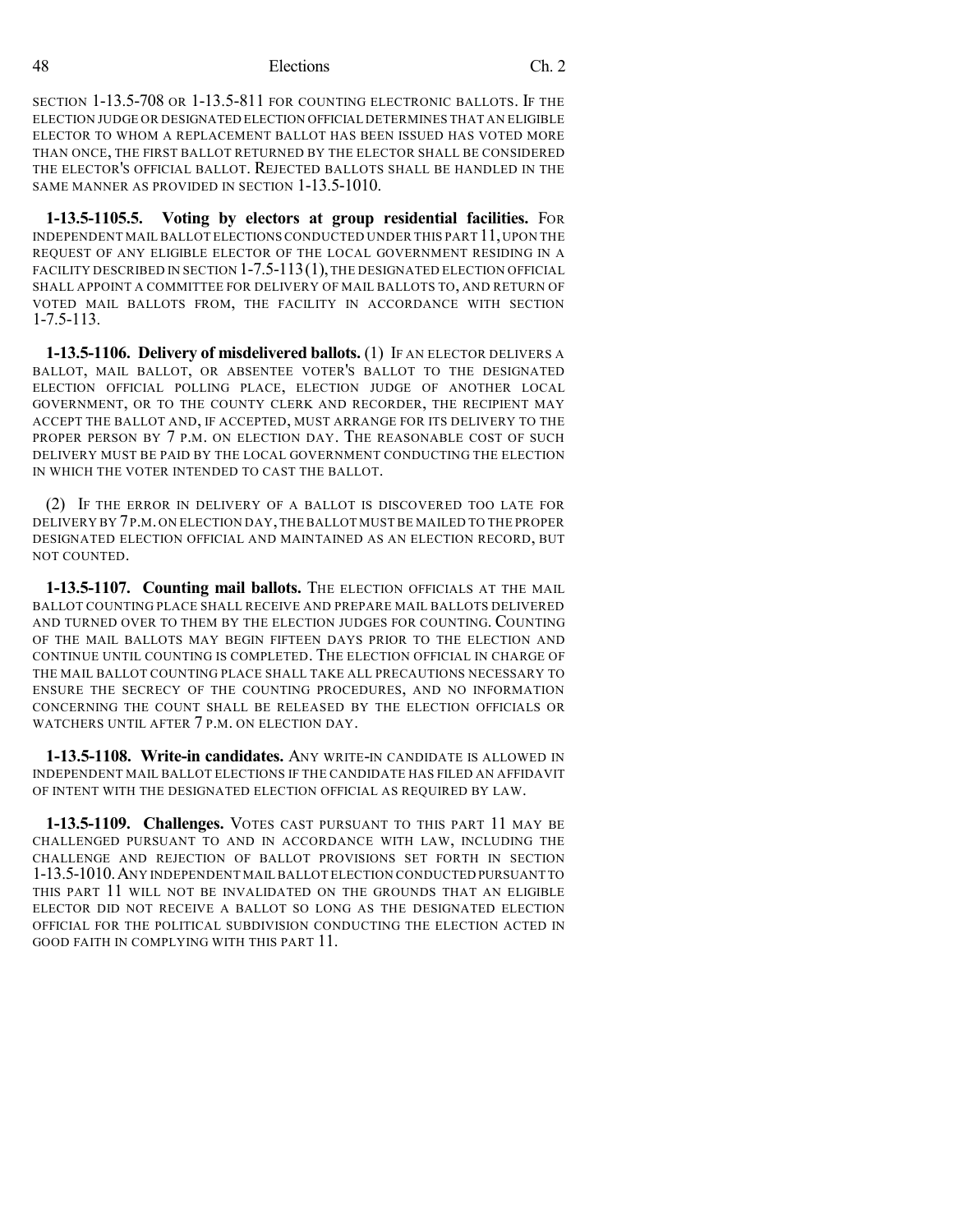SECTION 1-13.5-708 OR 1-13.5-811 FOR COUNTING ELECTRONIC BALLOTS. IF THE ELECTION JUDGE OR DESIGNATED ELECTION OFFICIAL DETERMINES THAT AN ELIGIBLE ELECTOR TO WHOM A REPLACEMENT BALLOT HAS BEEN ISSUED HAS VOTED MORE THAN ONCE, THE FIRST BALLOT RETURNED BY THE ELECTOR SHALL BE CONSIDERED THE ELECTOR'S OFFICIAL BALLOT. REJECTED BALLOTS SHALL BE HANDLED IN THE SAME MANNER AS PROVIDED IN SECTION 1-13.5-1010.

**1-13.5-1105.5. Voting by electors at group residential facilities.** FOR INDEPENDENT MAIL BALLOT ELECTIONS CONDUCTED UNDER THIS PART 11, UPON THE REQUEST OF ANY ELIGIBLE ELECTOR OF THE LOCAL GOVERNMENT RESIDING IN A FACILITY DESCRIBED IN SECTION 1-7.5-113 (1), THE DESIGNATED ELECTION OFFICIAL SHALL APPOINT A COMMITTEE FOR DELIVERY OF MAIL BALLOTS TO, AND RETURN OF VOTED MAIL BALLOTS FROM, THE FACILITY IN ACCORDANCE WITH SECTION 1-7.5-113.

**1-13.5-1106. Delivery of misdelivered ballots.** (1) IF AN ELECTOR DELIVERS A BALLOT, MAIL BALLOT, OR ABSENTEE VOTER'S BALLOT TO THE DESIGNATED ELECTION OFFICIAL POLLING PLACE, ELECTION JUDGE OF ANOTHER LOCAL GOVERNMENT, OR TO THE COUNTY CLERK AND RECORDER, THE RECIPIENT MAY ACCEPT THE BALLOT AND, IF ACCEPTED, MUST ARRANGE FOR ITS DELIVERY TO THE PROPER PERSON BY 7 P.M. ON ELECTION DAY. THE REASONABLE COST OF SUCH DELIVERY MUST BE PAID BY THE LOCAL GOVERNMENT CONDUCTING THE ELECTION IN WHICH THE VOTER INTENDED TO CAST THE BALLOT.

(2) IF THE ERROR IN DELIVERY OF A BALLOT IS DISCOVERED TOO LATE FOR DELIVERY BY 7 P.M. ON ELECTION DAY, THE BALLOT MUST BE MAILED TO THE PROPER DESIGNATED ELECTION OFFICIAL AND MAINTAINED AS AN ELECTION RECORD, BUT NOT COUNTED.

**1-13.5-1107. Counting mail ballots.** THE ELECTION OFFICIALS AT THE MAIL BALLOT COUNTING PLACE SHALL RECEIVE AND PREPARE MAIL BALLOTS DELIVERED AND TURNED OVER TO THEM BY THE ELECTION JUDGES FOR COUNTING. COUNTING OF THE MAIL BALLOTS MAY BEGIN FIFTEEN DAYS PRIOR TO THE ELECTION AND CONTINUE UNTIL COUNTING IS COMPLETED. THE ELECTION OFFICIAL IN CHARGE OF THE MAIL BALLOT COUNTING PLACE SHALL TAKE ALL PRECAUTIONS NECESSARY TO ENSURE THE SECRECY OF THE COUNTING PROCEDURES, AND NO INFORMATION CONCERNING THE COUNT SHALL BE RELEASED BY THE ELECTION OFFICIALS OR WATCHERS UNTIL AFTER 7 P.M. ON ELECTION DAY.

**1-13.5-1108. Write-in candidates.** ANY WRITE-IN CANDIDATE IS ALLOWED IN INDEPENDENT MAIL BALLOT ELECTIONS IF THE CANDIDATE HAS FILED AN AFFIDAVIT OF INTENT WITH THE DESIGNATED ELECTION OFFICIAL AS REQUIRED BY LAW.

**1-13.5-1109. Challenges.** VOTES CAST PURSUANT TO THIS PART 11 MAY BE CHALLENGED PURSUANT TO AND IN ACCORDANCE WITH LAW, INCLUDING THE CHALLENGE AND REJECTION OF BALLOT PROVISIONS SET FORTH IN SECTION 1-13.5-1010. ANY INDEPENDENT MAIL BALLOT ELECTION CONDUCTED PURSUANT TO THIS PART 11 WILL NOT BE INVALIDATED ON THE GROUNDS THAT AN ELIGIBLE ELECTOR DID NOT RECEIVE A BALLOT SO LONG AS THE DESIGNATED ELECTION OFFICIAL FOR THE POLITICAL SUBDIVISION CONDUCTING THE ELECTION ACTED IN GOOD FAITH IN COMPLYING WITH THIS PART 11.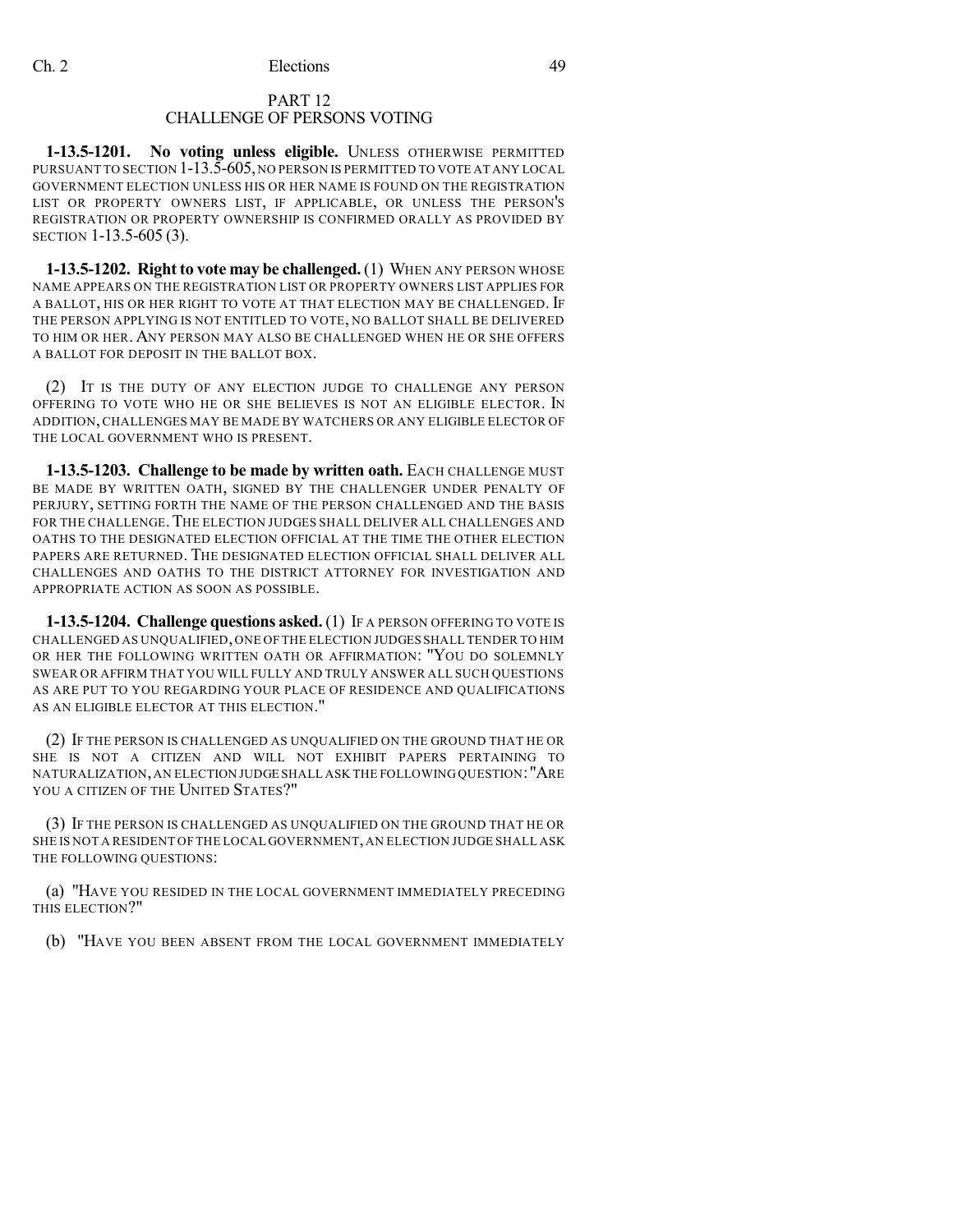## PART 12
## CHALLENGE OF PERSONS VOTING

**1-13.5-1201. No voting unless eligible.** UNLESS OTHERWISE PERMITTED PURSUANT TO SECTION 1-13.5-605, NO PERSON IS PERMITTED TO VOTE AT ANY LOCAL GOVERNMENT ELECTION UNLESS HIS OR HER NAME IS FOUND ON THE REGISTRATION LIST OR PROPERTY OWNERS LIST, IF APPLICABLE, OR UNLESS THE PERSON'S REGISTRATION OR PROPERTY OWNERSHIP IS CONFIRMED ORALLY AS PROVIDED BY SECTION 1-13.5-605 (3).

**1-13.5-1202. Right to vote may be challenged.** (1) WHEN ANY PERSON WHOSE NAME APPEARS ON THE REGISTRATION LIST OR PROPERTY OWNERS LIST APPLIES FOR A BALLOT, HIS OR HER RIGHT TO VOTE AT THAT ELECTION MAY BE CHALLENGED. IF THE PERSON APPLYING IS NOT ENTITLED TO VOTE, NO BALLOT SHALL BE DELIVERED TO HIM OR HER. ANY PERSON MAY ALSO BE CHALLENGED WHEN HE OR SHE OFFERS A BALLOT FOR DEPOSIT IN THE BALLOT BOX.

(2) IT IS THE DUTY OF ANY ELECTION JUDGE TO CHALLENGE ANY PERSON OFFERING TO VOTE WHO HE OR SHE BELIEVES IS NOT AN ELIGIBLE ELECTOR. IN ADDITION, CHALLENGES MAY BE MADE BY WATCHERS OR ANY ELIGIBLE ELECTOR OF THE LOCAL GOVERNMENT WHO IS PRESENT.

**1-13.5-1203. Challenge to be made by written oath.** EACH CHALLENGE MUST BE MADE BY WRITTEN OATH, SIGNED BY THE CHALLENGER UNDER PENALTY OF PERJURY, SETTING FORTH THE NAME OF THE PERSON CHALLENGED AND THE BASIS FOR THE CHALLENGE. THE ELECTION JUDGES SHALL DELIVER ALL CHALLENGES AND OATHS TO THE DESIGNATED ELECTION OFFICIAL AT THE TIME THE OTHER ELECTION PAPERS ARE RETURNED. THE DESIGNATED ELECTION OFFICIAL SHALL DELIVER ALL CHALLENGES AND OATHS TO THE DISTRICT ATTORNEY FOR INVESTIGATION AND APPROPRIATE ACTION AS SOON AS POSSIBLE.

**1-13.5-1204. Challenge questions asked.** (1) IF A PERSON OFFERING TO VOTE IS CHALLENGED AS UNQUALIFIED, ONE OF THE ELECTION JUDGES SHALL TENDER TO HIM OR HER THE FOLLOWING WRITTEN OATH OR AFFIRMATION: "YOU DO SOLEMNLY SWEAR OR AFFIRM THAT YOU WILL FULLY AND TRULY ANSWER ALL SUCH QUESTIONS AS ARE PUT TO YOU REGARDING YOUR PLACE OF RESIDENCE AND QUALIFICATIONS AS AN ELIGIBLE ELECTOR AT THIS ELECTION."

(2) IF THE PERSON IS CHALLENGED AS UNQUALIFIED ON THE GROUND THAT HE OR SHE IS NOT A CITIZEN AND WILL NOT EXHIBIT PAPERS PERTAINING TO NATURALIZATION, AN ELECTION JUDGE SHALL ASK THE FOLLOWING QUESTION: "ARE YOU A CITIZEN OF THE UNITED STATES?"

(3) IF THE PERSON IS CHALLENGED AS UNQUALIFIED ON THE GROUND THAT HE OR SHE IS NOT A RESIDENT OF THE LOCAL GOVERNMENT, AN ELECTION JUDGE SHALL ASK THE FOLLOWING QUESTIONS:

(a) "HAVE YOU RESIDED IN THE LOCAL GOVERNMENT IMMEDIATELY PRECEDING THIS ELECTION?"

(b) "HAVE YOU BEEN ABSENT FROM THE LOCAL GOVERNMENT IMMEDIATELY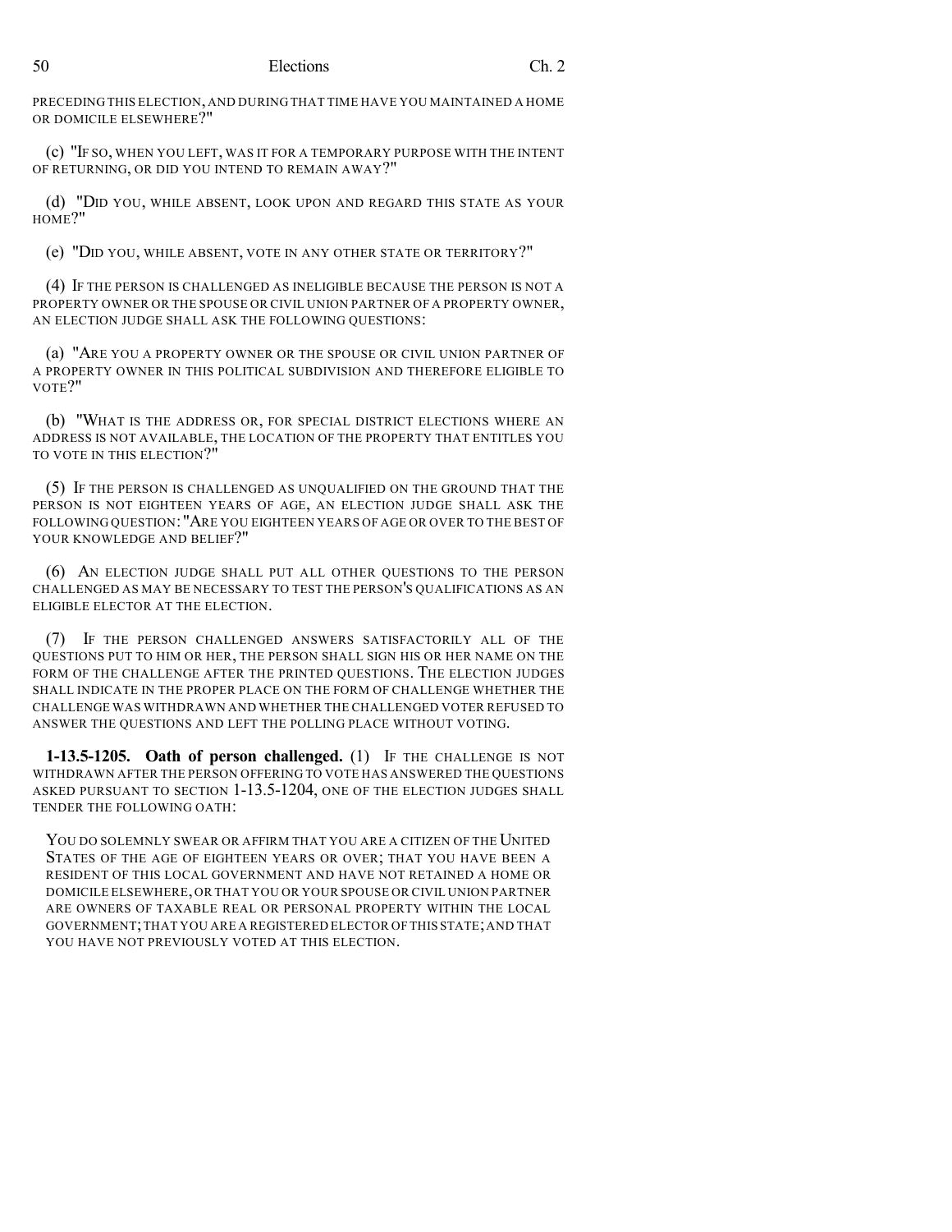PRECEDING THIS ELECTION, AND DURING THAT TIME HAVE YOU MAINTAINED A HOME OR DOMICILE ELSEWHERE?"

(c) "IF SO, WHEN YOU LEFT, WAS IT FOR A TEMPORARY PURPOSE WITH THE INTENT OF RETURNING, OR DID YOU INTEND TO REMAIN AWAY?"

(d) "DID YOU, WHILE ABSENT, LOOK UPON AND REGARD THIS STATE AS YOUR HOME?"

(e) "DID YOU, WHILE ABSENT, VOTE IN ANY OTHER STATE OR TERRITORY?"

(4) IF THE PERSON IS CHALLENGED AS INELIGIBLE BECAUSE THE PERSON IS NOT A PROPERTY OWNER OR THE SPOUSE OR CIVIL UNION PARTNER OF A PROPERTY OWNER, AN ELECTION JUDGE SHALL ASK THE FOLLOWING QUESTIONS:

(a) "ARE YOU A PROPERTY OWNER OR THE SPOUSE OR CIVIL UNION PARTNER OF A PROPERTY OWNER IN THIS POLITICAL SUBDIVISION AND THEREFORE ELIGIBLE TO VOTE?"

(b) "WHAT IS THE ADDRESS OR, FOR SPECIAL DISTRICT ELECTIONS WHERE AN ADDRESS IS NOT AVAILABLE, THE LOCATION OF THE PROPERTY THAT ENTITLES YOU TO VOTE IN THIS ELECTION?"

(5) IF THE PERSON IS CHALLENGED AS UNQUALIFIED ON THE GROUND THAT THE PERSON IS NOT EIGHTEEN YEARS OF AGE, AN ELECTION JUDGE SHALL ASK THE FOLLOWING QUESTION: "ARE YOU EIGHTEEN YEARS OF AGE OR OVER TO THE BEST OF YOUR KNOWLEDGE AND BELIEF?"

(6) AN ELECTION JUDGE SHALL PUT ALL OTHER QUESTIONS TO THE PERSON CHALLENGED AS MAY BE NECESSARY TO TEST THE PERSON'S QUALIFICATIONS AS AN ELIGIBLE ELECTOR AT THE ELECTION.

(7) IF THE PERSON CHALLENGED ANSWERS SATISFACTORILY ALL OF THE QUESTIONS PUT TO HIM OR HER, THE PERSON SHALL SIGN HIS OR HER NAME ON THE FORM OF THE CHALLENGE AFTER THE PRINTED QUESTIONS. THE ELECTION JUDGES SHALL INDICATE IN THE PROPER PLACE ON THE FORM OF CHALLENGE WHETHER THE CHALLENGE WAS WITHDRAWN AND WHETHER THE CHALLENGED VOTER REFUSED TO ANSWER THE QUESTIONS AND LEFT THE POLLING PLACE WITHOUT VOTING.

**1-13.5-1205. Oath of person challenged.** (1) IF THE CHALLENGE IS NOT WITHDRAWN AFTER THE PERSON OFFERING TO VOTE HAS ANSWERED THE QUESTIONS ASKED PURSUANT TO SECTION 1-13.5-1204, ONE OF THE ELECTION JUDGES SHALL TENDER THE FOLLOWING OATH:

> YOU DO SOLEMNLY SWEAR OR AFFIRM THAT YOU ARE A CITIZEN OF THE UNITED STATES OF THE AGE OF EIGHTEEN YEARS OR OVER; THAT YOU HAVE BEEN A RESIDENT OF THIS LOCAL GOVERNMENT AND HAVE NOT RETAINED A HOME OR DOMICILE ELSEWHERE, OR THAT YOU OR YOUR SPOUSE OR CIVIL UNION PARTNER ARE OWNERS OF TAXABLE REAL OR PERSONAL PROPERTY WITHIN THE LOCAL GOVERNMENT; THAT YOU ARE A REGISTERED ELECTOR OF THIS STATE; AND THAT YOU HAVE NOT PREVIOUSLY VOTED AT THIS ELECTION.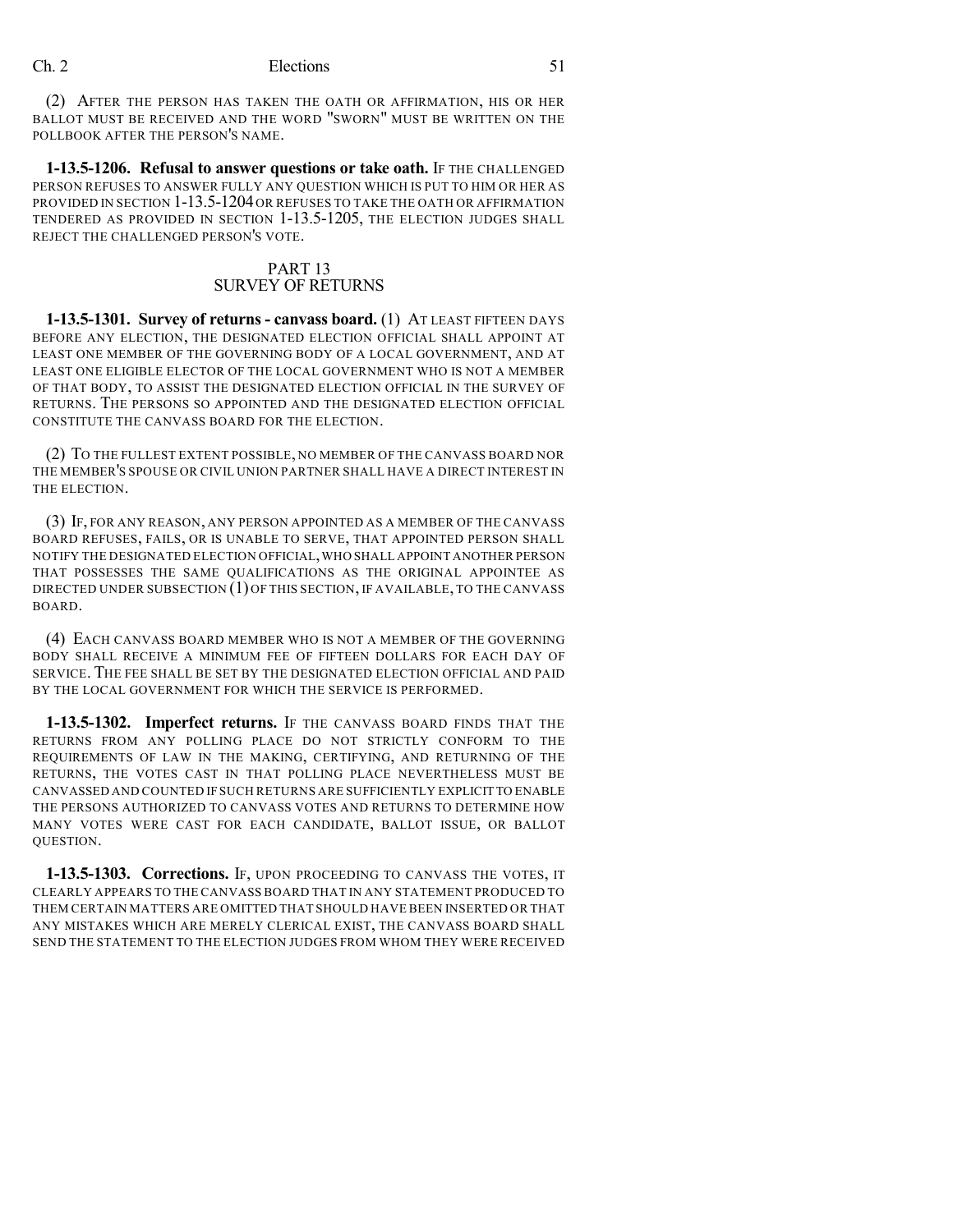(2) AFTER THE PERSON HAS TAKEN THE OATH OR AFFIRMATION, HIS OR HER BALLOT MUST BE RECEIVED AND THE WORD "SWORN" MUST BE WRITTEN ON THE POLLBOOK AFTER THE PERSON'S NAME.

**1-13.5-1206. Refusal to answer questions or take oath.** IF THE CHALLENGED PERSON REFUSES TO ANSWER FULLY ANY QUESTION WHICH IS PUT TO HIM OR HER AS PROVIDED IN SECTION 1-13.5-1204 OR REFUSES TO TAKE THE OATH OR AFFIRMATION TENDERED AS PROVIDED IN SECTION 1-13.5-1205, THE ELECTION JUDGES SHALL REJECT THE CHALLENGED PERSON'S VOTE.

## PART 13
## SURVEY OF RETURNS

**1-13.5-1301. Survey of returns - canvass board.** (1) AT LEAST FIFTEEN DAYS BEFORE ANY ELECTION, THE DESIGNATED ELECTION OFFICIAL SHALL APPOINT AT LEAST ONE MEMBER OF THE GOVERNING BODY OF A LOCAL GOVERNMENT, AND AT LEAST ONE ELIGIBLE ELECTOR OF THE LOCAL GOVERNMENT WHO IS NOT A MEMBER OF THAT BODY, TO ASSIST THE DESIGNATED ELECTION OFFICIAL IN THE SURVEY OF RETURNS. THE PERSONS SO APPOINTED AND THE DESIGNATED ELECTION OFFICIAL CONSTITUTE THE CANVASS BOARD FOR THE ELECTION.

(2) TO THE FULLEST EXTENT POSSIBLE, NO MEMBER OF THE CANVASS BOARD NOR THE MEMBER'S SPOUSE OR CIVIL UNION PARTNER SHALL HAVE A DIRECT INTEREST IN THE ELECTION.

(3) IF, FOR ANY REASON, ANY PERSON APPOINTED AS A MEMBER OF THE CANVASS BOARD REFUSES, FAILS, OR IS UNABLE TO SERVE, THAT APPOINTED PERSON SHALL NOTIFY THE DESIGNATED ELECTION OFFICIAL, WHO SHALL APPOINT ANOTHER PERSON THAT POSSESSES THE SAME QUALIFICATIONS AS THE ORIGINAL APPOINTEE AS DIRECTED UNDER SUBSECTION (1) OF THIS SECTION, IF AVAILABLE, TO THE CANVASS BOARD.

(4) EACH CANVASS BOARD MEMBER WHO IS NOT A MEMBER OF THE GOVERNING BODY SHALL RECEIVE A MINIMUM FEE OF FIFTEEN DOLLARS FOR EACH DAY OF SERVICE. THE FEE SHALL BE SET BY THE DESIGNATED ELECTION OFFICIAL AND PAID BY THE LOCAL GOVERNMENT FOR WHICH THE SERVICE IS PERFORMED.

**1-13.5-1302. Imperfect returns.** IF THE CANVASS BOARD FINDS THAT THE RETURNS FROM ANY POLLING PLACE DO NOT STRICTLY CONFORM TO THE REQUIREMENTS OF LAW IN THE MAKING, CERTIFYING, AND RETURNING OF THE RETURNS, THE VOTES CAST IN THAT POLLING PLACE NEVERTHELESS MUST BE CANVASSED AND COUNTED IF SUCH RETURNS ARE SUFFICIENTLY EXPLICIT TO ENABLE THE PERSONS AUTHORIZED TO CANVASS VOTES AND RETURNS TO DETERMINE HOW MANY VOTES WERE CAST FOR EACH CANDIDATE, BALLOT ISSUE, OR BALLOT QUESTION.

**1-13.5-1303. Corrections.** IF, UPON PROCEEDING TO CANVASS THE VOTES, IT CLEARLY APPEARS TO THE CANVASS BOARD THAT IN ANY STATEMENT PRODUCED TO THEM CERTAIN MATTERS ARE OMITTED THAT SHOULD HAVE BEEN INSERTED OR THAT ANY MISTAKES WHICH ARE MERELY CLERICAL EXIST, THE CANVASS BOARD SHALL SEND THE STATEMENT TO THE ELECTION JUDGES FROM WHOM THEY WERE RECEIVED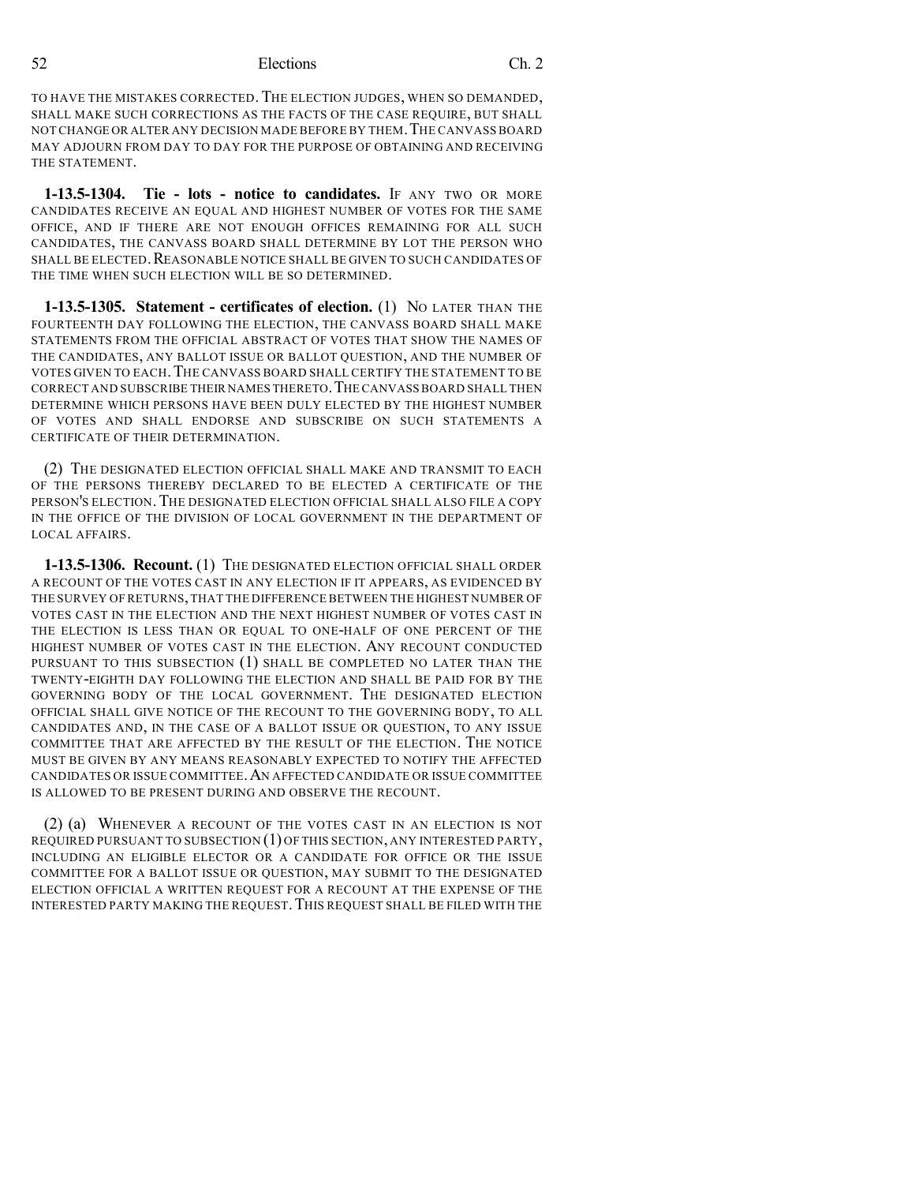TO HAVE THE MISTAKES CORRECTED. THE ELECTION JUDGES, WHEN SO DEMANDED, SHALL MAKE SUCH CORRECTIONS AS THE FACTS OF THE CASE REQUIRE, BUT SHALL NOT CHANGE OR ALTER ANY DECISION MADE BEFORE BY THEM. THE CANVASS BOARD MAY ADJOURN FROM DAY TO DAY FOR THE PURPOSE OF OBTAINING AND RECEIVING THE STATEMENT.

**1-13.5-1304. Tie - lots - notice to candidates.** IF ANY TWO OR MORE CANDIDATES RECEIVE AN EQUAL AND HIGHEST NUMBER OF VOTES FOR THE SAME OFFICE, AND IF THERE ARE NOT ENOUGH OFFICES REMAINING FOR ALL SUCH CANDIDATES, THE CANVASS BOARD SHALL DETERMINE BY LOT THE PERSON WHO SHALL BE ELECTED. REASONABLE NOTICE SHALL BE GIVEN TO SUCH CANDIDATES OF THE TIME WHEN SUCH ELECTION WILL BE SO DETERMINED.

**1-13.5-1305. Statement - certificates of election.** (1) NO LATER THAN THE FOURTEENTH DAY FOLLOWING THE ELECTION, THE CANVASS BOARD SHALL MAKE STATEMENTS FROM THE OFFICIAL ABSTRACT OF VOTES THAT SHOW THE NAMES OF THE CANDIDATES, ANY BALLOT ISSUE OR BALLOT QUESTION, AND THE NUMBER OF VOTES GIVEN TO EACH. THE CANVASS BOARD SHALL CERTIFY THE STATEMENT TO BE CORRECT AND SUBSCRIBE THEIR NAMES THERETO. THE CANVASS BOARD SHALL THEN DETERMINE WHICH PERSONS HAVE BEEN DULY ELECTED BY THE HIGHEST NUMBER OF VOTES AND SHALL ENDORSE AND SUBSCRIBE ON SUCH STATEMENTS A CERTIFICATE OF THEIR DETERMINATION.

(2) THE DESIGNATED ELECTION OFFICIAL SHALL MAKE AND TRANSMIT TO EACH OF THE PERSONS THEREBY DECLARED TO BE ELECTED A CERTIFICATE OF THE PERSON'S ELECTION. THE DESIGNATED ELECTION OFFICIAL SHALL ALSO FILE A COPY IN THE OFFICE OF THE DIVISION OF LOCAL GOVERNMENT IN THE DEPARTMENT OF LOCAL AFFAIRS.

**1-13.5-1306. Recount.** (1) THE DESIGNATED ELECTION OFFICIAL SHALL ORDER A RECOUNT OF THE VOTES CAST IN ANY ELECTION IF IT APPEARS, AS EVIDENCED BY THE SURVEY OF RETURNS, THAT THE DIFFERENCE BETWEEN THE HIGHEST NUMBER OF VOTES CAST IN THE ELECTION AND THE NEXT HIGHEST NUMBER OF VOTES CAST IN THE ELECTION IS LESS THAN OR EQUAL TO ONE-HALF OF ONE PERCENT OF THE HIGHEST NUMBER OF VOTES CAST IN THE ELECTION. ANY RECOUNT CONDUCTED PURSUANT TO THIS SUBSECTION (1) SHALL BE COMPLETED NO LATER THAN THE TWENTY-EIGHTH DAY FOLLOWING THE ELECTION AND SHALL BE PAID FOR BY THE GOVERNING BODY OF THE LOCAL GOVERNMENT. THE DESIGNATED ELECTION OFFICIAL SHALL GIVE NOTICE OF THE RECOUNT TO THE GOVERNING BODY, TO ALL CANDIDATES AND, IN THE CASE OF A BALLOT ISSUE OR QUESTION, TO ANY ISSUE COMMITTEE THAT ARE AFFECTED BY THE RESULT OF THE ELECTION. THE NOTICE MUST BE GIVEN BY ANY MEANS REASONABLY EXPECTED TO NOTIFY THE AFFECTED CANDIDATES OR ISSUE COMMITTEE. AN AFFECTED CANDIDATE OR ISSUE COMMITTEE IS ALLOWED TO BE PRESENT DURING AND OBSERVE THE RECOUNT.

(2) (a) WHENEVER A RECOUNT OF THE VOTES CAST IN AN ELECTION IS NOT REQUIRED PURSUANT TO SUBSECTION (1) OF THIS SECTION, ANY INTERESTED PARTY, INCLUDING AN ELIGIBLE ELECTOR OR A CANDIDATE FOR OFFICE OR THE ISSUE COMMITTEE FOR A BALLOT ISSUE OR QUESTION, MAY SUBMIT TO THE DESIGNATED ELECTION OFFICIAL A WRITTEN REQUEST FOR A RECOUNT AT THE EXPENSE OF THE INTERESTED PARTY MAKING THE REQUEST. THIS REQUEST SHALL BE FILED WITH THE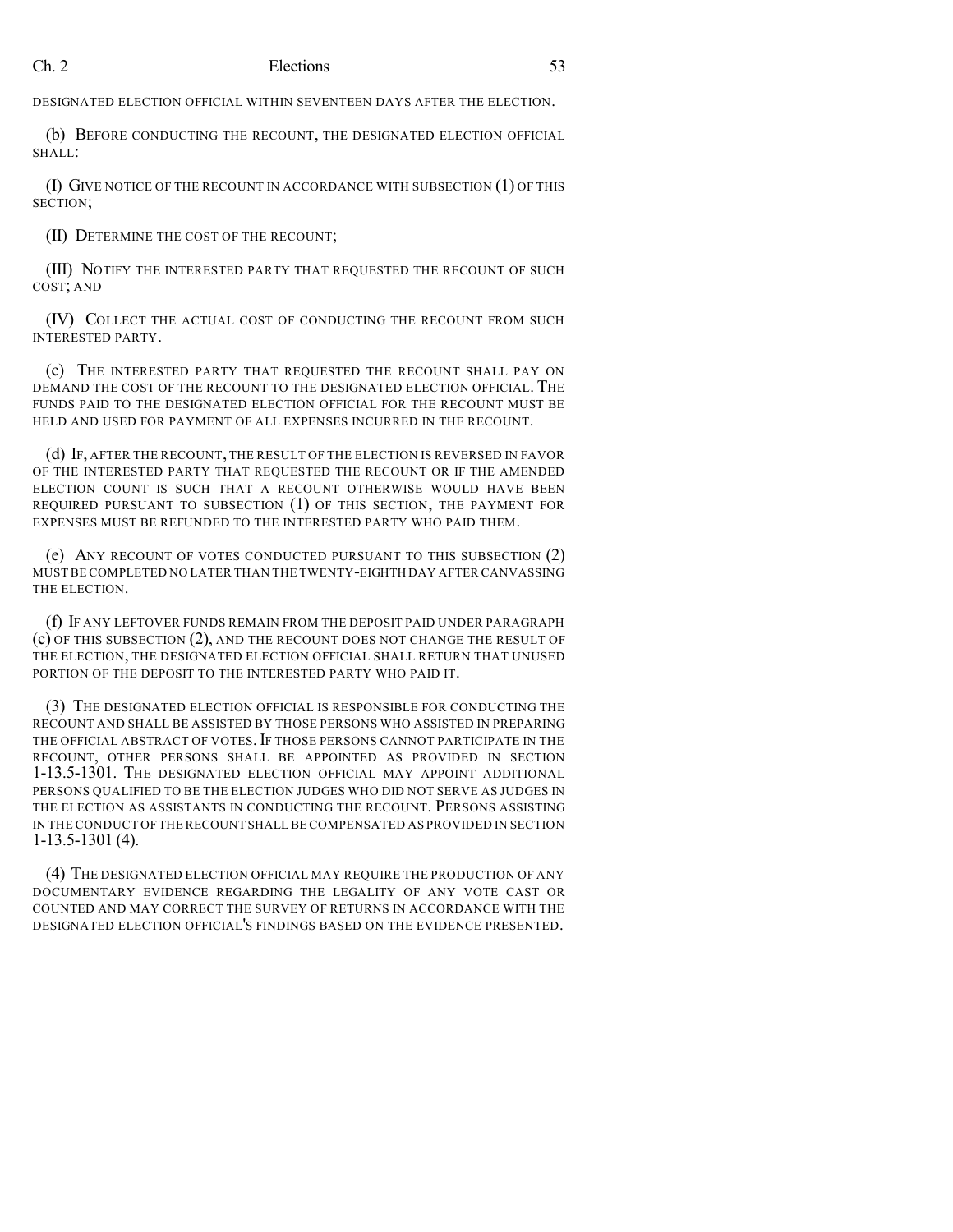DESIGNATED ELECTION OFFICIAL WITHIN SEVENTEEN DAYS AFTER THE ELECTION.

(b) BEFORE CONDUCTING THE RECOUNT, THE DESIGNATED ELECTION OFFICIAL SHALL:

(I) GIVE NOTICE OF THE RECOUNT IN ACCORDANCE WITH SUBSECTION (1) OF THIS SECTION;

(II) DETERMINE THE COST OF THE RECOUNT;

(III) NOTIFY THE INTERESTED PARTY THAT REQUESTED THE RECOUNT OF SUCH COST; AND

(IV) COLLECT THE ACTUAL COST OF CONDUCTING THE RECOUNT FROM SUCH INTERESTED PARTY.

(c) THE INTERESTED PARTY THAT REQUESTED THE RECOUNT SHALL PAY ON DEMAND THE COST OF THE RECOUNT TO THE DESIGNATED ELECTION OFFICIAL. THE FUNDS PAID TO THE DESIGNATED ELECTION OFFICIAL FOR THE RECOUNT MUST BE HELD AND USED FOR PAYMENT OF ALL EXPENSES INCURRED IN THE RECOUNT.

(d) IF, AFTER THE RECOUNT, THE RESULT OF THE ELECTION IS REVERSED IN FAVOR OF THE INTERESTED PARTY THAT REQUESTED THE RECOUNT OR IF THE AMENDED ELECTION COUNT IS SUCH THAT A RECOUNT OTHERWISE WOULD HAVE BEEN REQUIRED PURSUANT TO SUBSECTION (1) OF THIS SECTION, THE PAYMENT FOR EXPENSES MUST BE REFUNDED TO THE INTERESTED PARTY WHO PAID THEM.

(e) ANY RECOUNT OF VOTES CONDUCTED PURSUANT TO THIS SUBSECTION (2) MUST BE COMPLETED NO LATER THAN THE TWENTY-EIGHTH DAY AFTER CANVASSING THE ELECTION.

(f) IF ANY LEFTOVER FUNDS REMAIN FROM THE DEPOSIT PAID UNDER PARAGRAPH (c) OF THIS SUBSECTION (2), AND THE RECOUNT DOES NOT CHANGE THE RESULT OF THE ELECTION, THE DESIGNATED ELECTION OFFICIAL SHALL RETURN THAT UNUSED PORTION OF THE DEPOSIT TO THE INTERESTED PARTY WHO PAID IT.

(3) THE DESIGNATED ELECTION OFFICIAL IS RESPONSIBLE FOR CONDUCTING THE RECOUNT AND SHALL BE ASSISTED BY THOSE PERSONS WHO ASSISTED IN PREPARING THE OFFICIAL ABSTRACT OF VOTES. IF THOSE PERSONS CANNOT PARTICIPATE IN THE RECOUNT, OTHER PERSONS SHALL BE APPOINTED AS PROVIDED IN SECTION 1-13.5-1301. THE DESIGNATED ELECTION OFFICIAL MAY APPOINT ADDITIONAL PERSONS QUALIFIED TO BE THE ELECTION JUDGES WHO DID NOT SERVE AS JUDGES IN THE ELECTION AS ASSISTANTS IN CONDUCTING THE RECOUNT. PERSONS ASSISTING IN THE CONDUCT OF THE RECOUNT SHALL BE COMPENSATED AS PROVIDED IN SECTION 1-13.5-1301 (4).

(4) THE DESIGNATED ELECTION OFFICIAL MAY REQUIRE THE PRODUCTION OF ANY DOCUMENTARY EVIDENCE REGARDING THE LEGALITY OF ANY VOTE CAST OR COUNTED AND MAY CORRECT THE SURVEY OF RETURNS IN ACCORDANCE WITH THE DESIGNATED ELECTION OFFICIAL'S FINDINGS BASED ON THE EVIDENCE PRESENTED.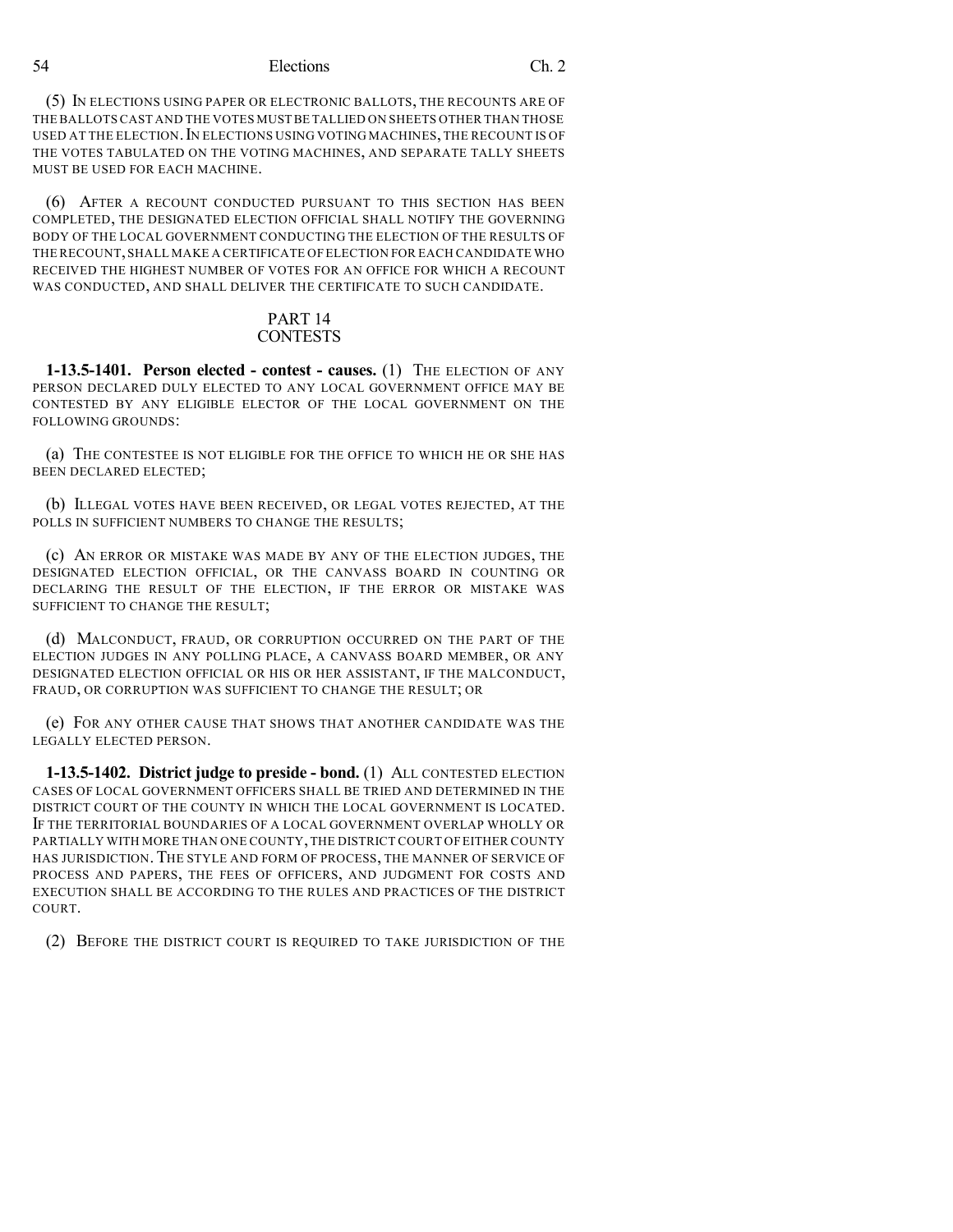(5) IN ELECTIONS USING PAPER OR ELECTRONIC BALLOTS, THE RECOUNTS ARE OF THE BALLOTS CAST AND THE VOTES MUST BE TALLIED ON SHEETS OTHER THAN THOSE USED AT THE ELECTION. IN ELECTIONS USING VOTING MACHINES, THE RECOUNT IS OF THE VOTES TABULATED ON THE VOTING MACHINES, AND SEPARATE TALLY SHEETS MUST BE USED FOR EACH MACHINE.

(6) AFTER A RECOUNT CONDUCTED PURSUANT TO THIS SECTION HAS BEEN COMPLETED, THE DESIGNATED ELECTION OFFICIAL SHALL NOTIFY THE GOVERNING BODY OF THE LOCAL GOVERNMENT CONDUCTING THE ELECTION OF THE RESULTS OF THE RECOUNT, SHALL MAKE A CERTIFICATE OF ELECTION FOR EACH CANDIDATE WHO RECEIVED THE HIGHEST NUMBER OF VOTES FOR AN OFFICE FOR WHICH A RECOUNT WAS CONDUCTED, AND SHALL DELIVER THE CERTIFICATE TO SUCH CANDIDATE.

## PART 14
## CONTESTS

**1-13.5-1401. Person elected - contest - causes.** (1) THE ELECTION OF ANY PERSON DECLARED DULY ELECTED TO ANY LOCAL GOVERNMENT OFFICE MAY BE CONTESTED BY ANY ELIGIBLE ELECTOR OF THE LOCAL GOVERNMENT ON THE FOLLOWING GROUNDS:

(a) THE CONTESTEE IS NOT ELIGIBLE FOR THE OFFICE TO WHICH HE OR SHE HAS BEEN DECLARED ELECTED;

(b) ILLEGAL VOTES HAVE BEEN RECEIVED, OR LEGAL VOTES REJECTED, AT THE POLLS IN SUFFICIENT NUMBERS TO CHANGE THE RESULTS;

(c) AN ERROR OR MISTAKE WAS MADE BY ANY OF THE ELECTION JUDGES, THE DESIGNATED ELECTION OFFICIAL, OR THE CANVASS BOARD IN COUNTING OR DECLARING THE RESULT OF THE ELECTION, IF THE ERROR OR MISTAKE WAS SUFFICIENT TO CHANGE THE RESULT;

(d) MALCONDUCT, FRAUD, OR CORRUPTION OCCURRED ON THE PART OF THE ELECTION JUDGES IN ANY POLLING PLACE, A CANVASS BOARD MEMBER, OR ANY DESIGNATED ELECTION OFFICIAL OR HIS OR HER ASSISTANT, IF THE MALCONDUCT, FRAUD, OR CORRUPTION WAS SUFFICIENT TO CHANGE THE RESULT; OR

(e) FOR ANY OTHER CAUSE THAT SHOWS THAT ANOTHER CANDIDATE WAS THE LEGALLY ELECTED PERSON.

**1-13.5-1402. District judge to preside - bond.** (1) ALL CONTESTED ELECTION CASES OF LOCAL GOVERNMENT OFFICERS SHALL BE TRIED AND DETERMINED IN THE DISTRICT COURT OF THE COUNTY IN WHICH THE LOCAL GOVERNMENT IS LOCATED. IF THE TERRITORIAL BOUNDARIES OF A LOCAL GOVERNMENT OVERLAP WHOLLY OR PARTIALLY WITH MORE THAN ONE COUNTY, THE DISTRICT COURT OF EITHER COUNTY HAS JURISDICTION. THE STYLE AND FORM OF PROCESS, THE MANNER OF SERVICE OF PROCESS AND PAPERS, THE FEES OF OFFICERS, AND JUDGMENT FOR COSTS AND EXECUTION SHALL BE ACCORDING TO THE RULES AND PRACTICES OF THE DISTRICT COURT.

(2) BEFORE THE DISTRICT COURT IS REQUIRED TO TAKE JURISDICTION OF THE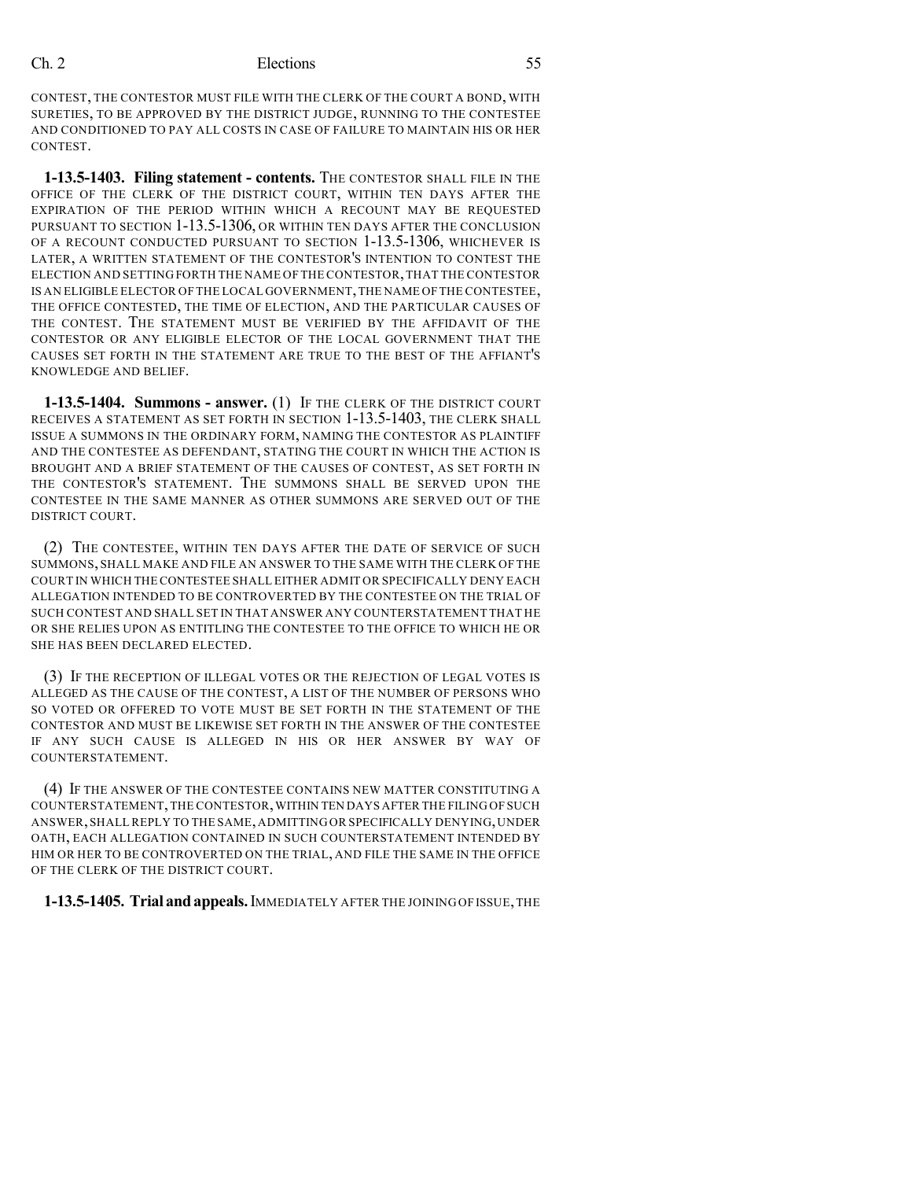CONTEST, THE CONTESTOR MUST FILE WITH THE CLERK OF THE COURT A BOND, WITH SURETIES, TO BE APPROVED BY THE DISTRICT JUDGE, RUNNING TO THE CONTESTEE AND CONDITIONED TO PAY ALL COSTS IN CASE OF FAILURE TO MAINTAIN HIS OR HER CONTEST.

**1-13.5-1403. Filing statement - contents.** THE CONTESTOR SHALL FILE IN THE OFFICE OF THE CLERK OF THE DISTRICT COURT, WITHIN TEN DAYS AFTER THE EXPIRATION OF THE PERIOD WITHIN WHICH A RECOUNT MAY BE REQUESTED PURSUANT TO SECTION 1-13.5-1306, OR WITHIN TEN DAYS AFTER THE CONCLUSION OF A RECOUNT CONDUCTED PURSUANT TO SECTION 1-13.5-1306, WHICHEVER IS LATER, A WRITTEN STATEMENT OF THE CONTESTOR'S INTENTION TO CONTEST THE ELECTION AND SETTING FORTH THE NAME OF THE CONTESTOR, THAT THE CONTESTOR IS AN ELIGIBLE ELECTOR OF THE LOCAL GOVERNMENT, THE NAME OF THE CONTESTEE, THE OFFICE CONTESTED, THE TIME OF ELECTION, AND THE PARTICULAR CAUSES OF THE CONTEST. THE STATEMENT MUST BE VERIFIED BY THE AFFIDAVIT OF THE CONTESTOR OR ANY ELIGIBLE ELECTOR OF THE LOCAL GOVERNMENT THAT THE CAUSES SET FORTH IN THE STATEMENT ARE TRUE TO THE BEST OF THE AFFIANT'S KNOWLEDGE AND BELIEF.

**1-13.5-1404. Summons - answer.** (1) IF THE CLERK OF THE DISTRICT COURT RECEIVES A STATEMENT AS SET FORTH IN SECTION 1-13.5-1403, THE CLERK SHALL ISSUE A SUMMONS IN THE ORDINARY FORM, NAMING THE CONTESTOR AS PLAINTIFF AND THE CONTESTEE AS DEFENDANT, STATING THE COURT IN WHICH THE ACTION IS BROUGHT AND A BRIEF STATEMENT OF THE CAUSES OF CONTEST, AS SET FORTH IN THE CONTESTOR'S STATEMENT. THE SUMMONS SHALL BE SERVED UPON THE CONTESTEE IN THE SAME MANNER AS OTHER SUMMONS ARE SERVED OUT OF THE DISTRICT COURT.

(2) THE CONTESTEE, WITHIN TEN DAYS AFTER THE DATE OF SERVICE OF SUCH SUMMONS, SHALL MAKE AND FILE AN ANSWER TO THE SAME WITH THE CLERK OF THE COURT IN WHICH THE CONTESTEE SHALL EITHER ADMIT OR SPECIFICALLY DENY EACH ALLEGATION INTENDED TO BE CONTROVERTED BY THE CONTESTEE ON THE TRIAL OF SUCH CONTEST AND SHALL SET IN THAT ANSWER ANY COUNTERSTATEMENT THAT HE OR SHE RELIES UPON AS ENTITLING THE CONTESTEE TO THE OFFICE TO WHICH HE OR SHE HAS BEEN DECLARED ELECTED.

(3) IF THE RECEPTION OF ILLEGAL VOTES OR THE REJECTION OF LEGAL VOTES IS ALLEGED AS THE CAUSE OF THE CONTEST, A LIST OF THE NUMBER OF PERSONS WHO SO VOTED OR OFFERED TO VOTE MUST BE SET FORTH IN THE STATEMENT OF THE CONTESTOR AND MUST BE LIKEWISE SET FORTH IN THE ANSWER OF THE CONTESTEE IF ANY SUCH CAUSE IS ALLEGED IN HIS OR HER ANSWER BY WAY OF COUNTERSTATEMENT.

(4) IF THE ANSWER OF THE CONTESTEE CONTAINS NEW MATTER CONSTITUTING A COUNTERSTATEMENT, THE CONTESTOR, WITHIN TEN DAYS AFTER THE FILING OF SUCH ANSWER, SHALL REPLY TO THE SAME, ADMITTING OR SPECIFICALLY DENYING, UNDER OATH, EACH ALLEGATION CONTAINED IN SUCH COUNTERSTATEMENT INTENDED BY HIM OR HER TO BE CONTROVERTED ON THE TRIAL, AND FILE THE SAME IN THE OFFICE OF THE CLERK OF THE DISTRICT COURT.

**1-13.5-1405. Trial and appeals.** IMMEDIATELY AFTER THE JOINING OF ISSUE, THE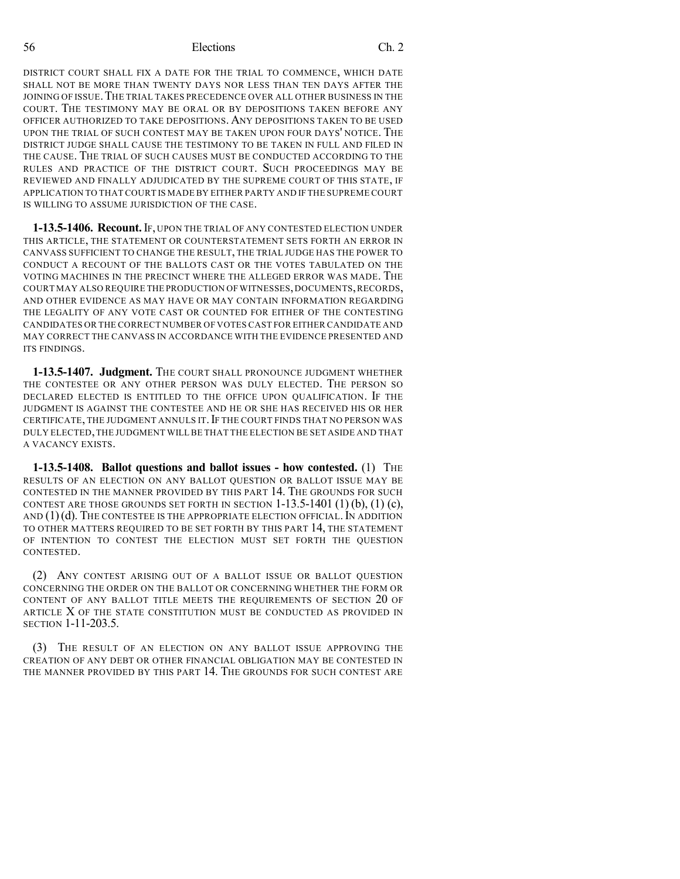DISTRICT COURT SHALL FIX A DATE FOR THE TRIAL TO COMMENCE, WHICH DATE SHALL NOT BE MORE THAN TWENTY DAYS NOR LESS THAN TEN DAYS AFTER THE JOINING OF ISSUE. THE TRIAL TAKES PRECEDENCE OVER ALL OTHER BUSINESS IN THE COURT. THE TESTIMONY MAY BE ORAL OR BY DEPOSITIONS TAKEN BEFORE ANY OFFICER AUTHORIZED TO TAKE DEPOSITIONS. ANY DEPOSITIONS TAKEN TO BE USED UPON THE TRIAL OF SUCH CONTEST MAY BE TAKEN UPON FOUR DAYS' NOTICE. THE DISTRICT JUDGE SHALL CAUSE THE TESTIMONY TO BE TAKEN IN FULL AND FILED IN THE CAUSE. THE TRIAL OF SUCH CAUSES MUST BE CONDUCTED ACCORDING TO THE RULES AND PRACTICE OF THE DISTRICT COURT. SUCH PROCEEDINGS MAY BE REVIEWED AND FINALLY ADJUDICATED BY THE SUPREME COURT OF THIS STATE, IF APPLICATION TO THAT COURT IS MADE BY EITHER PARTY AND IF THE SUPREME COURT IS WILLING TO ASSUME JURISDICTION OF THE CASE.

**1-13.5-1406. Recount.** IF, UPON THE TRIAL OF ANY CONTESTED ELECTION UNDER THIS ARTICLE, THE STATEMENT OR COUNTERSTATEMENT SETS FORTH AN ERROR IN CANVASS SUFFICIENT TO CHANGE THE RESULT, THE TRIAL JUDGE HAS THE POWER TO CONDUCT A RECOUNT OF THE BALLOTS CAST OR THE VOTES TABULATED ON THE VOTING MACHINES IN THE PRECINCT WHERE THE ALLEGED ERROR WAS MADE. THE COURT MAY ALSO REQUIRE THE PRODUCTION OF WITNESSES, DOCUMENTS, RECORDS, AND OTHER EVIDENCE AS MAY HAVE OR MAY CONTAIN INFORMATION REGARDING THE LEGALITY OF ANY VOTE CAST OR COUNTED FOR EITHER OF THE CONTESTING CANDIDATES OR THE CORRECT NUMBER OF VOTES CAST FOR EITHER CANDIDATE AND MAY CORRECT THE CANVASS IN ACCORDANCE WITH THE EVIDENCE PRESENTED AND ITS FINDINGS.

**1-13.5-1407. Judgment.** THE COURT SHALL PRONOUNCE JUDGMENT WHETHER THE CONTESTEE OR ANY OTHER PERSON WAS DULY ELECTED. THE PERSON SO DECLARED ELECTED IS ENTITLED TO THE OFFICE UPON QUALIFICATION. IF THE JUDGMENT IS AGAINST THE CONTESTEE AND HE OR SHE HAS RECEIVED HIS OR HER CERTIFICATE, THE JUDGMENT ANNULS IT. IF THE COURT FINDS THAT NO PERSON WAS DULY ELECTED, THE JUDGMENT WILL BE THAT THE ELECTION BE SET ASIDE AND THAT A VACANCY EXISTS.

**1-13.5-1408. Ballot questions and ballot issues - how contested.** (1) THE RESULTS OF AN ELECTION ON ANY BALLOT QUESTION OR BALLOT ISSUE MAY BE CONTESTED IN THE MANNER PROVIDED BY THIS PART 14. THE GROUNDS FOR SUCH CONTEST ARE THOSE GROUNDS SET FORTH IN SECTION 1-13.5-1401 (1) (b), (1) (c), AND (1) (d). THE CONTESTEE IS THE APPROPRIATE ELECTION OFFICIAL. IN ADDITION TO OTHER MATTERS REQUIRED TO BE SET FORTH BY THIS PART 14, THE STATEMENT OF INTENTION TO CONTEST THE ELECTION MUST SET FORTH THE QUESTION CONTESTED.

(2) ANY CONTEST ARISING OUT OF A BALLOT ISSUE OR BALLOT QUESTION CONCERNING THE ORDER ON THE BALLOT OR CONCERNING WHETHER THE FORM OR CONTENT OF ANY BALLOT TITLE MEETS THE REQUIREMENTS OF SECTION 20 OF ARTICLE X OF THE STATE CONSTITUTION MUST BE CONDUCTED AS PROVIDED IN SECTION 1-11-203.5.

(3) THE RESULT OF AN ELECTION ON ANY BALLOT ISSUE APPROVING THE CREATION OF ANY DEBT OR OTHER FINANCIAL OBLIGATION MAY BE CONTESTED IN THE MANNER PROVIDED BY THIS PART 14. THE GROUNDS FOR SUCH CONTEST ARE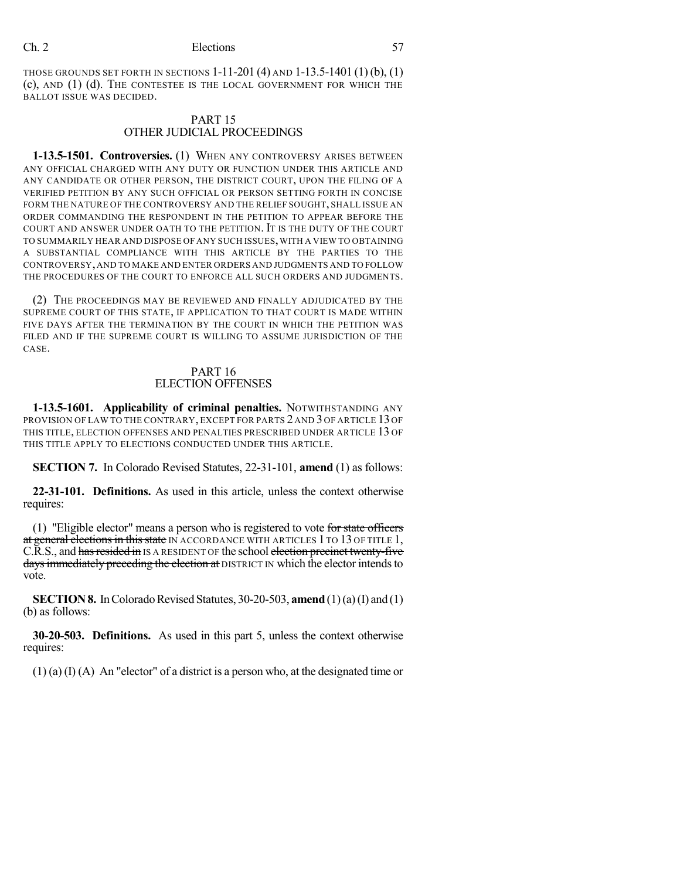THOSE GROUNDS SET FORTH IN SECTIONS 1-11-201 (4) AND 1-13.5-1401 (1) (b), (1) (c), AND (1) (d). THE CONTESTEE IS THE LOCAL GOVERNMENT FOR WHICH THE BALLOT ISSUE WAS DECIDED.

## PART 15
## OTHER JUDICIAL PROCEEDINGS

**1-13.5-1501. Controversies.** (1) WHEN ANY CONTROVERSY ARISES BETWEEN ANY OFFICIAL CHARGED WITH ANY DUTY OR FUNCTION UNDER THIS ARTICLE AND ANY CANDIDATE OR OTHER PERSON, THE DISTRICT COURT, UPON THE FILING OF A VERIFIED PETITION BY ANY SUCH OFFICIAL OR PERSON SETTING FORTH IN CONCISE FORM THE NATURE OF THE CONTROVERSY AND THE RELIEF SOUGHT, SHALL ISSUE AN ORDER COMMANDING THE RESPONDENT IN THE PETITION TO APPEAR BEFORE THE COURT AND ANSWER UNDER OATH TO THE PETITION. IT IS THE DUTY OF THE COURT TO SUMMARILY HEAR AND DISPOSE OF ANY SUCH ISSUES, WITH A VIEW TO OBTAINING A SUBSTANTIAL COMPLIANCE WITH THIS ARTICLE BY THE PARTIES TO THE CONTROVERSY, AND TO MAKE AND ENTER ORDERS AND JUDGMENTS AND TO FOLLOW THE PROCEDURES OF THE COURT TO ENFORCE ALL SUCH ORDERS AND JUDGMENTS.

(2) THE PROCEEDINGS MAY BE REVIEWED AND FINALLY ADJUDICATED BY THE SUPREME COURT OF THIS STATE, IF APPLICATION TO THAT COURT IS MADE WITHIN FIVE DAYS AFTER THE TERMINATION BY THE COURT IN WHICH THE PETITION WAS FILED AND IF THE SUPREME COURT IS WILLING TO ASSUME JURISDICTION OF THE CASE.

## PART 16
## ELECTION OFFENSES

**1-13.5-1601. Applicability of criminal penalties.** NOTWITHSTANDING ANY PROVISION OF LAW TO THE CONTRARY, EXCEPT FOR PARTS 2 AND 3 OF ARTICLE 13 OF THIS TITLE, ELECTION OFFENSES AND PENALTIES PRESCRIBED UNDER ARTICLE 13 OF THIS TITLE APPLY TO ELECTIONS CONDUCTED UNDER THIS ARTICLE.

**SECTION 7.** In Colorado Revised Statutes, 22-31-101, **amend** (1) as follows:

**22-31-101. Definitions.** As used in this article, unless the context otherwise requires:

(1) "Eligible elector" means a person who is registered to vote ~~for state officers at general elections in this state~~ IN ACCORDANCE WITH ARTICLES 1 TO 13 OF TITLE 1, C.R.S., and ~~has resided in~~ IS A RESIDENT OF the school ~~election precinct twenty-five days immediately preceding the election at~~ DISTRICT IN which the elector intends to vote.

**SECTION 8.** In Colorado Revised Statutes, 30-20-503, **amend** (1) (a) (I) and (1) (b) as follows:

**30-20-503. Definitions.** As used in this part 5, unless the context otherwise requires:

(1) (a) (I) (A) An "elector" of a district is a person who, at the designated time or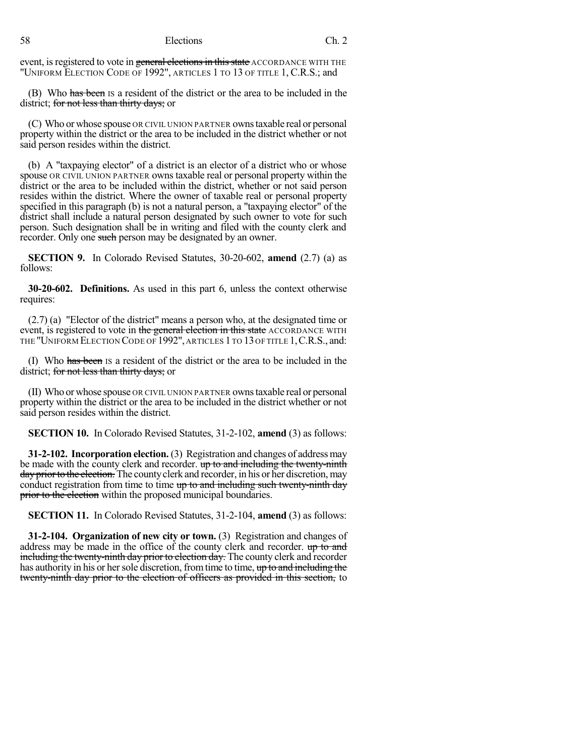event, is registered to vote in ~~general elections in this state~~ ACCORDANCE WITH THE "UNIFORM ELECTION CODE OF 1992", ARTICLES 1 TO 13 OF TITLE 1, C.R.S.; and

(B) Who ~~has been~~ IS a resident of the district or the area to be included in the district; ~~for not less than thirty days;~~ or

(C) Who or whose spouse OR CIVIL UNION PARTNER owns taxable real or personal property within the district or the area to be included in the district whether or not said person resides within the district.

(b) A "taxpaying elector" of a district is an elector of a district who or whose spouse OR CIVIL UNION PARTNER owns taxable real or personal property within the district or the area to be included within the district, whether or not said person resides within the district. Where the owner of taxable real or personal property specified in this paragraph (b) is not a natural person, a "taxpaying elector" of the district shall include a natural person designated by such owner to vote for such person. Such designation shall be in writing and filed with the county clerk and recorder. Only one ~~such~~ person may be designated by an owner.

**SECTION 9.** In Colorado Revised Statutes, 30-20-602, **amend** (2.7) (a) as follows:

**30-20-602. Definitions.** As used in this part 6, unless the context otherwise requires:

(2.7) (a) "Elector of the district" means a person who, at the designated time or event, is registered to vote in ~~the general election in this state~~ ACCORDANCE WITH THE "UNIFORM ELECTION CODE OF 1992", ARTICLES 1 TO 13 OF TITLE 1, C.R.S., and:

(I) Who ~~has been~~ IS a resident of the district or the area to be included in the district; ~~for not less than thirty days;~~ or

(II) Who or whose spouse OR CIVIL UNION PARTNER owns taxable real or personal property within the district or the area to be included in the district whether or not said person resides within the district.

**SECTION 10.** In Colorado Revised Statutes, 31-2-102, **amend** (3) as follows:

**31-2-102. Incorporation election.** (3) Registration and changes of address may be made with the county clerk and recorder. ~~up to and including the twenty-ninth day prior to the election.~~ The county clerk and recorder, in his or her discretion, may conduct registration from time to time ~~up to and including such twenty-ninth day prior to the election~~ within the proposed municipal boundaries.

**SECTION 11.** In Colorado Revised Statutes, 31-2-104, **amend** (3) as follows:

**31-2-104. Organization of new city or town.** (3) Registration and changes of address may be made in the office of the county clerk and recorder. ~~up to and including the twenty-ninth day prior to election day.~~ The county clerk and recorder has authority in his or her sole discretion, from time to time, ~~up to and including the twenty-ninth day prior to the election of officers as provided in this section,~~ to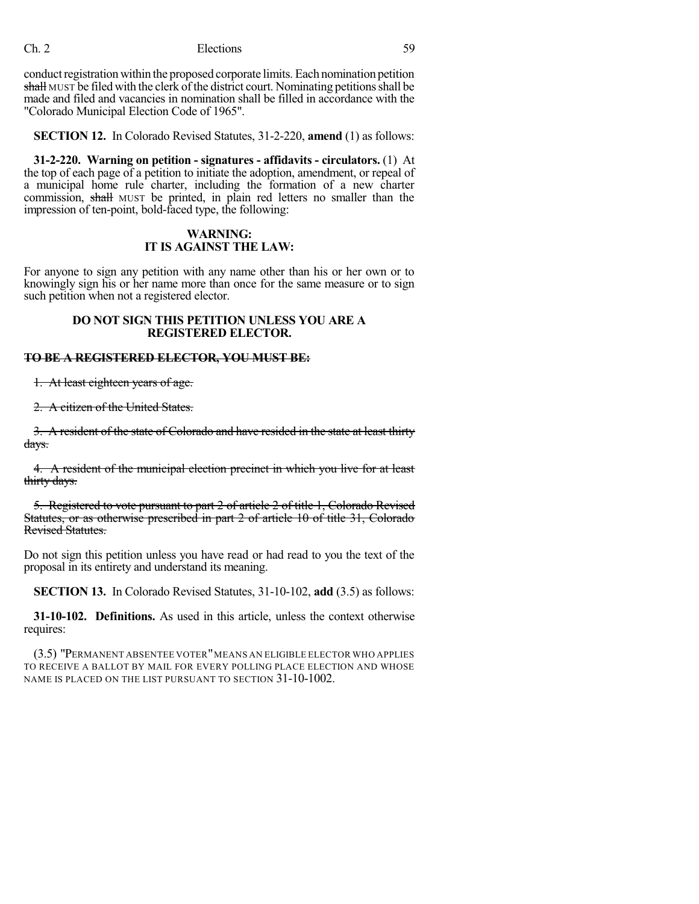conduct registration within the proposed corporate limits. Each nomination petition ~~shall~~ MUST be filed with the clerk of the district court. Nominating petitions shall be made and filed and vacancies in nomination shall be filled in accordance with the "Colorado Municipal Election Code of 1965".

**SECTION 12.** In Colorado Revised Statutes, 31-2-220, **amend** (1) as follows:

**31-2-220. Warning on petition - signatures - affidavits - circulators.** (1) At the top of each page of a petition to initiate the adoption, amendment, or repeal of a municipal home rule charter, including the formation of a new charter commission, ~~shall~~ MUST be printed, in plain red letters no smaller than the impression of ten-point, bold-faced type, the following:

**WARNING:**
**IT IS AGAINST THE LAW:**

For anyone to sign any petition with any name other than his or her own or to knowingly sign his or her name more than once for the same measure or to sign such petition when not a registered elector.

**DO NOT SIGN THIS PETITION UNLESS YOU ARE A REGISTERED ELECTOR.**

~~**TO BE A REGISTERED ELECTOR, YOU MUST BE:**~~

~~1. At least eighteen years of age.~~

~~2. A citizen of the United States.~~

~~3. A resident of the state of Colorado and have resided in the state at least thirty days.~~

~~4. A resident of the municipal election precinct in which you live for at least thirty days.~~

~~5. Registered to vote pursuant to part 2 of article 2 of title 1, Colorado Revised Statutes, or as otherwise prescribed in part 2 of article 10 of title 31, Colorado Revised Statutes.~~

Do not sign this petition unless you have read or had read to you the text of the proposal in its entirety and understand its meaning.

**SECTION 13.** In Colorado Revised Statutes, 31-10-102, **add** (3.5) as follows:

**31-10-102. Definitions.** As used in this article, unless the context otherwise requires:

(3.5) "PERMANENT ABSENTEE VOTER" MEANS AN ELIGIBLE ELECTOR WHO APPLIES TO RECEIVE A BALLOT BY MAIL FOR EVERY POLLING PLACE ELECTION AND WHOSE NAME IS PLACED ON THE LIST PURSUANT TO SECTION 31-10-1002.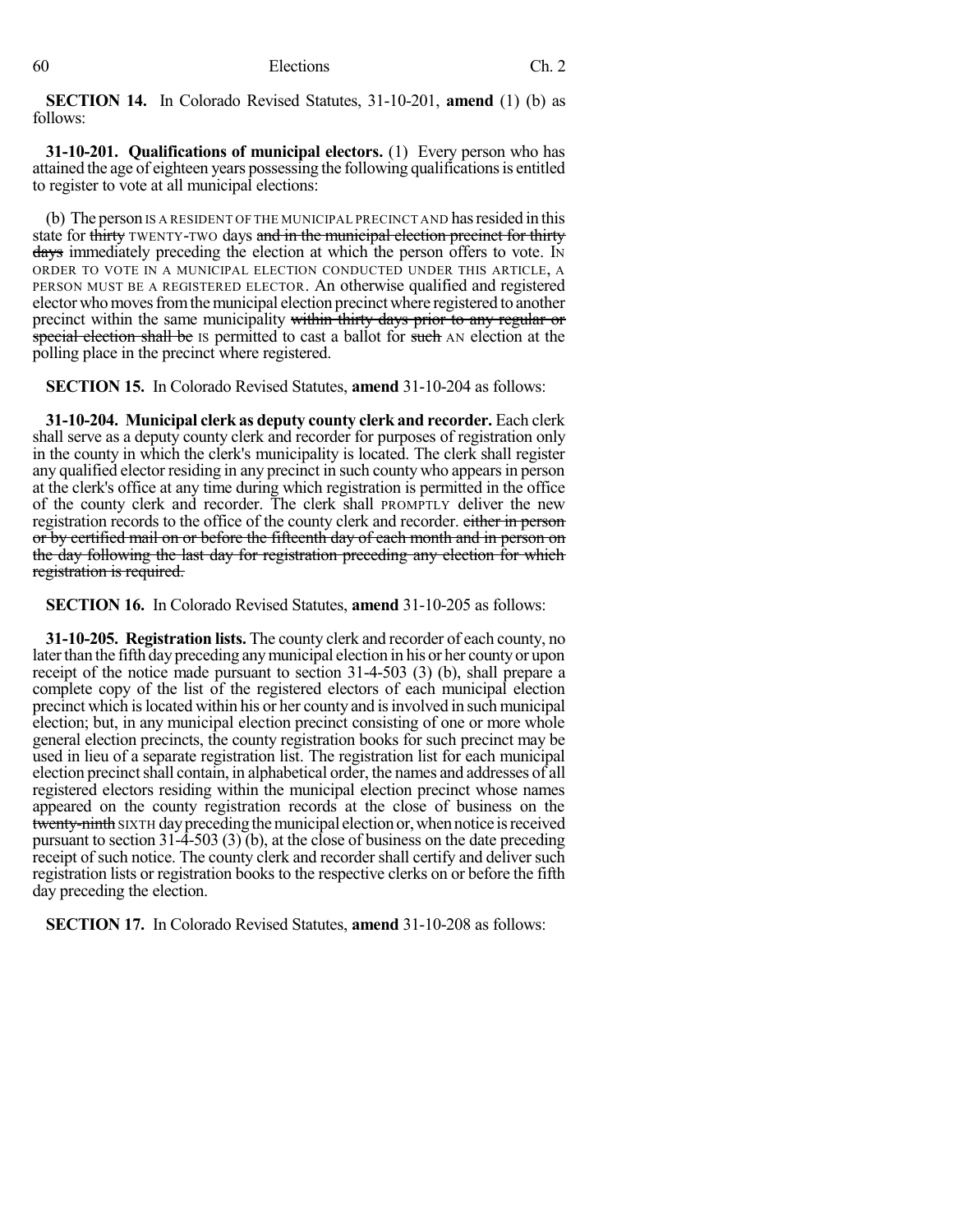**SECTION 14.** In Colorado Revised Statutes, 31-10-201, **amend** (1) (b) as follows:

**31-10-201. Qualifications of municipal electors.** (1) Every person who has attained the age of eighteen years possessing the following qualifications is entitled to register to vote at all municipal elections:

(b) The person IS A RESIDENT OF THE MUNICIPAL PRECINCT AND has resided in this state for ~~thirty~~ TWENTY-TWO days ~~and in the municipal election precinct for thirty days~~ immediately preceding the election at which the person offers to vote. IN ORDER TO VOTE IN A MUNICIPAL ELECTION CONDUCTED UNDER THIS ARTICLE, A PERSON MUST BE A REGISTERED ELECTOR. An otherwise qualified and registered elector who moves from the municipal election precinct where registered to another precinct within the same municipality ~~within thirty days prior to any regular or special election shall be~~ IS permitted to cast a ballot for ~~such~~ AN election at the polling place in the precinct where registered.

**SECTION 15.** In Colorado Revised Statutes, **amend** 31-10-204 as follows:

**31-10-204. Municipal clerk as deputy county clerk and recorder.** Each clerk shall serve as a deputy county clerk and recorder for purposes of registration only in the county in which the clerk's municipality is located. The clerk shall register any qualified elector residing in any precinct in such county who appears in person at the clerk's office at any time during which registration is permitted in the office of the county clerk and recorder. The clerk shall PROMPTLY deliver the new registration records to the office of the county clerk and recorder. ~~either in person or by certified mail on or before the fifteenth day of each month and in person on the day following the last day for registration preceding any election for which registration is required.~~

**SECTION 16.** In Colorado Revised Statutes, **amend** 31-10-205 as follows:

**31-10-205. Registration lists.** The county clerk and recorder of each county, no later than the fifth day preceding any municipal election in his or her county or upon receipt of the notice made pursuant to section 31-4-503 (3) (b), shall prepare a complete copy of the list of the registered electors of each municipal election precinct which is located within his or her county and is involved in such municipal election; but, in any municipal election precinct consisting of one or more whole general election precincts, the county registration books for such precinct may be used in lieu of a separate registration list. The registration list for each municipal election precinct shall contain, in alphabetical order, the names and addresses of all registered electors residing within the municipal election precinct whose names appeared on the county registration records at the close of business on the ~~twenty-ninth~~ SIXTH day preceding the municipal election or, when notice is received pursuant to section 31-4-503 (3) (b), at the close of business on the date preceding receipt of such notice. The county clerk and recorder shall certify and deliver such registration lists or registration books to the respective clerks on or before the fifth day preceding the election.

**SECTION 17.** In Colorado Revised Statutes, **amend** 31-10-208 as follows: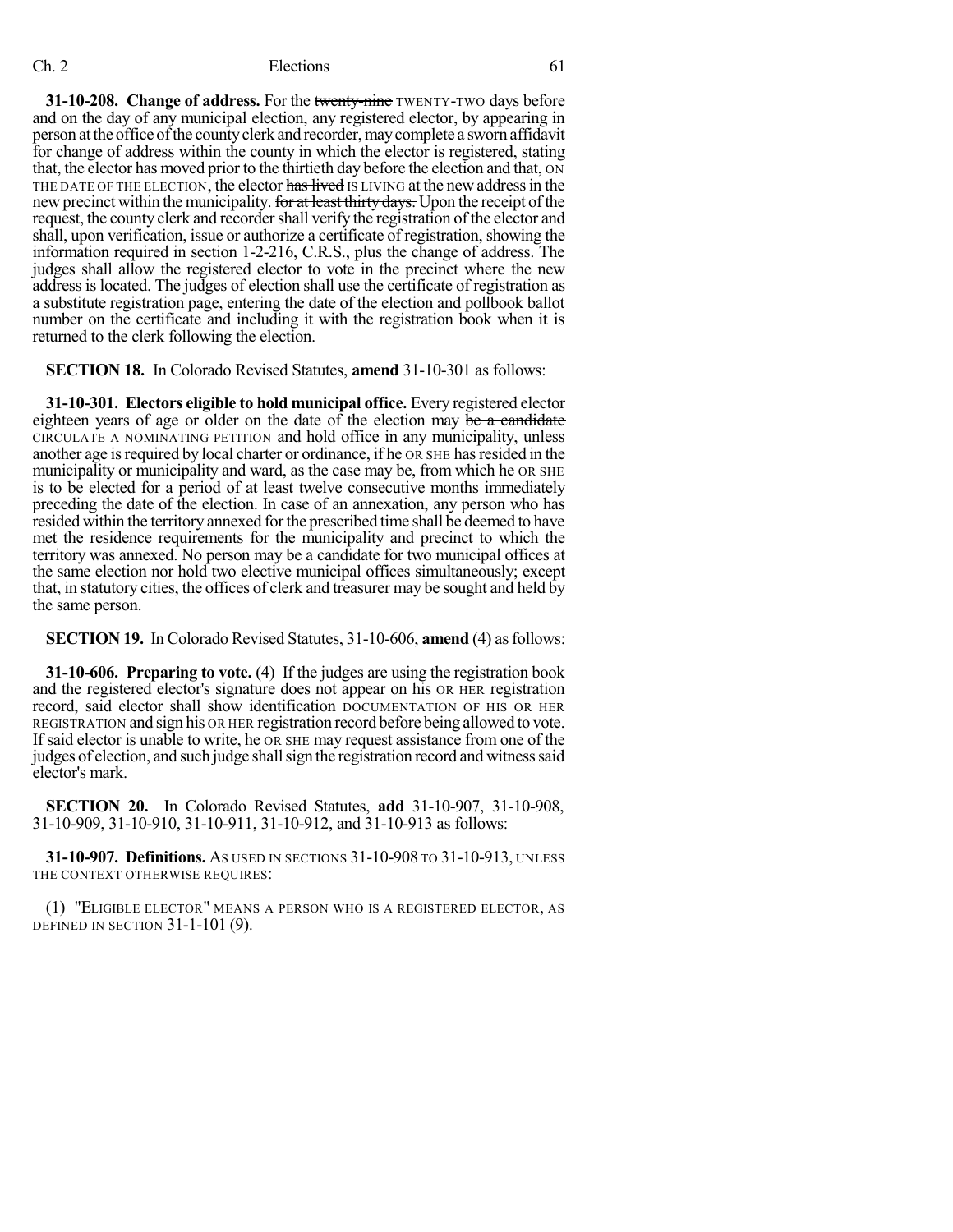**31-10-208. Change of address.** For the ~~twenty-nine~~ TWENTY-TWO days before and on the day of any municipal election, any registered elector, by appearing in person at the office of the county clerk and recorder, may complete a sworn affidavit for change of address within the county in which the elector is registered, stating that, ~~the elector has moved prior to the thirtieth day before the election and that,~~ ON THE DATE OF THE ELECTION, the elector ~~has lived~~ IS LIVING at the new address in the new precinct within the municipality. ~~for at least thirty days.~~ Upon the receipt of the request, the county clerk and recorder shall verify the registration of the elector and shall, upon verification, issue or authorize a certificate of registration, showing the information required in section 1-2-216, C.R.S., plus the change of address. The judges shall allow the registered elector to vote in the precinct where the new address is located. The judges of election shall use the certificate of registration as a substitute registration page, entering the date of the election and pollbook ballot number on the certificate and including it with the registration book when it is returned to the clerk following the election.

**SECTION 18.** In Colorado Revised Statutes, **amend** 31-10-301 as follows:

**31-10-301. Electors eligible to hold municipal office.** Every registered elector eighteen years of age or older on the date of the election may ~~be a candidate~~ CIRCULATE A NOMINATING PETITION and hold office in any municipality, unless another age is required by local charter or ordinance, if he OR SHE has resided in the municipality or municipality and ward, as the case may be, from which he OR SHE is to be elected for a period of at least twelve consecutive months immediately preceding the date of the election. In case of an annexation, any person who has resided within the territory annexed for the prescribed time shall be deemed to have met the residence requirements for the municipality and precinct to which the territory was annexed. No person may be a candidate for two municipal offices at the same election nor hold two elective municipal offices simultaneously; except that, in statutory cities, the offices of clerk and treasurer may be sought and held by the same person.

**SECTION 19.** In Colorado Revised Statutes, 31-10-606, **amend** (4) as follows:

**31-10-606. Preparing to vote.** (4) If the judges are using the registration book and the registered elector's signature does not appear on his OR HER registration record, said elector shall show ~~identification~~ DOCUMENTATION OF HIS OR HER REGISTRATION and sign his OR HER registration record before being allowed to vote. If said elector is unable to write, he OR SHE may request assistance from one of the judges of election, and such judge shall sign the registration record and witness said elector's mark.

**SECTION 20.** In Colorado Revised Statutes, **add** 31-10-907, 31-10-908, 31-10-909, 31-10-910, 31-10-911, 31-10-912, and 31-10-913 as follows:

**31-10-907. Definitions.** AS USED IN SECTIONS 31-10-908 TO 31-10-913, UNLESS THE CONTEXT OTHERWISE REQUIRES:

(1) "ELIGIBLE ELECTOR" MEANS A PERSON WHO IS A REGISTERED ELECTOR, AS DEFINED IN SECTION 31-1-101 (9).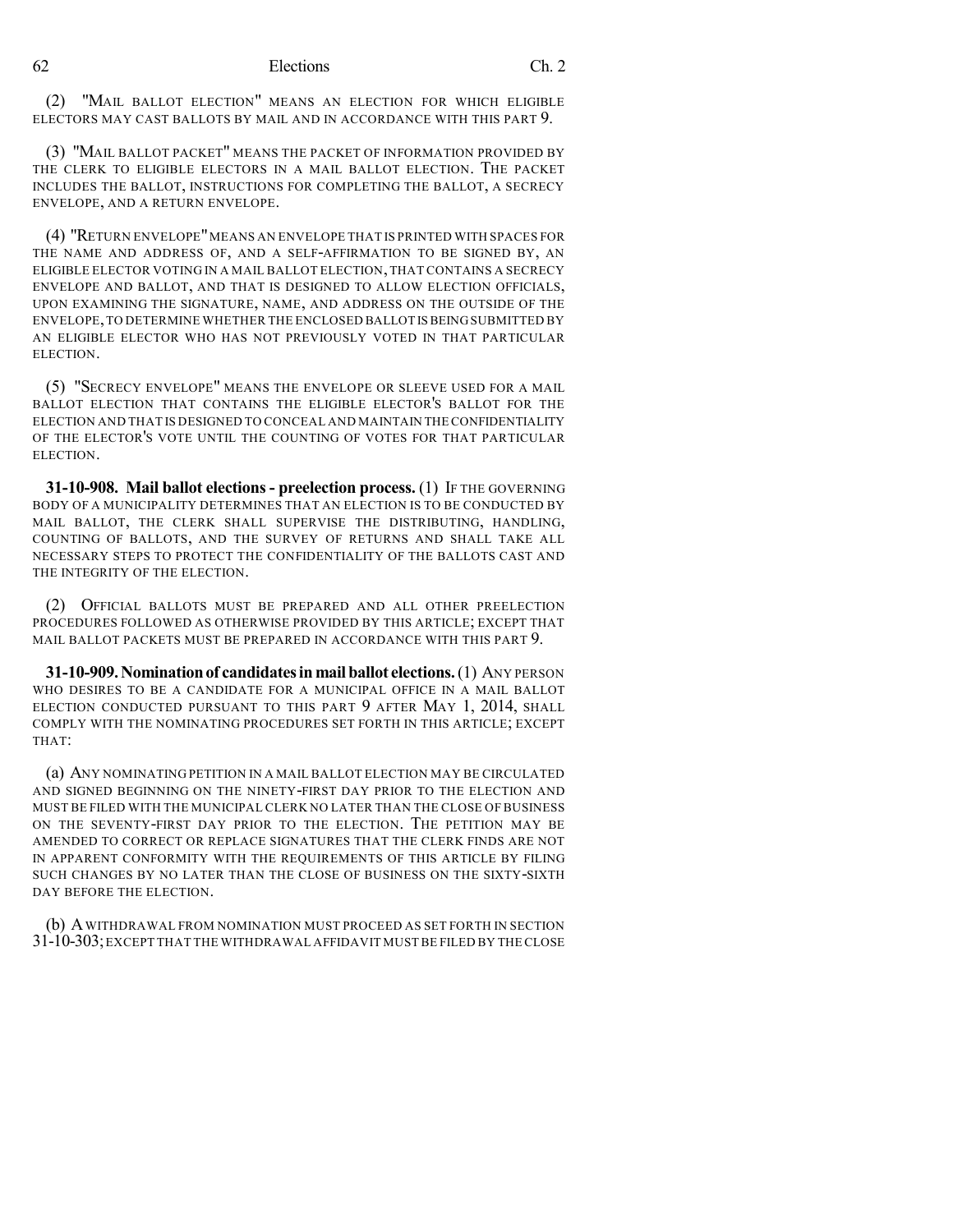(2) "MAIL BALLOT ELECTION" MEANS AN ELECTION FOR WHICH ELIGIBLE ELECTORS MAY CAST BALLOTS BY MAIL AND IN ACCORDANCE WITH THIS PART 9.

(3) "MAIL BALLOT PACKET" MEANS THE PACKET OF INFORMATION PROVIDED BY THE CLERK TO ELIGIBLE ELECTORS IN A MAIL BALLOT ELECTION. THE PACKET INCLUDES THE BALLOT, INSTRUCTIONS FOR COMPLETING THE BALLOT, A SECRECY ENVELOPE, AND A RETURN ENVELOPE.

(4) "RETURN ENVELOPE" MEANS AN ENVELOPE THAT IS PRINTED WITH SPACES FOR THE NAME AND ADDRESS OF, AND A SELF-AFFIRMATION TO BE SIGNED BY, AN ELIGIBLE ELECTOR VOTING IN A MAIL BALLOT ELECTION, THAT CONTAINS A SECRECY ENVELOPE AND BALLOT, AND THAT IS DESIGNED TO ALLOW ELECTION OFFICIALS, UPON EXAMINING THE SIGNATURE, NAME, AND ADDRESS ON THE OUTSIDE OF THE ENVELOPE, TO DETERMINE WHETHER THE ENCLOSED BALLOT IS BEING SUBMITTED BY AN ELIGIBLE ELECTOR WHO HAS NOT PREVIOUSLY VOTED IN THAT PARTICULAR ELECTION.

(5) "SECRECY ENVELOPE" MEANS THE ENVELOPE OR SLEEVE USED FOR A MAIL BALLOT ELECTION THAT CONTAINS THE ELIGIBLE ELECTOR'S BALLOT FOR THE ELECTION AND THAT IS DESIGNED TO CONCEAL AND MAINTAIN THE CONFIDENTIALITY OF THE ELECTOR'S VOTE UNTIL THE COUNTING OF VOTES FOR THAT PARTICULAR ELECTION.

**31-10-908. Mail ballot elections - preelection process.** (1) IF THE GOVERNING BODY OF A MUNICIPALITY DETERMINES THAT AN ELECTION IS TO BE CONDUCTED BY MAIL BALLOT, THE CLERK SHALL SUPERVISE THE DISTRIBUTING, HANDLING, COUNTING OF BALLOTS, AND THE SURVEY OF RETURNS AND SHALL TAKE ALL NECESSARY STEPS TO PROTECT THE CONFIDENTIALITY OF THE BALLOTS CAST AND THE INTEGRITY OF THE ELECTION.

(2) OFFICIAL BALLOTS MUST BE PREPARED AND ALL OTHER PREELECTION PROCEDURES FOLLOWED AS OTHERWISE PROVIDED BY THIS ARTICLE; EXCEPT THAT MAIL BALLOT PACKETS MUST BE PREPARED IN ACCORDANCE WITH THIS PART 9.

**31-10-909. Nomination of candidates in mail ballot elections.** (1) ANY PERSON WHO DESIRES TO BE A CANDIDATE FOR A MUNICIPAL OFFICE IN A MAIL BALLOT ELECTION CONDUCTED PURSUANT TO THIS PART 9 AFTER MAY 1, 2014, SHALL COMPLY WITH THE NOMINATING PROCEDURES SET FORTH IN THIS ARTICLE; EXCEPT THAT:

(a) ANY NOMINATING PETITION IN A MAIL BALLOT ELECTION MAY BE CIRCULATED AND SIGNED BEGINNING ON THE NINETY-FIRST DAY PRIOR TO THE ELECTION AND MUST BE FILED WITH THE MUNICIPAL CLERK NO LATER THAN THE CLOSE OF BUSINESS ON THE SEVENTY-FIRST DAY PRIOR TO THE ELECTION. THE PETITION MAY BE AMENDED TO CORRECT OR REPLACE SIGNATURES THAT THE CLERK FINDS ARE NOT IN APPARENT CONFORMITY WITH THE REQUIREMENTS OF THIS ARTICLE BY FILING SUCH CHANGES BY NO LATER THAN THE CLOSE OF BUSINESS ON THE SIXTY-SIXTH DAY BEFORE THE ELECTION.

(b) A WITHDRAWAL FROM NOMINATION MUST PROCEED AS SET FORTH IN SECTION 31-10-303; EXCEPT THAT THE WITHDRAWAL AFFIDAVIT MUST BE FILED BY THE CLOSE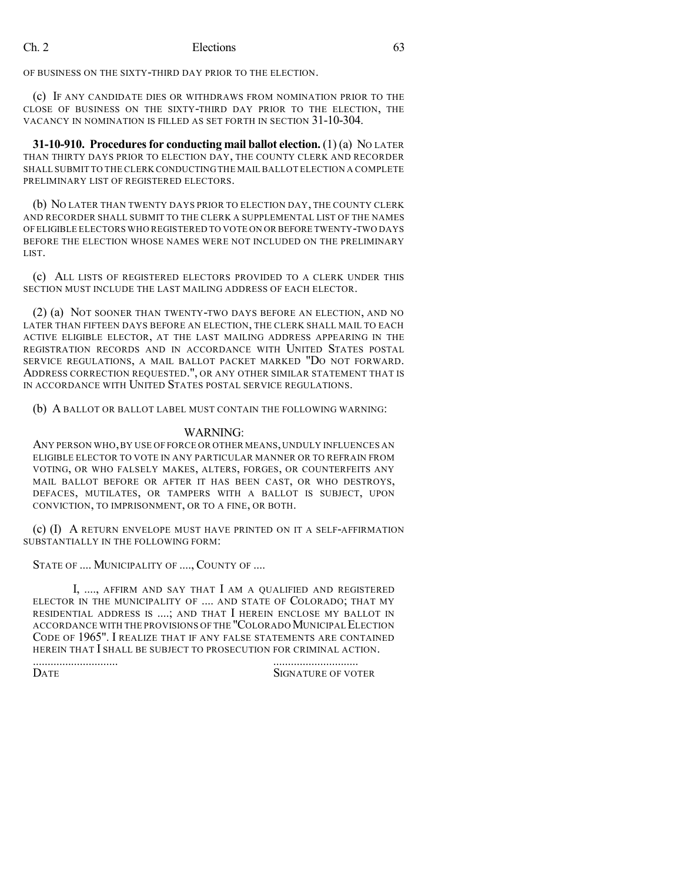OF BUSINESS ON THE SIXTY-THIRD DAY PRIOR TO THE ELECTION.

(c) IF ANY CANDIDATE DIES OR WITHDRAWS FROM NOMINATION PRIOR TO THE CLOSE OF BUSINESS ON THE SIXTY-THIRD DAY PRIOR TO THE ELECTION, THE VACANCY IN NOMINATION IS FILLED AS SET FORTH IN SECTION 31-10-304.

**31-10-910. Procedures for conducting mail ballot election.** (1) (a) NO LATER THAN THIRTY DAYS PRIOR TO ELECTION DAY, THE COUNTY CLERK AND RECORDER SHALL SUBMIT TO THE CLERK CONDUCTING THE MAIL BALLOT ELECTION A COMPLETE PRELIMINARY LIST OF REGISTERED ELECTORS.

(b) NO LATER THAN TWENTY DAYS PRIOR TO ELECTION DAY, THE COUNTY CLERK AND RECORDER SHALL SUBMIT TO THE CLERK A SUPPLEMENTAL LIST OF THE NAMES OF ELIGIBLE ELECTORS WHO REGISTERED TO VOTE ON OR BEFORE TWENTY-TWO DAYS BEFORE THE ELECTION WHOSE NAMES WERE NOT INCLUDED ON THE PRELIMINARY LIST.

(c) ALL LISTS OF REGISTERED ELECTORS PROVIDED TO A CLERK UNDER THIS SECTION MUST INCLUDE THE LAST MAILING ADDRESS OF EACH ELECTOR.

(2) (a) NOT SOONER THAN TWENTY-TWO DAYS BEFORE AN ELECTION, AND NO LATER THAN FIFTEEN DAYS BEFORE AN ELECTION, THE CLERK SHALL MAIL TO EACH ACTIVE ELIGIBLE ELECTOR, AT THE LAST MAILING ADDRESS APPEARING IN THE REGISTRATION RECORDS AND IN ACCORDANCE WITH UNITED STATES POSTAL SERVICE REGULATIONS, A MAIL BALLOT PACKET MARKED "DO NOT FORWARD. ADDRESS CORRECTION REQUESTED.", OR ANY OTHER SIMILAR STATEMENT THAT IS IN ACCORDANCE WITH UNITED STATES POSTAL SERVICE REGULATIONS.

(b) A BALLOT OR BALLOT LABEL MUST CONTAIN THE FOLLOWING WARNING:

WARNING:

ANY PERSON WHO, BY USE OF FORCE OR OTHER MEANS, UNDULY INFLUENCES AN ELIGIBLE ELECTOR TO VOTE IN ANY PARTICULAR MANNER OR TO REFRAIN FROM VOTING, OR WHO FALSELY MAKES, ALTERS, FORGES, OR COUNTERFEITS ANY MAIL BALLOT BEFORE OR AFTER IT HAS BEEN CAST, OR WHO DESTROYS, DEFACES, MUTILATES, OR TAMPERS WITH A BALLOT IS SUBJECT, UPON CONVICTION, TO IMPRISONMENT, OR TO A FINE, OR BOTH.

(c) (I) A RETURN ENVELOPE MUST HAVE PRINTED ON IT A SELF-AFFIRMATION SUBSTANTIALLY IN THE FOLLOWING FORM:

STATE OF .... MUNICIPALITY OF ...., COUNTY OF ....

I, ...., AFFIRM AND SAY THAT I AM A QUALIFIED AND REGISTERED ELECTOR IN THE MUNICIPALITY OF .... AND STATE OF COLORADO; THAT MY RESIDENTIAL ADDRESS IS ....; AND THAT I HEREIN ENCLOSE MY BALLOT IN ACCORDANCE WITH THE PROVISIONS OF THE "COLORADO MUNICIPAL ELECTION CODE OF 1965". I REALIZE THAT IF ANY FALSE STATEMENTS ARE CONTAINED HEREIN THAT I SHALL BE SUBJECT TO PROSECUTION FOR CRIMINAL ACTION.

| ............................ | ............................ |
|---|---|
| DATE | SIGNATURE OF VOTER |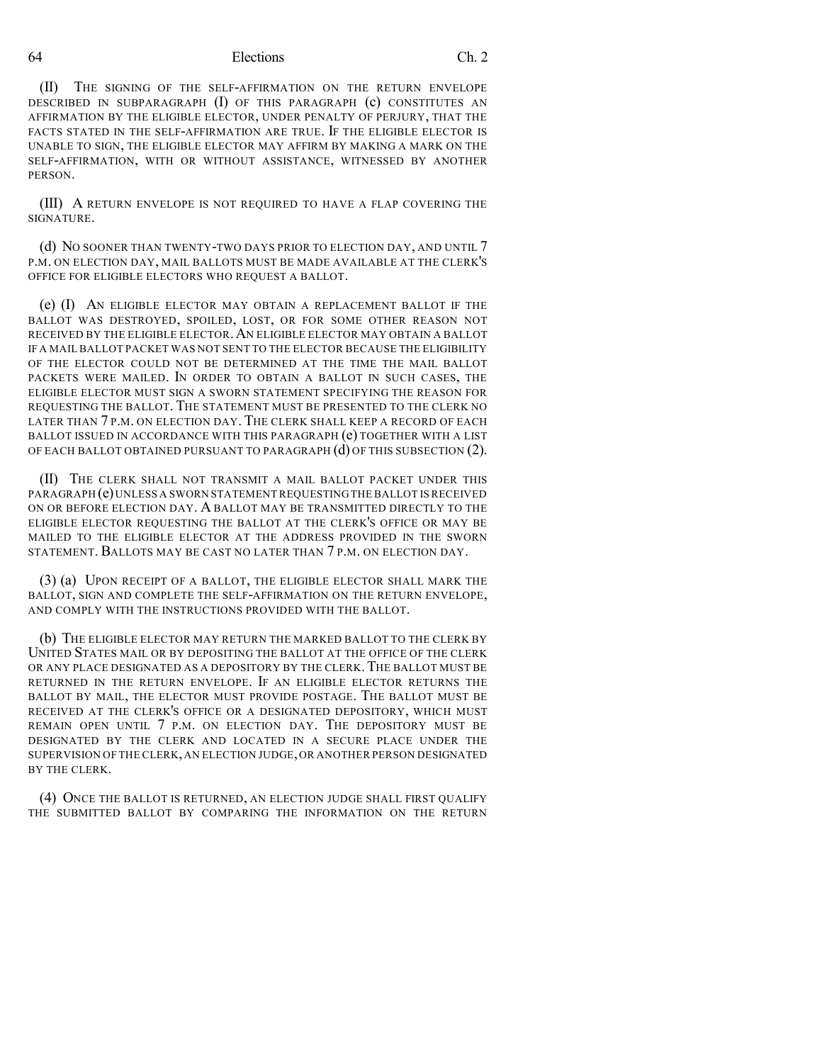(II) THE SIGNING OF THE SELF-AFFIRMATION ON THE RETURN ENVELOPE DESCRIBED IN SUBPARAGRAPH (I) OF THIS PARAGRAPH (c) CONSTITUTES AN AFFIRMATION BY THE ELIGIBLE ELECTOR, UNDER PENALTY OF PERJURY, THAT THE FACTS STATED IN THE SELF-AFFIRMATION ARE TRUE. IF THE ELIGIBLE ELECTOR IS UNABLE TO SIGN, THE ELIGIBLE ELECTOR MAY AFFIRM BY MAKING A MARK ON THE SELF-AFFIRMATION, WITH OR WITHOUT ASSISTANCE, WITNESSED BY ANOTHER PERSON.

(III) A RETURN ENVELOPE IS NOT REQUIRED TO HAVE A FLAP COVERING THE SIGNATURE.

(d) NO SOONER THAN TWENTY-TWO DAYS PRIOR TO ELECTION DAY, AND UNTIL 7 P.M. ON ELECTION DAY, MAIL BALLOTS MUST BE MADE AVAILABLE AT THE CLERK'S OFFICE FOR ELIGIBLE ELECTORS WHO REQUEST A BALLOT.

(e) (I) AN ELIGIBLE ELECTOR MAY OBTAIN A REPLACEMENT BALLOT IF THE BALLOT WAS DESTROYED, SPOILED, LOST, OR FOR SOME OTHER REASON NOT RECEIVED BY THE ELIGIBLE ELECTOR. AN ELIGIBLE ELECTOR MAY OBTAIN A BALLOT IF A MAIL BALLOT PACKET WAS NOT SENT TO THE ELECTOR BECAUSE THE ELIGIBILITY OF THE ELECTOR COULD NOT BE DETERMINED AT THE TIME THE MAIL BALLOT PACKETS WERE MAILED. IN ORDER TO OBTAIN A BALLOT IN SUCH CASES, THE ELIGIBLE ELECTOR MUST SIGN A SWORN STATEMENT SPECIFYING THE REASON FOR REQUESTING THE BALLOT. THE STATEMENT MUST BE PRESENTED TO THE CLERK NO LATER THAN 7 P.M. ON ELECTION DAY. THE CLERK SHALL KEEP A RECORD OF EACH BALLOT ISSUED IN ACCORDANCE WITH THIS PARAGRAPH (e) TOGETHER WITH A LIST OF EACH BALLOT OBTAINED PURSUANT TO PARAGRAPH (d) OF THIS SUBSECTION (2).

(II) THE CLERK SHALL NOT TRANSMIT A MAIL BALLOT PACKET UNDER THIS PARAGRAPH (e) UNLESS A SWORN STATEMENT REQUESTING THE BALLOT IS RECEIVED ON OR BEFORE ELECTION DAY. A BALLOT MAY BE TRANSMITTED DIRECTLY TO THE ELIGIBLE ELECTOR REQUESTING THE BALLOT AT THE CLERK'S OFFICE OR MAY BE MAILED TO THE ELIGIBLE ELECTOR AT THE ADDRESS PROVIDED IN THE SWORN STATEMENT. BALLOTS MAY BE CAST NO LATER THAN 7 P.M. ON ELECTION DAY.

(3) (a) UPON RECEIPT OF A BALLOT, THE ELIGIBLE ELECTOR SHALL MARK THE BALLOT, SIGN AND COMPLETE THE SELF-AFFIRMATION ON THE RETURN ENVELOPE, AND COMPLY WITH THE INSTRUCTIONS PROVIDED WITH THE BALLOT.

(b) THE ELIGIBLE ELECTOR MAY RETURN THE MARKED BALLOT TO THE CLERK BY UNITED STATES MAIL OR BY DEPOSITING THE BALLOT AT THE OFFICE OF THE CLERK OR ANY PLACE DESIGNATED AS A DEPOSITORY BY THE CLERK. THE BALLOT MUST BE RETURNED IN THE RETURN ENVELOPE. IF AN ELIGIBLE ELECTOR RETURNS THE BALLOT BY MAIL, THE ELECTOR MUST PROVIDE POSTAGE. THE BALLOT MUST BE RECEIVED AT THE CLERK'S OFFICE OR A DESIGNATED DEPOSITORY, WHICH MUST REMAIN OPEN UNTIL 7 P.M. ON ELECTION DAY. THE DEPOSITORY MUST BE DESIGNATED BY THE CLERK AND LOCATED IN A SECURE PLACE UNDER THE SUPERVISION OF THE CLERK, AN ELECTION JUDGE, OR ANOTHER PERSON DESIGNATED BY THE CLERK.

(4) ONCE THE BALLOT IS RETURNED, AN ELECTION JUDGE SHALL FIRST QUALIFY THE SUBMITTED BALLOT BY COMPARING THE INFORMATION ON THE RETURN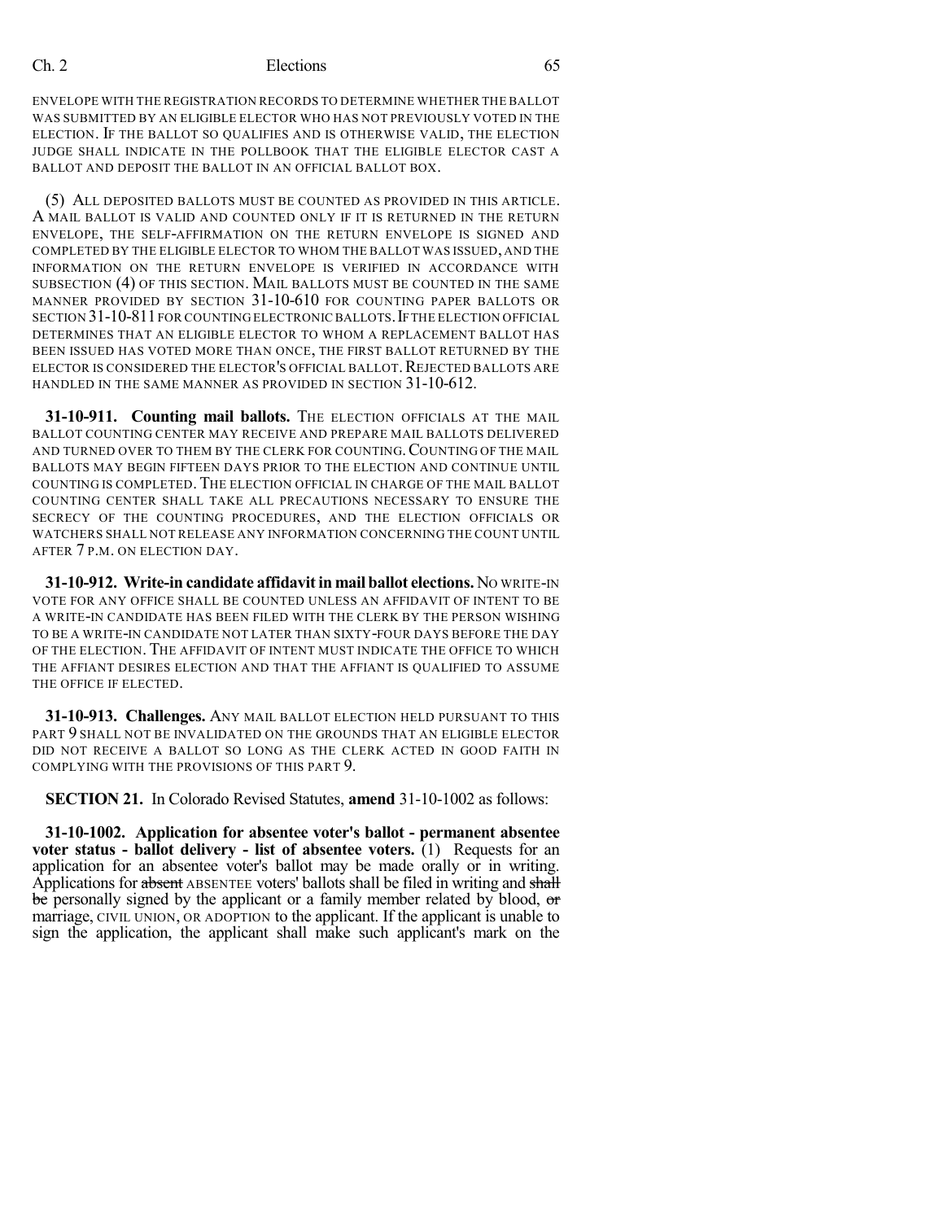ENVELOPE WITH THE REGISTRATION RECORDS TO DETERMINE WHETHER THE BALLOT WAS SUBMITTED BY AN ELIGIBLE ELECTOR WHO HAS NOT PREVIOUSLY VOTED IN THE ELECTION. IF THE BALLOT SO QUALIFIES AND IS OTHERWISE VALID, THE ELECTION JUDGE SHALL INDICATE IN THE POLLBOOK THAT THE ELIGIBLE ELECTOR CAST A BALLOT AND DEPOSIT THE BALLOT IN AN OFFICIAL BALLOT BOX.

(5) ALL DEPOSITED BALLOTS MUST BE COUNTED AS PROVIDED IN THIS ARTICLE. A MAIL BALLOT IS VALID AND COUNTED ONLY IF IT IS RETURNED IN THE RETURN ENVELOPE, THE SELF-AFFIRMATION ON THE RETURN ENVELOPE IS SIGNED AND COMPLETED BY THE ELIGIBLE ELECTOR TO WHOM THE BALLOT WAS ISSUED, AND THE INFORMATION ON THE RETURN ENVELOPE IS VERIFIED IN ACCORDANCE WITH SUBSECTION (4) OF THIS SECTION. MAIL BALLOTS MUST BE COUNTED IN THE SAME MANNER PROVIDED BY SECTION 31-10-610 FOR COUNTING PAPER BALLOTS OR SECTION 31-10-811 FOR COUNTING ELECTRONIC BALLOTS. IF THE ELECTION OFFICIAL DETERMINES THAT AN ELIGIBLE ELECTOR TO WHOM A REPLACEMENT BALLOT HAS BEEN ISSUED HAS VOTED MORE THAN ONCE, THE FIRST BALLOT RETURNED BY THE ELECTOR IS CONSIDERED THE ELECTOR'S OFFICIAL BALLOT. REJECTED BALLOTS ARE HANDLED IN THE SAME MANNER AS PROVIDED IN SECTION 31-10-612.

**31-10-911. Counting mail ballots.** THE ELECTION OFFICIALS AT THE MAIL BALLOT COUNTING CENTER MAY RECEIVE AND PREPARE MAIL BALLOTS DELIVERED AND TURNED OVER TO THEM BY THE CLERK FOR COUNTING. COUNTING OF THE MAIL BALLOTS MAY BEGIN FIFTEEN DAYS PRIOR TO THE ELECTION AND CONTINUE UNTIL COUNTING IS COMPLETED. THE ELECTION OFFICIAL IN CHARGE OF THE MAIL BALLOT COUNTING CENTER SHALL TAKE ALL PRECAUTIONS NECESSARY TO ENSURE THE SECRECY OF THE COUNTING PROCEDURES, AND THE ELECTION OFFICIALS OR WATCHERS SHALL NOT RELEASE ANY INFORMATION CONCERNING THE COUNT UNTIL AFTER 7 P.M. ON ELECTION DAY.

**31-10-912. Write-in candidate affidavit in mail ballot elections.** NO WRITE-IN VOTE FOR ANY OFFICE SHALL BE COUNTED UNLESS AN AFFIDAVIT OF INTENT TO BE A WRITE-IN CANDIDATE HAS BEEN FILED WITH THE CLERK BY THE PERSON WISHING TO BE A WRITE-IN CANDIDATE NOT LATER THAN SIXTY-FOUR DAYS BEFORE THE DAY OF THE ELECTION. THE AFFIDAVIT OF INTENT MUST INDICATE THE OFFICE TO WHICH THE AFFIANT DESIRES ELECTION AND THAT THE AFFIANT IS QUALIFIED TO ASSUME THE OFFICE IF ELECTED.

**31-10-913. Challenges.** ANY MAIL BALLOT ELECTION HELD PURSUANT TO THIS PART 9 SHALL NOT BE INVALIDATED ON THE GROUNDS THAT AN ELIGIBLE ELECTOR DID NOT RECEIVE A BALLOT SO LONG AS THE CLERK ACTED IN GOOD FAITH IN COMPLYING WITH THE PROVISIONS OF THIS PART 9.

**SECTION 21.** In Colorado Revised Statutes, **amend** 31-10-1002 as follows:

**31-10-1002. Application for absentee voter's ballot - permanent absentee voter status - ballot delivery - list of absentee voters.** (1) Requests for an application for an absentee voter's ballot may be made orally or in writing. Applications for ~~absent~~ ABSENTEE voters' ballots shall be filed in writing and ~~shall be~~ personally signed by the applicant or a family member related by blood, ~~or~~ marriage, CIVIL UNION, OR ADOPTION to the applicant. If the applicant is unable to sign the application, the applicant shall make such applicant's mark on the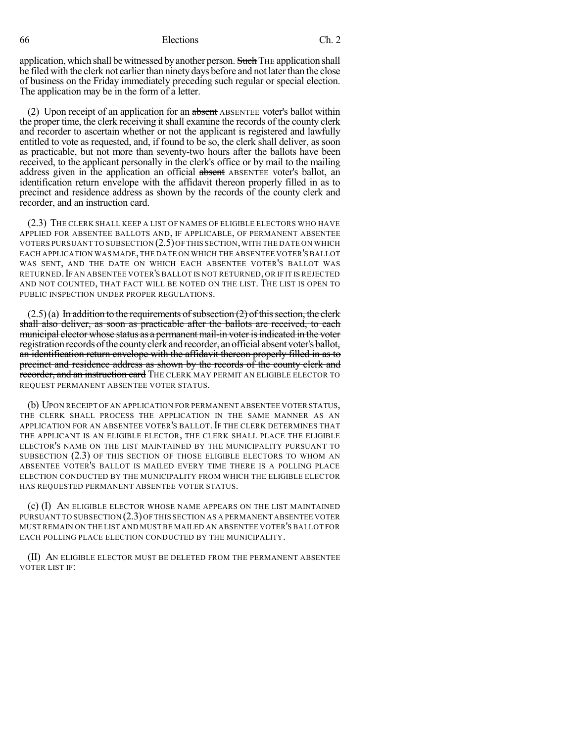application, which shall be witnessed by another person. ~~Such~~ THE application shall be filed with the clerk not earlier than ninety days before and not later than the close of business on the Friday immediately preceding such regular or special election. The application may be in the form of a letter.

(2) Upon receipt of an application for an ~~absent~~ ABSENTEE voter's ballot within the proper time, the clerk receiving it shall examine the records of the county clerk and recorder to ascertain whether or not the applicant is registered and lawfully entitled to vote as requested, and, if found to be so, the clerk shall deliver, as soon as practicable, but not more than seventy-two hours after the ballots have been received, to the applicant personally in the clerk's office or by mail to the mailing address given in the application an official ~~absent~~ ABSENTEE voter's ballot, an identification return envelope with the affidavit thereon properly filled in as to precinct and residence address as shown by the records of the county clerk and recorder, and an instruction card.

(2.3) THE CLERK SHALL KEEP A LIST OF NAMES OF ELIGIBLE ELECTORS WHO HAVE APPLIED FOR ABSENTEE BALLOTS AND, IF APPLICABLE, OF PERMANENT ABSENTEE VOTERS PURSUANT TO SUBSECTION (2.5) OF THIS SECTION, WITH THE DATE ON WHICH EACH APPLICATION WAS MADE, THE DATE ON WHICH THE ABSENTEE VOTER'S BALLOT WAS SENT, AND THE DATE ON WHICH EACH ABSENTEE VOTER'S BALLOT WAS RETURNED. IF AN ABSENTEE VOTER'S BALLOT IS NOT RETURNED, OR IF IT IS REJECTED AND NOT COUNTED, THAT FACT WILL BE NOTED ON THE LIST. THE LIST IS OPEN TO PUBLIC INSPECTION UNDER PROPER REGULATIONS.

(2.5) (a) ~~In addition to the requirements of subsection (2) of this section, the clerk shall also deliver, as soon as practicable after the ballots are received, to each municipal elector whose status as a permanent mail-in voter is indicated in the voter registration records of the county clerk and recorder, an official absent voter's ballot, an identification return envelope with the affidavit thereon properly filled in as to precinct and residence address as shown by the records of the county clerk and recorder, and an instruction card~~ THE CLERK MAY PERMIT AN ELIGIBLE ELECTOR TO REQUEST PERMANENT ABSENTEE VOTER STATUS.

(b) UPON RECEIPT OF AN APPLICATION FOR PERMANENT ABSENTEE VOTER STATUS, THE CLERK SHALL PROCESS THE APPLICATION IN THE SAME MANNER AS AN APPLICATION FOR AN ABSENTEE VOTER'S BALLOT. IF THE CLERK DETERMINES THAT THE APPLICANT IS AN ELIGIBLE ELECTOR, THE CLERK SHALL PLACE THE ELIGIBLE ELECTOR'S NAME ON THE LIST MAINTAINED BY THE MUNICIPALITY PURSUANT TO SUBSECTION (2.3) OF THIS SECTION OF THOSE ELIGIBLE ELECTORS TO WHOM AN ABSENTEE VOTER'S BALLOT IS MAILED EVERY TIME THERE IS A POLLING PLACE ELECTION CONDUCTED BY THE MUNICIPALITY FROM WHICH THE ELIGIBLE ELECTOR HAS REQUESTED PERMANENT ABSENTEE VOTER STATUS.

(c) (I) AN ELIGIBLE ELECTOR WHOSE NAME APPEARS ON THE LIST MAINTAINED PURSUANT TO SUBSECTION (2.3) OF THIS SECTION AS A PERMANENT ABSENTEE VOTER MUST REMAIN ON THE LIST AND MUST BE MAILED AN ABSENTEE VOTER'S BALLOT FOR EACH POLLING PLACE ELECTION CONDUCTED BY THE MUNICIPALITY.

(II) AN ELIGIBLE ELECTOR MUST BE DELETED FROM THE PERMANENT ABSENTEE VOTER LIST IF: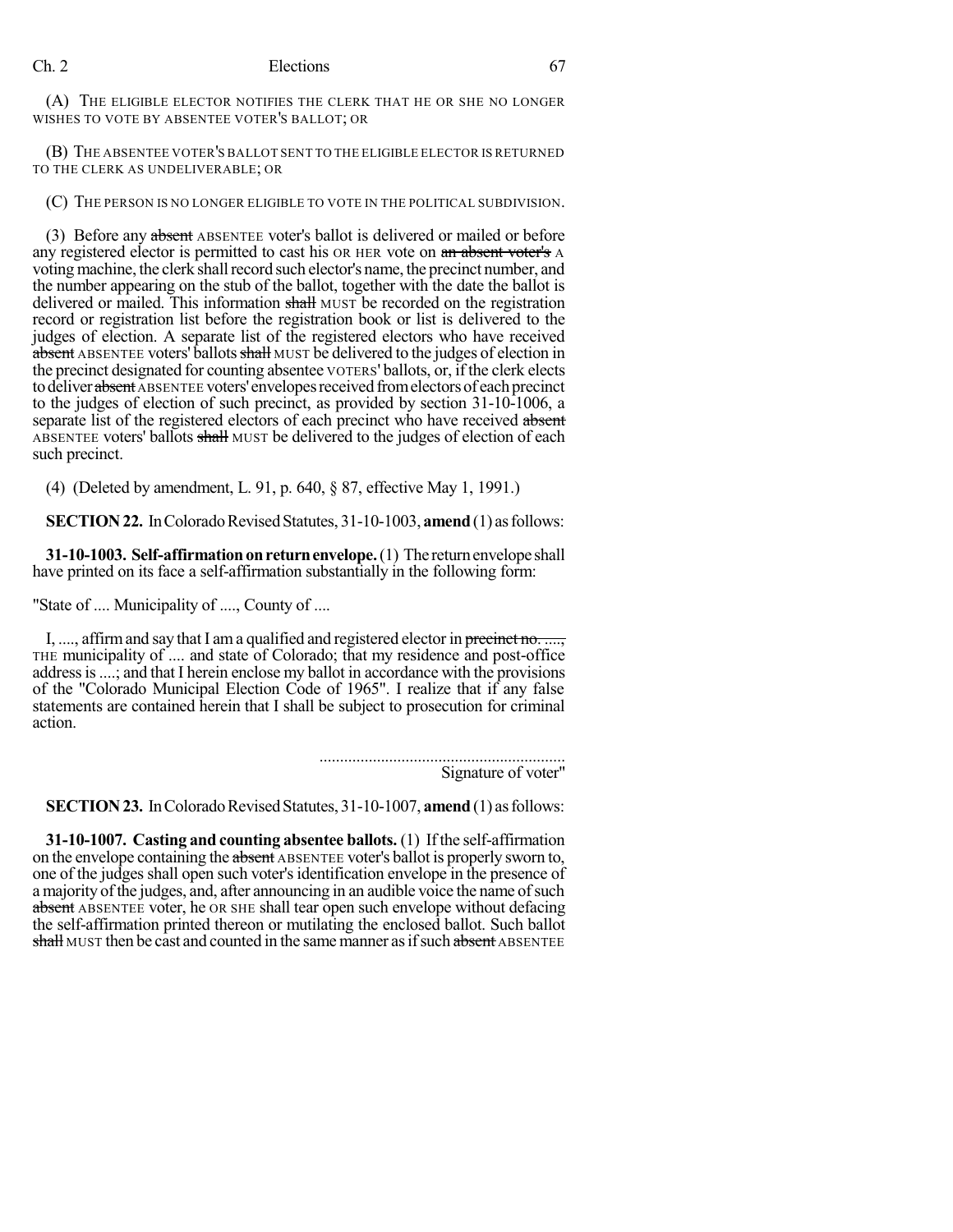(A) THE ELIGIBLE ELECTOR NOTIFIES THE CLERK THAT HE OR SHE NO LONGER WISHES TO VOTE BY ABSENTEE VOTER'S BALLOT; OR

(B) THE ABSENTEE VOTER'S BALLOT SENT TO THE ELIGIBLE ELECTOR IS RETURNED TO THE CLERK AS UNDELIVERABLE; OR

(C) THE PERSON IS NO LONGER ELIGIBLE TO VOTE IN THE POLITICAL SUBDIVISION.

(3) Before any ~~absent~~ ABSENTEE voter's ballot is delivered or mailed or before any registered elector is permitted to cast his OR HER vote on ~~an absent voter's~~ A voting machine, the clerk shall record such elector's name, the precinct number, and the number appearing on the stub of the ballot, together with the date the ballot is delivered or mailed. This information ~~shall~~ MUST be recorded on the registration record or registration list before the registration book or list is delivered to the judges of election. A separate list of the registered electors who have received ~~absent~~ ABSENTEE voters' ballots ~~shall~~ MUST be delivered to the judges of election in the precinct designated for counting absentee VOTERS' ballots, or, if the clerk elects to deliver ~~absent~~ ABSENTEE voters' envelopes received from electors of each precinct to the judges of election of such precinct, as provided by section 31-10-1006, a separate list of the registered electors of each precinct who have received ~~absent~~ ABSENTEE voters' ballots ~~shall~~ MUST be delivered to the judges of election of each such precinct.

(4) (Deleted by amendment, L. 91, p. 640, § 87, effective May 1, 1991.)

**SECTION 22.** In Colorado Revised Statutes, 31-10-1003, **amend** (1) as follows:

**31-10-1003. Self-affirmation on return envelope.** (1) The return envelope shall have printed on its face a self-affirmation substantially in the following form:

"State of .... Municipality of ...., County of ....

I, ...., affirm and say that I am a qualified and registered elector in ~~precinct no. ....,~~ THE municipality of .... and state of Colorado; that my residence and post-office address is ....; and that I herein enclose my ballot in accordance with the provisions of the "Colorado Municipal Election Code of 1965". I realize that if any false statements are contained herein that I shall be subject to prosecution for criminal action.

..........................................................
Signature of voter"

**SECTION 23.** In Colorado Revised Statutes, 31-10-1007, **amend** (1) as follows:

**31-10-1007. Casting and counting absentee ballots.** (1) If the self-affirmation on the envelope containing the ~~absent~~ ABSENTEE voter's ballot is properly sworn to, one of the judges shall open such voter's identification envelope in the presence of a majority of the judges, and, after announcing in an audible voice the name of such ~~absent~~ ABSENTEE voter, he OR SHE shall tear open such envelope without defacing the self-affirmation printed thereon or mutilating the enclosed ballot. Such ballot ~~shall~~ MUST then be cast and counted in the same manner as if such ~~absent~~ ABSENTEE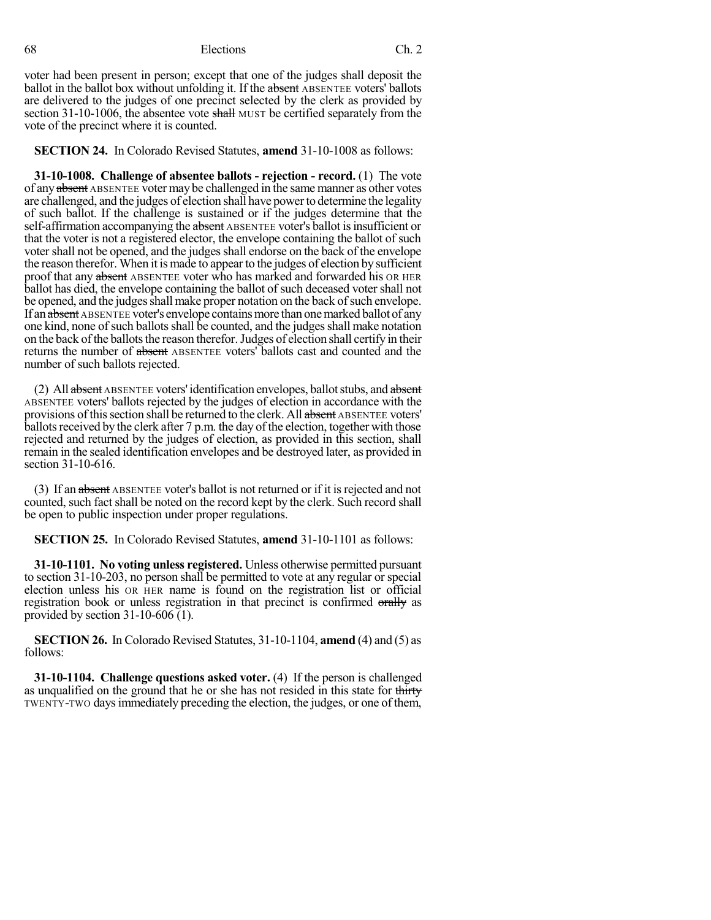voter had been present in person; except that one of the judges shall deposit the ballot in the ballot box without unfolding it. If the ~~absent~~ ABSENTEE voters' ballots are delivered to the judges of one precinct selected by the clerk as provided by section 31-10-1006, the absentee vote ~~shall~~ MUST be certified separately from the vote of the precinct where it is counted.

**SECTION 24.** In Colorado Revised Statutes, **amend** 31-10-1008 as follows:

**31-10-1008. Challenge of absentee ballots - rejection - record.** (1) The vote of any ~~absent~~ ABSENTEE voter may be challenged in the same manner as other votes are challenged, and the judges of election shall have power to determine the legality of such ballot. If the challenge is sustained or if the judges determine that the self-affirmation accompanying the ~~absent~~ ABSENTEE voter's ballot is insufficient or that the voter is not a registered elector, the envelope containing the ballot of such voter shall not be opened, and the judges shall endorse on the back of the envelope the reason therefor. When it is made to appear to the judges of election by sufficient proof that any ~~absent~~ ABSENTEE voter who has marked and forwarded his OR HER ballot has died, the envelope containing the ballot of such deceased voter shall not be opened, and the judges shall make proper notation on the back of such envelope. If an ~~absent~~ ABSENTEE voter's envelope contains more than one marked ballot of any one kind, none of such ballots shall be counted, and the judges shall make notation on the back of the ballots the reason therefor. Judges of election shall certify in their returns the number of ~~absent~~ ABSENTEE voters' ballots cast and counted and the number of such ballots rejected.

(2) All ~~absent~~ ABSENTEE voters' identification envelopes, ballot stubs, and ~~absent~~ ABSENTEE voters' ballots rejected by the judges of election in accordance with the provisions of this section shall be returned to the clerk. All ~~absent~~ ABSENTEE voters' ballots received by the clerk after 7 p.m. the day of the election, together with those rejected and returned by the judges of election, as provided in this section, shall remain in the sealed identification envelopes and be destroyed later, as provided in section 31-10-616.

(3) If an ~~absent~~ ABSENTEE voter's ballot is not returned or if it is rejected and not counted, such fact shall be noted on the record kept by the clerk. Such record shall be open to public inspection under proper regulations.

**SECTION 25.** In Colorado Revised Statutes, **amend** 31-10-1101 as follows:

**31-10-1101. No voting unless registered.** Unless otherwise permitted pursuant to section 31-10-203, no person shall be permitted to vote at any regular or special election unless his OR HER name is found on the registration list or official registration book or unless registration in that precinct is confirmed ~~orally~~ as provided by section 31-10-606 (1).

**SECTION 26.** In Colorado Revised Statutes, 31-10-1104, **amend** (4) and (5) as follows:

**31-10-1104. Challenge questions asked voter.** (4) If the person is challenged as unqualified on the ground that he or she has not resided in this state for ~~thirty~~ TWENTY-TWO days immediately preceding the election, the judges, or one of them,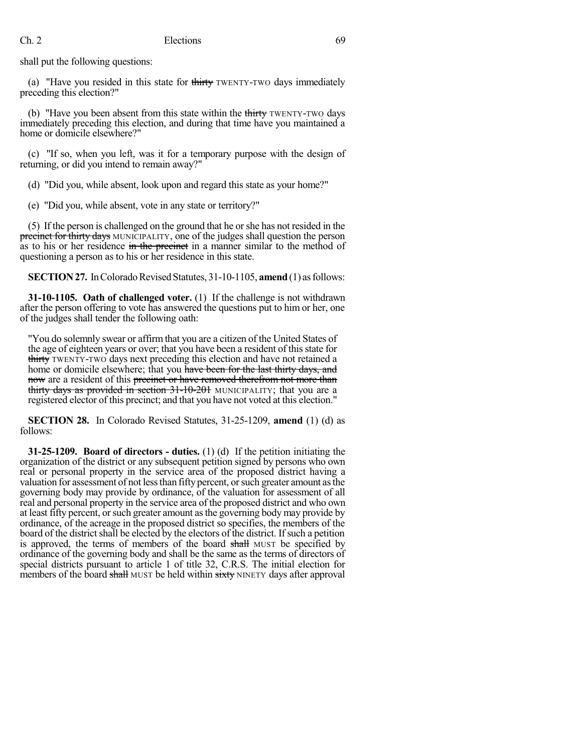shall put the following questions:

(a) "Have you resided in this state for ~~thirty~~ TWENTY-TWO days immediately preceding this election?"

(b) "Have you been absent from this state within the ~~thirty~~ TWENTY-TWO days immediately preceding this election, and during that time have you maintained a home or domicile elsewhere?"

(c) "If so, when you left, was it for a temporary purpose with the design of returning, or did you intend to remain away?"

(d) "Did you, while absent, look upon and regard this state as your home?"

(e) "Did you, while absent, vote in any state or territory?"

(5) If the person is challenged on the ground that he or she has not resided in the ~~precinct for thirty days~~ MUNICIPALITY, one of the judges shall question the person as to his or her residence ~~in the precinct~~ in a manner similar to the method of questioning a person as to his or her residence in this state.

**SECTION 27.** In Colorado Revised Statutes, 31-10-1105, **amend** (1) as follows:

**31-10-1105. Oath of challenged voter.** (1) If the challenge is not withdrawn after the person offering to vote has answered the questions put to him or her, one of the judges shall tender the following oath:

> "You do solemnly swear or affirm that you are a citizen of the United States of the age of eighteen years or over; that you have been a resident of this state for ~~thirty~~ TWENTY-TWO days next preceding this election and have not retained a home or domicile elsewhere; that you ~~have been for the last thirty days, and now~~ are a resident of this ~~precinct or have removed therefrom not more than thirty days as provided in section 31-10-201~~ MUNICIPALITY; that you are a registered elector of this precinct; and that you have not voted at this election."

**SECTION 28.** In Colorado Revised Statutes, 31-25-1209, **amend** (1) (d) as follows:

**31-25-1209. Board of directors - duties.** (1) (d) If the petition initiating the organization of the district or any subsequent petition signed by persons who own real or personal property in the service area of the proposed district having a valuation for assessment of not less than fifty percent, or such greater amount as the governing body may provide by ordinance, of the valuation for assessment of all real and personal property in the service area of the proposed district and who own at least fifty percent, or such greater amount as the governing body may provide by ordinance, of the acreage in the proposed district so specifies, the members of the board of the district shall be elected by the electors of the district. If such a petition is approved, the terms of members of the board ~~shall~~ MUST be specified by ordinance of the governing body and shall be the same as the terms of directors of special districts pursuant to article 1 of title 32, C.R.S. The initial election for members of the board ~~shall~~ MUST be held within ~~sixty~~ NINETY days after approval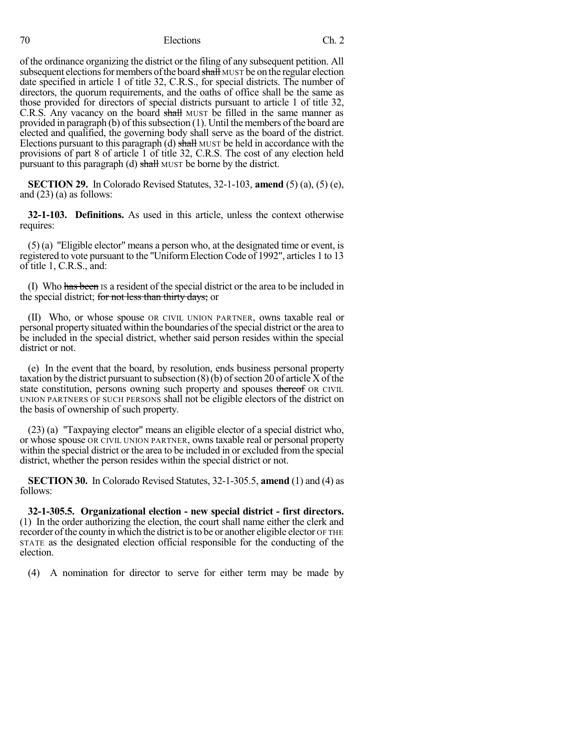of the ordinance organizing the district or the filing of any subsequent petition. All subsequent elections for members of the board ~~shall~~ MUST be on the regular election date specified in article 1 of title 32, C.R.S., for special districts. The number of directors, the quorum requirements, and the oaths of office shall be the same as those provided for directors of special districts pursuant to article 1 of title 32, C.R.S. Any vacancy on the board ~~shall~~ MUST be filled in the same manner as provided in paragraph (b) of this subsection (1). Until the members of the board are elected and qualified, the governing body shall serve as the board of the district. Elections pursuant to this paragraph (d) ~~shall~~ MUST be held in accordance with the provisions of part 8 of article 1 of title 32, C.R.S. The cost of any election held pursuant to this paragraph (d) ~~shall~~ MUST be borne by the district.

**SECTION 29.** In Colorado Revised Statutes, 32-1-103, **amend** (5) (a), (5) (e), and (23) (a) as follows:

**32-1-103. Definitions.** As used in this article, unless the context otherwise requires:

(5) (a) "Eligible elector" means a person who, at the designated time or event, is registered to vote pursuant to the "Uniform Election Code of 1992", articles 1 to 13 of title 1, C.R.S., and:

(I) Who ~~has been~~ IS a resident of the special district or the area to be included in the special district; ~~for not less than thirty days;~~ or

(II) Who, or whose spouse OR CIVIL UNION PARTNER, owns taxable real or personal property situated within the boundaries of the special district or the area to be included in the special district, whether said person resides within the special district or not.

(e) In the event that the board, by resolution, ends business personal property taxation by the district pursuant to subsection (8) (b) of section 20 of article X of the state constitution, persons owning such property and spouses ~~thereof~~ OR CIVIL UNION PARTNERS OF SUCH PERSONS shall not be eligible electors of the district on the basis of ownership of such property.

(23) (a) "Taxpaying elector" means an eligible elector of a special district who, or whose spouse OR CIVIL UNION PARTNER, owns taxable real or personal property within the special district or the area to be included in or excluded from the special district, whether the person resides within the special district or not.

**SECTION 30.** In Colorado Revised Statutes, 32-1-305.5, **amend** (1) and (4) as follows:

**32-1-305.5. Organizational election - new special district - first directors.** (1) In the order authorizing the election, the court shall name either the clerk and recorder of the county in which the district is to be or another eligible elector OF THE STATE as the designated election official responsible for the conducting of the election.

(4) A nomination for director to serve for either term may be made by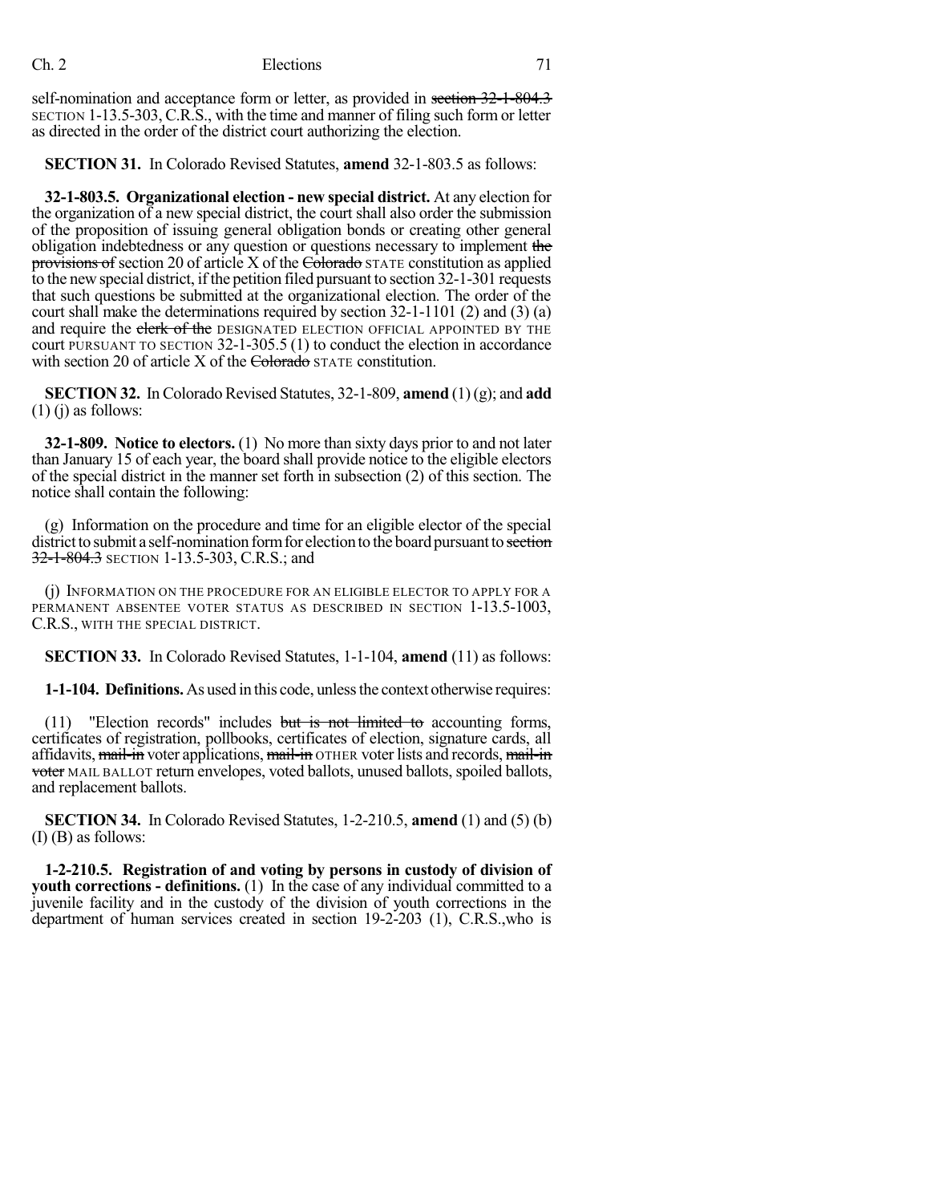self-nomination and acceptance form or letter, as provided in ~~section 32-1-804.3~~ SECTION 1-13.5-303, C.R.S., with the time and manner of filing such form or letter as directed in the order of the district court authorizing the election.

**SECTION 31.** In Colorado Revised Statutes, **amend** 32-1-803.5 as follows:

**32-1-803.5. Organizational election - new special district.** At any election for the organization of a new special district, the court shall also order the submission of the proposition of issuing general obligation bonds or creating other general obligation indebtedness or any question or questions necessary to implement ~~the provisions of~~ section 20 of article X of the ~~Colorado~~ STATE constitution as applied to the new special district, if the petition filed pursuant to section 32-1-301 requests that such questions be submitted at the organizational election. The order of the court shall make the determinations required by section 32-1-1101 (2) and (3) (a) and require the ~~clerk of the~~ DESIGNATED ELECTION OFFICIAL APPOINTED BY THE court PURSUANT TO SECTION 32-1-305.5 (1) to conduct the election in accordance with section 20 of article X of the ~~Colorado~~ STATE constitution.

**SECTION 32.** In Colorado Revised Statutes, 32-1-809, **amend** (1) (g); and **add** (1) (j) as follows:

**32-1-809. Notice to electors.** (1) No more than sixty days prior to and not later than January 15 of each year, the board shall provide notice to the eligible electors of the special district in the manner set forth in subsection (2) of this section. The notice shall contain the following:

(g) Information on the procedure and time for an eligible elector of the special district to submit a self-nomination form for election to the board pursuant to ~~section 32-1-804.3~~ SECTION 1-13.5-303, C.R.S.; and

(j) INFORMATION ON THE PROCEDURE FOR AN ELIGIBLE ELECTOR TO APPLY FOR A PERMANENT ABSENTEE VOTER STATUS AS DESCRIBED IN SECTION 1-13.5-1003, C.R.S., WITH THE SPECIAL DISTRICT.

**SECTION 33.** In Colorado Revised Statutes, 1-1-104, **amend** (11) as follows:

**1-1-104. Definitions.** As used in this code, unless the context otherwise requires:

(11) "Election records" includes ~~but is not limited to~~ accounting forms, certificates of registration, pollbooks, certificates of election, signature cards, all affidavits, ~~mail-in~~ voter applications, ~~mail-in~~ OTHER voter lists and records, ~~mail-in voter~~ MAIL BALLOT return envelopes, voted ballots, unused ballots, spoiled ballots, and replacement ballots.

**SECTION 34.** In Colorado Revised Statutes, 1-2-210.5, **amend** (1) and (5) (b) (I) (B) as follows:

**1-2-210.5. Registration of and voting by persons in custody of division of youth corrections - definitions.** (1) In the case of any individual committed to a juvenile facility and in the custody of the division of youth corrections in the department of human services created in section 19-2-203 (1), C.R.S.,who is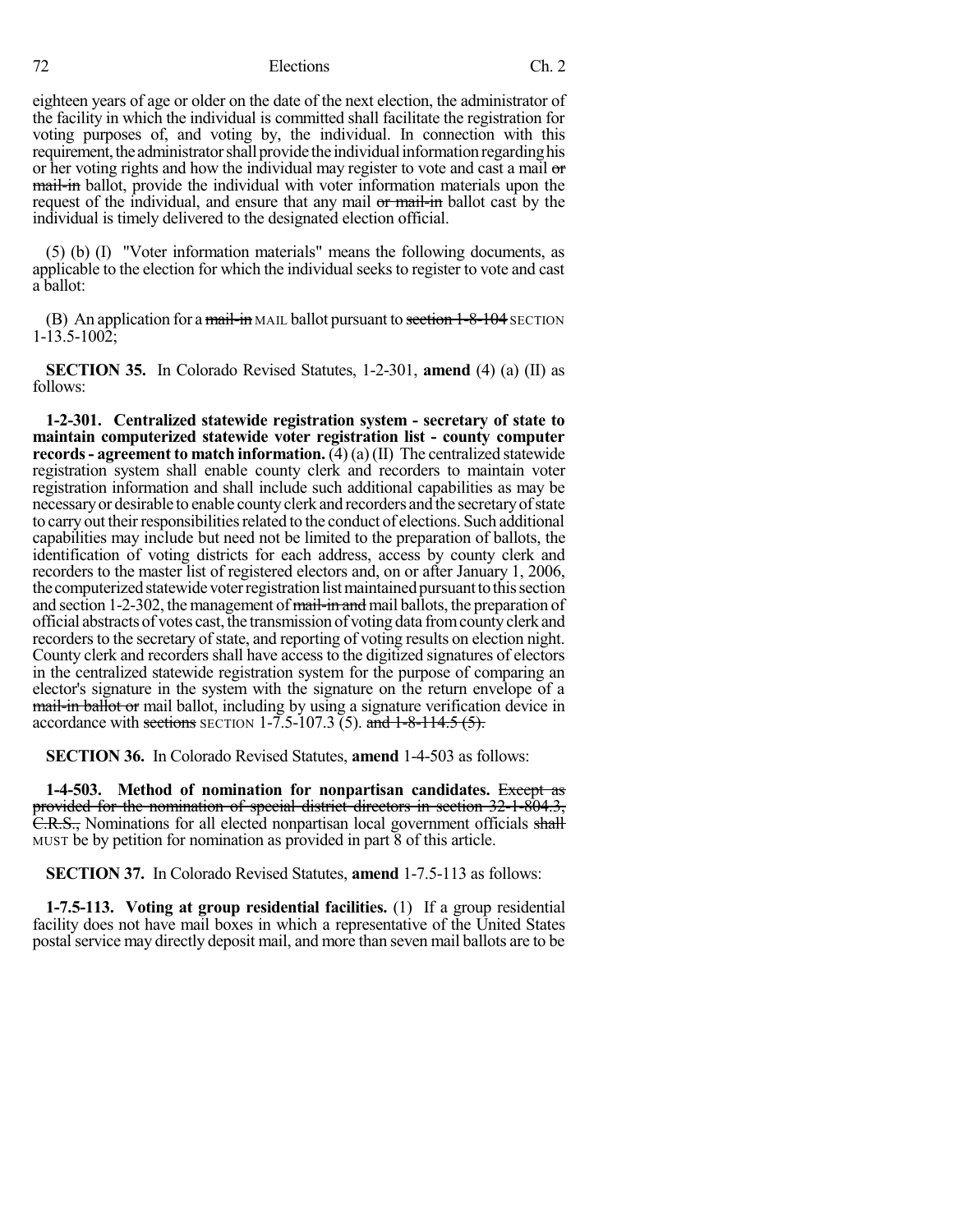eighteen years of age or older on the date of the next election, the administrator of the facility in which the individual is committed shall facilitate the registration for voting purposes of, and voting by, the individual. In connection with this requirement, the administrator shall provide the individual information regarding his or her voting rights and how the individual may register to vote and cast a mail ~~or mail-in~~ ballot, provide the individual with voter information materials upon the request of the individual, and ensure that any mail ~~or mail-in~~ ballot cast by the individual is timely delivered to the designated election official.

(5) (b) (I) "Voter information materials" means the following documents, as applicable to the election for which the individual seeks to register to vote and cast a ballot:

(B) An application for a ~~mail-in~~ MAIL ballot pursuant to ~~section 1-8-104~~ SECTION 1-13.5-1002;

**SECTION 35.** In Colorado Revised Statutes, 1-2-301, **amend** (4) (a) (II) as follows:

**1-2-301. Centralized statewide registration system - secretary of state to maintain computerized statewide voter registration list - county computer records - agreement to match information.** (4) (a) (II) The centralized statewide registration system shall enable county clerk and recorders to maintain voter registration information and shall include such additional capabilities as may be necessary or desirable to enable county clerk and recorders and the secretary of state to carry out their responsibilities related to the conduct of elections. Such additional capabilities may include but need not be limited to the preparation of ballots, the identification of voting districts for each address, access by county clerk and recorders to the master list of registered electors and, on or after January 1, 2006, the computerized statewide voter registration list maintained pursuant to this section and section 1-2-302, the management of ~~mail-in and~~ mail ballots, the preparation of official abstracts of votes cast, the transmission of voting data from county clerk and recorders to the secretary of state, and reporting of voting results on election night. County clerk and recorders shall have access to the digitized signatures of electors in the centralized statewide registration system for the purpose of comparing an elector's signature in the system with the signature on the return envelope of a ~~mail-in ballot or~~ mail ballot, including by using a signature verification device in accordance with ~~sections~~ SECTION 1-7.5-107.3 (5). ~~and 1-8-114.5 (5).~~

**SECTION 36.** In Colorado Revised Statutes, **amend** 1-4-503 as follows:

**1-4-503. Method of nomination for nonpartisan candidates.** ~~Except as provided for the nomination of special district directors in section 32-1-804.3, C.R.S.,~~ Nominations for all elected nonpartisan local government officials ~~shall~~ MUST be by petition for nomination as provided in part 8 of this article.

**SECTION 37.** In Colorado Revised Statutes, **amend** 1-7.5-113 as follows:

**1-7.5-113. Voting at group residential facilities.** (1) If a group residential facility does not have mail boxes in which a representative of the United States postal service may directly deposit mail, and more than seven mail ballots are to be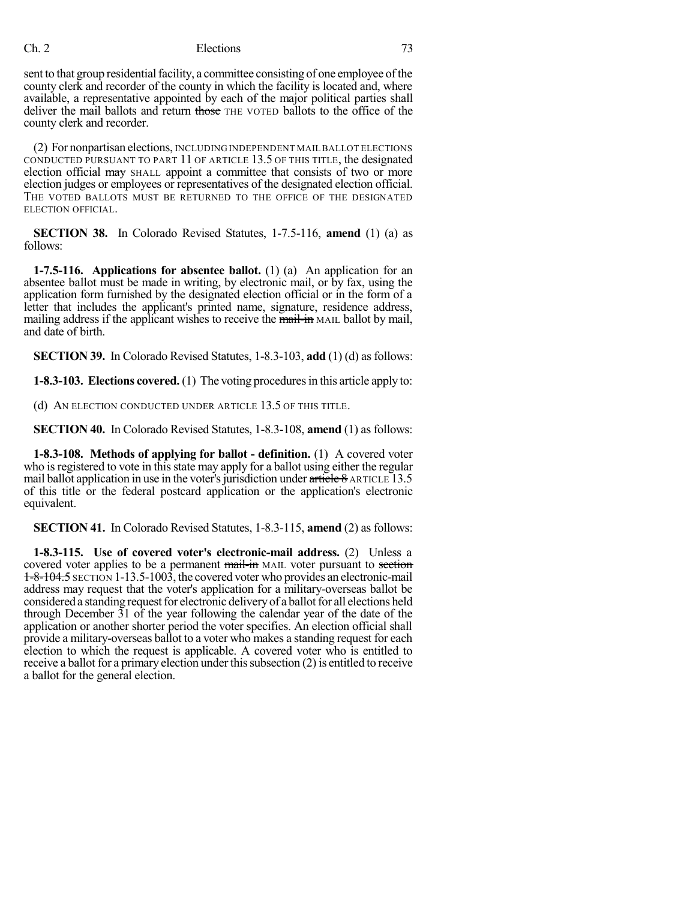sent to that group residential facility, a committee consisting of one employee of the county clerk and recorder of the county in which the facility is located and, where available, a representative appointed by each of the major political parties shall deliver the mail ballots and return ~~those~~ THE VOTED ballots to the office of the county clerk and recorder.

(2) For nonpartisan elections, INCLUDING INDEPENDENT MAIL BALLOT ELECTIONS CONDUCTED PURSUANT TO PART 11 OF ARTICLE 13.5 OF THIS TITLE, the designated election official ~~may~~ SHALL appoint a committee that consists of two or more election judges or employees or representatives of the designated election official. THE VOTED BALLOTS MUST BE RETURNED TO THE OFFICE OF THE DESIGNATED ELECTION OFFICIAL.

**SECTION 38.** In Colorado Revised Statutes, 1-7.5-116, **amend** (1) (a) as follows:

**1-7.5-116. Applications for absentee ballot.** (1) (a) An application for an absentee ballot must be made in writing, by electronic mail, or by fax, using the application form furnished by the designated election official or in the form of a letter that includes the applicant's printed name, signature, residence address, mailing address if the applicant wishes to receive the ~~mail-in~~ MAIL ballot by mail, and date of birth.

**SECTION 39.** In Colorado Revised Statutes, 1-8.3-103, **add** (1) (d) as follows:

**1-8.3-103. Elections covered.** (1) The voting procedures in this article apply to:

(d) AN ELECTION CONDUCTED UNDER ARTICLE 13.5 OF THIS TITLE.

**SECTION 40.** In Colorado Revised Statutes, 1-8.3-108, **amend** (1) as follows:

**1-8.3-108. Methods of applying for ballot - definition.** (1) A covered voter who is registered to vote in this state may apply for a ballot using either the regular mail ballot application in use in the voter's jurisdiction under ~~article 8~~ ARTICLE 13.5 of this title or the federal postcard application or the application's electronic equivalent.

**SECTION 41.** In Colorado Revised Statutes, 1-8.3-115, **amend** (2) as follows:

**1-8.3-115. Use of covered voter's electronic-mail address.** (2) Unless a covered voter applies to be a permanent ~~mail-in~~ MAIL voter pursuant to ~~section 1-8-104.5~~ SECTION 1-13.5-1003, the covered voter who provides an electronic-mail address may request that the voter's application for a military-overseas ballot be considered a standing request for electronic delivery of a ballot for all elections held through December 31 of the year following the calendar year of the date of the application or another shorter period the voter specifies. An election official shall provide a military-overseas ballot to a voter who makes a standing request for each election to which the request is applicable. A covered voter who is entitled to receive a ballot for a primary election under this subsection (2) is entitled to receive a ballot for the general election.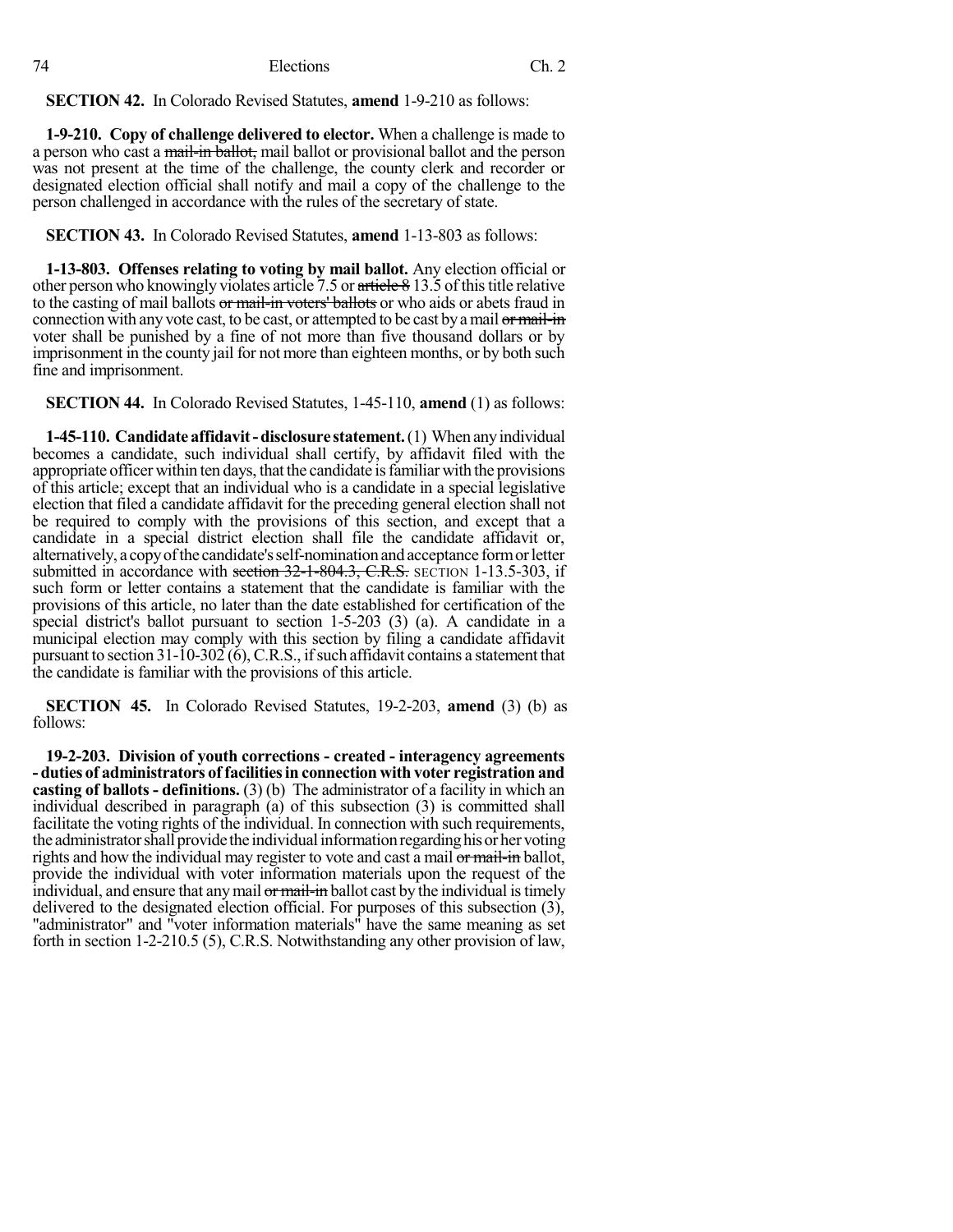**SECTION 42.** In Colorado Revised Statutes, **amend** 1-9-210 as follows:

**1-9-210. Copy of challenge delivered to elector.** When a challenge is made to a person who cast a ~~mail-in ballot,~~ mail ballot or provisional ballot and the person was not present at the time of the challenge, the county clerk and recorder or designated election official shall notify and mail a copy of the challenge to the person challenged in accordance with the rules of the secretary of state.

**SECTION 43.** In Colorado Revised Statutes, **amend** 1-13-803 as follows:

**1-13-803. Offenses relating to voting by mail ballot.** Any election official or other person who knowingly violates article 7.5 or ~~article 8~~ 13.5 of this title relative to the casting of mail ballots ~~or mail-in voters' ballots~~ or who aids or abets fraud in connection with any vote cast, to be cast, or attempted to be cast by a mail ~~or mail-in~~ voter shall be punished by a fine of not more than five thousand dollars or by imprisonment in the county jail for not more than eighteen months, or by both such fine and imprisonment.

**SECTION 44.** In Colorado Revised Statutes, 1-45-110, **amend** (1) as follows:

**1-45-110. Candidate affidavit - disclosure statement.** (1) When any individual becomes a candidate, such individual shall certify, by affidavit filed with the appropriate officer within ten days, that the candidate is familiar with the provisions of this article; except that an individual who is a candidate in a special legislative election that filed a candidate affidavit for the preceding general election shall not be required to comply with the provisions of this section, and except that a candidate in a special district election shall file the candidate affidavit or, alternatively, a copy of the candidate's self-nomination and acceptance form or letter submitted in accordance with ~~section 32-1-804.3, C.R.S.~~ SECTION 1-13.5-303, if such form or letter contains a statement that the candidate is familiar with the provisions of this article, no later than the date established for certification of the special district's ballot pursuant to section 1-5-203 (3) (a). A candidate in a municipal election may comply with this section by filing a candidate affidavit pursuant to section 31-10-302 (6), C.R.S., if such affidavit contains a statement that the candidate is familiar with the provisions of this article.

**SECTION 45.** In Colorado Revised Statutes, 19-2-203, **amend** (3) (b) as follows:

**19-2-203. Division of youth corrections - created - interagency agreements - duties of administrators of facilities in connection with voter registration and casting of ballots - definitions.** (3) (b) The administrator of a facility in which an individual described in paragraph (a) of this subsection (3) is committed shall facilitate the voting rights of the individual. In connection with such requirements, the administrator shall provide the individual information regarding his or her voting rights and how the individual may register to vote and cast a mail ~~or mail-in~~ ballot, provide the individual with voter information materials upon the request of the individual, and ensure that any mail ~~or mail-in~~ ballot cast by the individual is timely delivered to the designated election official. For purposes of this subsection (3), "administrator" and "voter information materials" have the same meaning as set forth in section 1-2-210.5 (5), C.R.S. Notwithstanding any other provision of law,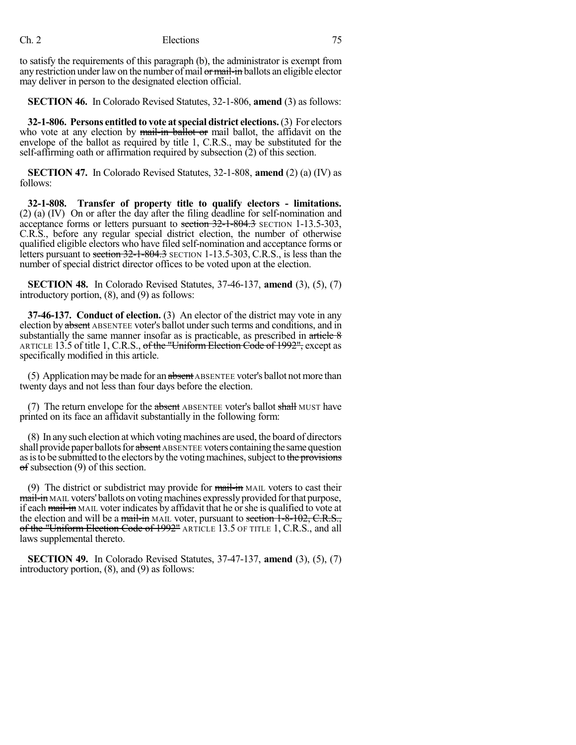to satisfy the requirements of this paragraph (b), the administrator is exempt from any restriction under law on the number of mail ~~or mail-in~~ ballots an eligible elector may deliver in person to the designated election official.

**SECTION 46.** In Colorado Revised Statutes, 32-1-806, **amend** (3) as follows:

**32-1-806. Persons entitled to vote at special district elections.** (3) For electors who vote at any election by ~~mail-in ballot or~~ mail ballot, the affidavit on the envelope of the ballot as required by title 1, C.R.S., may be substituted for the self-affirming oath or affirmation required by subsection (2) of this section.

**SECTION 47.** In Colorado Revised Statutes, 32-1-808, **amend** (2) (a) (IV) as follows:

**32-1-808. Transfer of property title to qualify electors - limitations.** (2) (a) (IV) On or after the day after the filing deadline for self-nomination and acceptance forms or letters pursuant to ~~section 32-1-804.3~~ SECTION 1-13.5-303, C.R.S., before any regular special district election, the number of otherwise qualified eligible electors who have filed self-nomination and acceptance forms or letters pursuant to ~~section 32-1-804.3~~ SECTION 1-13.5-303, C.R.S., is less than the number of special district director offices to be voted upon at the election.

**SECTION 48.** In Colorado Revised Statutes, 37-46-137, **amend** (3), (5), (7) introductory portion, (8), and (9) as follows:

**37-46-137. Conduct of election.** (3) An elector of the district may vote in any election by ~~absent~~ ABSENTEE voter's ballot under such terms and conditions, and in substantially the same manner insofar as is practicable, as prescribed in ~~article 8~~ ARTICLE 13.5 of title 1, C.R.S., ~~of the "Uniform Election Code of 1992",~~ except as specifically modified in this article.

(5) Application may be made for an ~~absent~~ ABSENTEE voter's ballot not more than twenty days and not less than four days before the election.

(7) The return envelope for the ~~absent~~ ABSENTEE voter's ballot ~~shall~~ MUST have printed on its face an affidavit substantially in the following form:

(8) In any such election at which voting machines are used, the board of directors shall provide paper ballots for ~~absent~~ ABSENTEE voters containing the same question as is to be submitted to the electors by the voting machines, subject to ~~the provisions of~~ subsection (9) of this section.

(9) The district or subdistrict may provide for ~~mail-in~~ MAIL voters to cast their ~~mail-in~~ MAIL voters' ballots on voting machines expressly provided for that purpose, if each ~~mail-in~~ MAIL voter indicates by affidavit that he or she is qualified to vote at the election and will be a ~~mail-in~~ MAIL voter, pursuant to ~~section 1-8-102, C.R.S., of the "Uniform Election Code of 1992"~~ ARTICLE 13.5 OF TITLE 1, C.R.S., and all laws supplemental thereto.

**SECTION 49.** In Colorado Revised Statutes, 37-47-137, **amend** (3), (5), (7) introductory portion, (8), and (9) as follows: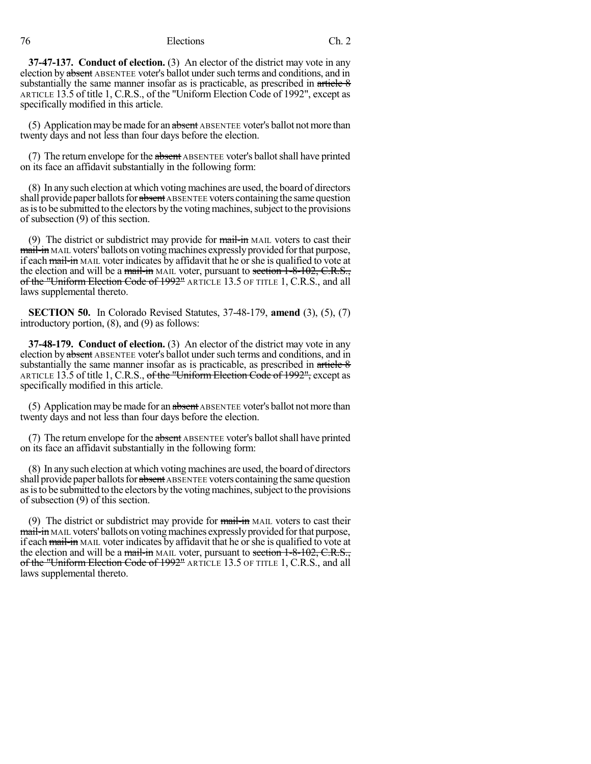**37-47-137. Conduct of election.** (3) An elector of the district may vote in any election by ~~absent~~ ABSENTEE voter's ballot under such terms and conditions, and in substantially the same manner insofar as is practicable, as prescribed in ~~article 8~~ ARTICLE 13.5 of title 1, C.R.S., of the "Uniform Election Code of 1992", except as specifically modified in this article.

(5) Application may be made for an ~~absent~~ ABSENTEE voter's ballot not more than twenty days and not less than four days before the election.

(7) The return envelope for the ~~absent~~ ABSENTEE voter's ballot shall have printed on its face an affidavit substantially in the following form:

(8) In any such election at which voting machines are used, the board of directors shall provide paper ballots for ~~absent~~ ABSENTEE voters containing the same question as is to be submitted to the electors by the voting machines, subject to the provisions of subsection (9) of this section.

(9) The district or subdistrict may provide for ~~mail-in~~ MAIL voters to cast their ~~mail-in~~ MAIL voters' ballots on voting machines expressly provided for that purpose, if each ~~mail-in~~ MAIL voter indicates by affidavit that he or she is qualified to vote at the election and will be a ~~mail-in~~ MAIL voter, pursuant to ~~section 1-8-102, C.R.S., of the "Uniform Election Code of 1992"~~ ARTICLE 13.5 OF TITLE 1, C.R.S., and all laws supplemental thereto.

**SECTION 50.** In Colorado Revised Statutes, 37-48-179, **amend** (3), (5), (7) introductory portion, (8), and (9) as follows:

**37-48-179. Conduct of election.** (3) An elector of the district may vote in any election by ~~absent~~ ABSENTEE voter's ballot under such terms and conditions, and in substantially the same manner insofar as is practicable, as prescribed in ~~article 8~~ ARTICLE 13.5 of title 1, C.R.S., ~~of the "Uniform Election Code of 1992",~~ except as specifically modified in this article.

(5) Application may be made for an ~~absent~~ ABSENTEE voter's ballot not more than twenty days and not less than four days before the election.

(7) The return envelope for the ~~absent~~ ABSENTEE voter's ballot shall have printed on its face an affidavit substantially in the following form:

(8) In any such election at which voting machines are used, the board of directors shall provide paper ballots for ~~absent~~ ABSENTEE voters containing the same question as is to be submitted to the electors by the voting machines, subject to the provisions of subsection (9) of this section.

(9) The district or subdistrict may provide for ~~mail-in~~ MAIL voters to cast their ~~mail-in~~ MAIL voters' ballots on voting machines expressly provided for that purpose, if each ~~mail-in~~ MAIL voter indicates by affidavit that he or she is qualified to vote at the election and will be a ~~mail-in~~ MAIL voter, pursuant to ~~section 1-8-102, C.R.S., of the "Uniform Election Code of 1992"~~ ARTICLE 13.5 OF TITLE 1, C.R.S., and all laws supplemental thereto.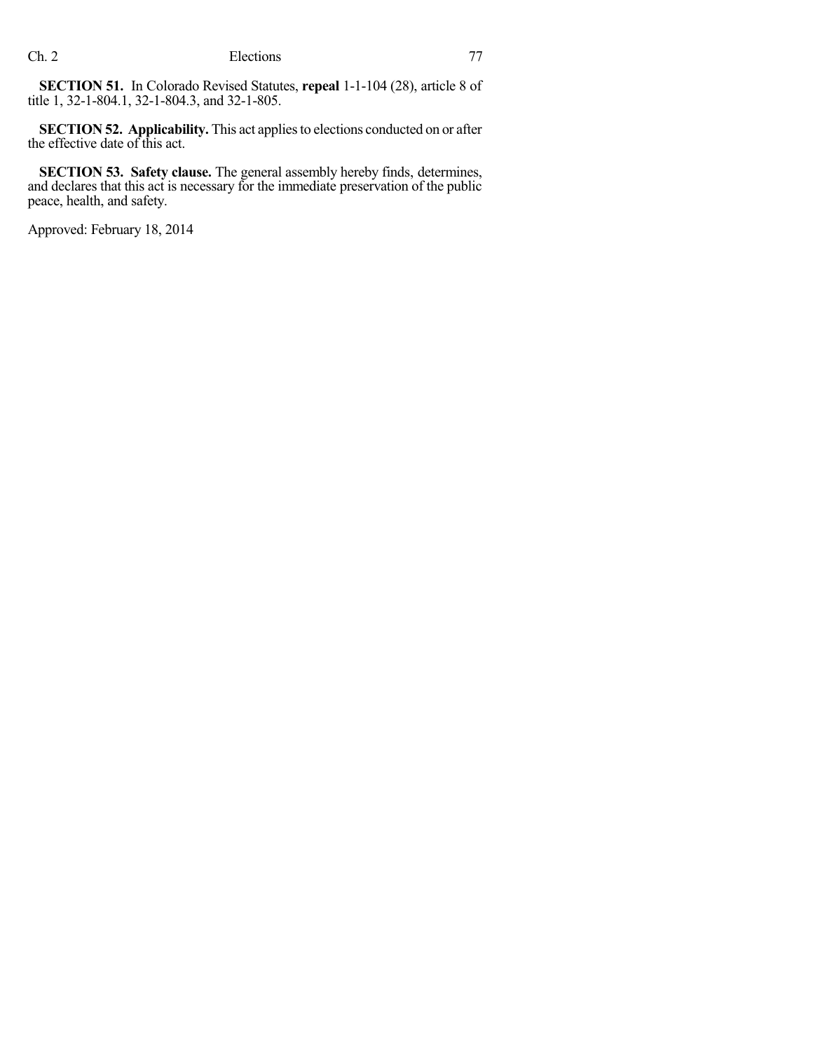**SECTION 51.** In Colorado Revised Statutes, **repeal** 1-1-104 (28), article 8 of title 1, 32-1-804.1, 32-1-804.3, and 32-1-805.

**SECTION 52. Applicability.** This act applies to elections conducted on or after the effective date of this act.

**SECTION 53. Safety clause.** The general assembly hereby finds, determines, and declares that this act is necessary for the immediate preservation of the public peace, health, and safety.

Approved: February 18, 2014